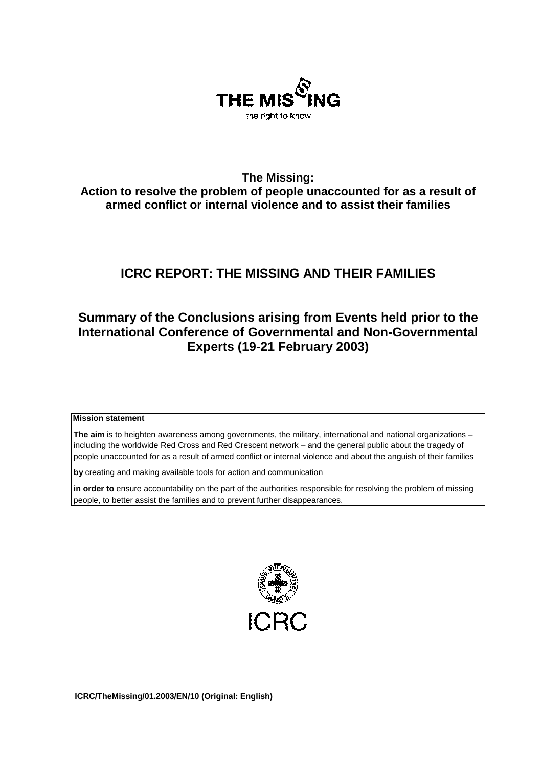THE MISSING

the right to know

# The Missing: Action to resolve the problem of people unaccounted for as a result of armed conflict or internal violence and to assist their families

## ICRC REPORT: THE MISSING AND THEIR FAMILIES

## Summary of the Conclusions arising from Events held prior to the International Conference of Governmental and Non-Governmental Experts (19-21 February 2003)

**Mission statement**

**The aim** is to heighten awareness among governments, the military, international and national organizations – including the worldwide Red Cross and Red Crescent network – and the general public about the tragedy of people unaccounted for as a result of armed conflict or internal violence and about the anguish of their families

**by** creating and making available tools for action and communication

**in order to** ensure accountability on the part of the authorities responsible for resolving the problem of missing people, to better assist the families and to prevent further disappearances.

ICRC

**ICRC/TheMissing/01.2003/EN/10 (Original: English)**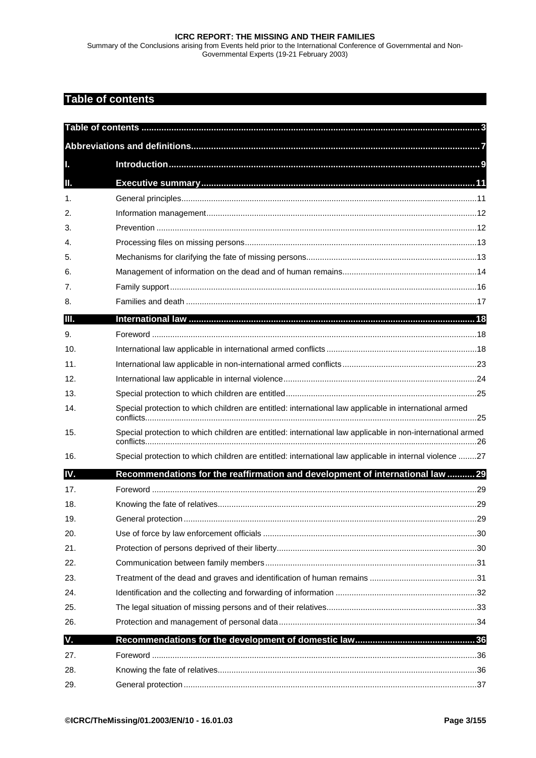## Table of contents

| | | |
|---|---|---|
| **Table of contents** | | **3** |
| **Abbreviations and definitions** | | **7** |
| **I.** | **Introduction** | **9** |
| **II.** | **Executive summary** | **11** |
| 1. | General principles | 11 |
| 2. | Information management | 12 |
| 3. | Prevention | 12 |
| 4. | Processing files on missing persons | 13 |
| 5. | Mechanisms for clarifying the fate of missing persons | 13 |
| 6. | Management of information on the dead and of human remains | 14 |
| 7. | Family support | 16 |
| 8. | Families and death | 17 |
| **III.** | **International law** | **18** |
| 9. | Foreword | 18 |
| 10. | International law applicable in international armed conflicts | 18 |
| 11. | International law applicable in non-international armed conflicts | 23 |
| 12. | International law applicable in internal violence | 24 |
| 13. | Special protection to which children are entitled | 25 |
| 14. | Special protection to which children are entitled: international law applicable in international armed conflicts | 25 |
| 15. | Special protection to which children are entitled: international law applicable in non-international armed conflicts | 26 |
| 16. | Special protection to which children are entitled: international law applicable in internal violence | 27 |
| **IV.** | **Recommendations for the reaffirmation and development of international law** | **29** |
| 17. | Foreword | 29 |
| 18. | Knowing the fate of relatives | 29 |
| 19. | General protection | 29 |
| 20. | Use of force by law enforcement officials | 30 |
| 21. | Protection of persons deprived of their liberty | 30 |
| 22. | Communication between family members | 31 |
| 23. | Treatment of the dead and graves and identification of human remains | 31 |
| 24. | Identification and the collecting and forwarding of information | 32 |
| 25. | The legal situation of missing persons and of their relatives | 33 |
| 26. | Protection and management of personal data | 34 |
| **V.** | **Recommendations for the development of domestic law** | **36** |
| 27. | Foreword | 36 |
| 28. | Knowing the fate of relatives | 36 |
| 29. | General protection | 37 |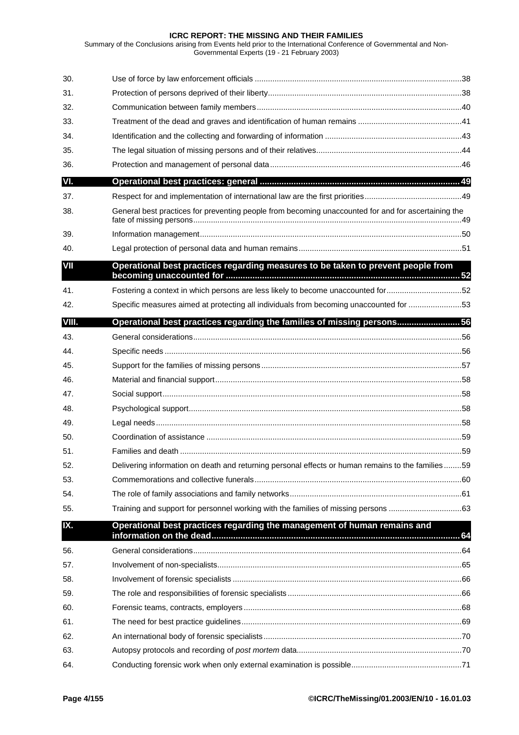| | | |
|---|---|---|
| 30. | Use of force by law enforcement officials | 38 |
| 31. | Protection of persons deprived of their liberty | 38 |
| 32. | Communication between family members | 40 |
| 33. | Treatment of the dead and graves and identification of human remains | 41 |
| 34. | Identification and the collecting and forwarding of information | 43 |
| 35. | The legal situation of missing persons and of their relatives | 44 |
| 36. | Protection and management of personal data | 46 |
| **VI.** | **Operational best practices: general** | **49** |
| 37. | Respect for and implementation of international law are the first priorities | 49 |
| 38. | General best practices for preventing people from becoming unaccounted for and for ascertaining the fate of missing persons | 49 |
| 39. | Information management | 50 |
| 40. | Legal protection of personal data and human remains | 51 |
| **VII** | **Operational best practices regarding measures to be taken to prevent people from becoming unaccounted for** | **52** |
| 41. | Fostering a context in which persons are less likely to become unaccounted for | 52 |
| 42. | Specific measures aimed at protecting all individuals from becoming unaccounted for | 53 |
| **VIII.** | **Operational best practices regarding the families of missing persons** | **56** |
| 43. | General considerations | 56 |
| 44. | Specific needs | 56 |
| 45. | Support for the families of missing persons | 57 |
| 46. | Material and financial support | 58 |
| 47. | Social support | 58 |
| 48. | Psychological support | 58 |
| 49. | Legal needs | 58 |
| 50. | Coordination of assistance | 59 |
| 51. | Families and death | 59 |
| 52. | Delivering information on death and returning personal effects or human remains to the families | 59 |
| 53. | Commemorations and collective funerals | 60 |
| 54. | The role of family associations and family networks | 61 |
| 55. | Training and support for personnel working with the families of missing persons | 63 |
| **IX.** | **Operational best practices regarding the management of human remains and information on the dead** | **64** |
| 56. | General considerations | 64 |
| 57. | Involvement of non-specialists | 65 |
| 58. | Involvement of forensic specialists | 66 |
| 59. | The role and responsibilities of forensic specialists | 66 |
| 60. | Forensic teams, contracts, employers | 68 |
| 61. | The need for best practice guidelines | 69 |
| 62. | An international body of forensic specialists | 70 |
| 63. | Autopsy protocols and recording of *post mortem* data | 70 |
| 64. | Conducting forensic work when only external examination is possible | 71 |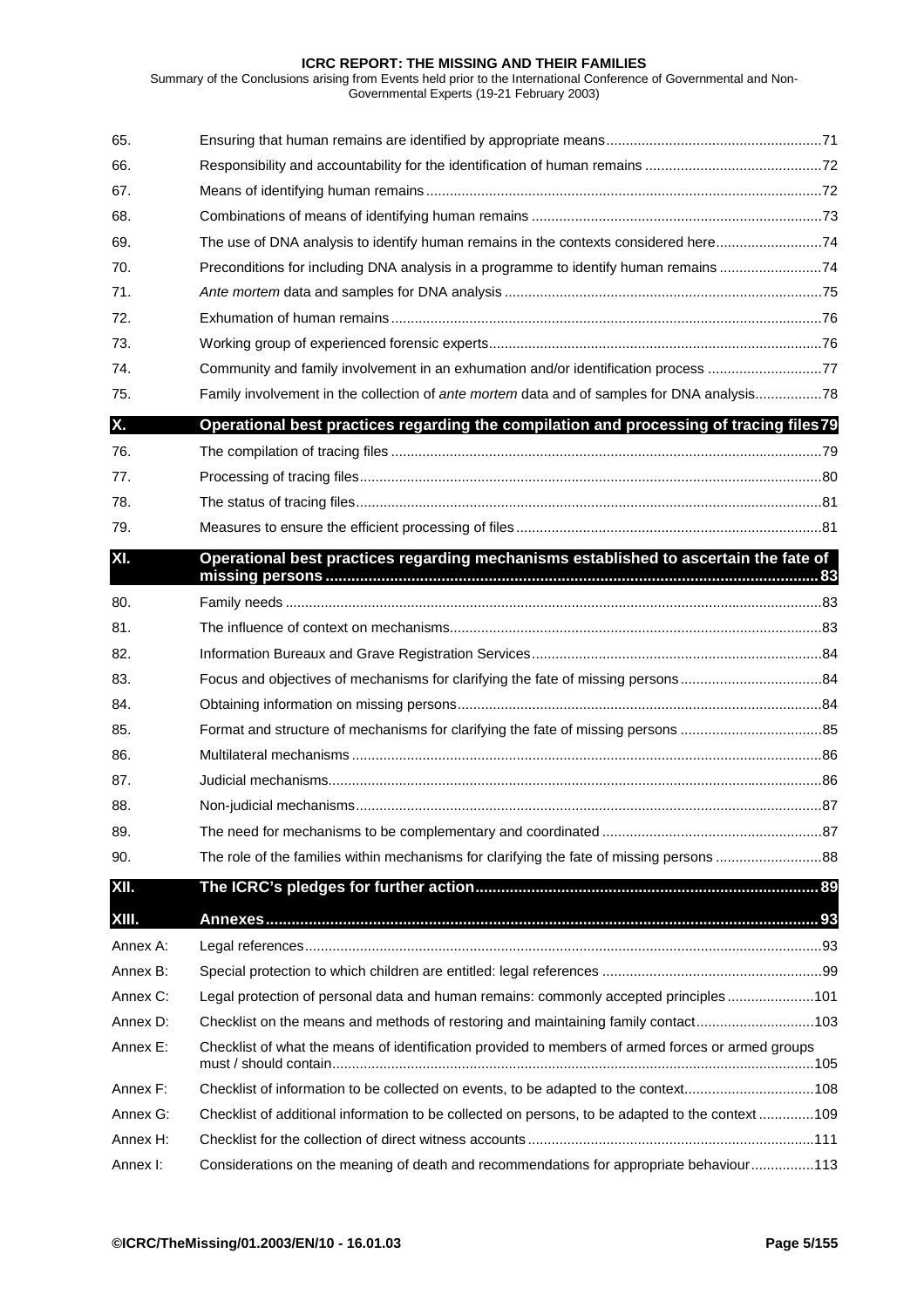| | | |
|---|---|---|
| 65. | Ensuring that human remains are identified by appropriate means | 71 |
| 66. | Responsibility and accountability for the identification of human remains | 72 |
| 67. | Means of identifying human remains | 72 |
| 68. | Combinations of means of identifying human remains | 73 |
| 69. | The use of DNA analysis to identify human remains in the contexts considered here | 74 |
| 70. | Preconditions for including DNA analysis in a programme to identify human remains | 74 |
| 71. | *Ante mortem* data and samples for DNA analysis | 75 |
| 72. | Exhumation of human remains | 76 |
| 73. | Working group of experienced forensic experts | 76 |
| 74. | Community and family involvement in an exhumation and/or identification process | 77 |
| 75. | Family involvement in the collection of *ante mortem* data and of samples for DNA analysis | 78 |
| **X.** | **Operational best practices regarding the compilation and processing of tracing files** | **79** |
| 76. | The compilation of tracing files | 79 |
| 77. | Processing of tracing files | 80 |
| 78. | The status of tracing files | 81 |
| 79. | Measures to ensure the efficient processing of files | 81 |
| **XI.** | **Operational best practices regarding mechanisms established to ascertain the fate of missing persons** | **83** |
| 80. | Family needs | 83 |
| 81. | The influence of context on mechanisms | 83 |
| 82. | Information Bureaux and Grave Registration Services | 84 |
| 83. | Focus and objectives of mechanisms for clarifying the fate of missing persons | 84 |
| 84. | Obtaining information on missing persons | 84 |
| 85. | Format and structure of mechanisms for clarifying the fate of missing persons | 85 |
| 86. | Multilateral mechanisms | 86 |
| 87. | Judicial mechanisms | 86 |
| 88. | Non-judicial mechanisms | 87 |
| 89. | The need for mechanisms to be complementary and coordinated | 87 |
| 90. | The role of the families within mechanisms for clarifying the fate of missing persons | 88 |
| **XII.** | **The ICRC's pledges for further action** | **89** |
| **XIII.** | **Annexes** | **93** |
| Annex A: | Legal references | 93 |
| Annex B: | Special protection to which children are entitled: legal references | 99 |
| Annex C: | Legal protection of personal data and human remains: commonly accepted principles | 101 |
| Annex D: | Checklist on the means and methods of restoring and maintaining family contact | 103 |
| Annex E: | Checklist of what the means of identification provided to members of armed forces or armed groups must / should contain | 105 |
| Annex F: | Checklist of information to be collected on events, to be adapted to the context | 108 |
| Annex G: | Checklist of additional information to be collected on persons, to be adapted to the context | 109 |
| Annex H: | Checklist for the collection of direct witness accounts | 111 |
| Annex I: | Considerations on the meaning of death and recommendations for appropriate behaviour | 113 |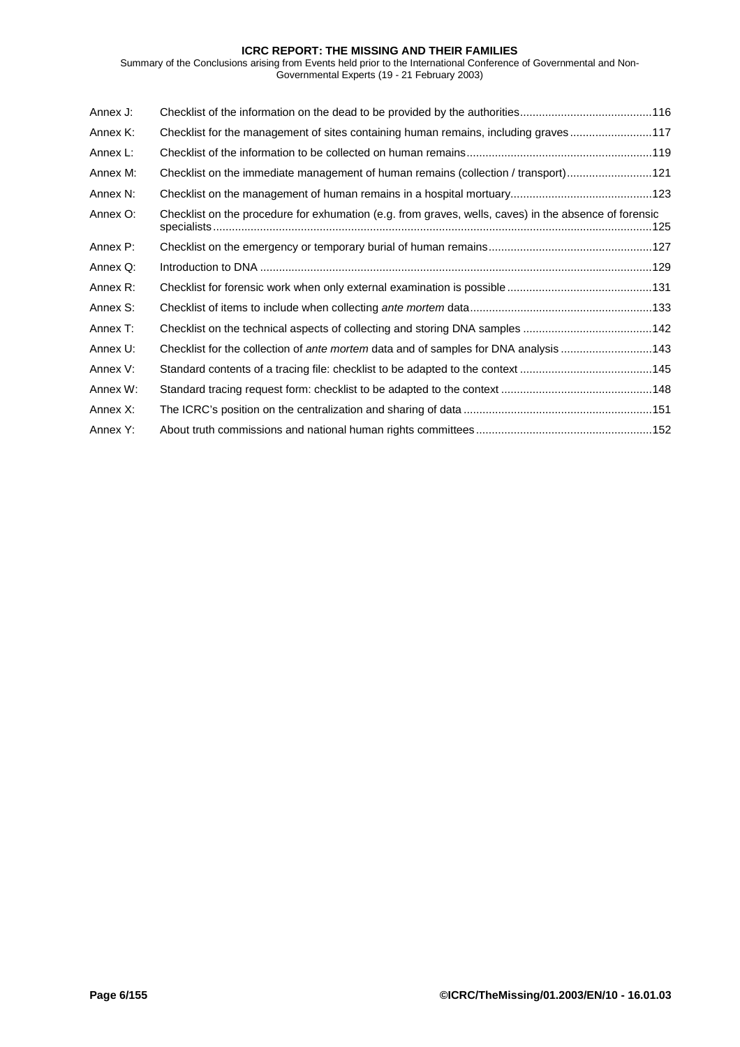| | | |
|---|---|---|
| Annex J: | Checklist of the information on the dead to be provided by the authorities | 116 |
| Annex K: | Checklist for the management of sites containing human remains, including graves | 117 |
| Annex L: | Checklist of the information to be collected on human remains | 119 |
| Annex M: | Checklist on the immediate management of human remains (collection / transport) | 121 |
| Annex N: | Checklist on the management of human remains in a hospital mortuary | 123 |
| Annex O: | Checklist on the procedure for exhumation (e.g. from graves, wells, caves) in the absence of forensic specialists | 125 |
| Annex P: | Checklist on the emergency or temporary burial of human remains | 127 |
| Annex Q: | Introduction to DNA | 129 |
| Annex R: | Checklist for forensic work when only external examination is possible | 131 |
| Annex S: | Checklist of items to include when collecting *ante mortem* data | 133 |
| Annex T: | Checklist on the technical aspects of collecting and storing DNA samples | 142 |
| Annex U: | Checklist for the collection of *ante mortem* data and of samples for DNA analysis | 143 |
| Annex V: | Standard contents of a tracing file: checklist to be adapted to the context | 145 |
| Annex W: | Standard tracing request form: checklist to be adapted to the context | 148 |
| Annex X: | The ICRC's position on the centralization and sharing of data | 151 |
| Annex Y: | About truth commissions and national human rights committees | 152 |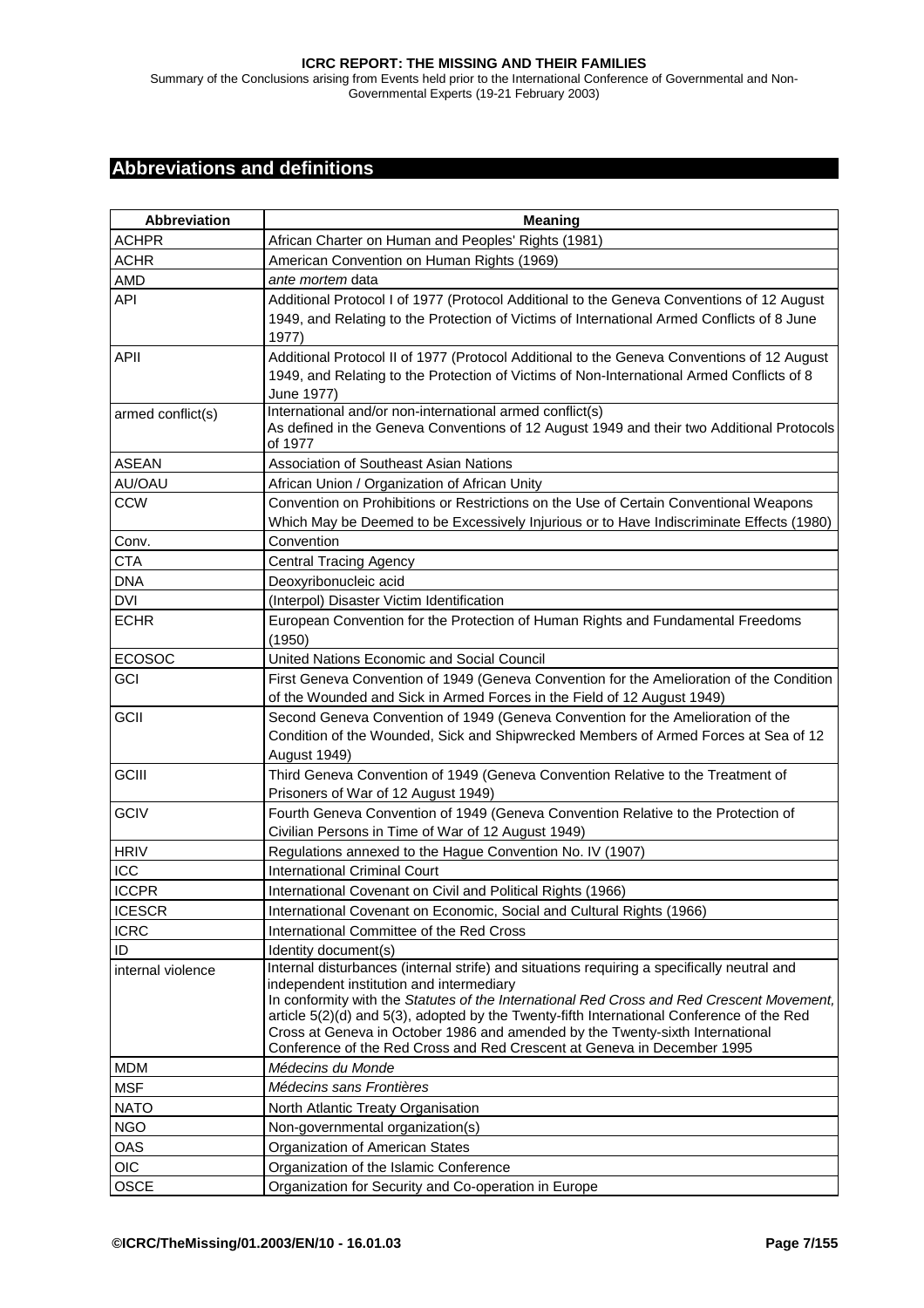## Abbreviations and definitions

| Abbreviation | Meaning |
|---|---|
| ACHPR | African Charter on Human and Peoples' Rights (1981) |
| ACHR | American Convention on Human Rights (1969) |
| AMD | *ante mortem* data |
| API | Additional Protocol I of 1977 (Protocol Additional to the Geneva Conventions of 12 August 1949, and Relating to the Protection of Victims of International Armed Conflicts of 8 June 1977) |
| APII | Additional Protocol II of 1977 (Protocol Additional to the Geneva Conventions of 12 August 1949, and Relating to the Protection of Victims of Non-International Armed Conflicts of 8 June 1977) |
| armed conflict(s) | International and/or non-international armed conflict(s)<br>As defined in the Geneva Conventions of 12 August 1949 and their two Additional Protocols of 1977 |
| ASEAN | Association of Southeast Asian Nations |
| AU/OAU | African Union / Organization of African Unity |
| CCW | Convention on Prohibitions or Restrictions on the Use of Certain Conventional Weapons Which May be Deemed to be Excessively Injurious or to Have Indiscriminate Effects (1980) |
| Conv. | Convention |
| CTA | Central Tracing Agency |
| DNA | Deoxyribonucleic acid |
| DVI | (Interpol) Disaster Victim Identification |
| ECHR | European Convention for the Protection of Human Rights and Fundamental Freedoms (1950) |
| ECOSOC | United Nations Economic and Social Council |
| GCI | First Geneva Convention of 1949 (Geneva Convention for the Amelioration of the Condition of the Wounded and Sick in Armed Forces in the Field of 12 August 1949) |
| GCII | Second Geneva Convention of 1949 (Geneva Convention for the Amelioration of the Condition of the Wounded, Sick and Shipwrecked Members of Armed Forces at Sea of 12 August 1949) |
| GCIII | Third Geneva Convention of 1949 (Geneva Convention Relative to the Treatment of Prisoners of War of 12 August 1949) |
| GCIV | Fourth Geneva Convention of 1949 (Geneva Convention Relative to the Protection of Civilian Persons in Time of War of 12 August 1949) |
| HRIV | Regulations annexed to the Hague Convention No. IV (1907) |
| ICC | International Criminal Court |
| ICCPR | International Covenant on Civil and Political Rights (1966) |
| ICESCR | International Covenant on Economic, Social and Cultural Rights (1966) |
| ICRC | International Committee of the Red Cross |
| ID | Identity document(s) |
| internal violence | Internal disturbances (internal strife) and situations requiring a specifically neutral and independent institution and intermediary<br>In conformity with the *Statutes of the International Red Cross and Red Crescent Movement,* article 5(2)(d) and 5(3), adopted by the Twenty-fifth International Conference of the Red Cross at Geneva in October 1986 and amended by the Twenty-sixth International Conference of the Red Cross and Red Crescent at Geneva in December 1995 |
| MDM | *Médecins du Monde* |
| MSF | *Médecins sans Frontières* |
| NATO | North Atlantic Treaty Organisation |
| NGO | Non-governmental organization(s) |
| OAS | Organization of American States |
| OIC | Organization of the Islamic Conference |
| OSCE | Organization for Security and Co-operation in Europe |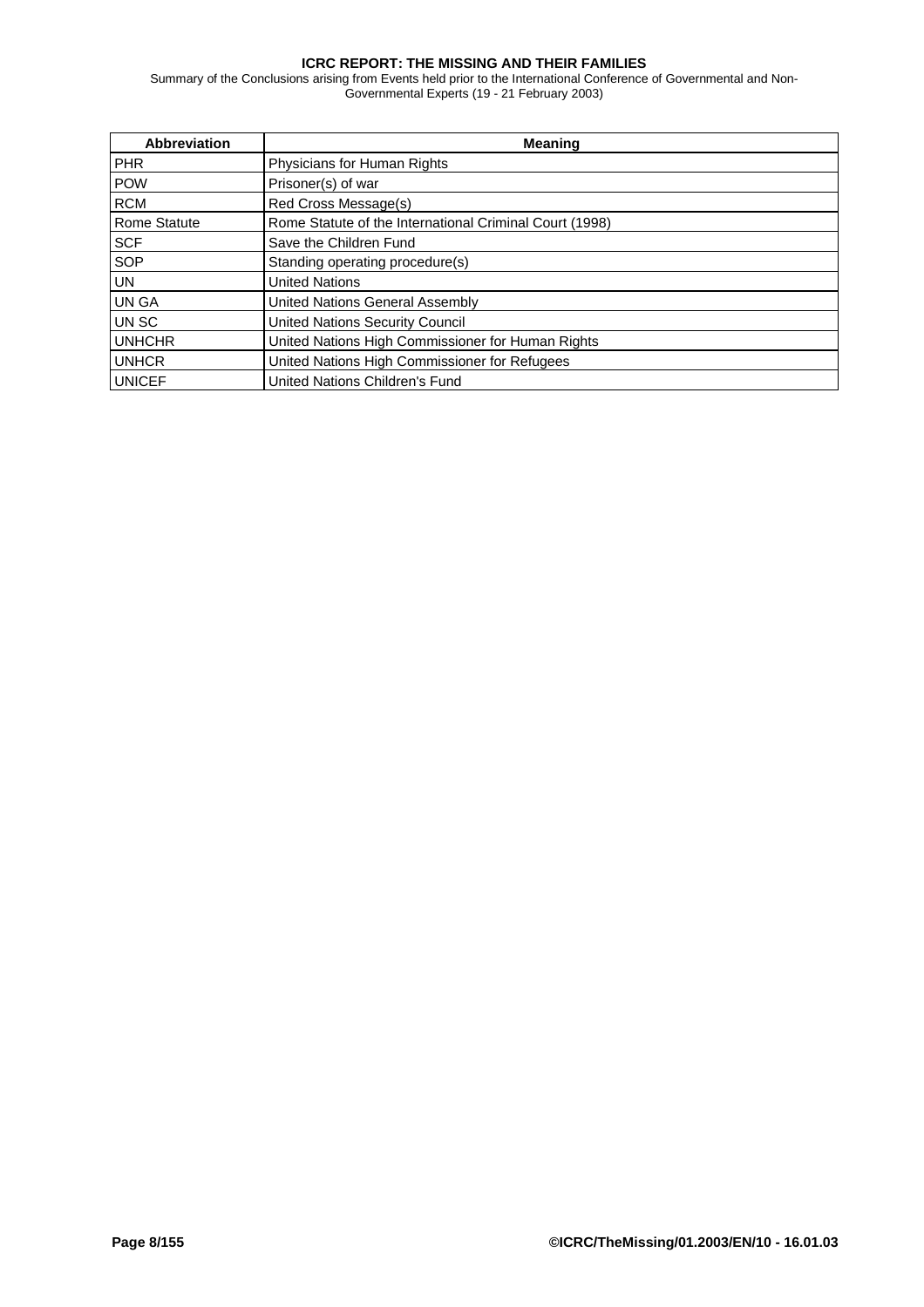| Abbreviation | Meaning |
| --- | --- |
| PHR | Physicians for Human Rights |
| POW | Prisoner(s) of war |
| RCM | Red Cross Message(s) |
| Rome Statute | Rome Statute of the International Criminal Court (1998) |
| SCF | Save the Children Fund |
| SOP | Standing operating procedure(s) |
| UN | United Nations |
| UN GA | United Nations General Assembly |
| UN SC | United Nations Security Council |
| UNHCHR | United Nations High Commissioner for Human Rights |
| UNHCR | United Nations High Commissioner for Refugees |
| UNICEF | United Nations Children's Fund |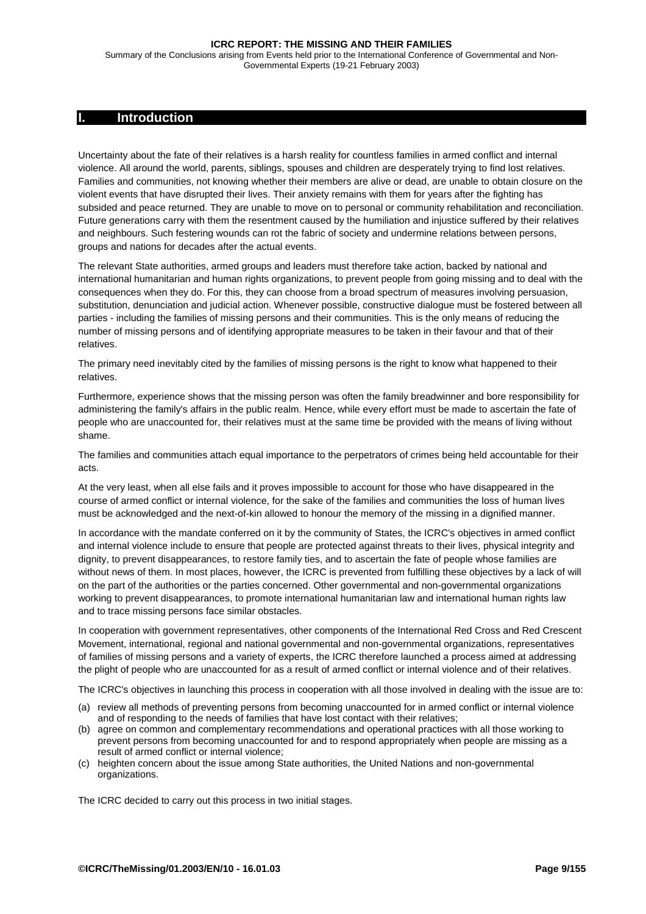## I. Introduction

Uncertainty about the fate of their relatives is a harsh reality for countless families in armed conflict and internal violence. All around the world, parents, siblings, spouses and children are desperately trying to find lost relatives. Families and communities, not knowing whether their members are alive or dead, are unable to obtain closure on the violent events that have disrupted their lives. Their anxiety remains with them for years after the fighting has subsided and peace returned. They are unable to move on to personal or community rehabilitation and reconciliation. Future generations carry with them the resentment caused by the humiliation and injustice suffered by their relatives and neighbours. Such festering wounds can rot the fabric of society and undermine relations between persons, groups and nations for decades after the actual events.

The relevant State authorities, armed groups and leaders must therefore take action, backed by national and international humanitarian and human rights organizations, to prevent people from going missing and to deal with the consequences when they do. For this, they can choose from a broad spectrum of measures involving persuasion, substitution, denunciation and judicial action. Whenever possible, constructive dialogue must be fostered between all parties - including the families of missing persons and their communities. This is the only means of reducing the number of missing persons and of identifying appropriate measures to be taken in their favour and that of their relatives.

The primary need inevitably cited by the families of missing persons is the right to know what happened to their relatives.

Furthermore, experience shows that the missing person was often the family breadwinner and bore responsibility for administering the family's affairs in the public realm. Hence, while every effort must be made to ascertain the fate of people who are unaccounted for, their relatives must at the same time be provided with the means of living without shame.

The families and communities attach equal importance to the perpetrators of crimes being held accountable for their acts.

At the very least, when all else fails and it proves impossible to account for those who have disappeared in the course of armed conflict or internal violence, for the sake of the families and communities the loss of human lives must be acknowledged and the next-of-kin allowed to honour the memory of the missing in a dignified manner.

In accordance with the mandate conferred on it by the community of States, the ICRC's objectives in armed conflict and internal violence include to ensure that people are protected against threats to their lives, physical integrity and dignity, to prevent disappearances, to restore family ties, and to ascertain the fate of people whose families are without news of them. In most places, however, the ICRC is prevented from fulfilling these objectives by a lack of will on the part of the authorities or the parties concerned. Other governmental and non-governmental organizations working to prevent disappearances, to promote international humanitarian law and international human rights law and to trace missing persons face similar obstacles.

In cooperation with government representatives, other components of the International Red Cross and Red Crescent Movement, international, regional and national governmental and non-governmental organizations, representatives of families of missing persons and a variety of experts, the ICRC therefore launched a process aimed at addressing the plight of people who are unaccounted for as a result of armed conflict or internal violence and of their relatives.

The ICRC's objectives in launching this process in cooperation with all those involved in dealing with the issue are to:

(a) review all methods of preventing persons from becoming unaccounted for in armed conflict or internal violence and of responding to the needs of families that have lost contact with their relatives;
(b) agree on common and complementary recommendations and operational practices with all those working to prevent persons from becoming unaccounted for and to respond appropriately when people are missing as a result of armed conflict or internal violence;
(c) heighten concern about the issue among State authorities, the United Nations and non-governmental organizations.

The ICRC decided to carry out this process in two initial stages.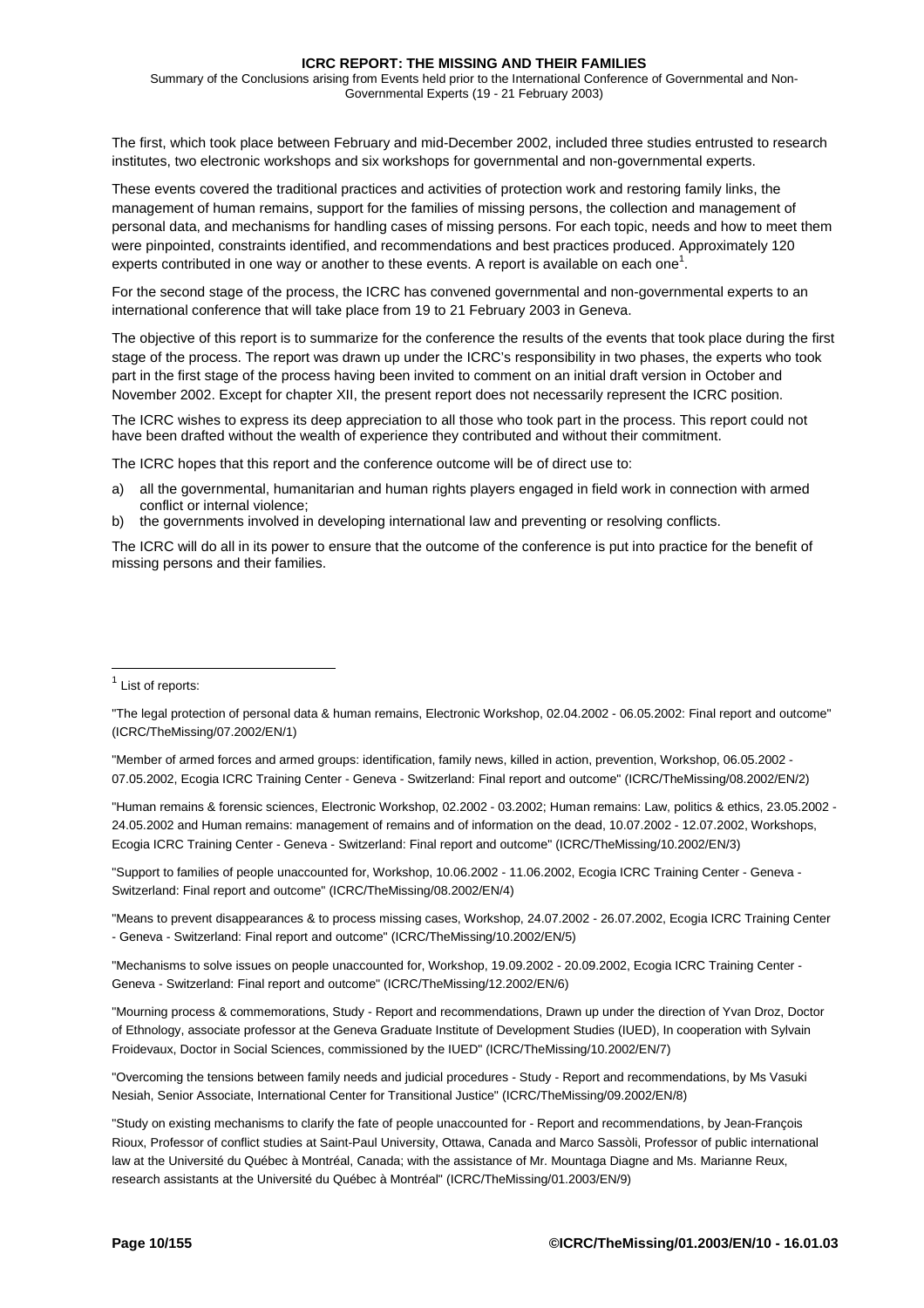The first, which took place between February and mid-December 2002, included three studies entrusted to research institutes, two electronic workshops and six workshops for governmental and non-governmental experts.

These events covered the traditional practices and activities of protection work and restoring family links, the management of human remains, support for the families of missing persons, the collection and management of personal data, and mechanisms for handling cases of missing persons. For each topic, needs and how to meet them were pinpointed, constraints identified, and recommendations and best practices produced. Approximately 120 experts contributed in one way or another to these events. A report is available on each one[1].

For the second stage of the process, the ICRC has convened governmental and non-governmental experts to an international conference that will take place from 19 to 21 February 2003 in Geneva.

The objective of this report is to summarize for the conference the results of the events that took place during the first stage of the process. The report was drawn up under the ICRC's responsibility in two phases, the experts who took part in the first stage of the process having been invited to comment on an initial draft version in October and November 2002. Except for chapter XII, the present report does not necessarily represent the ICRC position.

The ICRC wishes to express its deep appreciation to all those who took part in the process. This report could not have been drafted without the wealth of experience they contributed and without their commitment.

The ICRC hopes that this report and the conference outcome will be of direct use to:

a) all the governmental, humanitarian and human rights players engaged in field work in connection with armed conflict or internal violence;
b) the governments involved in developing international law and preventing or resolving conflicts.

The ICRC will do all in its power to ensure that the outcome of the conference is put into practice for the benefit of missing persons and their families.

---

[1] List of reports:

"The legal protection of personal data & human remains, Electronic Workshop, 02.04.2002 - 06.05.2002: Final report and outcome" (ICRC/TheMissing/07.2002/EN/1)

"Member of armed forces and armed groups: identification, family news, killed in action, prevention, Workshop, 06.05.2002 - 07.05.2002, Ecogia ICRC Training Center - Geneva - Switzerland: Final report and outcome" (ICRC/TheMissing/08.2002/EN/2)

"Human remains & forensic sciences, Electronic Workshop, 02.2002 - 03.2002; Human remains: Law, politics & ethics, 23.05.2002 - 24.05.2002 and Human remains: management of remains and of information on the dead, 10.07.2002 - 12.07.2002, Workshops, Ecogia ICRC Training Center - Geneva - Switzerland: Final report and outcome" (ICRC/TheMissing/10.2002/EN/3)

"Support to families of people unaccounted for, Workshop, 10.06.2002 - 11.06.2002, Ecogia ICRC Training Center - Geneva - Switzerland: Final report and outcome" (ICRC/TheMissing/08.2002/EN/4)

"Means to prevent disappearances & to process missing cases, Workshop, 24.07.2002 - 26.07.2002, Ecogia ICRC Training Center - Geneva - Switzerland: Final report and outcome" (ICRC/TheMissing/10.2002/EN/5)

"Mechanisms to solve issues on people unaccounted for, Workshop, 19.09.2002 - 20.09.2002, Ecogia ICRC Training Center - Geneva - Switzerland: Final report and outcome" (ICRC/TheMissing/12.2002/EN/6)

"Mourning process & commemorations, Study - Report and recommendations, Drawn up under the direction of Yvan Droz, Doctor of Ethnology, associate professor at the Geneva Graduate Institute of Development Studies (IUED), In cooperation with Sylvain Froidevaux, Doctor in Social Sciences, commissioned by the IUED" (ICRC/TheMissing/10.2002/EN/7)

"Overcoming the tensions between family needs and judicial procedures - Study - Report and recommendations, by Ms Vasuki Nesiah, Senior Associate, International Center for Transitional Justice" (ICRC/TheMissing/09.2002/EN/8)

"Study on existing mechanisms to clarify the fate of people unaccounted for - Report and recommendations, by Jean-François Rioux, Professor of conflict studies at Saint-Paul University, Ottawa, Canada and Marco Sassòli, Professor of public international law at the Université du Québec à Montréal, Canada; with the assistance of Mr. Mountaga Diagne and Ms. Marianne Reux, research assistants at the Université du Québec à Montréal" (ICRC/TheMissing/01.2003/EN/9)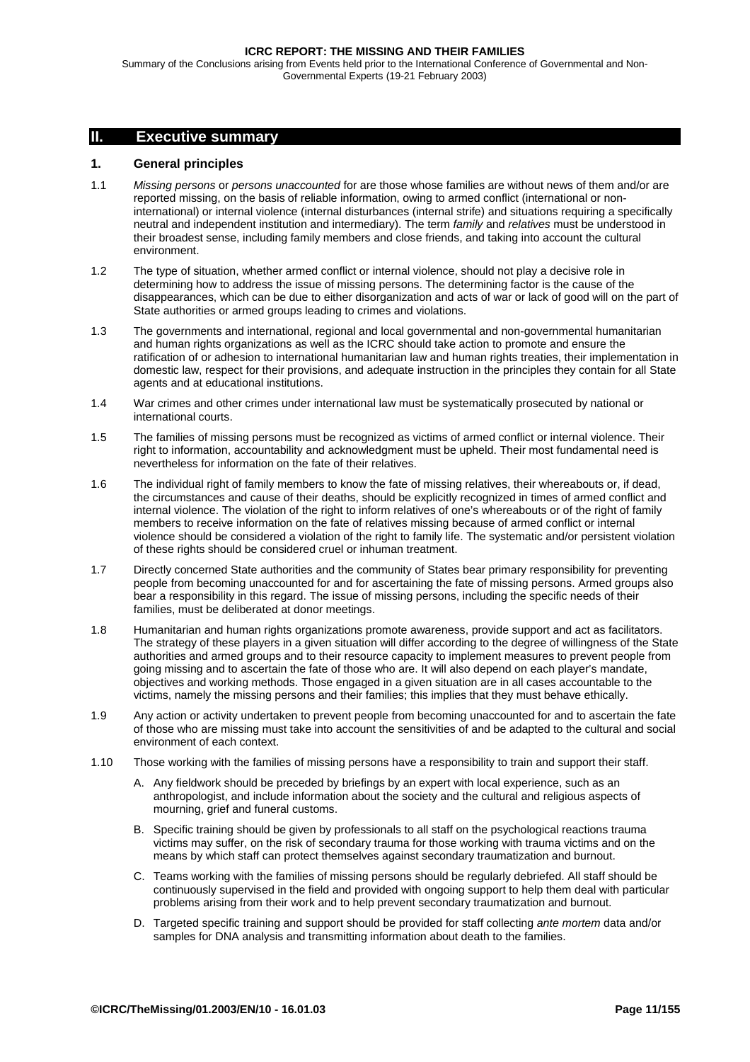## II. Executive summary

### 1. General principles

1.1 *Missing persons* or *persons unaccounted* for are those whose families are without news of them and/or are reported missing, on the basis of reliable information, owing to armed conflict (international or non-international) or internal violence (internal disturbances (internal strife) and situations requiring a specifically neutral and independent institution and intermediary). The term *family* and *relatives* must be understood in their broadest sense, including family members and close friends, and taking into account the cultural environment.

1.2 The type of situation, whether armed conflict or internal violence, should not play a decisive role in determining how to address the issue of missing persons. The determining factor is the cause of the disappearances, which can be due to either disorganization and acts of war or lack of good will on the part of State authorities or armed groups leading to crimes and violations.

1.3 The governments and international, regional and local governmental and non-governmental humanitarian and human rights organizations as well as the ICRC should take action to promote and ensure the ratification of or adhesion to international humanitarian law and human rights treaties, their implementation in domestic law, respect for their provisions, and adequate instruction in the principles they contain for all State agents and at educational institutions.

1.4 War crimes and other crimes under international law must be systematically prosecuted by national or international courts.

1.5 The families of missing persons must be recognized as victims of armed conflict or internal violence. Their right to information, accountability and acknowledgment must be upheld. Their most fundamental need is nevertheless for information on the fate of their relatives.

1.6 The individual right of family members to know the fate of missing relatives, their whereabouts or, if dead, the circumstances and cause of their deaths, should be explicitly recognized in times of armed conflict and internal violence. The violation of the right to inform relatives of one's whereabouts or of the right of family members to receive information on the fate of relatives missing because of armed conflict or internal violence should be considered a violation of the right to family life. The systematic and/or persistent violation of these rights should be considered cruel or inhuman treatment.

1.7 Directly concerned State authorities and the community of States bear primary responsibility for preventing people from becoming unaccounted for and for ascertaining the fate of missing persons. Armed groups also bear a responsibility in this regard. The issue of missing persons, including the specific needs of their families, must be deliberated at donor meetings.

1.8 Humanitarian and human rights organizations promote awareness, provide support and act as facilitators. The strategy of these players in a given situation will differ according to the degree of willingness of the State authorities and armed groups and to their resource capacity to implement measures to prevent people from going missing and to ascertain the fate of those who are. It will also depend on each player's mandate, objectives and working methods. Those engaged in a given situation are in all cases accountable to the victims, namely the missing persons and their families; this implies that they must behave ethically.

1.9 Any action or activity undertaken to prevent people from becoming unaccounted for and to ascertain the fate of those who are missing must take into account the sensitivities of and be adapted to the cultural and social environment of each context.

1.10 Those working with the families of missing persons have a responsibility to train and support their staff.

A. Any fieldwork should be preceded by briefings by an expert with local experience, such as an anthropologist, and include information about the society and the cultural and religious aspects of mourning, grief and funeral customs.

B. Specific training should be given by professionals to all staff on the psychological reactions trauma victims may suffer, on the risk of secondary trauma for those working with trauma victims and on the means by which staff can protect themselves against secondary traumatization and burnout.

C. Teams working with the families of missing persons should be regularly debriefed. All staff should be continuously supervised in the field and provided with ongoing support to help them deal with particular problems arising from their work and to help prevent secondary traumatization and burnout.

D. Targeted specific training and support should be provided for staff collecting *ante mortem* data and/or samples for DNA analysis and transmitting information about death to the families.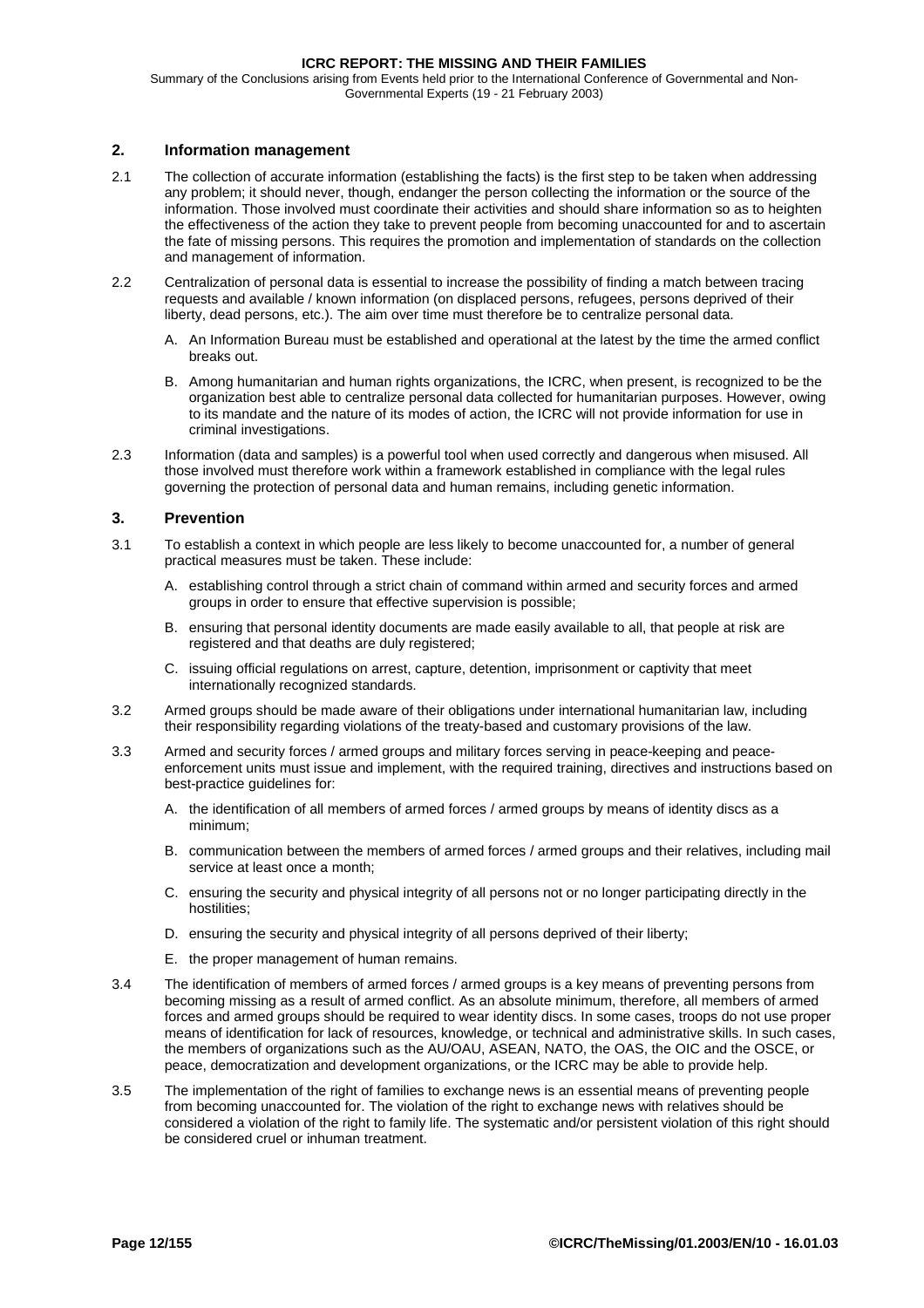## 2. Information management

2.1 The collection of accurate information (establishing the facts) is the first step to be taken when addressing any problem; it should never, though, endanger the person collecting the information or the source of the information. Those involved must coordinate their activities and should share information so as to heighten the effectiveness of the action they take to prevent people from becoming unaccounted for and to ascertain the fate of missing persons. This requires the promotion and implementation of standards on the collection and management of information.

2.2 Centralization of personal data is essential to increase the possibility of finding a match between tracing requests and available / known information (on displaced persons, refugees, persons deprived of their liberty, dead persons, etc.). The aim over time must therefore be to centralize personal data.

A. An Information Bureau must be established and operational at the latest by the time the armed conflict breaks out.

B. Among humanitarian and human rights organizations, the ICRC, when present, is recognized to be the organization best able to centralize personal data collected for humanitarian purposes. However, owing to its mandate and the nature of its modes of action, the ICRC will not provide information for use in criminal investigations.

2.3 Information (data and samples) is a powerful tool when used correctly and dangerous when misused. All those involved must therefore work within a framework established in compliance with the legal rules governing the protection of personal data and human remains, including genetic information.

## 3. Prevention

3.1 To establish a context in which people are less likely to become unaccounted for, a number of general practical measures must be taken. These include:

A. establishing control through a strict chain of command within armed and security forces and armed groups in order to ensure that effective supervision is possible;

B. ensuring that personal identity documents are made easily available to all, that people at risk are registered and that deaths are duly registered;

C. issuing official regulations on arrest, capture, detention, imprisonment or captivity that meet internationally recognized standards.

3.2 Armed groups should be made aware of their obligations under international humanitarian law, including their responsibility regarding violations of the treaty-based and customary provisions of the law.

3.3 Armed and security forces / armed groups and military forces serving in peace-keeping and peace-enforcement units must issue and implement, with the required training, directives and instructions based on best-practice guidelines for:

A. the identification of all members of armed forces / armed groups by means of identity discs as a minimum;

B. communication between the members of armed forces / armed groups and their relatives, including mail service at least once a month;

C. ensuring the security and physical integrity of all persons not or no longer participating directly in the hostilities;

D. ensuring the security and physical integrity of all persons deprived of their liberty;

E. the proper management of human remains.

3.4 The identification of members of armed forces / armed groups is a key means of preventing persons from becoming missing as a result of armed conflict. As an absolute minimum, therefore, all members of armed forces and armed groups should be required to wear identity discs. In some cases, troops do not use proper means of identification for lack of resources, knowledge, or technical and administrative skills. In such cases, the members of organizations such as the AU/OAU, ASEAN, NATO, the OAS, the OIC and the OSCE, or peace, democratization and development organizations, or the ICRC may be able to provide help.

3.5 The implementation of the right of families to exchange news is an essential means of preventing people from becoming unaccounted for. The violation of the right to exchange news with relatives should be considered a violation of the right to family life. The systematic and/or persistent violation of this right should be considered cruel or inhuman treatment.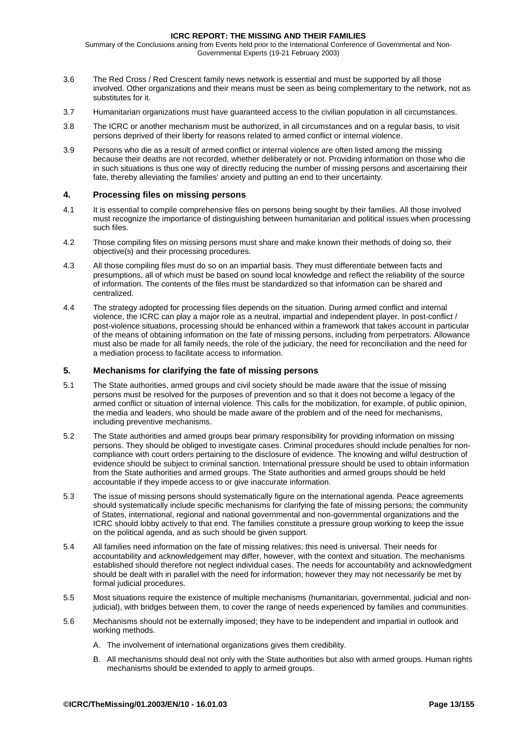3.6 The Red Cross / Red Crescent family news network is essential and must be supported by all those involved. Other organizations and their means must be seen as being complementary to the network, not as substitutes for it.

3.7 Humanitarian organizations must have guaranteed access to the civilian population in all circumstances.

3.8 The ICRC or another mechanism must be authorized, in all circumstances and on a regular basis, to visit persons deprived of their liberty for reasons related to armed conflict or internal violence.

3.9 Persons who die as a result of armed conflict or internal violence are often listed among the missing because their deaths are not recorded, whether deliberately or not. Providing information on those who die in such situations is thus one way of directly reducing the number of missing persons and ascertaining their fate, thereby alleviating the families' anxiety and putting an end to their uncertainty.

## 4. Processing files on missing persons

4.1 It is essential to compile comprehensive files on persons being sought by their families. All those involved must recognize the importance of distinguishing between humanitarian and political issues when processing such files.

4.2 Those compiling files on missing persons must share and make known their methods of doing so, their objective(s) and their processing procedures.

4.3 All those compiling files must do so on an impartial basis. They must differentiate between facts and presumptions, all of which must be based on sound local knowledge and reflect the reliability of the source of information. The contents of the files must be standardized so that information can be shared and centralized.

4.4 The strategy adopted for processing files depends on the situation. During armed conflict and internal violence, the ICRC can play a major role as a neutral, impartial and independent player. In post-conflict / post-violence situations, processing should be enhanced within a framework that takes account in particular of the means of obtaining information on the fate of missing persons, including from perpetrators. Allowance must also be made for all family needs, the role of the judiciary, the need for reconciliation and the need for a mediation process to facilitate access to information.

## 5. Mechanisms for clarifying the fate of missing persons

5.1 The State authorities, armed groups and civil society should be made aware that the issue of missing persons must be resolved for the purposes of prevention and so that it does not become a legacy of the armed conflict or situation of internal violence. This calls for the mobilization, for example, of public opinion, the media and leaders, who should be made aware of the problem and of the need for mechanisms, including preventive mechanisms.

5.2 The State authorities and armed groups bear primary responsibility for providing information on missing persons. They should be obliged to investigate cases. Criminal procedures should include penalties for non-compliance with court orders pertaining to the disclosure of evidence. The knowing and wilful destruction of evidence should be subject to criminal sanction. International pressure should be used to obtain information from the State authorities and armed groups. The State authorities and armed groups should be held accountable if they impede access to or give inaccurate information.

5.3 The issue of missing persons should systematically figure on the international agenda. Peace agreements should systematically include specific mechanisms for clarifying the fate of missing persons; the community of States, international, regional and national governmental and non-governmental organizations and the ICRC should lobby actively to that end. The families constitute a pressure group working to keep the issue on the political agenda, and as such should be given support.

5.4 All families need information on the fate of missing relatives; this need is universal. Their needs for accountability and acknowledgement may differ, however, with the context and situation. The mechanisms established should therefore not neglect individual cases. The needs for accountability and acknowledgment should be dealt with in parallel with the need for information; however they may not necessarily be met by formal judicial procedures.

5.5 Most situations require the existence of multiple mechanisms (humanitarian, governmental, judicial and non-judicial), with bridges between them, to cover the range of needs experienced by families and communities.

5.6 Mechanisms should not be externally imposed; they have to be independent and impartial in outlook and working methods.

A. The involvement of international organizations gives them credibility.

B. All mechanisms should deal not only with the State authorities but also with armed groups. Human rights mechanisms should be extended to apply to armed groups.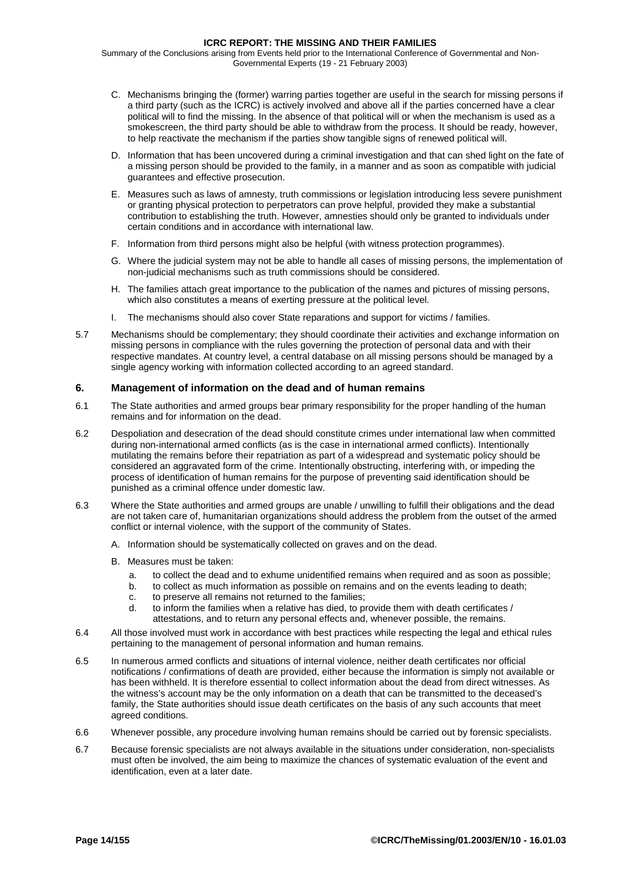C. Mechanisms bringing the (former) warring parties together are useful in the search for missing persons if a third party (such as the ICRC) is actively involved and above all if the parties concerned have a clear political will to find the missing. In the absence of that political will or when the mechanism is used as a smokescreen, the third party should be able to withdraw from the process. It should be ready, however, to help reactivate the mechanism if the parties show tangible signs of renewed political will.

D. Information that has been uncovered during a criminal investigation and that can shed light on the fate of a missing person should be provided to the family, in a manner and as soon as compatible with judicial guarantees and effective prosecution.

E. Measures such as laws of amnesty, truth commissions or legislation introducing less severe punishment or granting physical protection to perpetrators can prove helpful, provided they make a substantial contribution to establishing the truth. However, amnesties should only be granted to individuals under certain conditions and in accordance with international law.

F. Information from third persons might also be helpful (with witness protection programmes).

G. Where the judicial system may not be able to handle all cases of missing persons, the implementation of non-judicial mechanisms such as truth commissions should be considered.

H. The families attach great importance to the publication of the names and pictures of missing persons, which also constitutes a means of exerting pressure at the political level.

I. The mechanisms should also cover State reparations and support for victims / families.

5.7 Mechanisms should be complementary; they should coordinate their activities and exchange information on missing persons in compliance with the rules governing the protection of personal data and with their respective mandates. At country level, a central database on all missing persons should be managed by a single agency working with information collected according to an agreed standard.

## 6. Management of information on the dead and of human remains

6.1 The State authorities and armed groups bear primary responsibility for the proper handling of the human remains and for information on the dead.

6.2 Despoliation and desecration of the dead should constitute crimes under international law when committed during non-international armed conflicts (as is the case in international armed conflicts). Intentionally mutilating the remains before their repatriation as part of a widespread and systematic policy should be considered an aggravated form of the crime. Intentionally obstructing, interfering with, or impeding the process of identification of human remains for the purpose of preventing said identification should be punished as a criminal offence under domestic law.

6.3 Where the State authorities and armed groups are unable / unwilling to fulfill their obligations and the dead are not taken care of, humanitarian organizations should address the problem from the outset of the armed conflict or internal violence, with the support of the community of States.

A. Information should be systematically collected on graves and on the dead.

B. Measures must be taken:

a. to collect the dead and to exhume unidentified remains when required and as soon as possible;
b. to collect as much information as possible on remains and on the events leading to death;
c. to preserve all remains not returned to the families;
d. to inform the families when a relative has died, to provide them with death certificates / attestations, and to return any personal effects and, whenever possible, the remains.

6.4 All those involved must work in accordance with best practices while respecting the legal and ethical rules pertaining to the management of personal information and human remains.

6.5 In numerous armed conflicts and situations of internal violence, neither death certificates nor official notifications / confirmations of death are provided, either because the information is simply not available or has been withheld. It is therefore essential to collect information about the dead from direct witnesses. As the witness's account may be the only information on a death that can be transmitted to the deceased's family, the State authorities should issue death certificates on the basis of any such accounts that meet agreed conditions.

6.6 Whenever possible, any procedure involving human remains should be carried out by forensic specialists.

6.7 Because forensic specialists are not always available in the situations under consideration, non-specialists must often be involved, the aim being to maximize the chances of systematic evaluation of the event and identification, even at a later date.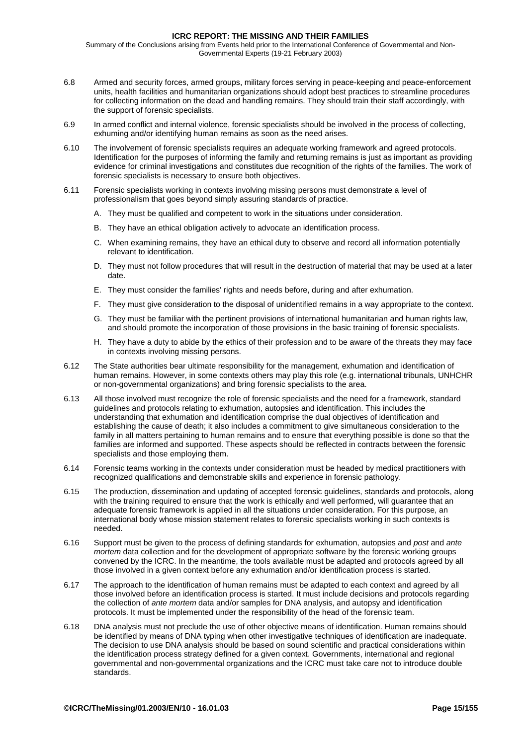6.8 Armed and security forces, armed groups, military forces serving in peace-keeping and peace-enforcement units, health facilities and humanitarian organizations should adopt best practices to streamline procedures for collecting information on the dead and handling remains. They should train their staff accordingly, with the support of forensic specialists.

6.9 In armed conflict and internal violence, forensic specialists should be involved in the process of collecting, exhuming and/or identifying human remains as soon as the need arises.

6.10 The involvement of forensic specialists requires an adequate working framework and agreed protocols. Identification for the purposes of informing the family and returning remains is just as important as providing evidence for criminal investigations and constitutes due recognition of the rights of the families. The work of forensic specialists is necessary to ensure both objectives.

6.11 Forensic specialists working in contexts involving missing persons must demonstrate a level of professionalism that goes beyond simply assuring standards of practice.

A. They must be qualified and competent to work in the situations under consideration.

B. They have an ethical obligation actively to advocate an identification process.

C. When examining remains, they have an ethical duty to observe and record all information potentially relevant to identification.

D. They must not follow procedures that will result in the destruction of material that may be used at a later date.

E. They must consider the families' rights and needs before, during and after exhumation.

F. They must give consideration to the disposal of unidentified remains in a way appropriate to the context.

G. They must be familiar with the pertinent provisions of international humanitarian and human rights law, and should promote the incorporation of those provisions in the basic training of forensic specialists.

H. They have a duty to abide by the ethics of their profession and to be aware of the threats they may face in contexts involving missing persons.

6.12 The State authorities bear ultimate responsibility for the management, exhumation and identification of human remains. However, in some contexts others may play this role (e.g. international tribunals, UNHCHR or non-governmental organizations) and bring forensic specialists to the area.

6.13 All those involved must recognize the role of forensic specialists and the need for a framework, standard guidelines and protocols relating to exhumation, autopsies and identification. This includes the understanding that exhumation and identification comprise the dual objectives of identification and establishing the cause of death; it also includes a commitment to give simultaneous consideration to the family in all matters pertaining to human remains and to ensure that everything possible is done so that the families are informed and supported. These aspects should be reflected in contracts between the forensic specialists and those employing them.

6.14 Forensic teams working in the contexts under consideration must be headed by medical practitioners with recognized qualifications and demonstrable skills and experience in forensic pathology.

6.15 The production, dissemination and updating of accepted forensic guidelines, standards and protocols, along with the training required to ensure that the work is ethically and well performed, will guarantee that an adequate forensic framework is applied in all the situations under consideration. For this purpose, an international body whose mission statement relates to forensic specialists working in such contexts is needed.

6.16 Support must be given to the process of defining standards for exhumation, autopsies and *post* and *ante mortem* data collection and for the development of appropriate software by the forensic working groups convened by the ICRC. In the meantime, the tools available must be adapted and protocols agreed by all those involved in a given context before any exhumation and/or identification process is started.

6.17 The approach to the identification of human remains must be adapted to each context and agreed by all those involved before an identification process is started. It must include decisions and protocols regarding the collection of *ante mortem* data and/or samples for DNA analysis, and autopsy and identification protocols. It must be implemented under the responsibility of the head of the forensic team.

6.18 DNA analysis must not preclude the use of other objective means of identification. Human remains should be identified by means of DNA typing when other investigative techniques of identification are inadequate. The decision to use DNA analysis should be based on sound scientific and practical considerations within the identification process strategy defined for a given context. Governments, international and regional governmental and non-governmental organizations and the ICRC must take care not to introduce double standards.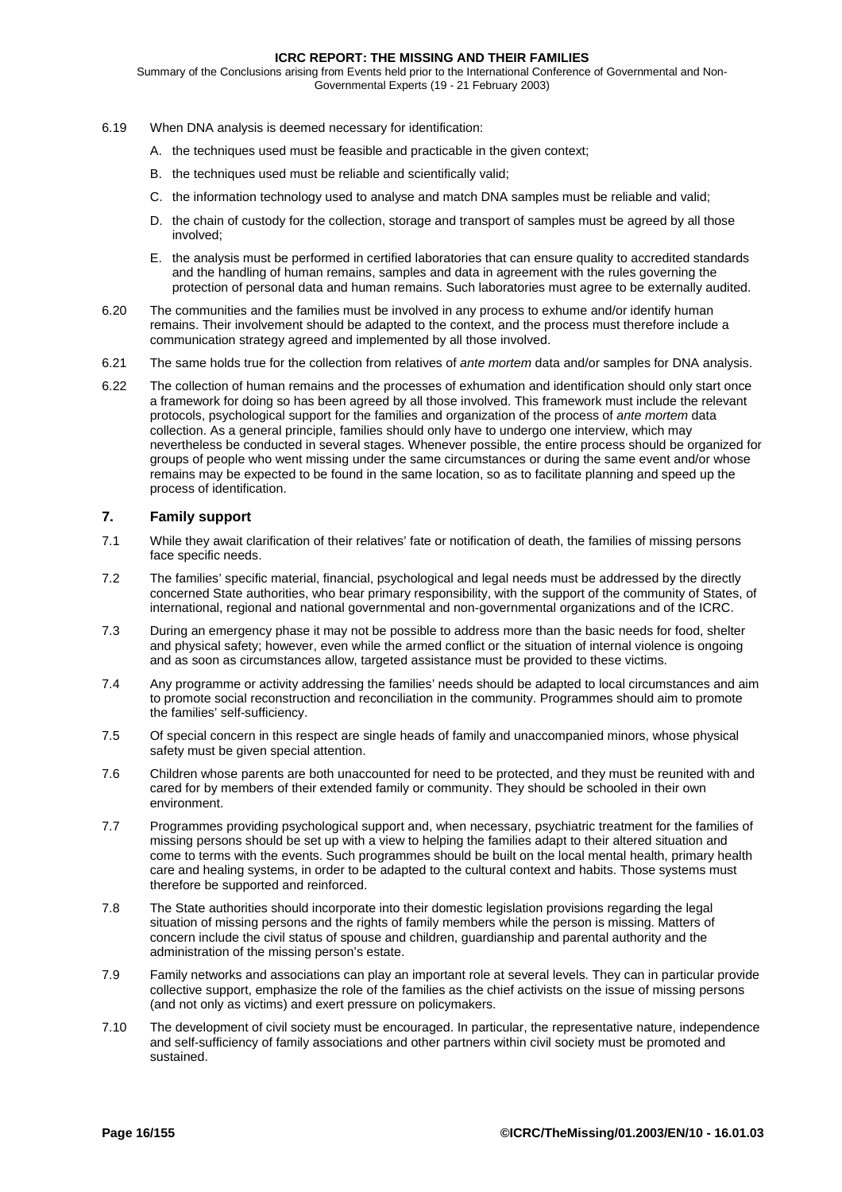6.19 When DNA analysis is deemed necessary for identification:

A. the techniques used must be feasible and practicable in the given context;

B. the techniques used must be reliable and scientifically valid;

C. the information technology used to analyse and match DNA samples must be reliable and valid;

D. the chain of custody for the collection, storage and transport of samples must be agreed by all those involved;

E. the analysis must be performed in certified laboratories that can ensure quality to accredited standards and the handling of human remains, samples and data in agreement with the rules governing the protection of personal data and human remains. Such laboratories must agree to be externally audited.

6.20 The communities and the families must be involved in any process to exhume and/or identify human remains. Their involvement should be adapted to the context, and the process must therefore include a communication strategy agreed and implemented by all those involved.

6.21 The same holds true for the collection from relatives of *ante mortem* data and/or samples for DNA analysis.

6.22 The collection of human remains and the processes of exhumation and identification should only start once a framework for doing so has been agreed by all those involved. This framework must include the relevant protocols, psychological support for the families and organization of the process of *ante mortem* data collection. As a general principle, families should only have to undergo one interview, which may nevertheless be conducted in several stages. Whenever possible, the entire process should be organized for groups of people who went missing under the same circumstances or during the same event and/or whose remains may be expected to be found in the same location, so as to facilitate planning and speed up the process of identification.

## 7. Family support

7.1 While they await clarification of their relatives' fate or notification of death, the families of missing persons face specific needs.

7.2 The families' specific material, financial, psychological and legal needs must be addressed by the directly concerned State authorities, who bear primary responsibility, with the support of the community of States, of international, regional and national governmental and non-governmental organizations and of the ICRC.

7.3 During an emergency phase it may not be possible to address more than the basic needs for food, shelter and physical safety; however, even while the armed conflict or the situation of internal violence is ongoing and as soon as circumstances allow, targeted assistance must be provided to these victims.

7.4 Any programme or activity addressing the families' needs should be adapted to local circumstances and aim to promote social reconstruction and reconciliation in the community. Programmes should aim to promote the families' self-sufficiency.

7.5 Of special concern in this respect are single heads of family and unaccompanied minors, whose physical safety must be given special attention.

7.6 Children whose parents are both unaccounted for need to be protected, and they must be reunited with and cared for by members of their extended family or community. They should be schooled in their own environment.

7.7 Programmes providing psychological support and, when necessary, psychiatric treatment for the families of missing persons should be set up with a view to helping the families adapt to their altered situation and come to terms with the events. Such programmes should be built on the local mental health, primary health care and healing systems, in order to be adapted to the cultural context and habits. Those systems must therefore be supported and reinforced.

7.8 The State authorities should incorporate into their domestic legislation provisions regarding the legal situation of missing persons and the rights of family members while the person is missing. Matters of concern include the civil status of spouse and children, guardianship and parental authority and the administration of the missing person's estate.

7.9 Family networks and associations can play an important role at several levels. They can in particular provide collective support, emphasize the role of the families as the chief activists on the issue of missing persons (and not only as victims) and exert pressure on policymakers.

7.10 The development of civil society must be encouraged. In particular, the representative nature, independence and self-sufficiency of family associations and other partners within civil society must be promoted and sustained.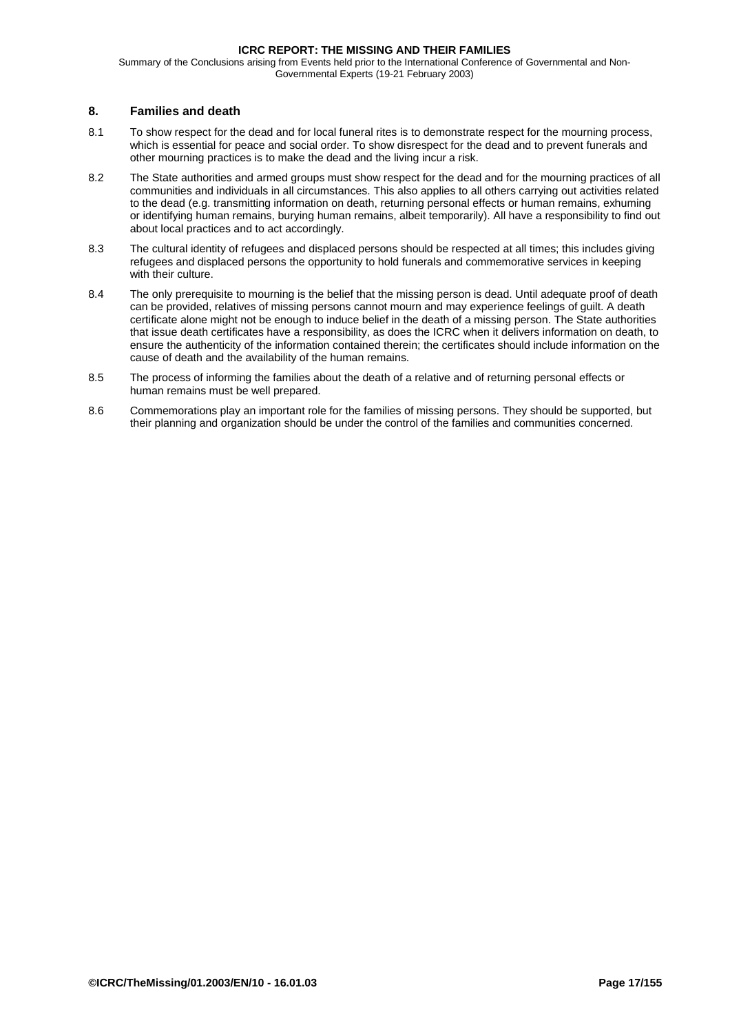## 8. Families and death

8.1 To show respect for the dead and for local funeral rites is to demonstrate respect for the mourning process, which is essential for peace and social order. To show disrespect for the dead and to prevent funerals and other mourning practices is to make the dead and the living incur a risk.

8.2 The State authorities and armed groups must show respect for the dead and for the mourning practices of all communities and individuals in all circumstances. This also applies to all others carrying out activities related to the dead (e.g. transmitting information on death, returning personal effects or human remains, exhuming or identifying human remains, burying human remains, albeit temporarily). All have a responsibility to find out about local practices and to act accordingly.

8.3 The cultural identity of refugees and displaced persons should be respected at all times; this includes giving refugees and displaced persons the opportunity to hold funerals and commemorative services in keeping with their culture.

8.4 The only prerequisite to mourning is the belief that the missing person is dead. Until adequate proof of death can be provided, relatives of missing persons cannot mourn and may experience feelings of guilt. A death certificate alone might not be enough to induce belief in the death of a missing person. The State authorities that issue death certificates have a responsibility, as does the ICRC when it delivers information on death, to ensure the authenticity of the information contained therein; the certificates should include information on the cause of death and the availability of the human remains.

8.5 The process of informing the families about the death of a relative and of returning personal effects or human remains must be well prepared.

8.6 Commemorations play an important role for the families of missing persons. They should be supported, but their planning and organization should be under the control of the families and communities concerned.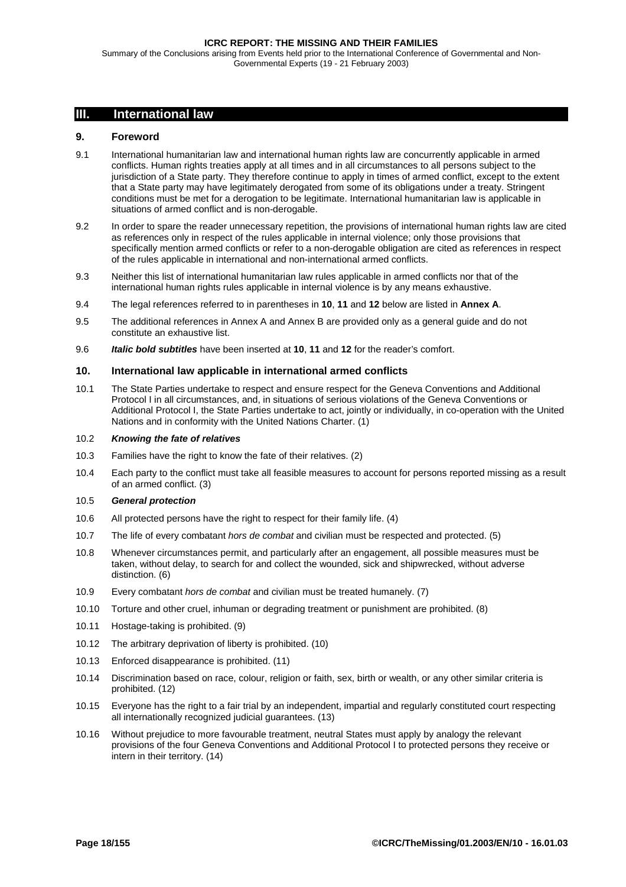## III. International law

### 9. Foreword

9.1 International humanitarian law and international human rights law are concurrently applicable in armed conflicts. Human rights treaties apply at all times and in all circumstances to all persons subject to the jurisdiction of a State party. They therefore continue to apply in times of armed conflict, except to the extent that a State party may have legitimately derogated from some of its obligations under a treaty. Stringent conditions must be met for a derogation to be legitimate. International humanitarian law is applicable in situations of armed conflict and is non-derogable.

9.2 In order to spare the reader unnecessary repetition, the provisions of international human rights law are cited as references only in respect of the rules applicable in internal violence; only those provisions that specifically mention armed conflicts or refer to a non-derogable obligation are cited as references in respect of the rules applicable in international and non-international armed conflicts.

9.3 Neither this list of international humanitarian law rules applicable in armed conflicts nor that of the international human rights rules applicable in internal violence is by any means exhaustive.

9.4 The legal references referred to in parentheses in **10**, **11** and **12** below are listed in **Annex A**.

9.5 The additional references in Annex A and Annex B are provided only as a general guide and do not constitute an exhaustive list.

9.6 ***Italic bold subtitles*** have been inserted at **10**, **11** and **12** for the reader's comfort.

### 10. International law applicable in international armed conflicts

10.1 The State Parties undertake to respect and ensure respect for the Geneva Conventions and Additional Protocol I in all circumstances, and, in situations of serious violations of the Geneva Conventions or Additional Protocol I, the State Parties undertake to act, jointly or individually, in co-operation with the United Nations and in conformity with the United Nations Charter. (1)

10.2 ***Knowing the fate of relatives***

10.3 Families have the right to know the fate of their relatives. (2)

10.4 Each party to the conflict must take all feasible measures to account for persons reported missing as a result of an armed conflict. (3)

10.5 ***General protection***

10.6 All protected persons have the right to respect for their family life. (4)

10.7 The life of every combatant *hors de combat* and civilian must be respected and protected. (5)

10.8 Whenever circumstances permit, and particularly after an engagement, all possible measures must be taken, without delay, to search for and collect the wounded, sick and shipwrecked, without adverse distinction. (6)

10.9 Every combatant *hors de combat* and civilian must be treated humanely. (7)

10.10 Torture and other cruel, inhuman or degrading treatment or punishment are prohibited. (8)

10.11 Hostage-taking is prohibited. (9)

10.12 The arbitrary deprivation of liberty is prohibited. (10)

10.13 Enforced disappearance is prohibited. (11)

10.14 Discrimination based on race, colour, religion or faith, sex, birth or wealth, or any other similar criteria is prohibited. (12)

10.15 Everyone has the right to a fair trial by an independent, impartial and regularly constituted court respecting all internationally recognized judicial guarantees. (13)

10.16 Without prejudice to more favourable treatment, neutral States must apply by analogy the relevant provisions of the four Geneva Conventions and Additional Protocol I to protected persons they receive or intern in their territory. (14)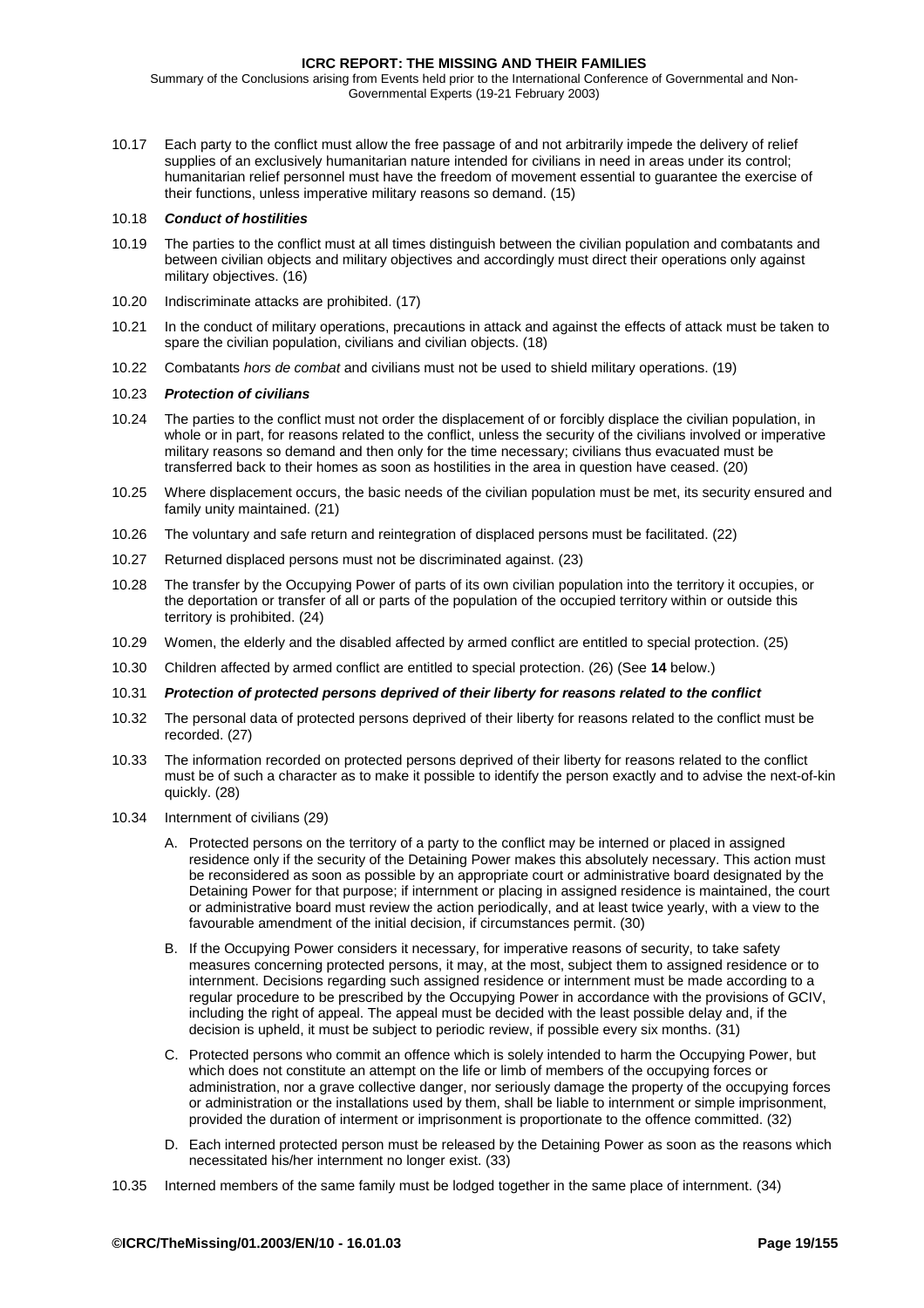10.17 Each party to the conflict must allow the free passage of and not arbitrarily impede the delivery of relief supplies of an exclusively humanitarian nature intended for civilians in need in areas under its control; humanitarian relief personnel must have the freedom of movement essential to guarantee the exercise of their functions, unless imperative military reasons so demand. (15)

10.18 ***Conduct of hostilities***

10.19 The parties to the conflict must at all times distinguish between the civilian population and combatants and between civilian objects and military objectives and accordingly must direct their operations only against military objectives. (16)

10.20 Indiscriminate attacks are prohibited. (17)

10.21 In the conduct of military operations, precautions in attack and against the effects of attack must be taken to spare the civilian population, civilians and civilian objects. (18)

10.22 Combatants *hors de combat* and civilians must not be used to shield military operations. (19)

10.23 ***Protection of civilians***

10.24 The parties to the conflict must not order the displacement of or forcibly displace the civilian population, in whole or in part, for reasons related to the conflict, unless the security of the civilians involved or imperative military reasons so demand and then only for the time necessary; civilians thus evacuated must be transferred back to their homes as soon as hostilities in the area in question have ceased. (20)

10.25 Where displacement occurs, the basic needs of the civilian population must be met, its security ensured and family unity maintained. (21)

10.26 The voluntary and safe return and reintegration of displaced persons must be facilitated. (22)

10.27 Returned displaced persons must not be discriminated against. (23)

10.28 The transfer by the Occupying Power of parts of its own civilian population into the territory it occupies, or the deportation or transfer of all or parts of the population of the occupied territory within or outside this territory is prohibited. (24)

10.29 Women, the elderly and the disabled affected by armed conflict are entitled to special protection. (25)

10.30 Children affected by armed conflict are entitled to special protection. (26) (See **14** below.)

10.31 ***Protection of protected persons deprived of their liberty for reasons related to the conflict***

10.32 The personal data of protected persons deprived of their liberty for reasons related to the conflict must be recorded. (27)

10.33 The information recorded on protected persons deprived of their liberty for reasons related to the conflict must be of such a character as to make it possible to identify the person exactly and to advise the next-of-kin quickly. (28)

10.34 Internment of civilians (29)

A. Protected persons on the territory of a party to the conflict may be interned or placed in assigned residence only if the security of the Detaining Power makes this absolutely necessary. This action must be reconsidered as soon as possible by an appropriate court or administrative board designated by the Detaining Power for that purpose; if internment or placing in assigned residence is maintained, the court or administrative board must review the action periodically, and at least twice yearly, with a view to the favourable amendment of the initial decision, if circumstances permit. (30)

B. If the Occupying Power considers it necessary, for imperative reasons of security, to take safety measures concerning protected persons, it may, at the most, subject them to assigned residence or to internment. Decisions regarding such assigned residence or internment must be made according to a regular procedure to be prescribed by the Occupying Power in accordance with the provisions of GCIV, including the right of appeal. The appeal must be decided with the least possible delay and, if the decision is upheld, it must be subject to periodic review, if possible every six months. (31)

C. Protected persons who commit an offence which is solely intended to harm the Occupying Power, but which does not constitute an attempt on the life or limb of members of the occupying forces or administration, nor a grave collective danger, nor seriously damage the property of the occupying forces or administration or the installations used by them, shall be liable to internment or simple imprisonment, provided the duration of interment or imprisonment is proportionate to the offence committed. (32)

D. Each interned protected person must be released by the Detaining Power as soon as the reasons which necessitated his/her internment no longer exist. (33)

10.35 Interned members of the same family must be lodged together in the same place of internment. (34)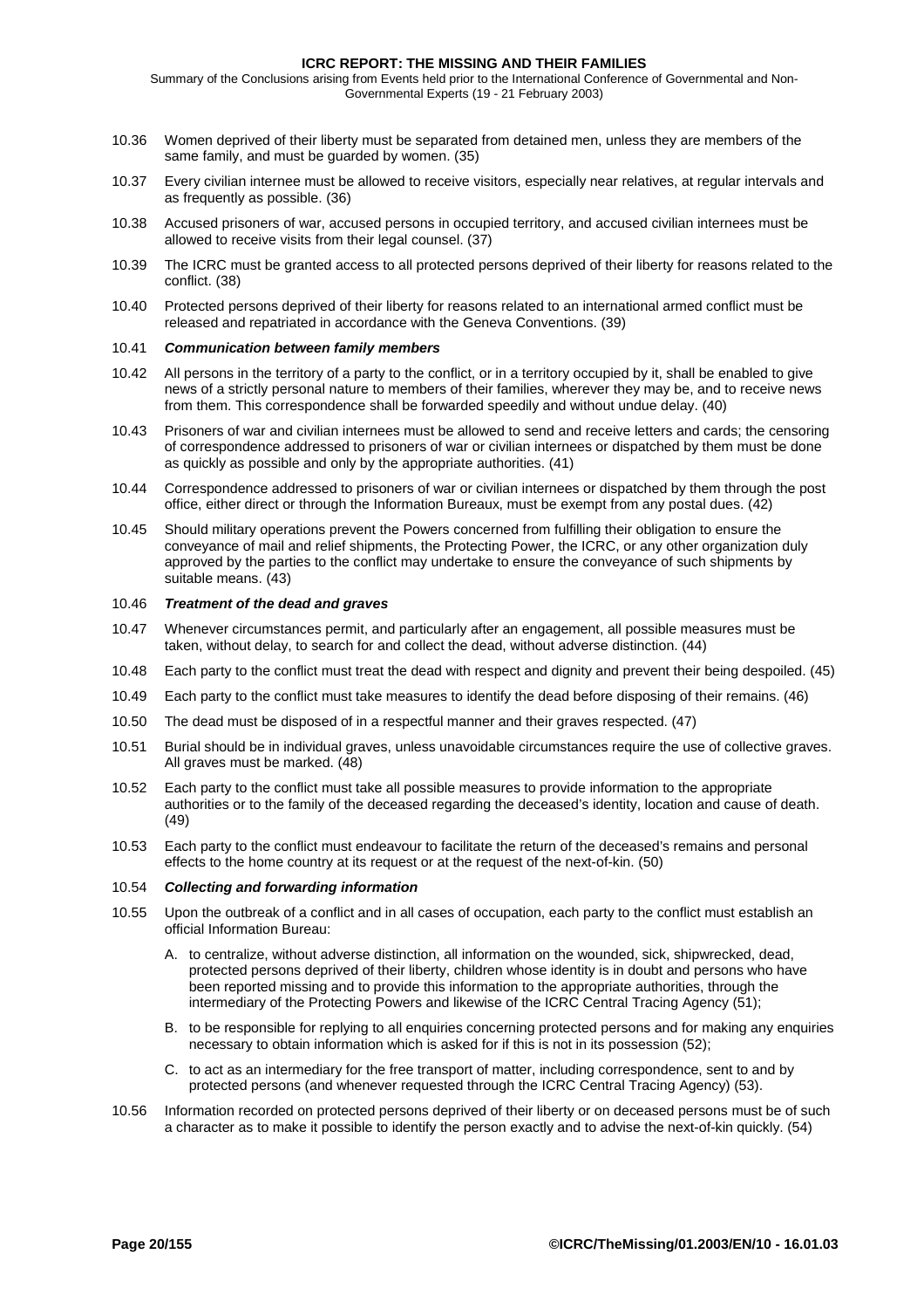10.36 Women deprived of their liberty must be separated from detained men, unless they are members of the same family, and must be guarded by women. (35)

10.37 Every civilian internee must be allowed to receive visitors, especially near relatives, at regular intervals and as frequently as possible. (36)

10.38 Accused prisoners of war, accused persons in occupied territory, and accused civilian internees must be allowed to receive visits from their legal counsel. (37)

10.39 The ICRC must be granted access to all protected persons deprived of their liberty for reasons related to the conflict. (38)

10.40 Protected persons deprived of their liberty for reasons related to an international armed conflict must be released and repatriated in accordance with the Geneva Conventions. (39)

10.41 ***Communication between family members***

10.42 All persons in the territory of a party to the conflict, or in a territory occupied by it, shall be enabled to give news of a strictly personal nature to members of their families, wherever they may be, and to receive news from them. This correspondence shall be forwarded speedily and without undue delay. (40)

10.43 Prisoners of war and civilian internees must be allowed to send and receive letters and cards; the censoring of correspondence addressed to prisoners of war or civilian internees or dispatched by them must be done as quickly as possible and only by the appropriate authorities. (41)

10.44 Correspondence addressed to prisoners of war or civilian internees or dispatched by them through the post office, either direct or through the Information Bureaux, must be exempt from any postal dues. (42)

10.45 Should military operations prevent the Powers concerned from fulfilling their obligation to ensure the conveyance of mail and relief shipments, the Protecting Power, the ICRC, or any other organization duly approved by the parties to the conflict may undertake to ensure the conveyance of such shipments by suitable means. (43)

10.46 ***Treatment of the dead and graves***

10.47 Whenever circumstances permit, and particularly after an engagement, all possible measures must be taken, without delay, to search for and collect the dead, without adverse distinction. (44)

10.48 Each party to the conflict must treat the dead with respect and dignity and prevent their being despoiled. (45)

10.49 Each party to the conflict must take measures to identify the dead before disposing of their remains. (46)

10.50 The dead must be disposed of in a respectful manner and their graves respected. (47)

10.51 Burial should be in individual graves, unless unavoidable circumstances require the use of collective graves. All graves must be marked. (48)

10.52 Each party to the conflict must take all possible measures to provide information to the appropriate authorities or to the family of the deceased regarding the deceased's identity, location and cause of death. (49)

10.53 Each party to the conflict must endeavour to facilitate the return of the deceased's remains and personal effects to the home country at its request or at the request of the next-of-kin. (50)

10.54 ***Collecting and forwarding information***

10.55 Upon the outbreak of a conflict and in all cases of occupation, each party to the conflict must establish an official Information Bureau:

A. to centralize, without adverse distinction, all information on the wounded, sick, shipwrecked, dead, protected persons deprived of their liberty, children whose identity is in doubt and persons who have been reported missing and to provide this information to the appropriate authorities, through the intermediary of the Protecting Powers and likewise of the ICRC Central Tracing Agency (51);

B. to be responsible for replying to all enquiries concerning protected persons and for making any enquiries necessary to obtain information which is asked for if this is not in its possession (52);

C. to act as an intermediary for the free transport of matter, including correspondence, sent to and by protected persons (and whenever requested through the ICRC Central Tracing Agency) (53).

10.56 Information recorded on protected persons deprived of their liberty or on deceased persons must be of such a character as to make it possible to identify the person exactly and to advise the next-of-kin quickly. (54)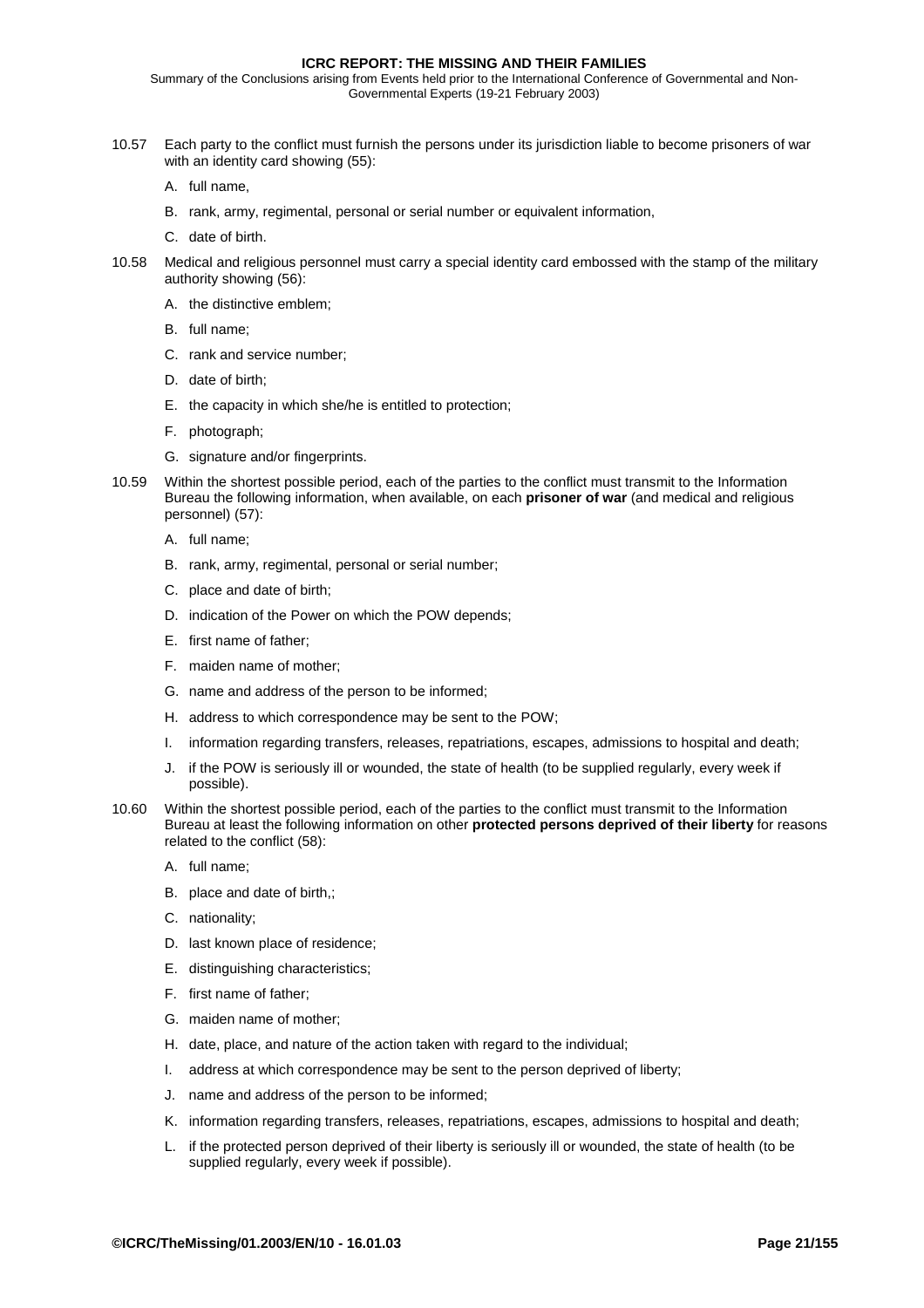10.57 Each party to the conflict must furnish the persons under its jurisdiction liable to become prisoners of war with an identity card showing (55):

A. full name,

B. rank, army, regimental, personal or serial number or equivalent information,

C. date of birth.

10.58 Medical and religious personnel must carry a special identity card embossed with the stamp of the military authority showing (56):

A. the distinctive emblem;

B. full name;

C. rank and service number;

D. date of birth;

E. the capacity in which she/he is entitled to protection;

F. photograph;

G. signature and/or fingerprints.

10.59 Within the shortest possible period, each of the parties to the conflict must transmit to the Information Bureau the following information, when available, on each **prisoner of war** (and medical and religious personnel) (57):

A. full name;

B. rank, army, regimental, personal or serial number;

C. place and date of birth;

D. indication of the Power on which the POW depends;

E. first name of father;

F. maiden name of mother;

G. name and address of the person to be informed;

H. address to which correspondence may be sent to the POW;

I. information regarding transfers, releases, repatriations, escapes, admissions to hospital and death;

J. if the POW is seriously ill or wounded, the state of health (to be supplied regularly, every week if possible).

10.60 Within the shortest possible period, each of the parties to the conflict must transmit to the Information Bureau at least the following information on other **protected persons deprived of their liberty** for reasons related to the conflict (58):

A. full name;

B. place and date of birth,;

C. nationality;

D. last known place of residence;

E. distinguishing characteristics;

F. first name of father;

G. maiden name of mother;

H. date, place, and nature of the action taken with regard to the individual;

I. address at which correspondence may be sent to the person deprived of liberty;

J. name and address of the person to be informed;

K. information regarding transfers, releases, repatriations, escapes, admissions to hospital and death;

L. if the protected person deprived of their liberty is seriously ill or wounded, the state of health (to be supplied regularly, every week if possible).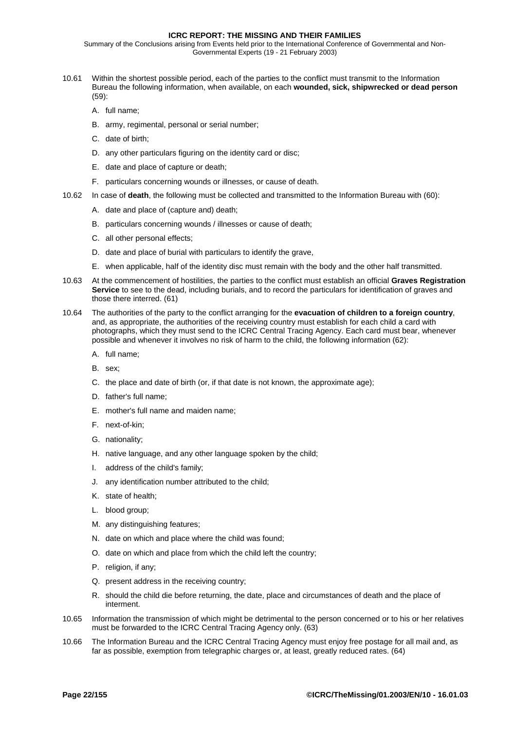10.61 Within the shortest possible period, each of the parties to the conflict must transmit to the Information Bureau the following information, when available, on each **wounded, sick, shipwrecked or dead person** (59):

A. full name;

B. army, regimental, personal or serial number;

C. date of birth;

D. any other particulars figuring on the identity card or disc;

E. date and place of capture or death;

F. particulars concerning wounds or illnesses, or cause of death.

10.62 In case of **death**, the following must be collected and transmitted to the Information Bureau with (60):

A. date and place of (capture and) death;

B. particulars concerning wounds / illnesses or cause of death;

C. all other personal effects;

D. date and place of burial with particulars to identify the grave,

E. when applicable, half of the identity disc must remain with the body and the other half transmitted.

10.63 At the commencement of hostilities, the parties to the conflict must establish an official **Graves Registration Service** to see to the dead, including burials, and to record the particulars for identification of graves and those there interred. (61)

10.64 The authorities of the party to the conflict arranging for the **evacuation of children to a foreign country**, and, as appropriate, the authorities of the receiving country must establish for each child a card with photographs, which they must send to the ICRC Central Tracing Agency. Each card must bear, whenever possible and whenever it involves no risk of harm to the child, the following information (62):

A. full name;

B. sex;

C. the place and date of birth (or, if that date is not known, the approximate age);

D. father's full name;

E. mother's full name and maiden name;

F. next-of-kin;

G. nationality;

H. native language, and any other language spoken by the child;

I. address of the child's family;

J. any identification number attributed to the child;

K. state of health;

L. blood group;

M. any distinguishing features;

N. date on which and place where the child was found;

O. date on which and place from which the child left the country;

P. religion, if any;

Q. present address in the receiving country;

R. should the child die before returning, the date, place and circumstances of death and the place of interment.

10.65 Information the transmission of which might be detrimental to the person concerned or to his or her relatives must be forwarded to the ICRC Central Tracing Agency only. (63)

10.66 The Information Bureau and the ICRC Central Tracing Agency must enjoy free postage for all mail and, as far as possible, exemption from telegraphic charges or, at least, greatly reduced rates. (64)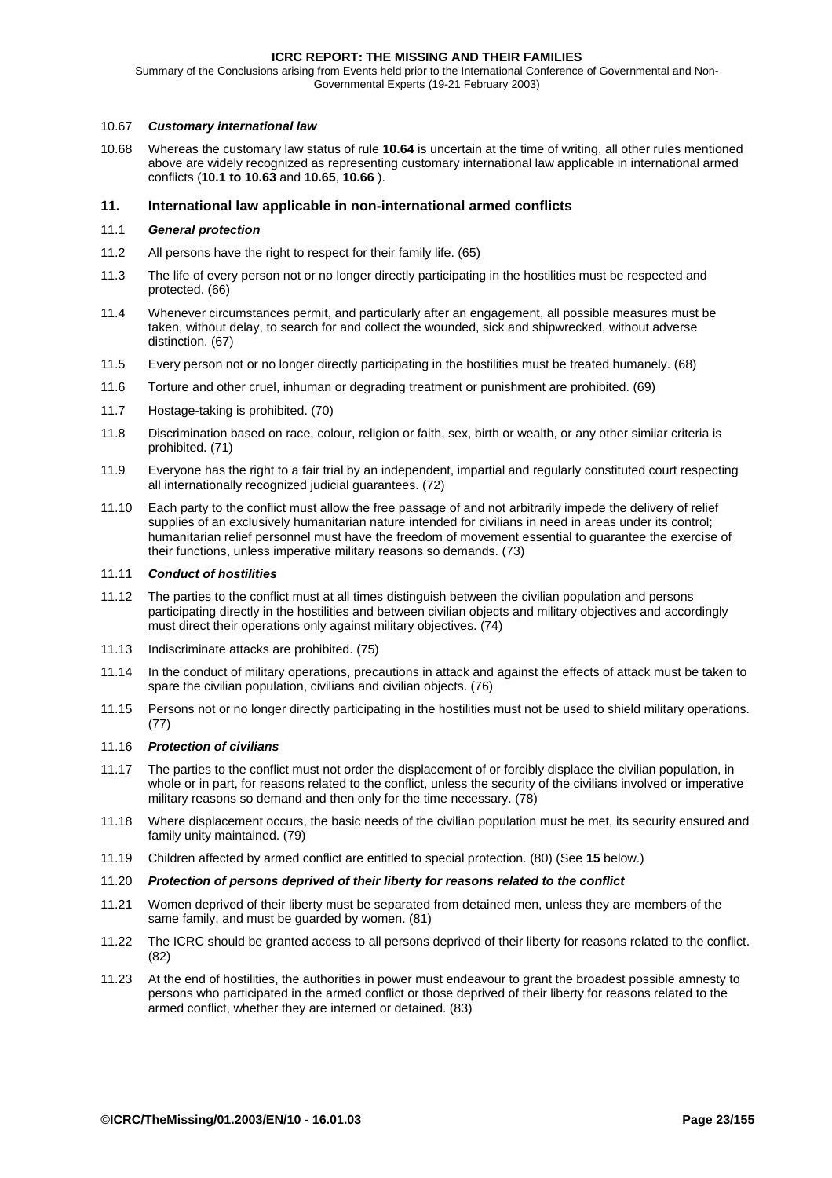10.67 ***Customary international law***

10.68 Whereas the customary law status of rule **10.64** is uncertain at the time of writing, all other rules mentioned above are widely recognized as representing customary international law applicable in international armed conflicts (**10.1 to 10.63** and **10.65**, **10.66** ).

## 11. International law applicable in non-international armed conflicts

11.1 ***General protection***

11.2 All persons have the right to respect for their family life. (65)

11.3 The life of every person not or no longer directly participating in the hostilities must be respected and protected. (66)

11.4 Whenever circumstances permit, and particularly after an engagement, all possible measures must be taken, without delay, to search for and collect the wounded, sick and shipwrecked, without adverse distinction. (67)

11.5 Every person not or no longer directly participating in the hostilities must be treated humanely. (68)

11.6 Torture and other cruel, inhuman or degrading treatment or punishment are prohibited. (69)

11.7 Hostage-taking is prohibited. (70)

11.8 Discrimination based on race, colour, religion or faith, sex, birth or wealth, or any other similar criteria is prohibited. (71)

11.9 Everyone has the right to a fair trial by an independent, impartial and regularly constituted court respecting all internationally recognized judicial guarantees. (72)

11.10 Each party to the conflict must allow the free passage of and not arbitrarily impede the delivery of relief supplies of an exclusively humanitarian nature intended for civilians in need in areas under its control; humanitarian relief personnel must have the freedom of movement essential to guarantee the exercise of their functions, unless imperative military reasons so demands. (73)

11.11 ***Conduct of hostilities***

11.12 The parties to the conflict must at all times distinguish between the civilian population and persons participating directly in the hostilities and between civilian objects and military objectives and accordingly must direct their operations only against military objectives. (74)

11.13 Indiscriminate attacks are prohibited. (75)

11.14 In the conduct of military operations, precautions in attack and against the effects of attack must be taken to spare the civilian population, civilians and civilian objects. (76)

11.15 Persons not or no longer directly participating in the hostilities must not be used to shield military operations. (77)

11.16 ***Protection of civilians***

11.17 The parties to the conflict must not order the displacement of or forcibly displace the civilian population, in whole or in part, for reasons related to the conflict, unless the security of the civilians involved or imperative military reasons so demand and then only for the time necessary. (78)

11.18 Where displacement occurs, the basic needs of the civilian population must be met, its security ensured and family unity maintained. (79)

11.19 Children affected by armed conflict are entitled to special protection. (80) (See **15** below.)

11.20 ***Protection of persons deprived of their liberty for reasons related to the conflict***

11.21 Women deprived of their liberty must be separated from detained men, unless they are members of the same family, and must be guarded by women. (81)

11.22 The ICRC should be granted access to all persons deprived of their liberty for reasons related to the conflict. (82)

11.23 At the end of hostilities, the authorities in power must endeavour to grant the broadest possible amnesty to persons who participated in the armed conflict or those deprived of their liberty for reasons related to the armed conflict, whether they are interned or detained. (83)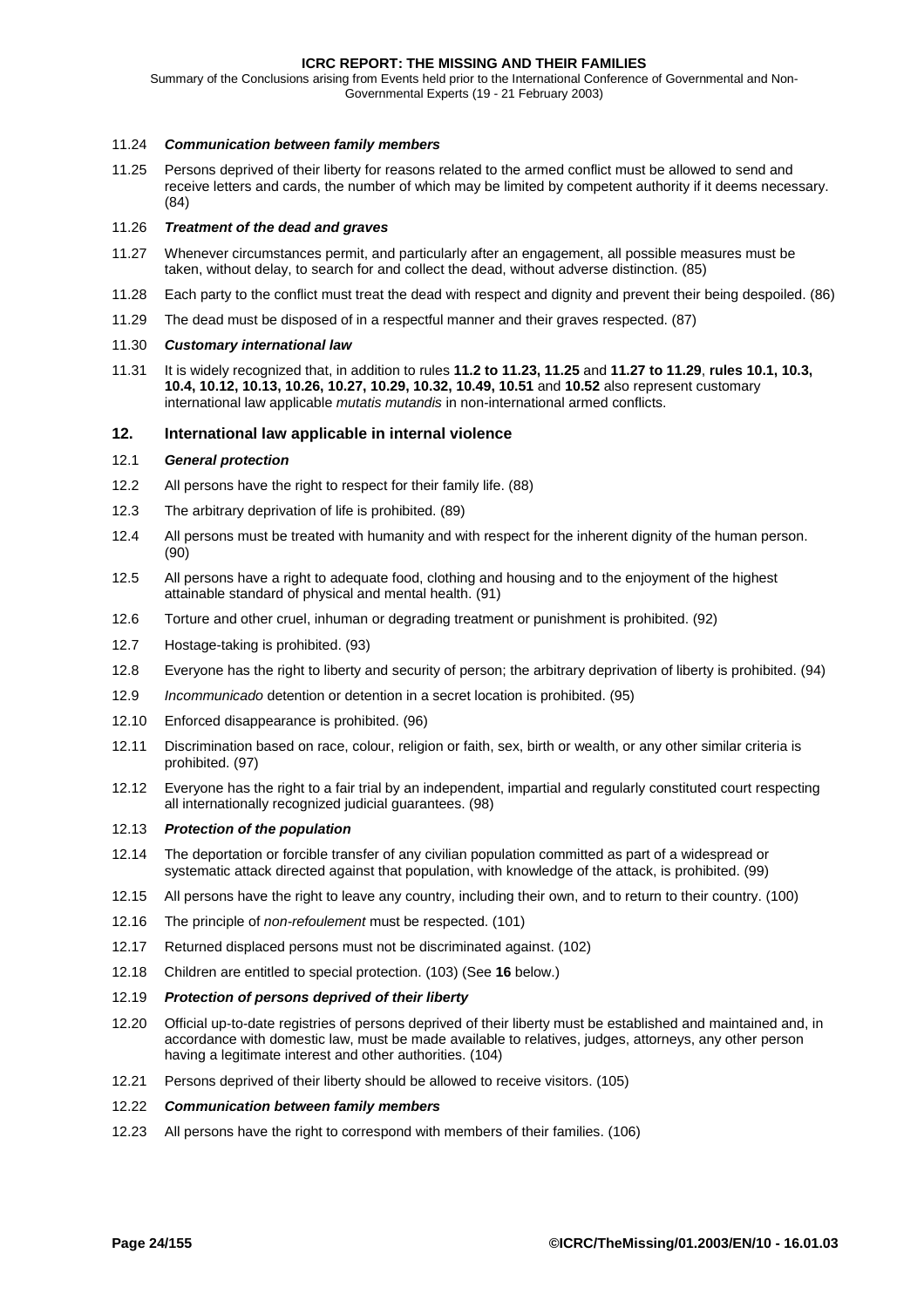11.24 ***Communication between family members***

11.25 Persons deprived of their liberty for reasons related to the armed conflict must be allowed to send and receive letters and cards, the number of which may be limited by competent authority if it deems necessary. (84)

11.26 ***Treatment of the dead and graves***

11.27 Whenever circumstances permit, and particularly after an engagement, all possible measures must be taken, without delay, to search for and collect the dead, without adverse distinction. (85)

11.28 Each party to the conflict must treat the dead with respect and dignity and prevent their being despoiled. (86)

11.29 The dead must be disposed of in a respectful manner and their graves respected. (87)

11.30 ***Customary international law***

11.31 It is widely recognized that, in addition to rules **11.2 to 11.23, 11.25** and **11.27 to 11.29**, **rules 10.1, 10.3, 10.4, 10.12, 10.13, 10.26, 10.27, 10.29, 10.32, 10.49, 10.51** and **10.52** also represent customary international law applicable *mutatis mutandis* in non-international armed conflicts.

## 12. International law applicable in internal violence

12.1 ***General protection***

12.2 All persons have the right to respect for their family life. (88)

12.3 The arbitrary deprivation of life is prohibited. (89)

12.4 All persons must be treated with humanity and with respect for the inherent dignity of the human person. (90)

12.5 All persons have a right to adequate food, clothing and housing and to the enjoyment of the highest attainable standard of physical and mental health. (91)

12.6 Torture and other cruel, inhuman or degrading treatment or punishment is prohibited. (92)

12.7 Hostage-taking is prohibited. (93)

12.8 Everyone has the right to liberty and security of person; the arbitrary deprivation of liberty is prohibited. (94)

12.9 *Incommunicado* detention or detention in a secret location is prohibited. (95)

12.10 Enforced disappearance is prohibited. (96)

12.11 Discrimination based on race, colour, religion or faith, sex, birth or wealth, or any other similar criteria is prohibited. (97)

12.12 Everyone has the right to a fair trial by an independent, impartial and regularly constituted court respecting all internationally recognized judicial guarantees. (98)

12.13 ***Protection of the population***

12.14 The deportation or forcible transfer of any civilian population committed as part of a widespread or systematic attack directed against that population, with knowledge of the attack, is prohibited. (99)

12.15 All persons have the right to leave any country, including their own, and to return to their country. (100)

12.16 The principle of *non-refoulement* must be respected. (101)

12.17 Returned displaced persons must not be discriminated against. (102)

12.18 Children are entitled to special protection. (103) (See **16** below.)

12.19 ***Protection of persons deprived of their liberty***

12.20 Official up-to-date registries of persons deprived of their liberty must be established and maintained and, in accordance with domestic law, must be made available to relatives, judges, attorneys, any other person having a legitimate interest and other authorities. (104)

12.21 Persons deprived of their liberty should be allowed to receive visitors. (105)

12.22 ***Communication between family members***

12.23 All persons have the right to correspond with members of their families. (106)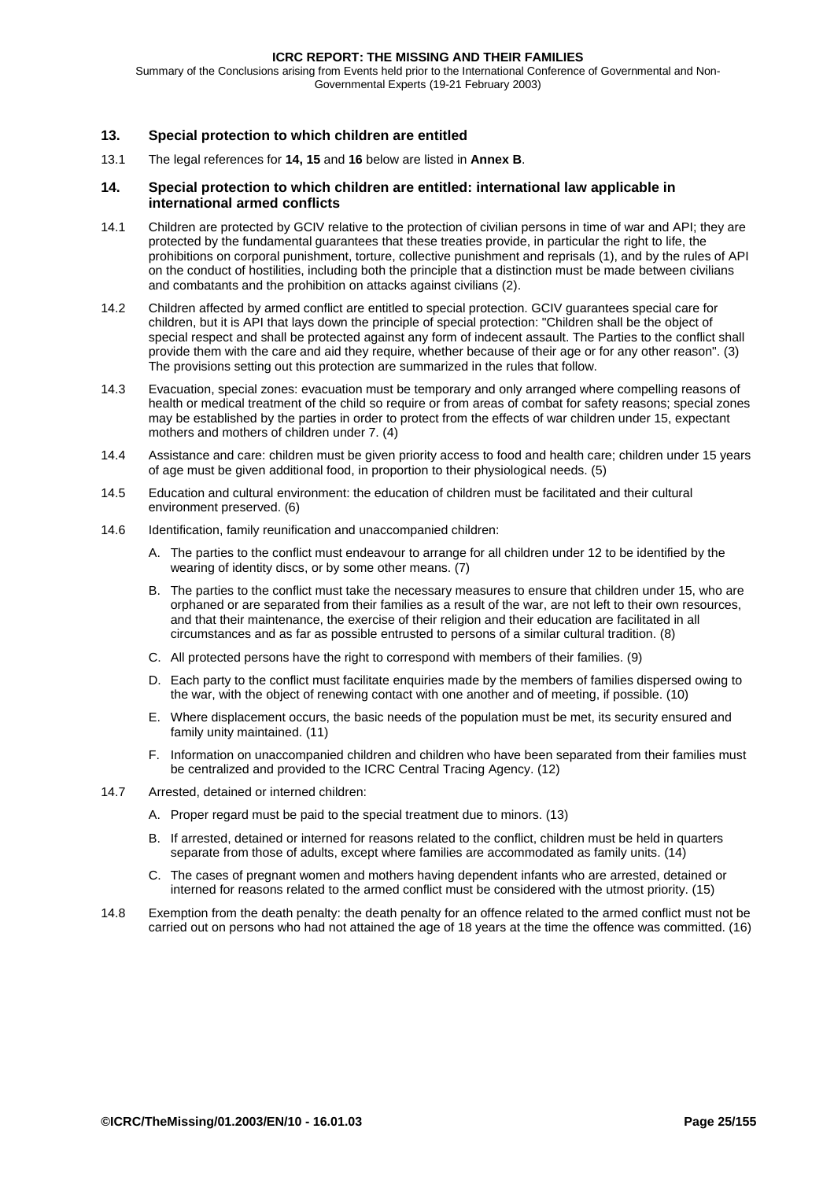## 13. Special protection to which children are entitled

13.1 The legal references for **14, 15** and **16** below are listed in **Annex B**.

## 14. Special protection to which children are entitled: international law applicable in international armed conflicts

14.1 Children are protected by GCIV relative to the protection of civilian persons in time of war and API; they are protected by the fundamental guarantees that these treaties provide, in particular the right to life, the prohibitions on corporal punishment, torture, collective punishment and reprisals (1), and by the rules of API on the conduct of hostilities, including both the principle that a distinction must be made between civilians and combatants and the prohibition on attacks against civilians (2).

14.2 Children affected by armed conflict are entitled to special protection. GCIV guarantees special care for children, but it is API that lays down the principle of special protection: "Children shall be the object of special respect and shall be protected against any form of indecent assault. The Parties to the conflict shall provide them with the care and aid they require, whether because of their age or for any other reason". (3) The provisions setting out this protection are summarized in the rules that follow.

14.3 Evacuation, special zones: evacuation must be temporary and only arranged where compelling reasons of health or medical treatment of the child so require or from areas of combat for safety reasons; special zones may be established by the parties in order to protect from the effects of war children under 15, expectant mothers and mothers of children under 7. (4)

14.4 Assistance and care: children must be given priority access to food and health care; children under 15 years of age must be given additional food, in proportion to their physiological needs. (5)

14.5 Education and cultural environment: the education of children must be facilitated and their cultural environment preserved. (6)

14.6 Identification, family reunification and unaccompanied children:

A. The parties to the conflict must endeavour to arrange for all children under 12 to be identified by the wearing of identity discs, or by some other means. (7)

B. The parties to the conflict must take the necessary measures to ensure that children under 15, who are orphaned or are separated from their families as a result of the war, are not left to their own resources, and that their maintenance, the exercise of their religion and their education are facilitated in all circumstances and as far as possible entrusted to persons of a similar cultural tradition. (8)

C. All protected persons have the right to correspond with members of their families. (9)

D. Each party to the conflict must facilitate enquiries made by the members of families dispersed owing to the war, with the object of renewing contact with one another and of meeting, if possible. (10)

E. Where displacement occurs, the basic needs of the population must be met, its security ensured and family unity maintained. (11)

F. Information on unaccompanied children and children who have been separated from their families must be centralized and provided to the ICRC Central Tracing Agency. (12)

14.7 Arrested, detained or interned children:

A. Proper regard must be paid to the special treatment due to minors. (13)

B. If arrested, detained or interned for reasons related to the conflict, children must be held in quarters separate from those of adults, except where families are accommodated as family units. (14)

C. The cases of pregnant women and mothers having dependent infants who are arrested, detained or interned for reasons related to the armed conflict must be considered with the utmost priority. (15)

14.8 Exemption from the death penalty: the death penalty for an offence related to the armed conflict must not be carried out on persons who had not attained the age of 18 years at the time the offence was committed. (16)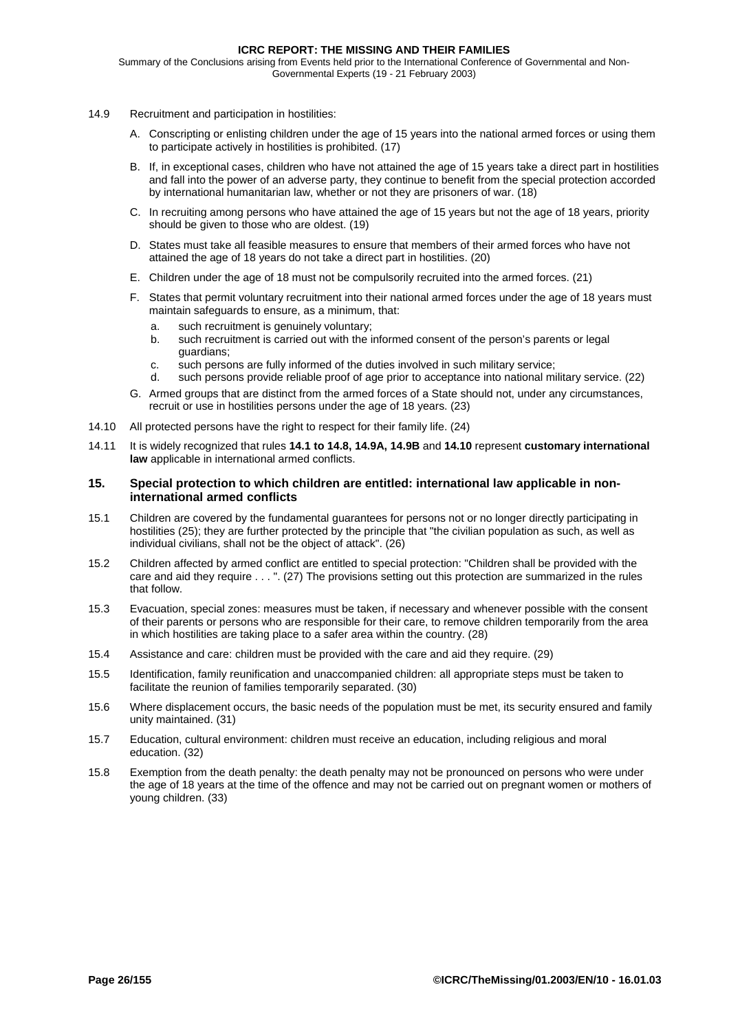14.9 Recruitment and participation in hostilities:

A. Conscripting or enlisting children under the age of 15 years into the national armed forces or using them to participate actively in hostilities is prohibited. (17)

B. If, in exceptional cases, children who have not attained the age of 15 years take a direct part in hostilities and fall into the power of an adverse party, they continue to benefit from the special protection accorded by international humanitarian law, whether or not they are prisoners of war. (18)

C. In recruiting among persons who have attained the age of 15 years but not the age of 18 years, priority should be given to those who are oldest. (19)

D. States must take all feasible measures to ensure that members of their armed forces who have not attained the age of 18 years do not take a direct part in hostilities. (20)

E. Children under the age of 18 must not be compulsorily recruited into the armed forces. (21)

F. States that permit voluntary recruitment into their national armed forces under the age of 18 years must maintain safeguards to ensure, as a minimum, that:

   a. such recruitment is genuinely voluntary;
   b. such recruitment is carried out with the informed consent of the person's parents or legal guardians;
   c. such persons are fully informed of the duties involved in such military service;
   d. such persons provide reliable proof of age prior to acceptance into national military service. (22)

G. Armed groups that are distinct from the armed forces of a State should not, under any circumstances, recruit or use in hostilities persons under the age of 18 years. (23)

14.10 All protected persons have the right to respect for their family life. (24)

14.11 It is widely recognized that rules **14.1 to 14.8, 14.9A, 14.9B** and **14.10** represent **customary international law** applicable in international armed conflicts.

## 15. Special protection to which children are entitled: international law applicable in non-international armed conflicts

15.1 Children are covered by the fundamental guarantees for persons not or no longer directly participating in hostilities (25); they are further protected by the principle that "the civilian population as such, as well as individual civilians, shall not be the object of attack". (26)

15.2 Children affected by armed conflict are entitled to special protection: "Children shall be provided with the care and aid they require . . . ". (27) The provisions setting out this protection are summarized in the rules that follow.

15.3 Evacuation, special zones: measures must be taken, if necessary and whenever possible with the consent of their parents or persons who are responsible for their care, to remove children temporarily from the area in which hostilities are taking place to a safer area within the country. (28)

15.4 Assistance and care: children must be provided with the care and aid they require. (29)

15.5 Identification, family reunification and unaccompanied children: all appropriate steps must be taken to facilitate the reunion of families temporarily separated. (30)

15.6 Where displacement occurs, the basic needs of the population must be met, its security ensured and family unity maintained. (31)

15.7 Education, cultural environment: children must receive an education, including religious and moral education. (32)

15.8 Exemption from the death penalty: the death penalty may not be pronounced on persons who were under the age of 18 years at the time of the offence and may not be carried out on pregnant women or mothers of young children. (33)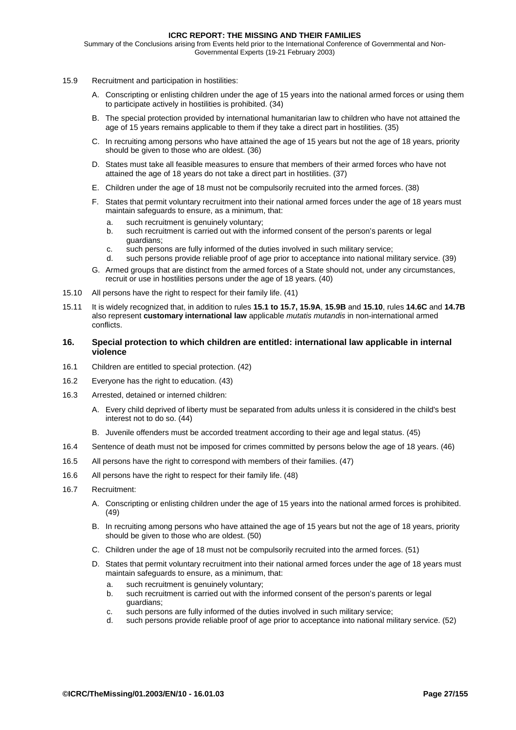15.9 Recruitment and participation in hostilities:

A. Conscripting or enlisting children under the age of 15 years into the national armed forces or using them to participate actively in hostilities is prohibited. (34)

B. The special protection provided by international humanitarian law to children who have not attained the age of 15 years remains applicable to them if they take a direct part in hostilities. (35)

C. In recruiting among persons who have attained the age of 15 years but not the age of 18 years, priority should be given to those who are oldest. (36)

D. States must take all feasible measures to ensure that members of their armed forces who have not attained the age of 18 years do not take a direct part in hostilities. (37)

E. Children under the age of 18 must not be compulsorily recruited into the armed forces. (38)

F. States that permit voluntary recruitment into their national armed forces under the age of 18 years must maintain safeguards to ensure, as a minimum, that:

a. such recruitment is genuinely voluntary;
b. such recruitment is carried out with the informed consent of the person's parents or legal guardians;
c. such persons are fully informed of the duties involved in such military service;
d. such persons provide reliable proof of age prior to acceptance into national military service. (39)

G. Armed groups that are distinct from the armed forces of a State should not, under any circumstances, recruit or use in hostilities persons under the age of 18 years. (40)

15.10 All persons have the right to respect for their family life. (41)

15.11 It is widely recognized that, in addition to rules **15.1 to 15.7, 15.9A**, **15.9B** and **15.10**, rules **14.6C** and **14.7B** also represent **customary international law** applicable *mutatis mutandis* in non-international armed conflicts.

## 16. Special protection to which children are entitled: international law applicable in internal violence

16.1 Children are entitled to special protection. (42)

16.2 Everyone has the right to education. (43)

16.3 Arrested, detained or interned children:

A. Every child deprived of liberty must be separated from adults unless it is considered in the child's best interest not to do so. (44)

B. Juvenile offenders must be accorded treatment according to their age and legal status. (45)

16.4 Sentence of death must not be imposed for crimes committed by persons below the age of 18 years. (46)

16.5 All persons have the right to correspond with members of their families. (47)

16.6 All persons have the right to respect for their family life. (48)

16.7 Recruitment:

A. Conscripting or enlisting children under the age of 15 years into the national armed forces is prohibited. (49)

B. In recruiting among persons who have attained the age of 15 years but not the age of 18 years, priority should be given to those who are oldest. (50)

C. Children under the age of 18 must not be compulsorily recruited into the armed forces. (51)

D. States that permit voluntary recruitment into their national armed forces under the age of 18 years must maintain safeguards to ensure, as a minimum, that:

a. such recruitment is genuinely voluntary;
b. such recruitment is carried out with the informed consent of the person's parents or legal guardians;
c. such persons are fully informed of the duties involved in such military service;
d. such persons provide reliable proof of age prior to acceptance into national military service. (52)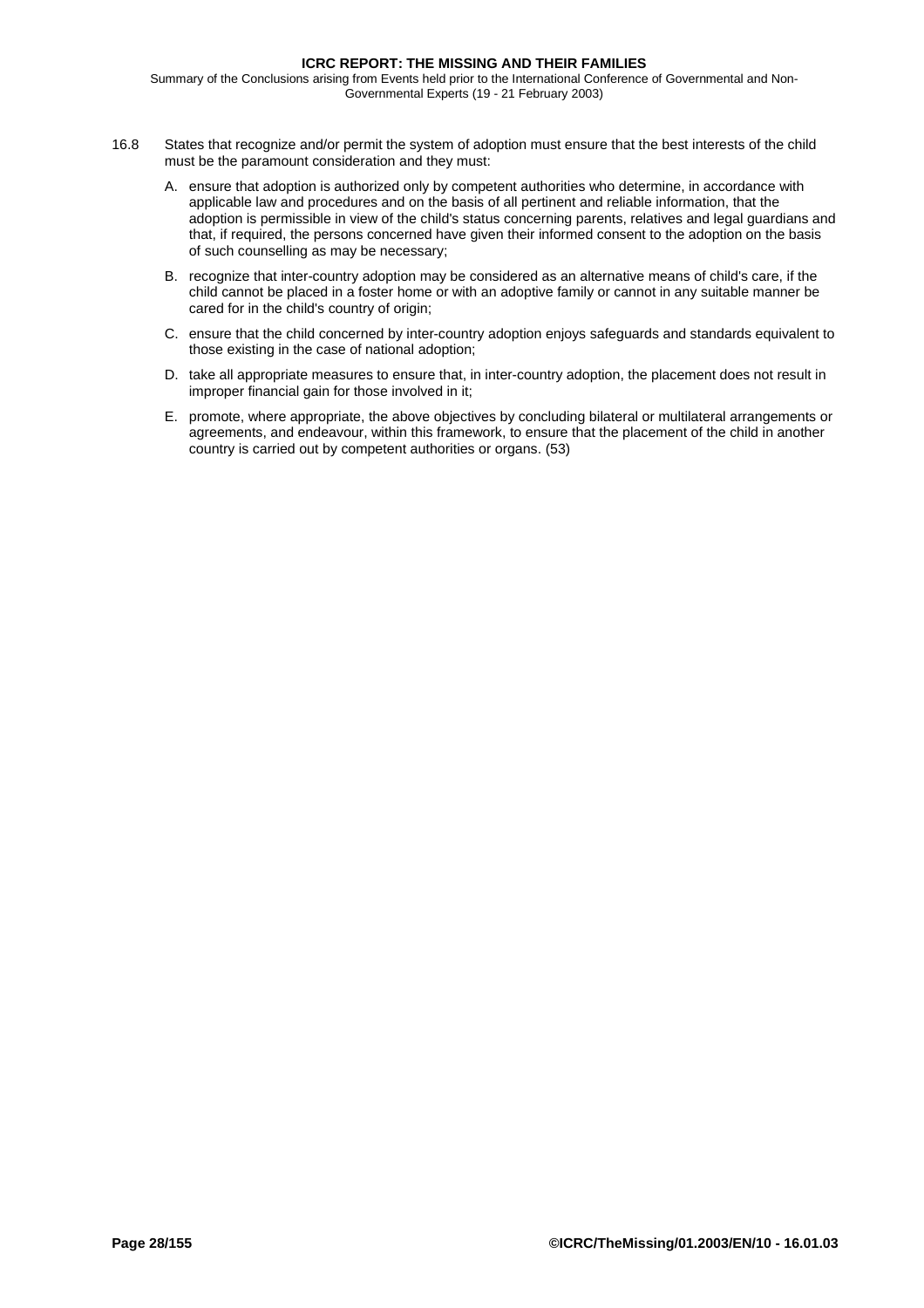16.8 States that recognize and/or permit the system of adoption must ensure that the best interests of the child must be the paramount consideration and they must:

A. ensure that adoption is authorized only by competent authorities who determine, in accordance with applicable law and procedures and on the basis of all pertinent and reliable information, that the adoption is permissible in view of the child's status concerning parents, relatives and legal guardians and that, if required, the persons concerned have given their informed consent to the adoption on the basis of such counselling as may be necessary;

B. recognize that inter-country adoption may be considered as an alternative means of child's care, if the child cannot be placed in a foster home or with an adoptive family or cannot in any suitable manner be cared for in the child's country of origin;

C. ensure that the child concerned by inter-country adoption enjoys safeguards and standards equivalent to those existing in the case of national adoption;

D. take all appropriate measures to ensure that, in inter-country adoption, the placement does not result in improper financial gain for those involved in it;

E. promote, where appropriate, the above objectives by concluding bilateral or multilateral arrangements or agreements, and endeavour, within this framework, to ensure that the placement of the child in another country is carried out by competent authorities or organs. (53)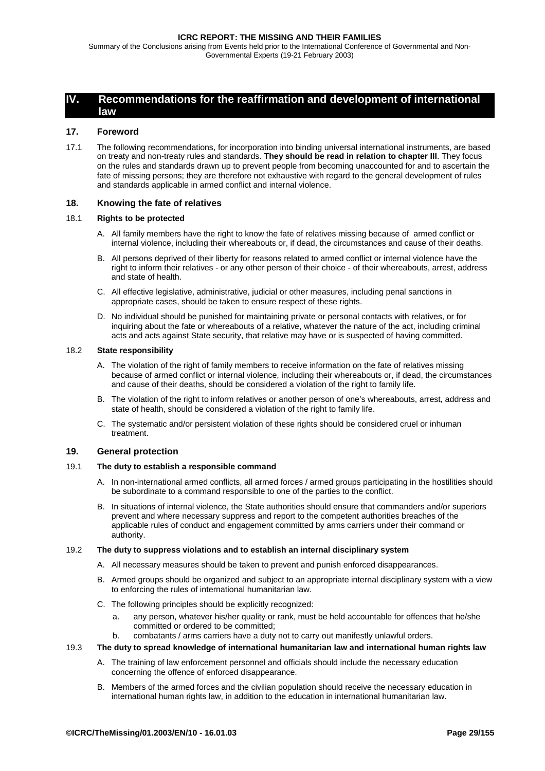## IV. Recommendations for the reaffirmation and development of international law

### 17. Foreword

17.1 The following recommendations, for incorporation into binding universal international instruments, are based on treaty and non-treaty rules and standards. **They should be read in relation to chapter III**. They focus on the rules and standards drawn up to prevent people from becoming unaccounted for and to ascertain the fate of missing persons; they are therefore not exhaustive with regard to the general development of rules and standards applicable in armed conflict and internal violence.

### 18. Knowing the fate of relatives

18.1 **Rights to be protected**

A. All family members have the right to know the fate of relatives missing because of armed conflict or internal violence, including their whereabouts or, if dead, the circumstances and cause of their deaths.

B. All persons deprived of their liberty for reasons related to armed conflict or internal violence have the right to inform their relatives - or any other person of their choice - of their whereabouts, arrest, address and state of health.

C. All effective legislative, administrative, judicial or other measures, including penal sanctions in appropriate cases, should be taken to ensure respect of these rights.

D. No individual should be punished for maintaining private or personal contacts with relatives, or for inquiring about the fate or whereabouts of a relative, whatever the nature of the act, including criminal acts and acts against State security, that relative may have or is suspected of having committed.

18.2 **State responsibility**

A. The violation of the right of family members to receive information on the fate of relatives missing because of armed conflict or internal violence, including their whereabouts or, if dead, the circumstances and cause of their deaths, should be considered a violation of the right to family life.

B. The violation of the right to inform relatives or another person of one's whereabouts, arrest, address and state of health, should be considered a violation of the right to family life.

C. The systematic and/or persistent violation of these rights should be considered cruel or inhuman treatment.

### 19. General protection

19.1 **The duty to establish a responsible command**

A. In non-international armed conflicts, all armed forces / armed groups participating in the hostilities should be subordinate to a command responsible to one of the parties to the conflict.

B. In situations of internal violence, the State authorities should ensure that commanders and/or superiors prevent and where necessary suppress and report to the competent authorities breaches of the applicable rules of conduct and engagement committed by arms carriers under their command or authority.

19.2 **The duty to suppress violations and to establish an internal disciplinary system**

A. All necessary measures should be taken to prevent and punish enforced disappearances.

B. Armed groups should be organized and subject to an appropriate internal disciplinary system with a view to enforcing the rules of international humanitarian law.

C. The following principles should be explicitly recognized:

a. any person, whatever his/her quality or rank, must be held accountable for offences that he/she committed or ordered to be committed;

b. combatants / arms carriers have a duty not to carry out manifestly unlawful orders.

19.3 **The duty to spread knowledge of international humanitarian law and international human rights law**

A. The training of law enforcement personnel and officials should include the necessary education concerning the offence of enforced disappearance.

B. Members of the armed forces and the civilian population should receive the necessary education in international human rights law, in addition to the education in international humanitarian law.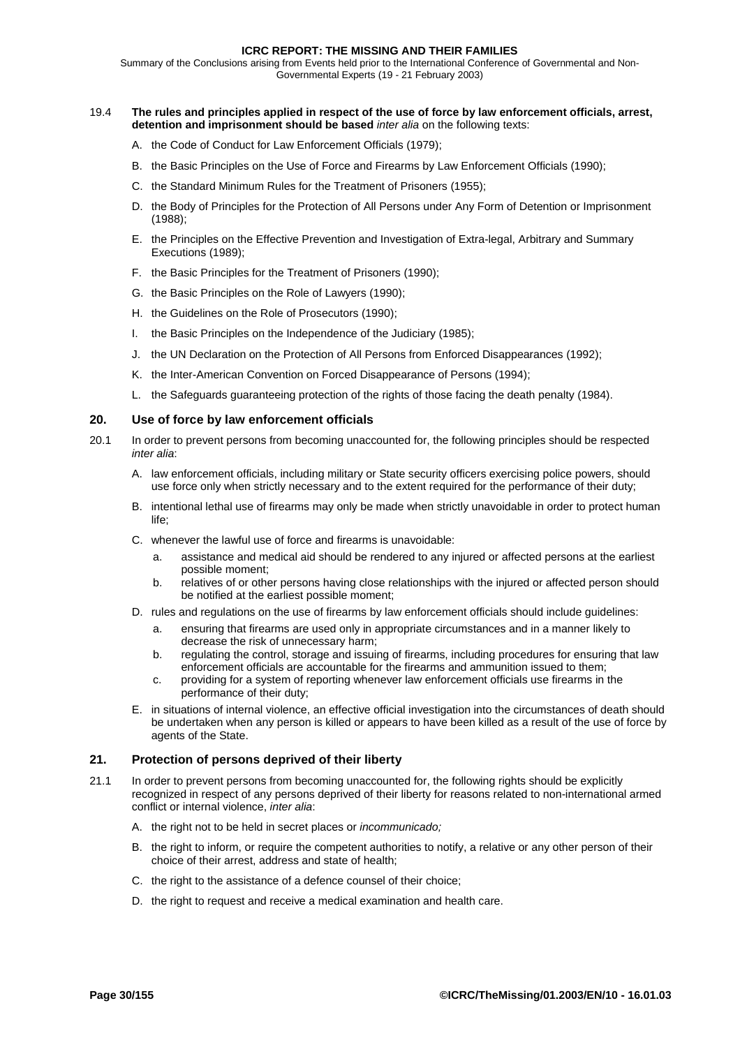19.4 **The rules and principles applied in respect of the use of force by law enforcement officials, arrest, detention and imprisonment should be based** *inter alia* on the following texts:

A. the Code of Conduct for Law Enforcement Officials (1979);

B. the Basic Principles on the Use of Force and Firearms by Law Enforcement Officials (1990);

C. the Standard Minimum Rules for the Treatment of Prisoners (1955);

D. the Body of Principles for the Protection of All Persons under Any Form of Detention or Imprisonment (1988);

E. the Principles on the Effective Prevention and Investigation of Extra-legal, Arbitrary and Summary Executions (1989);

F. the Basic Principles for the Treatment of Prisoners (1990);

G. the Basic Principles on the Role of Lawyers (1990);

H. the Guidelines on the Role of Prosecutors (1990);

I. the Basic Principles on the Independence of the Judiciary (1985);

J. the UN Declaration on the Protection of All Persons from Enforced Disappearances (1992);

K. the Inter-American Convention on Forced Disappearance of Persons (1994);

L. the Safeguards guaranteeing protection of the rights of those facing the death penalty (1984).

## 20. Use of force by law enforcement officials

20.1 In order to prevent persons from becoming unaccounted for, the following principles should be respected *inter alia*:

A. law enforcement officials, including military or State security officers exercising police powers, should use force only when strictly necessary and to the extent required for the performance of their duty;

B. intentional lethal use of firearms may only be made when strictly unavoidable in order to protect human life;

C. whenever the lawful use of force and firearms is unavoidable:

   a. assistance and medical aid should be rendered to any injured or affected persons at the earliest possible moment;
   b. relatives of or other persons having close relationships with the injured or affected person should be notified at the earliest possible moment;

D. rules and regulations on the use of firearms by law enforcement officials should include guidelines:

   a. ensuring that firearms are used only in appropriate circumstances and in a manner likely to decrease the risk of unnecessary harm;
   b. regulating the control, storage and issuing of firearms, including procedures for ensuring that law enforcement officials are accountable for the firearms and ammunition issued to them;
   c. providing for a system of reporting whenever law enforcement officials use firearms in the performance of their duty;

E. in situations of internal violence, an effective official investigation into the circumstances of death should be undertaken when any person is killed or appears to have been killed as a result of the use of force by agents of the State.

## 21. Protection of persons deprived of their liberty

21.1 In order to prevent persons from becoming unaccounted for, the following rights should be explicitly recognized in respect of any persons deprived of their liberty for reasons related to non-international armed conflict or internal violence, *inter alia*:

A. the right not to be held in secret places or *incommunicado;*

B. the right to inform, or require the competent authorities to notify, a relative or any other person of their choice of their arrest, address and state of health;

C. the right to the assistance of a defence counsel of their choice;

D. the right to request and receive a medical examination and health care.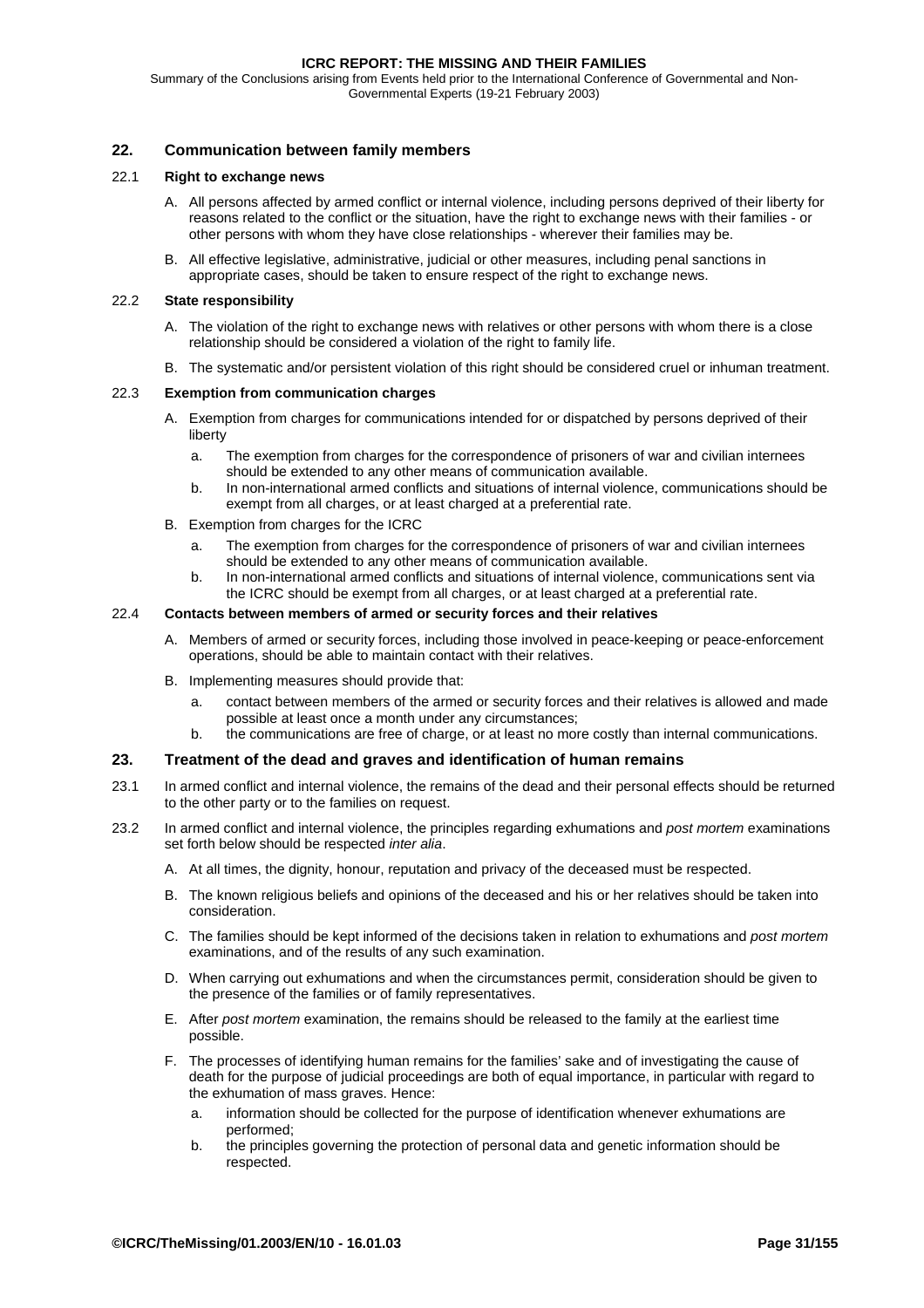## 22. Communication between family members

### 22.1 Right to exchange news

A. All persons affected by armed conflict or internal violence, including persons deprived of their liberty for reasons related to the conflict or the situation, have the right to exchange news with their families - or other persons with whom they have close relationships - wherever their families may be.

B. All effective legislative, administrative, judicial or other measures, including penal sanctions in appropriate cases, should be taken to ensure respect of the right to exchange news.

### 22.2 State responsibility

A. The violation of the right to exchange news with relatives or other persons with whom there is a close relationship should be considered a violation of the right to family life.

B. The systematic and/or persistent violation of this right should be considered cruel or inhuman treatment.

### 22.3 Exemption from communication charges

A. Exemption from charges for communications intended for or dispatched by persons deprived of their liberty

   a. The exemption from charges for the correspondence of prisoners of war and civilian internees should be extended to any other means of communication available.

   b. In non-international armed conflicts and situations of internal violence, communications should be exempt from all charges, or at least charged at a preferential rate.

B. Exemption from charges for the ICRC

   a. The exemption from charges for the correspondence of prisoners of war and civilian internees should be extended to any other means of communication available.

   b. In non-international armed conflicts and situations of internal violence, communications sent via the ICRC should be exempt from all charges, or at least charged at a preferential rate.

### 22.4 Contacts between members of armed or security forces and their relatives

A. Members of armed or security forces, including those involved in peace-keeping or peace-enforcement operations, should be able to maintain contact with their relatives.

B. Implementing measures should provide that:

   a. contact between members of the armed or security forces and their relatives is allowed and made possible at least once a month under any circumstances;

   b. the communications are free of charge, or at least no more costly than internal communications.

## 23. Treatment of the dead and graves and identification of human remains

23.1 In armed conflict and internal violence, the remains of the dead and their personal effects should be returned to the other party or to the families on request.

23.2 In armed conflict and internal violence, the principles regarding exhumations and *post mortem* examinations set forth below should be respected *inter alia*.

A. At all times, the dignity, honour, reputation and privacy of the deceased must be respected.

B. The known religious beliefs and opinions of the deceased and his or her relatives should be taken into consideration.

C. The families should be kept informed of the decisions taken in relation to exhumations and *post mortem* examinations, and of the results of any such examination.

D. When carrying out exhumations and when the circumstances permit, consideration should be given to the presence of the families or of family representatives.

E. After *post mortem* examination, the remains should be released to the family at the earliest time possible.

F. The processes of identifying human remains for the families' sake and of investigating the cause of death for the purpose of judicial proceedings are both of equal importance, in particular with regard to the exhumation of mass graves. Hence:

   a. information should be collected for the purpose of identification whenever exhumations are performed;

   b. the principles governing the protection of personal data and genetic information should be respected.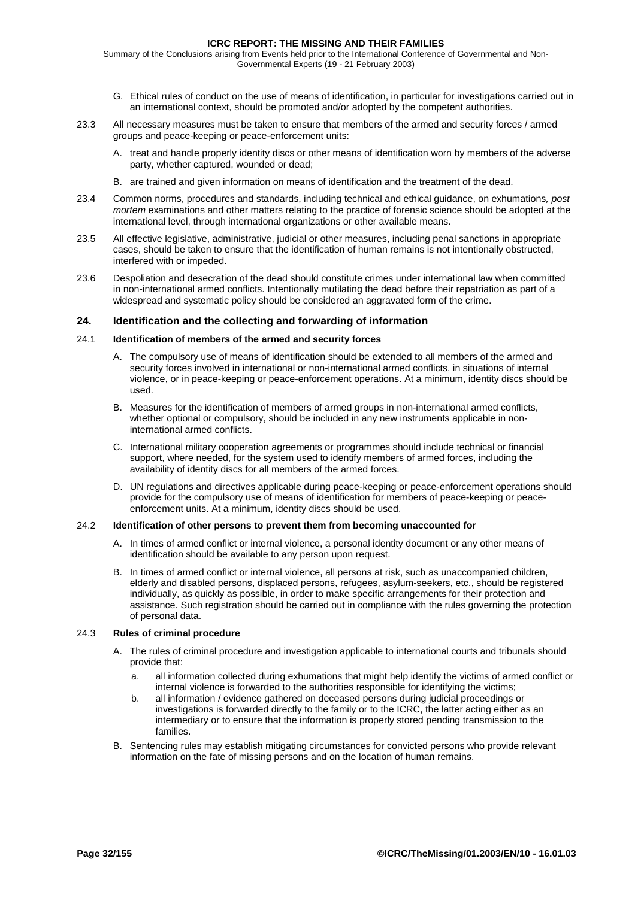G. Ethical rules of conduct on the use of means of identification, in particular for investigations carried out in an international context, should be promoted and/or adopted by the competent authorities.

23.3 All necessary measures must be taken to ensure that members of the armed and security forces / armed groups and peace-keeping or peace-enforcement units:

A. treat and handle properly identity discs or other means of identification worn by members of the adverse party, whether captured, wounded or dead;

B. are trained and given information on means of identification and the treatment of the dead.

23.4 Common norms, procedures and standards, including technical and ethical guidance, on exhumations, *post mortem* examinations and other matters relating to the practice of forensic science should be adopted at the international level, through international organizations or other available means.

23.5 All effective legislative, administrative, judicial or other measures, including penal sanctions in appropriate cases, should be taken to ensure that the identification of human remains is not intentionally obstructed, interfered with or impeded.

23.6 Despoliation and desecration of the dead should constitute crimes under international law when committed in non-international armed conflicts. Intentionally mutilating the dead before their repatriation as part of a widespread and systematic policy should be considered an aggravated form of the crime.

## 24. Identification and the collecting and forwarding of information

### 24.1 Identification of members of the armed and security forces

A. The compulsory use of means of identification should be extended to all members of the armed and security forces involved in international or non-international armed conflicts, in situations of internal violence, or in peace-keeping or peace-enforcement operations. At a minimum, identity discs should be used.

B. Measures for the identification of members of armed groups in non-international armed conflicts, whether optional or compulsory, should be included in any new instruments applicable in non-international armed conflicts.

C. International military cooperation agreements or programmes should include technical or financial support, where needed, for the system used to identify members of armed forces, including the availability of identity discs for all members of the armed forces.

D. UN regulations and directives applicable during peace-keeping or peace-enforcement operations should provide for the compulsory use of means of identification for members of peace-keeping or peace-enforcement units. At a minimum, identity discs should be used.

### 24.2 Identification of other persons to prevent them from becoming unaccounted for

A. In times of armed conflict or internal violence, a personal identity document or any other means of identification should be available to any person upon request.

B. In times of armed conflict or internal violence, all persons at risk, such as unaccompanied children, elderly and disabled persons, displaced persons, refugees, asylum-seekers, etc., should be registered individually, as quickly as possible, in order to make specific arrangements for their protection and assistance. Such registration should be carried out in compliance with the rules governing the protection of personal data.

### 24.3 Rules of criminal procedure

A. The rules of criminal procedure and investigation applicable to international courts and tribunals should provide that:

   a. all information collected during exhumations that might help identify the victims of armed conflict or internal violence is forwarded to the authorities responsible for identifying the victims;
   b. all information / evidence gathered on deceased persons during judicial proceedings or investigations is forwarded directly to the family or to the ICRC, the latter acting either as an intermediary or to ensure that the information is properly stored pending transmission to the families.

B. Sentencing rules may establish mitigating circumstances for convicted persons who provide relevant information on the fate of missing persons and on the location of human remains.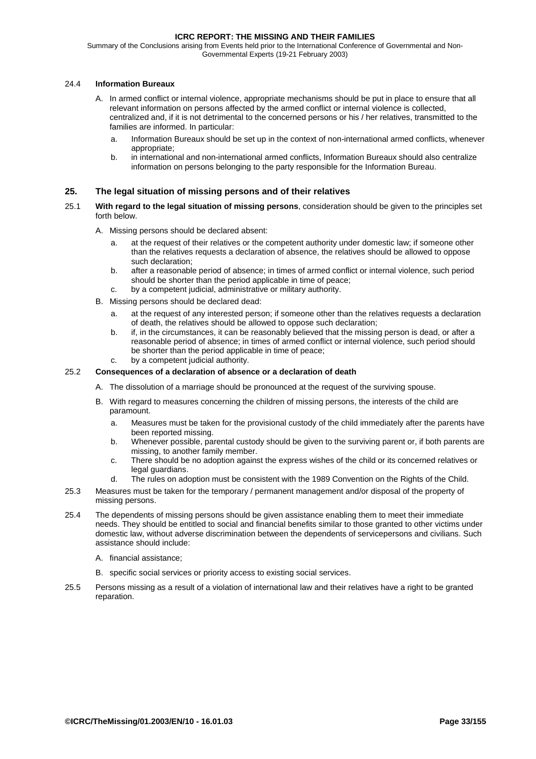24.4 **Information Bureaux**

A. In armed conflict or internal violence, appropriate mechanisms should be put in place to ensure that all relevant information on persons affected by the armed conflict or internal violence is collected, centralized and, if it is not detrimental to the concerned persons or his / her relatives, transmitted to the families are informed. In particular:

   a. Information Bureaux should be set up in the context of non-international armed conflicts, whenever appropriate;
   b. in international and non-international armed conflicts, Information Bureaux should also centralize information on persons belonging to the party responsible for the Information Bureau.

## 25. The legal situation of missing persons and of their relatives

25.1 **With regard to the legal situation of missing persons**, consideration should be given to the principles set forth below.

A. Missing persons should be declared absent:

   a. at the request of their relatives or the competent authority under domestic law; if someone other than the relatives requests a declaration of absence, the relatives should be allowed to oppose such declaration;
   b. after a reasonable period of absence; in times of armed conflict or internal violence, such period should be shorter than the period applicable in time of peace;
   c. by a competent judicial, administrative or military authority.

B. Missing persons should be declared dead:

   a. at the request of any interested person; if someone other than the relatives requests a declaration of death, the relatives should be allowed to oppose such declaration;
   b. if, in the circumstances, it can be reasonably believed that the missing person is dead, or after a reasonable period of absence; in times of armed conflict or internal violence, such period should be shorter than the period applicable in time of peace;
   c. by a competent judicial authority.

25.2 **Consequences of a declaration of absence or a declaration of death**

A. The dissolution of a marriage should be pronounced at the request of the surviving spouse.

B. With regard to measures concerning the children of missing persons, the interests of the child are paramount.

   a. Measures must be taken for the provisional custody of the child immediately after the parents have been reported missing.
   b. Whenever possible, parental custody should be given to the surviving parent or, if both parents are missing, to another family member.
   c. There should be no adoption against the express wishes of the child or its concerned relatives or legal guardians.
   d. The rules on adoption must be consistent with the 1989 Convention on the Rights of the Child.

25.3 Measures must be taken for the temporary / permanent management and/or disposal of the property of missing persons.

25.4 The dependents of missing persons should be given assistance enabling them to meet their immediate needs. They should be entitled to social and financial benefits similar to those granted to other victims under domestic law, without adverse discrimination between the dependents of servicepersons and civilians. Such assistance should include:

A. financial assistance;

B. specific social services or priority access to existing social services.

25.5 Persons missing as a result of a violation of international law and their relatives have a right to be granted reparation.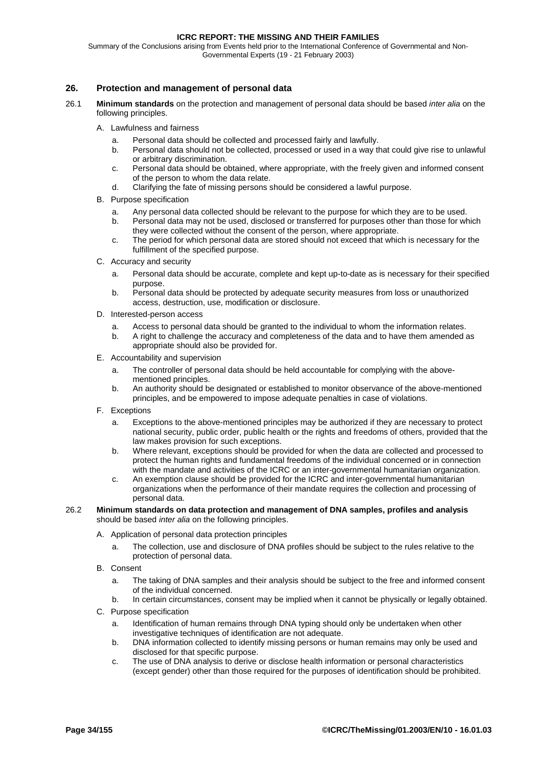## 26. Protection and management of personal data

26.1 **Minimum standards** on the protection and management of personal data should be based *inter alia* on the following principles.

A. Lawfulness and fairness

a. Personal data should be collected and processed fairly and lawfully.
b. Personal data should not be collected, processed or used in a way that could give rise to unlawful or arbitrary discrimination.
c. Personal data should be obtained, where appropriate, with the freely given and informed consent of the person to whom the data relate.
d. Clarifying the fate of missing persons should be considered a lawful purpose.

B. Purpose specification

a. Any personal data collected should be relevant to the purpose for which they are to be used.
b. Personal data may not be used, disclosed or transferred for purposes other than those for which they were collected without the consent of the person, where appropriate.
c. The period for which personal data are stored should not exceed that which is necessary for the fulfillment of the specified purpose.

C. Accuracy and security

a. Personal data should be accurate, complete and kept up-to-date as is necessary for their specified purpose.
b. Personal data should be protected by adequate security measures from loss or unauthorized access, destruction, use, modification or disclosure.

D. Interested-person access

a. Access to personal data should be granted to the individual to whom the information relates.
b. A right to challenge the accuracy and completeness of the data and to have them amended as appropriate should also be provided for.

E. Accountability and supervision

a. The controller of personal data should be held accountable for complying with the above-mentioned principles.
b. An authority should be designated or established to monitor observance of the above-mentioned principles, and be empowered to impose adequate penalties in case of violations.

F. Exceptions

a. Exceptions to the above-mentioned principles may be authorized if they are necessary to protect national security, public order, public health or the rights and freedoms of others, provided that the law makes provision for such exceptions.
b. Where relevant, exceptions should be provided for when the data are collected and processed to protect the human rights and fundamental freedoms of the individual concerned or in connection with the mandate and activities of the ICRC or an inter-governmental humanitarian organization.
c. An exemption clause should be provided for the ICRC and inter-governmental humanitarian organizations when the performance of their mandate requires the collection and processing of personal data.

26.2 **Minimum standards on data protection and management of DNA samples, profiles and analysis** should be based *inter alia* on the following principles.

A. Application of personal data protection principles

a. The collection, use and disclosure of DNA profiles should be subject to the rules relative to the protection of personal data.

B. Consent

a. The taking of DNA samples and their analysis should be subject to the free and informed consent of the individual concerned.
b. In certain circumstances, consent may be implied when it cannot be physically or legally obtained.

C. Purpose specification

a. Identification of human remains through DNA typing should only be undertaken when other investigative techniques of identification are not adequate.
b. DNA information collected to identify missing persons or human remains may only be used and disclosed for that specific purpose.
c. The use of DNA analysis to derive or disclose health information or personal characteristics (except gender) other than those required for the purposes of identification should be prohibited.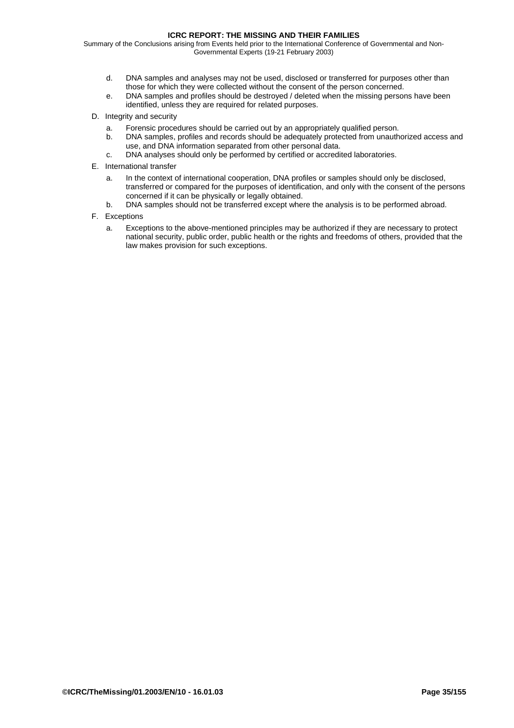d. DNA samples and analyses may not be used, disclosed or transferred for purposes other than those for which they were collected without the consent of the person concerned.
   e. DNA samples and profiles should be destroyed / deleted when the missing persons have been identified, unless they are required for related purposes.

D. Integrity and security

   a. Forensic procedures should be carried out by an appropriately qualified person.
   b. DNA samples, profiles and records should be adequately protected from unauthorized access and use, and DNA information separated from other personal data.
   c. DNA analyses should only be performed by certified or accredited laboratories.

E. International transfer

   a. In the context of international cooperation, DNA profiles or samples should only be disclosed, transferred or compared for the purposes of identification, and only with the consent of the persons concerned if it can be physically or legally obtained.
   b. DNA samples should not be transferred except where the analysis is to be performed abroad.

F. Exceptions

   a. Exceptions to the above-mentioned principles may be authorized if they are necessary to protect national security, public order, public health or the rights and freedoms of others, provided that the law makes provision for such exceptions.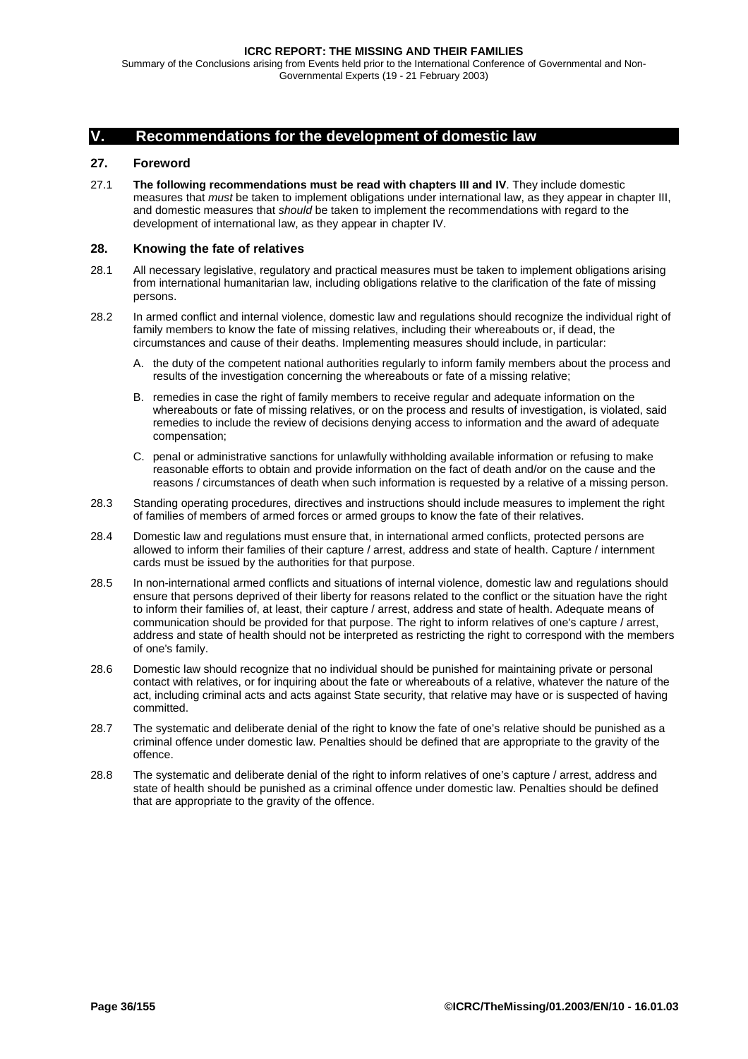## V. Recommendations for the development of domestic law

### 27. Foreword

27.1 **The following recommendations must be read with chapters III and IV**. They include domestic measures that *must* be taken to implement obligations under international law, as they appear in chapter III, and domestic measures that *should* be taken to implement the recommendations with regard to the development of international law, as they appear in chapter IV.

### 28. Knowing the fate of relatives

28.1 All necessary legislative, regulatory and practical measures must be taken to implement obligations arising from international humanitarian law, including obligations relative to the clarification of the fate of missing persons.

28.2 In armed conflict and internal violence, domestic law and regulations should recognize the individual right of family members to know the fate of missing relatives, including their whereabouts or, if dead, the circumstances and cause of their deaths. Implementing measures should include, in particular:

A. the duty of the competent national authorities regularly to inform family members about the process and results of the investigation concerning the whereabouts or fate of a missing relative;

B. remedies in case the right of family members to receive regular and adequate information on the whereabouts or fate of missing relatives, or on the process and results of investigation, is violated, said remedies to include the review of decisions denying access to information and the award of adequate compensation;

C. penal or administrative sanctions for unlawfully withholding available information or refusing to make reasonable efforts to obtain and provide information on the fact of death and/or on the cause and the reasons / circumstances of death when such information is requested by a relative of a missing person.

28.3 Standing operating procedures, directives and instructions should include measures to implement the right of families of members of armed forces or armed groups to know the fate of their relatives.

28.4 Domestic law and regulations must ensure that, in international armed conflicts, protected persons are allowed to inform their families of their capture / arrest, address and state of health. Capture / internment cards must be issued by the authorities for that purpose.

28.5 In non-international armed conflicts and situations of internal violence, domestic law and regulations should ensure that persons deprived of their liberty for reasons related to the conflict or the situation have the right to inform their families of, at least, their capture / arrest, address and state of health. Adequate means of communication should be provided for that purpose. The right to inform relatives of one's capture / arrest, address and state of health should not be interpreted as restricting the right to correspond with the members of one's family.

28.6 Domestic law should recognize that no individual should be punished for maintaining private or personal contact with relatives, or for inquiring about the fate or whereabouts of a relative, whatever the nature of the act, including criminal acts and acts against State security, that relative may have or is suspected of having committed.

28.7 The systematic and deliberate denial of the right to know the fate of one's relative should be punished as a criminal offence under domestic law. Penalties should be defined that are appropriate to the gravity of the offence.

28.8 The systematic and deliberate denial of the right to inform relatives of one's capture / arrest, address and state of health should be punished as a criminal offence under domestic law. Penalties should be defined that are appropriate to the gravity of the offence.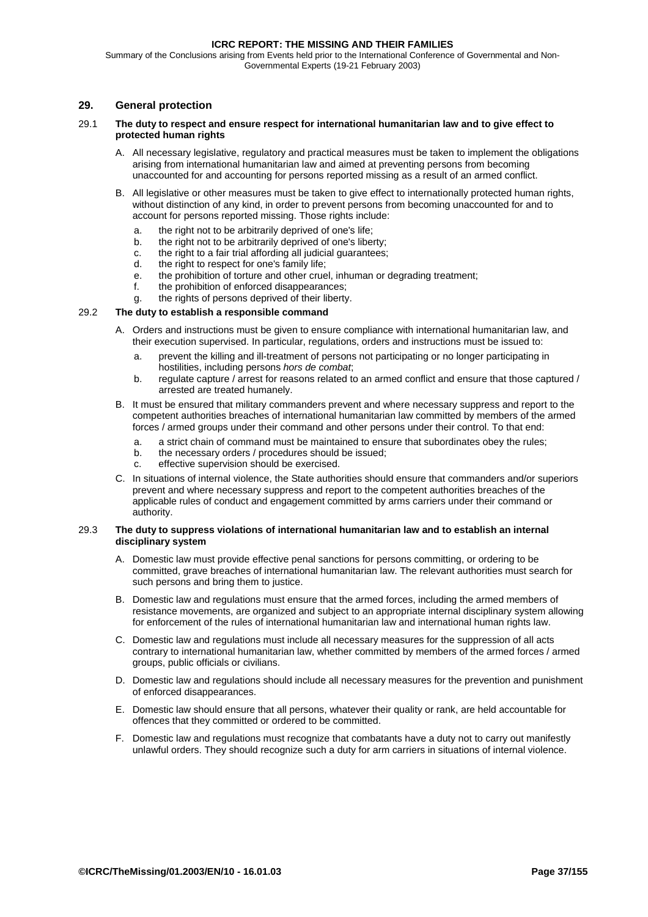## 29. General protection

### 29.1 The duty to respect and ensure respect for international humanitarian law and to give effect to protected human rights

A. All necessary legislative, regulatory and practical measures must be taken to implement the obligations arising from international humanitarian law and aimed at preventing persons from becoming unaccounted for and accounting for persons reported missing as a result of an armed conflict.

B. All legislative or other measures must be taken to give effect to internationally protected human rights, without distinction of any kind, in order to prevent persons from becoming unaccounted for and to account for persons reported missing. Those rights include:

a. the right not to be arbitrarily deprived of one's life;
b. the right not to be arbitrarily deprived of one's liberty;
c. the right to a fair trial affording all judicial guarantees;
d. the right to respect for one's family life;
e. the prohibition of torture and other cruel, inhuman or degrading treatment;
f. the prohibition of enforced disappearances;
g. the rights of persons deprived of their liberty.

### 29.2 The duty to establish a responsible command

A. Orders and instructions must be given to ensure compliance with international humanitarian law, and their execution supervised. In particular, regulations, orders and instructions must be issued to:

a. prevent the killing and ill-treatment of persons not participating or no longer participating in hostilities, including persons *hors de combat*;
b. regulate capture / arrest for reasons related to an armed conflict and ensure that those captured / arrested are treated humanely.

B. It must be ensured that military commanders prevent and where necessary suppress and report to the competent authorities breaches of international humanitarian law committed by members of the armed forces / armed groups under their command and other persons under their control. To that end:

a. a strict chain of command must be maintained to ensure that subordinates obey the rules;
b. the necessary orders / procedures should be issued;
c. effective supervision should be exercised.

C. In situations of internal violence, the State authorities should ensure that commanders and/or superiors prevent and where necessary suppress and report to the competent authorities breaches of the applicable rules of conduct and engagement committed by arms carriers under their command or authority.

### 29.3 The duty to suppress violations of international humanitarian law and to establish an internal disciplinary system

A. Domestic law must provide effective penal sanctions for persons committing, or ordering to be committed, grave breaches of international humanitarian law. The relevant authorities must search for such persons and bring them to justice.

B. Domestic law and regulations must ensure that the armed forces, including the armed members of resistance movements, are organized and subject to an appropriate internal disciplinary system allowing for enforcement of the rules of international humanitarian law and international human rights law.

C. Domestic law and regulations must include all necessary measures for the suppression of all acts contrary to international humanitarian law, whether committed by members of the armed forces / armed groups, public officials or civilians.

D. Domestic law and regulations should include all necessary measures for the prevention and punishment of enforced disappearances.

E. Domestic law should ensure that all persons, whatever their quality or rank, are held accountable for offences that they committed or ordered to be committed.

F. Domestic law and regulations must recognize that combatants have a duty not to carry out manifestly unlawful orders. They should recognize such a duty for arm carriers in situations of internal violence.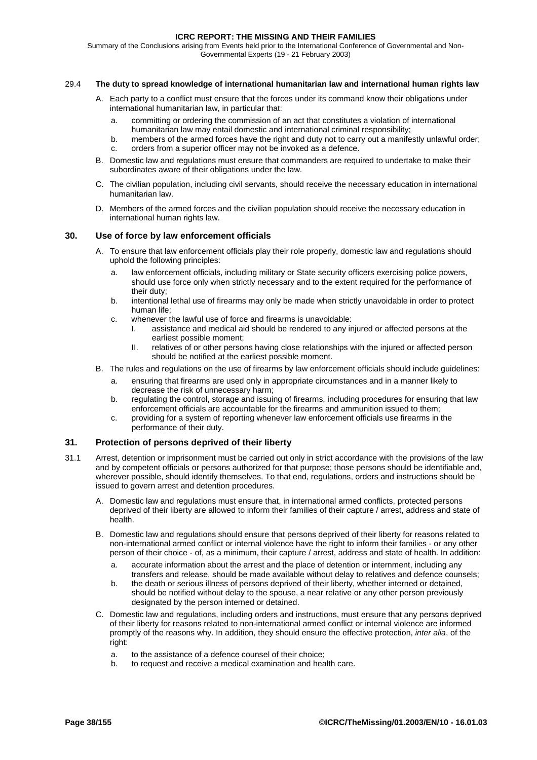29.4 **The duty to spread knowledge of international humanitarian law and international human rights law**

A. Each party to a conflict must ensure that the forces under its command know their obligations under international humanitarian law, in particular that:

   a. committing or ordering the commission of an act that constitutes a violation of international humanitarian law may entail domestic and international criminal responsibility;
   b. members of the armed forces have the right and duty not to carry out a manifestly unlawful order;
   c. orders from a superior officer may not be invoked as a defence.

B. Domestic law and regulations must ensure that commanders are required to undertake to make their subordinates aware of their obligations under the law.

C. The civilian population, including civil servants, should receive the necessary education in international humanitarian law.

D. Members of the armed forces and the civilian population should receive the necessary education in international human rights law.

## 30. Use of force by law enforcement officials

A. To ensure that law enforcement officials play their role properly, domestic law and regulations should uphold the following principles:

   a. law enforcement officials, including military or State security officers exercising police powers, should use force only when strictly necessary and to the extent required for the performance of their duty;
   b. intentional lethal use of firearms may only be made when strictly unavoidable in order to protect human life;
   c. whenever the lawful use of force and firearms is unavoidable:
      I. assistance and medical aid should be rendered to any injured or affected persons at the earliest possible moment;
      II. relatives of or other persons having close relationships with the injured or affected person should be notified at the earliest possible moment.

B. The rules and regulations on the use of firearms by law enforcement officials should include guidelines:

   a. ensuring that firearms are used only in appropriate circumstances and in a manner likely to decrease the risk of unnecessary harm;
   b. regulating the control, storage and issuing of firearms, including procedures for ensuring that law enforcement officials are accountable for the firearms and ammunition issued to them;
   c. providing for a system of reporting whenever law enforcement officials use firearms in the performance of their duty.

## 31. Protection of persons deprived of their liberty

31.1 Arrest, detention or imprisonment must be carried out only in strict accordance with the provisions of the law and by competent officials or persons authorized for that purpose; those persons should be identifiable and, wherever possible, should identify themselves. To that end, regulations, orders and instructions should be issued to govern arrest and detention procedures.

A. Domestic law and regulations must ensure that, in international armed conflicts, protected persons deprived of their liberty are allowed to inform their families of their capture / arrest, address and state of health.

B. Domestic law and regulations should ensure that persons deprived of their liberty for reasons related to non-international armed conflict or internal violence have the right to inform their families - or any other person of their choice - of, as a minimum, their capture / arrest, address and state of health. In addition:

   a. accurate information about the arrest and the place of detention or internment, including any transfers and release, should be made available without delay to relatives and defence counsels;
   b. the death or serious illness of persons deprived of their liberty, whether interned or detained, should be notified without delay to the spouse, a near relative or any other person previously designated by the person interned or detained.

C. Domestic law and regulations, including orders and instructions, must ensure that any persons deprived of their liberty for reasons related to non-international armed conflict or internal violence are informed promptly of the reasons why. In addition, they should ensure the effective protection, *inter alia*, of the right:

   a. to the assistance of a defence counsel of their choice;
   b. to request and receive a medical examination and health care.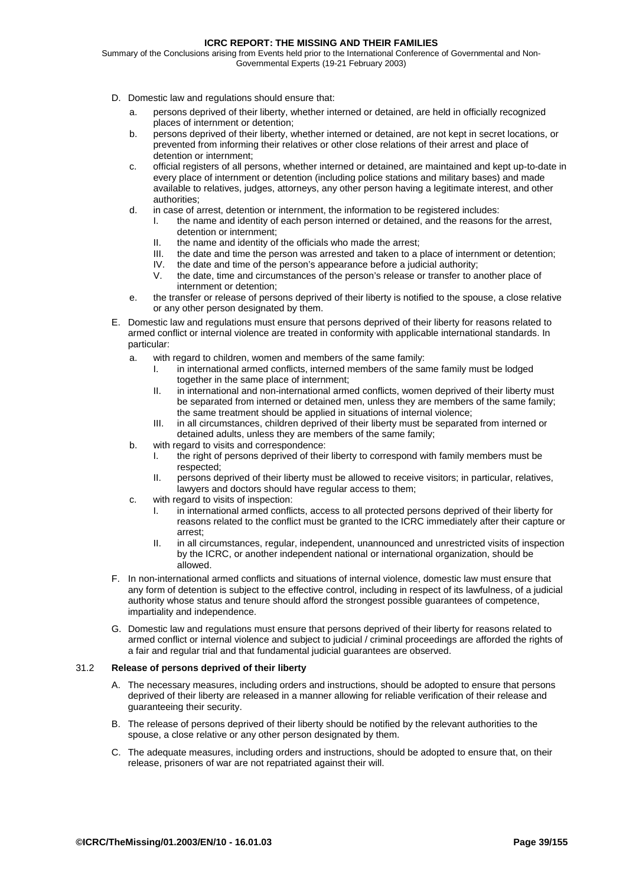D. Domestic law and regulations should ensure that:

   a. persons deprived of their liberty, whether interned or detained, are held in officially recognized places of internment or detention;
   b. persons deprived of their liberty, whether interned or detained, are not kept in secret locations, or prevented from informing their relatives or other close relations of their arrest and place of detention or internment;
   c. official registers of all persons, whether interned or detained, are maintained and kept up-to-date in every place of internment or detention (including police stations and military bases) and made available to relatives, judges, attorneys, any other person having a legitimate interest, and other authorities;
   d. in case of arrest, detention or internment, the information to be registered includes:
      I. the name and identity of each person interned or detained, and the reasons for the arrest, detention or internment;
      II. the name and identity of the officials who made the arrest;
      III. the date and time the person was arrested and taken to a place of internment or detention;
      IV. the date and time of the person's appearance before a judicial authority;
      V. the date, time and circumstances of the person's release or transfer to another place of internment or detention;
   e. the transfer or release of persons deprived of their liberty is notified to the spouse, a close relative or any other person designated by them.

E. Domestic law and regulations must ensure that persons deprived of their liberty for reasons related to armed conflict or internal violence are treated in conformity with applicable international standards. In particular:

   a. with regard to children, women and members of the same family:
      I. in international armed conflicts, interned members of the same family must be lodged together in the same place of internment;
      II. in international and non-international armed conflicts, women deprived of their liberty must be separated from interned or detained men, unless they are members of the same family; the same treatment should be applied in situations of internal violence;
      III. in all circumstances, children deprived of their liberty must be separated from interned or detained adults, unless they are members of the same family;
   b. with regard to visits and correspondence:
      I. the right of persons deprived of their liberty to correspond with family members must be respected;
      II. persons deprived of their liberty must be allowed to receive visitors; in particular, relatives, lawyers and doctors should have regular access to them;
   c. with regard to visits of inspection:
      I. in international armed conflicts, access to all protected persons deprived of their liberty for reasons related to the conflict must be granted to the ICRC immediately after their capture or arrest;
      II. in all circumstances, regular, independent, unannounced and unrestricted visits of inspection by the ICRC, or another independent national or international organization, should be allowed.

F. In non-international armed conflicts and situations of internal violence, domestic law must ensure that any form of detention is subject to the effective control, including in respect of its lawfulness, of a judicial authority whose status and tenure should afford the strongest possible guarantees of competence, impartiality and independence.

G. Domestic law and regulations must ensure that persons deprived of their liberty for reasons related to armed conflict or internal violence and subject to judicial / criminal proceedings are afforded the rights of a fair and regular trial and that fundamental judicial guarantees are observed.

### 31.2 Release of persons deprived of their liberty

A. The necessary measures, including orders and instructions, should be adopted to ensure that persons deprived of their liberty are released in a manner allowing for reliable verification of their release and guaranteeing their security.

B. The release of persons deprived of their liberty should be notified by the relevant authorities to the spouse, a close relative or any other person designated by them.

C. The adequate measures, including orders and instructions, should be adopted to ensure that, on their release, prisoners of war are not repatriated against their will.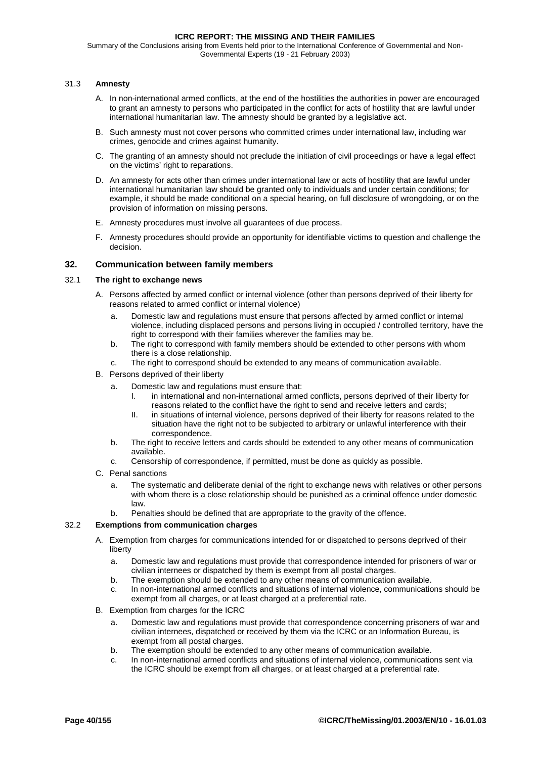### 31.3 **Amnesty**

A. In non-international armed conflicts, at the end of the hostilities the authorities in power are encouraged to grant an amnesty to persons who participated in the conflict for acts of hostility that are lawful under international humanitarian law. The amnesty should be granted by a legislative act.

B. Such amnesty must not cover persons who committed crimes under international law, including war crimes, genocide and crimes against humanity.

C. The granting of an amnesty should not preclude the initiation of civil proceedings or have a legal effect on the victims' right to reparations.

D. An amnesty for acts other than crimes under international law or acts of hostility that are lawful under international humanitarian law should be granted only to individuals and under certain conditions; for example, it should be made conditional on a special hearing, on full disclosure of wrongdoing, or on the provision of information on missing persons.

E. Amnesty procedures must involve all guarantees of due process.

F. Amnesty procedures should provide an opportunity for identifiable victims to question and challenge the decision.

## 32. Communication between family members

### 32.1 **The right to exchange news**

A. Persons affected by armed conflict or internal violence (other than persons deprived of their liberty for reasons related to armed conflict or internal violence)
   - a. Domestic law and regulations must ensure that persons affected by armed conflict or internal violence, including displaced persons and persons living in occupied / controlled territory, have the right to correspond with their families wherever the families may be.
   - b. The right to correspond with family members should be extended to other persons with whom there is a close relationship.
   - c. The right to correspond should be extended to any means of communication available.

B. Persons deprived of their liberty
   - a. Domestic law and regulations must ensure that:
     - I. in international and non-international armed conflicts, persons deprived of their liberty for reasons related to the conflict have the right to send and receive letters and cards;
     - II. in situations of internal violence, persons deprived of their liberty for reasons related to the situation have the right not to be subjected to arbitrary or unlawful interference with their correspondence.
   - b. The right to receive letters and cards should be extended to any other means of communication available.
   - c. Censorship of correspondence, if permitted, must be done as quickly as possible.

C. Penal sanctions
   - a. The systematic and deliberate denial of the right to exchange news with relatives or other persons with whom there is a close relationship should be punished as a criminal offence under domestic law.
   - b. Penalties should be defined that are appropriate to the gravity of the offence.

### 32.2 **Exemptions from communication charges**

A. Exemption from charges for communications intended for or dispatched to persons deprived of their liberty
   - a. Domestic law and regulations must provide that correspondence intended for prisoners of war or civilian internees or dispatched by them is exempt from all postal charges.
   - b. The exemption should be extended to any other means of communication available.
   - c. In non-international armed conflicts and situations of internal violence, communications should be exempt from all charges, or at least charged at a preferential rate.

B. Exemption from charges for the ICRC
   - a. Domestic law and regulations must provide that correspondence concerning prisoners of war and civilian internees, dispatched or received by them via the ICRC or an Information Bureau, is exempt from all postal charges.
   - b. The exemption should be extended to any other means of communication available.
   - c. In non-international armed conflicts and situations of internal violence, communications sent via the ICRC should be exempt from all charges, or at least charged at a preferential rate.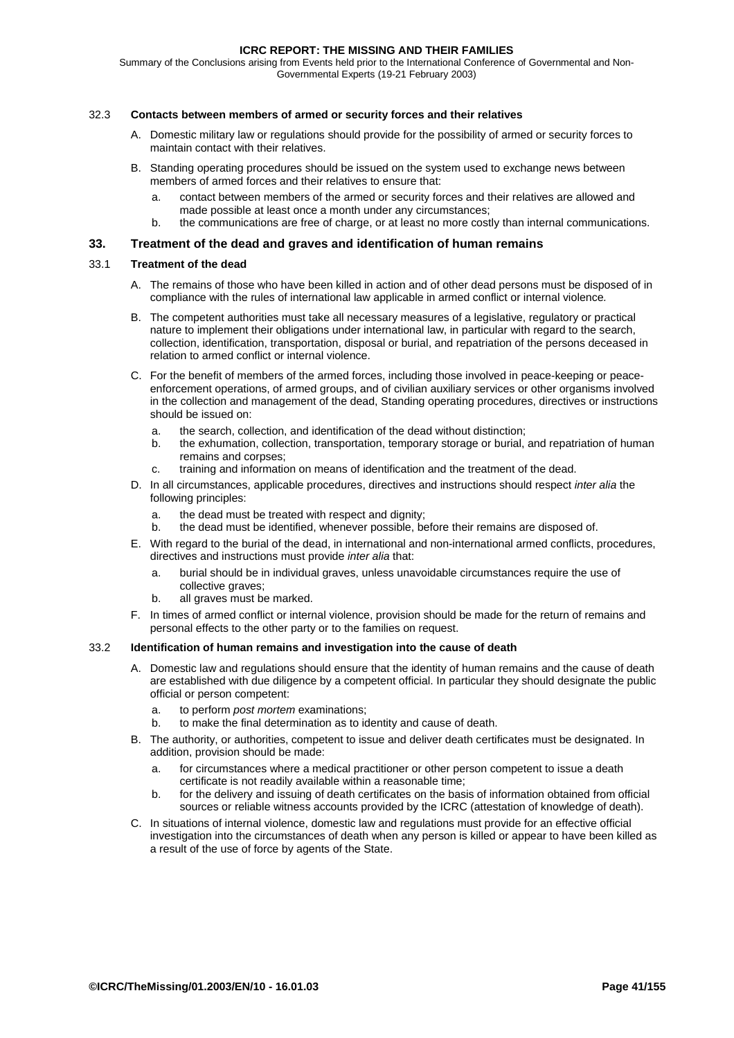#### 32.3 Contacts between members of armed or security forces and their relatives

A. Domestic military law or regulations should provide for the possibility of armed or security forces to maintain contact with their relatives.

B. Standing operating procedures should be issued on the system used to exchange news between members of armed forces and their relatives to ensure that:

   a. contact between members of the armed or security forces and their relatives are allowed and made possible at least once a month under any circumstances;
   b. the communications are free of charge, or at least no more costly than internal communications.

### 33. Treatment of the dead and graves and identification of human remains

#### 33.1 Treatment of the dead

A. The remains of those who have been killed in action and of other dead persons must be disposed of in compliance with the rules of international law applicable in armed conflict or internal violence.

B. The competent authorities must take all necessary measures of a legislative, regulatory or practical nature to implement their obligations under international law, in particular with regard to the search, collection, identification, transportation, disposal or burial, and repatriation of the persons deceased in relation to armed conflict or internal violence.

C. For the benefit of members of the armed forces, including those involved in peace-keeping or peace-enforcement operations, of armed groups, and of civilian auxiliary services or other organisms involved in the collection and management of the dead, Standing operating procedures, directives or instructions should be issued on:

   a. the search, collection, and identification of the dead without distinction;
   b. the exhumation, collection, transportation, temporary storage or burial, and repatriation of human remains and corpses;
   c. training and information on means of identification and the treatment of the dead.

D. In all circumstances, applicable procedures, directives and instructions should respect *inter alia* the following principles:

   a. the dead must be treated with respect and dignity;
   b. the dead must be identified, whenever possible, before their remains are disposed of.

E. With regard to the burial of the dead, in international and non-international armed conflicts, procedures, directives and instructions must provide *inter alia* that:

   a. burial should be in individual graves, unless unavoidable circumstances require the use of collective graves;
   b. all graves must be marked.

F. In times of armed conflict or internal violence, provision should be made for the return of remains and personal effects to the other party or to the families on request.

#### 33.2 Identification of human remains and investigation into the cause of death

A. Domestic law and regulations should ensure that the identity of human remains and the cause of death are established with due diligence by a competent official. In particular they should designate the public official or person competent:

   a. to perform *post mortem* examinations;
   b. to make the final determination as to identity and cause of death.

B. The authority, or authorities, competent to issue and deliver death certificates must be designated. In addition, provision should be made:

   a. for circumstances where a medical practitioner or other person competent to issue a death certificate is not readily available within a reasonable time;
   b. for the delivery and issuing of death certificates on the basis of information obtained from official sources or reliable witness accounts provided by the ICRC (attestation of knowledge of death).

C. In situations of internal violence, domestic law and regulations must provide for an effective official investigation into the circumstances of death when any person is killed or appear to have been killed as a result of the use of force by agents of the State.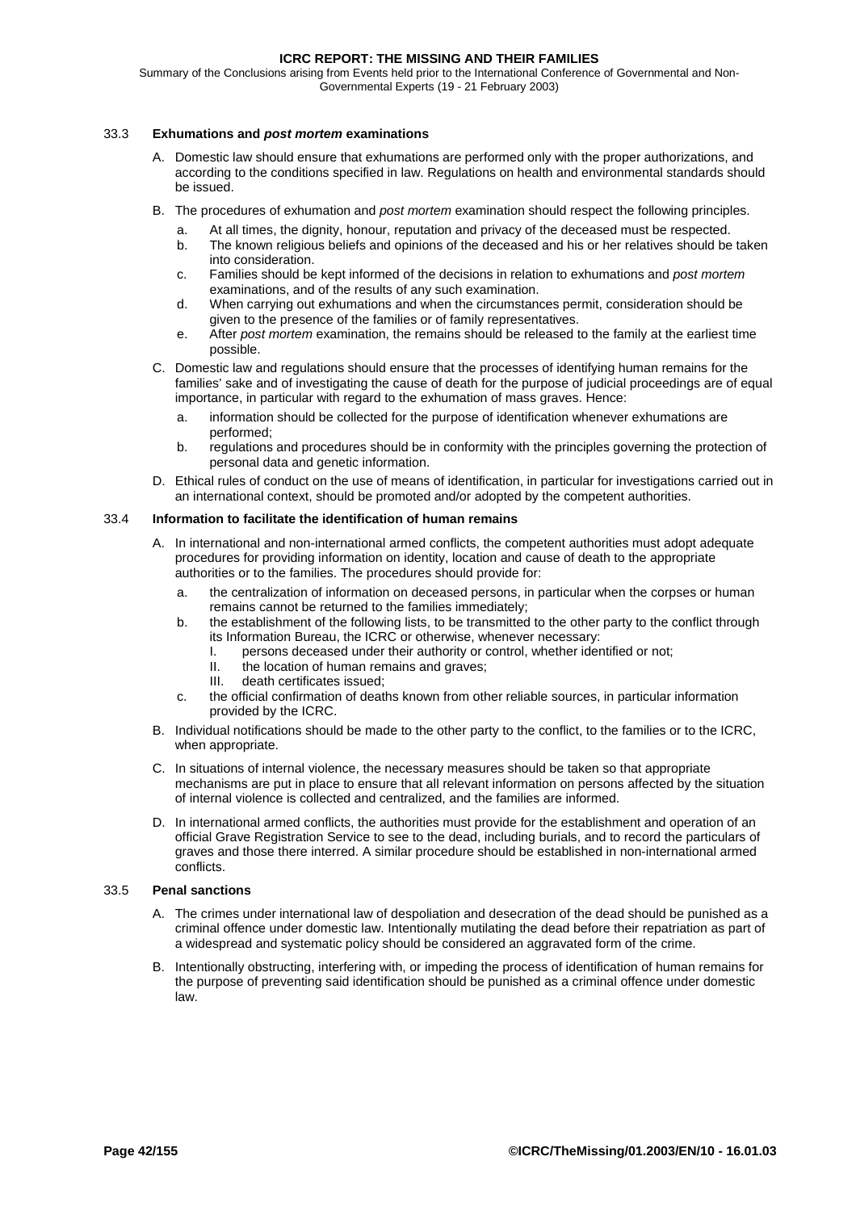### 33.3 **Exhumations and *post mortem* examinations**

A. Domestic law should ensure that exhumations are performed only with the proper authorizations, and according to the conditions specified in law. Regulations on health and environmental standards should be issued.

B. The procedures of exhumation and *post mortem* examination should respect the following principles.

  a. At all times, the dignity, honour, reputation and privacy of the deceased must be respected.
  b. The known religious beliefs and opinions of the deceased and his or her relatives should be taken into consideration.
  c. Families should be kept informed of the decisions in relation to exhumations and *post mortem* examinations, and of the results of any such examination.
  d. When carrying out exhumations and when the circumstances permit, consideration should be given to the presence of the families or of family representatives.
  e. After *post mortem* examination, the remains should be released to the family at the earliest time possible.

C. Domestic law and regulations should ensure that the processes of identifying human remains for the families' sake and of investigating the cause of death for the purpose of judicial proceedings are of equal importance, in particular with regard to the exhumation of mass graves. Hence:

  a. information should be collected for the purpose of identification whenever exhumations are performed;
  b. regulations and procedures should be in conformity with the principles governing the protection of personal data and genetic information.

D. Ethical rules of conduct on the use of means of identification, in particular for investigations carried out in an international context, should be promoted and/or adopted by the competent authorities.

### 33.4 **Information to facilitate the identification of human remains**

A. In international and non-international armed conflicts, the competent authorities must adopt adequate procedures for providing information on identity, location and cause of death to the appropriate authorities or to the families. The procedures should provide for:

  a. the centralization of information on deceased persons, in particular when the corpses or human remains cannot be returned to the families immediately;
  b. the establishment of the following lists, to be transmitted to the other party to the conflict through its Information Bureau, the ICRC or otherwise, whenever necessary:
     I. persons deceased under their authority or control, whether identified or not;
     II. the location of human remains and graves;
     III. death certificates issued;
  c. the official confirmation of deaths known from other reliable sources, in particular information provided by the ICRC.

B. Individual notifications should be made to the other party to the conflict, to the families or to the ICRC, when appropriate.

C. In situations of internal violence, the necessary measures should be taken so that appropriate mechanisms are put in place to ensure that all relevant information on persons affected by the situation of internal violence is collected and centralized, and the families are informed.

D. In international armed conflicts, the authorities must provide for the establishment and operation of an official Grave Registration Service to see to the dead, including burials, and to record the particulars of graves and those there interred. A similar procedure should be established in non-international armed conflicts.

### 33.5 **Penal sanctions**

A. The crimes under international law of despoliation and desecration of the dead should be punished as a criminal offence under domestic law. Intentionally mutilating the dead before their repatriation as part of a widespread and systematic policy should be considered an aggravated form of the crime.

B. Intentionally obstructing, interfering with, or impeding the process of identification of human remains for the purpose of preventing said identification should be punished as a criminal offence under domestic law.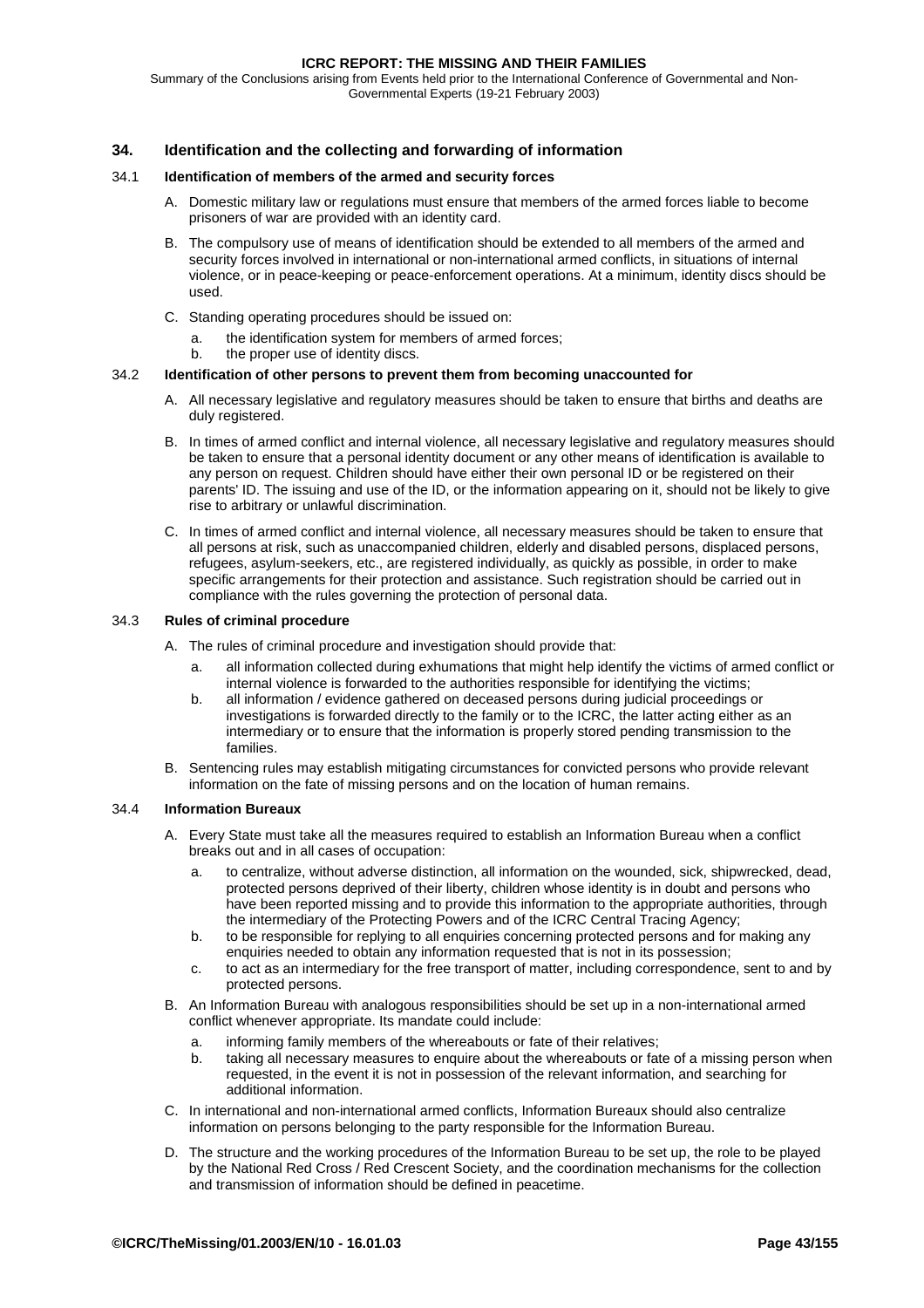## 34. Identification and the collecting and forwarding of information

### 34.1 Identification of members of the armed and security forces

A. Domestic military law or regulations must ensure that members of the armed forces liable to become prisoners of war are provided with an identity card.

B. The compulsory use of means of identification should be extended to all members of the armed and security forces involved in international or non-international armed conflicts, in situations of internal violence, or in peace-keeping or peace-enforcement operations. At a minimum, identity discs should be used.

C. Standing operating procedures should be issued on:

   a. the identification system for members of armed forces;
   b. the proper use of identity discs.

### 34.2 Identification of other persons to prevent them from becoming unaccounted for

A. All necessary legislative and regulatory measures should be taken to ensure that births and deaths are duly registered.

B. In times of armed conflict and internal violence, all necessary legislative and regulatory measures should be taken to ensure that a personal identity document or any other means of identification is available to any person on request. Children should have either their own personal ID or be registered on their parents' ID. The issuing and use of the ID, or the information appearing on it, should not be likely to give rise to arbitrary or unlawful discrimination.

C. In times of armed conflict and internal violence, all necessary measures should be taken to ensure that all persons at risk, such as unaccompanied children, elderly and disabled persons, displaced persons, refugees, asylum-seekers, etc., are registered individually, as quickly as possible, in order to make specific arrangements for their protection and assistance. Such registration should be carried out in compliance with the rules governing the protection of personal data.

### 34.3 Rules of criminal procedure

A. The rules of criminal procedure and investigation should provide that:

   a. all information collected during exhumations that might help identify the victims of armed conflict or internal violence is forwarded to the authorities responsible for identifying the victims;
   b. all information / evidence gathered on deceased persons during judicial proceedings or investigations is forwarded directly to the family or to the ICRC, the latter acting either as an intermediary or to ensure that the information is properly stored pending transmission to the families.

B. Sentencing rules may establish mitigating circumstances for convicted persons who provide relevant information on the fate of missing persons and on the location of human remains.

### 34.4 Information Bureaux

A. Every State must take all the measures required to establish an Information Bureau when a conflict breaks out and in all cases of occupation:

   a. to centralize, without adverse distinction, all information on the wounded, sick, shipwrecked, dead, protected persons deprived of their liberty, children whose identity is in doubt and persons who have been reported missing and to provide this information to the appropriate authorities, through the intermediary of the Protecting Powers and of the ICRC Central Tracing Agency;
   b. to be responsible for replying to all enquiries concerning protected persons and for making any enquiries needed to obtain any information requested that is not in its possession;
   c. to act as an intermediary for the free transport of matter, including correspondence, sent to and by protected persons.

B. An Information Bureau with analogous responsibilities should be set up in a non-international armed conflict whenever appropriate. Its mandate could include:

   a. informing family members of the whereabouts or fate of their relatives;
   b. taking all necessary measures to enquire about the whereabouts or fate of a missing person when requested, in the event it is not in possession of the relevant information, and searching for additional information.

C. In international and non-international armed conflicts, Information Bureaux should also centralize information on persons belonging to the party responsible for the Information Bureau.

D. The structure and the working procedures of the Information Bureau to be set up, the role to be played by the National Red Cross / Red Crescent Society, and the coordination mechanisms for the collection and transmission of information should be defined in peacetime.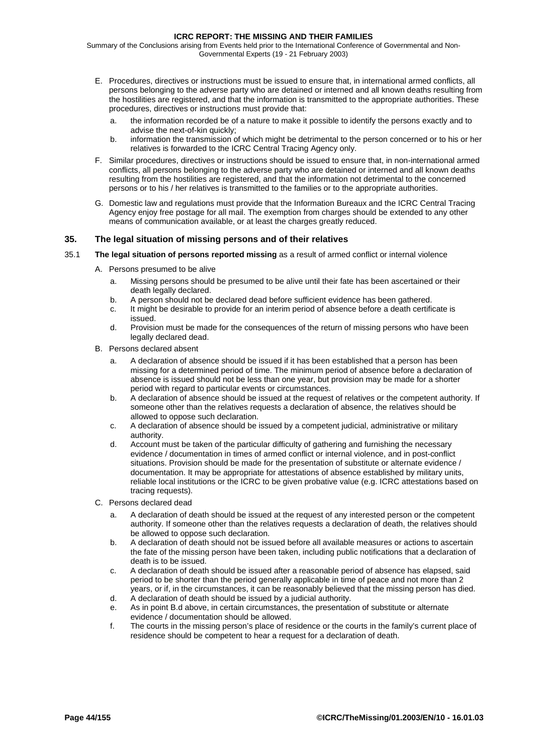E. Procedures, directives or instructions must be issued to ensure that, in international armed conflicts, all persons belonging to the adverse party who are detained or interned and all known deaths resulting from the hostilities are registered, and that the information is transmitted to the appropriate authorities. These procedures, directives or instructions must provide that:

   a. the information recorded be of a nature to make it possible to identify the persons exactly and to advise the next-of-kin quickly;
   b. information the transmission of which might be detrimental to the person concerned or to his or her relatives is forwarded to the ICRC Central Tracing Agency only.

F. Similar procedures, directives or instructions should be issued to ensure that, in non-international armed conflicts, all persons belonging to the adverse party who are detained or interned and all known deaths resulting from the hostilities are registered, and that the information not detrimental to the concerned persons or to his / her relatives is transmitted to the families or to the appropriate authorities.

G. Domestic law and regulations must provide that the Information Bureaux and the ICRC Central Tracing Agency enjoy free postage for all mail. The exemption from charges should be extended to any other means of communication available, or at least the charges greatly reduced.

## 35. The legal situation of missing persons and of their relatives

35.1 **The legal situation of persons reported missing** as a result of armed conflict or internal violence

A. Persons presumed to be alive

   a. Missing persons should be presumed to be alive until their fate has been ascertained or their death legally declared.
   b. A person should not be declared dead before sufficient evidence has been gathered.
   c. It might be desirable to provide for an interim period of absence before a death certificate is issued.
   d. Provision must be made for the consequences of the return of missing persons who have been legally declared dead.

B. Persons declared absent

   a. A declaration of absence should be issued if it has been established that a person has been missing for a determined period of time. The minimum period of absence before a declaration of absence is issued should not be less than one year, but provision may be made for a shorter period with regard to particular events or circumstances.
   b. A declaration of absence should be issued at the request of relatives or the competent authority. If someone other than the relatives requests a declaration of absence, the relatives should be allowed to oppose such declaration.
   c. A declaration of absence should be issued by a competent judicial, administrative or military authority.
   d. Account must be taken of the particular difficulty of gathering and furnishing the necessary evidence / documentation in times of armed conflict or internal violence, and in post-conflict situations. Provision should be made for the presentation of substitute or alternate evidence / documentation. It may be appropriate for attestations of absence established by military units, reliable local institutions or the ICRC to be given probative value (e.g. ICRC attestations based on tracing requests).

C. Persons declared dead

   a. A declaration of death should be issued at the request of any interested person or the competent authority. If someone other than the relatives requests a declaration of death, the relatives should be allowed to oppose such declaration.
   b. A declaration of death should not be issued before all available measures or actions to ascertain the fate of the missing person have been taken, including public notifications that a declaration of death is to be issued.
   c. A declaration of death should be issued after a reasonable period of absence has elapsed, said period to be shorter than the period generally applicable in time of peace and not more than 2 years, or if, in the circumstances, it can be reasonably believed that the missing person has died.
   d. A declaration of death should be issued by a judicial authority.
   e. As in point B.d above, in certain circumstances, the presentation of substitute or alternate evidence / documentation should be allowed.
   f. The courts in the missing person's place of residence or the courts in the family's current place of residence should be competent to hear a request for a declaration of death.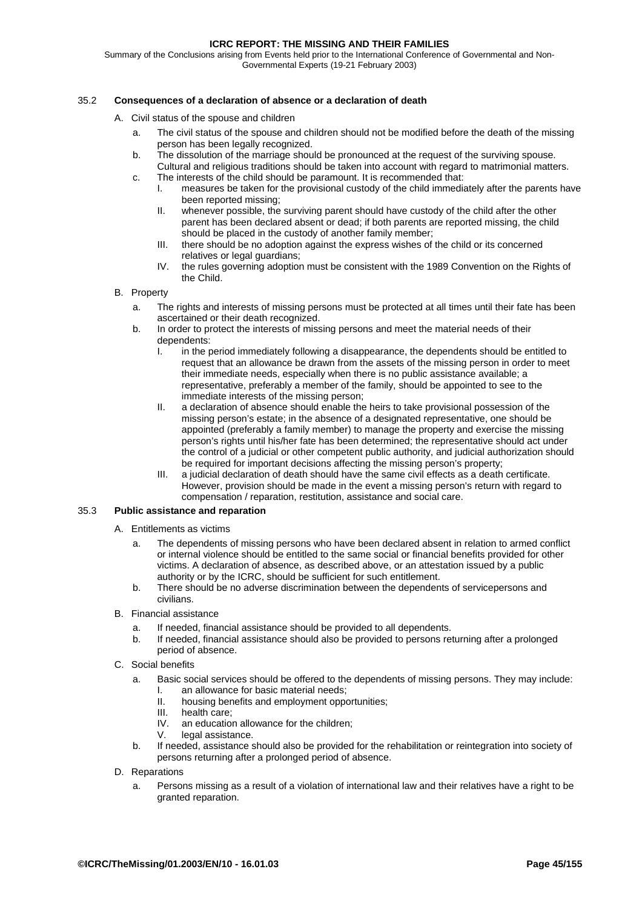### 35.2 Consequences of a declaration of absence or a declaration of death

A. Civil status of the spouse and children

   a. The civil status of the spouse and children should not be modified before the death of the missing person has been legally recognized.
   
   b. The dissolution of the marriage should be pronounced at the request of the surviving spouse. Cultural and religious traditions should be taken into account with regard to matrimonial matters.
   
   c. The interests of the child should be paramount. It is recommended that:
      
      I. measures be taken for the provisional custody of the child immediately after the parents have been reported missing;
      
      II. whenever possible, the surviving parent should have custody of the child after the other parent has been declared absent or dead; if both parents are reported missing, the child should be placed in the custody of another family member;
      
      III. there should be no adoption against the express wishes of the child or its concerned relatives or legal guardians;
      
      IV. the rules governing adoption must be consistent with the 1989 Convention on the Rights of the Child.

B. Property

   a. The rights and interests of missing persons must be protected at all times until their fate has been ascertained or their death recognized.
   
   b. In order to protect the interests of missing persons and meet the material needs of their dependents:
      
      I. in the period immediately following a disappearance, the dependents should be entitled to request that an allowance be drawn from the assets of the missing person in order to meet their immediate needs, especially when there is no public assistance available; a representative, preferably a member of the family, should be appointed to see to the immediate interests of the missing person;
      
      II. a declaration of absence should enable the heirs to take provisional possession of the missing person's estate; in the absence of a designated representative, one should be appointed (preferably a family member) to manage the property and exercise the missing person's rights until his/her fate has been determined; the representative should act under the control of a judicial or other competent public authority, and judicial authorization should be required for important decisions affecting the missing person's property;
      
      III. a judicial declaration of death should have the same civil effects as a death certificate. However, provision should be made in the event a missing person's return with regard to compensation / reparation, restitution, assistance and social care.

### 35.3 Public assistance and reparation

A. Entitlements as victims

   a. The dependents of missing persons who have been declared absent in relation to armed conflict or internal violence should be entitled to the same social or financial benefits provided for other victims. A declaration of absence, as described above, or an attestation issued by a public authority or by the ICRC, should be sufficient for such entitlement.
   
   b. There should be no adverse discrimination between the dependents of servicepersons and civilians.

B. Financial assistance

   a. If needed, financial assistance should be provided to all dependents.
   
   b. If needed, financial assistance should also be provided to persons returning after a prolonged period of absence.

C. Social benefits

   a. Basic social services should be offered to the dependents of missing persons. They may include:
      
      I. an allowance for basic material needs;
      
      II. housing benefits and employment opportunities;
      
      III. health care;
      
      IV. an education allowance for the children;
      
      V. legal assistance.
   
   b. If needed, assistance should also be provided for the rehabilitation or reintegration into society of persons returning after a prolonged period of absence.

D. Reparations

   a. Persons missing as a result of a violation of international law and their relatives have a right to be granted reparation.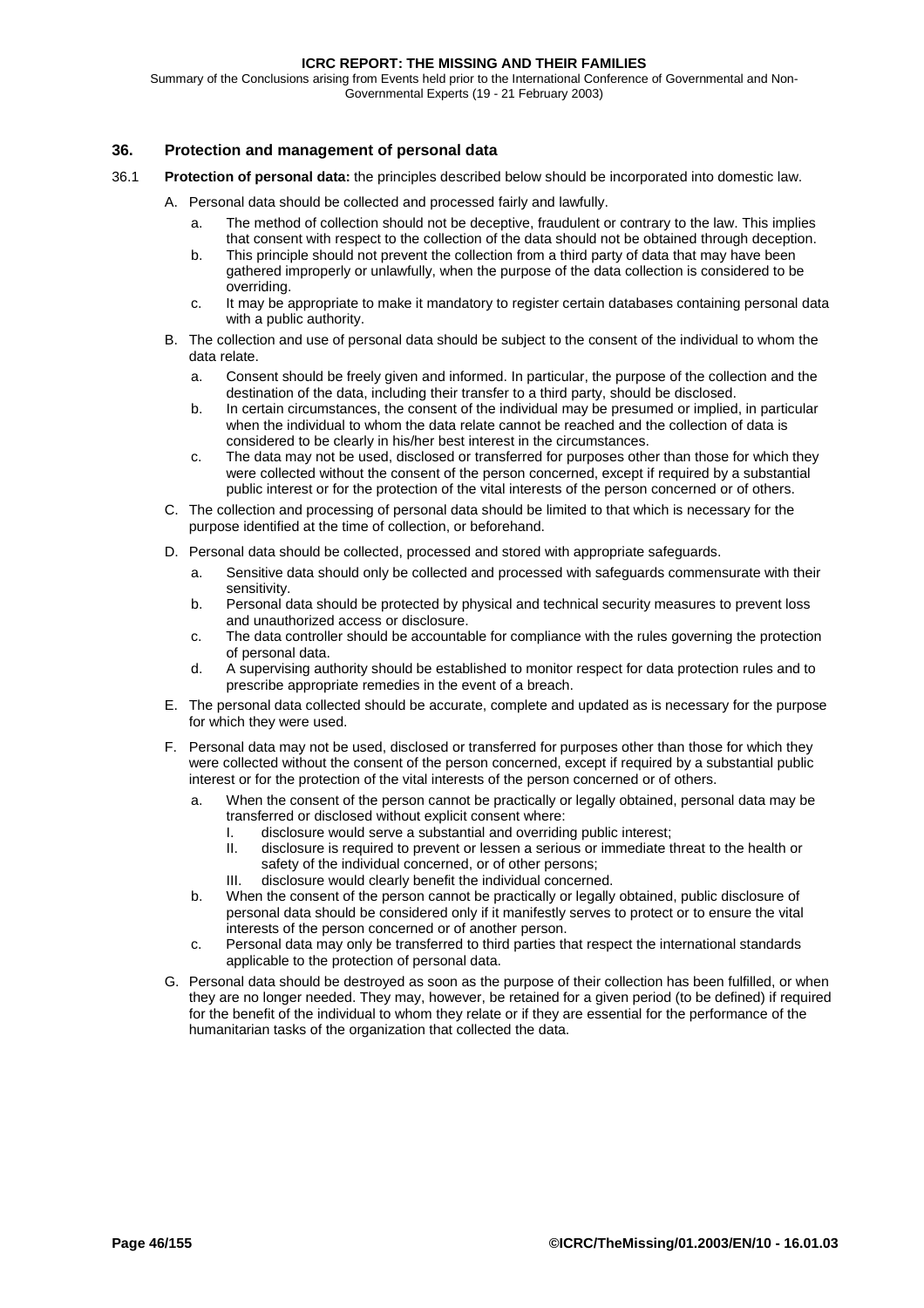## 36. Protection and management of personal data

36.1 **Protection of personal data:** the principles described below should be incorporated into domestic law.

A. Personal data should be collected and processed fairly and lawfully.

   a. The method of collection should not be deceptive, fraudulent or contrary to the law. This implies that consent with respect to the collection of the data should not be obtained through deception.
   b. This principle should not prevent the collection from a third party of data that may have been gathered improperly or unlawfully, when the purpose of the data collection is considered to be overriding.
   c. It may be appropriate to make it mandatory to register certain databases containing personal data with a public authority.

B. The collection and use of personal data should be subject to the consent of the individual to whom the data relate.

   a. Consent should be freely given and informed. In particular, the purpose of the collection and the destination of the data, including their transfer to a third party, should be disclosed.
   b. In certain circumstances, the consent of the individual may be presumed or implied, in particular when the individual to whom the data relate cannot be reached and the collection of data is considered to be clearly in his/her best interest in the circumstances.
   c. The data may not be used, disclosed or transferred for purposes other than those for which they were collected without the consent of the person concerned, except if required by a substantial public interest or for the protection of the vital interests of the person concerned or of others.

C. The collection and processing of personal data should be limited to that which is necessary for the purpose identified at the time of collection, or beforehand.

D. Personal data should be collected, processed and stored with appropriate safeguards.

   a. Sensitive data should only be collected and processed with safeguards commensurate with their sensitivity.
   b. Personal data should be protected by physical and technical security measures to prevent loss and unauthorized access or disclosure.
   c. The data controller should be accountable for compliance with the rules governing the protection of personal data.
   d. A supervising authority should be established to monitor respect for data protection rules and to prescribe appropriate remedies in the event of a breach.

E. The personal data collected should be accurate, complete and updated as is necessary for the purpose for which they were used.

F. Personal data may not be used, disclosed or transferred for purposes other than those for which they were collected without the consent of the person concerned, except if required by a substantial public interest or for the protection of the vital interests of the person concerned or of others.

   a. When the consent of the person cannot be practically or legally obtained, personal data may be transferred or disclosed without explicit consent where:
      I. disclosure would serve a substantial and overriding public interest;
      II. disclosure is required to prevent or lessen a serious or immediate threat to the health or safety of the individual concerned, or of other persons;
      III. disclosure would clearly benefit the individual concerned.
   b. When the consent of the person cannot be practically or legally obtained, public disclosure of personal data should be considered only if it manifestly serves to protect or to ensure the vital interests of the person concerned or of another person.
   c. Personal data may only be transferred to third parties that respect the international standards applicable to the protection of personal data.

G. Personal data should be destroyed as soon as the purpose of their collection has been fulfilled, or when they are no longer needed. They may, however, be retained for a given period (to be defined) if required for the benefit of the individual to whom they relate or if they are essential for the performance of the humanitarian tasks of the organization that collected the data.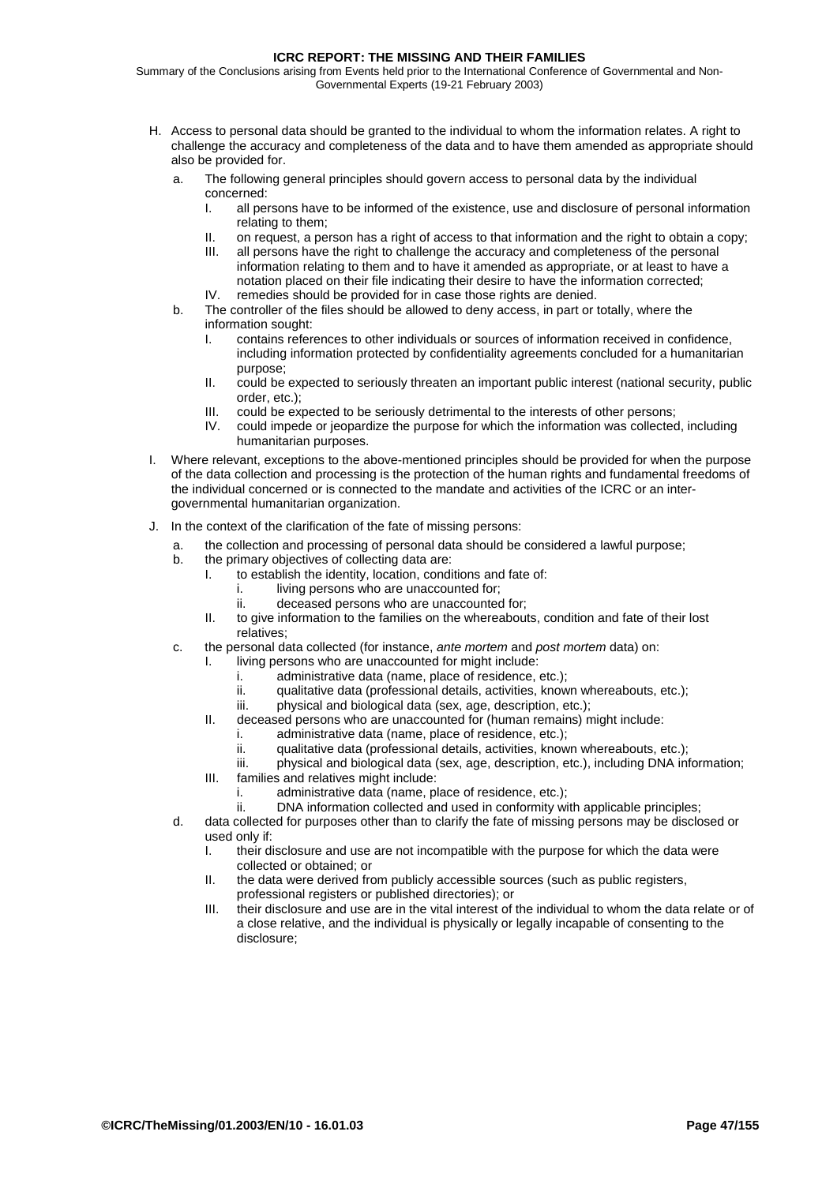H. Access to personal data should be granted to the individual to whom the information relates. A right to challenge the accuracy and completeness of the data and to have them amended as appropriate should also be provided for.

   a. The following general principles should govern access to personal data by the individual concerned:
      I. all persons have to be informed of the existence, use and disclosure of personal information relating to them;
      II. on request, a person has a right of access to that information and the right to obtain a copy;
      III. all persons have the right to challenge the accuracy and completeness of the personal information relating to them and to have it amended as appropriate, or at least to have a notation placed on their file indicating their desire to have the information corrected;
      IV. remedies should be provided for in case those rights are denied.
   b. The controller of the files should be allowed to deny access, in part or totally, where the information sought:
      I. contains references to other individuals or sources of information received in confidence, including information protected by confidentiality agreements concluded for a humanitarian purpose;
      II. could be expected to seriously threaten an important public interest (national security, public order, etc.);
      III. could be expected to be seriously detrimental to the interests of other persons;
      IV. could impede or jeopardize the purpose for which the information was collected, including humanitarian purposes.

I. Where relevant, exceptions to the above-mentioned principles should be provided for when the purpose of the data collection and processing is the protection of the human rights and fundamental freedoms of the individual concerned or is connected to the mandate and activities of the ICRC or an inter-governmental humanitarian organization.

J. In the context of the clarification of the fate of missing persons:

   a. the collection and processing of personal data should be considered a lawful purpose;
   b. the primary objectives of collecting data are:
      I. to establish the identity, location, conditions and fate of:
         i. living persons who are unaccounted for;
         ii. deceased persons who are unaccounted for;
      II. to give information to the families on the whereabouts, condition and fate of their lost relatives;
   c. the personal data collected (for instance, *ante mortem* and *post mortem* data) on:
      I. living persons who are unaccounted for might include:
         i. administrative data (name, place of residence, etc.);
         ii. qualitative data (professional details, activities, known whereabouts, etc.);
         iii. physical and biological data (sex, age, description, etc.);
      II. deceased persons who are unaccounted for (human remains) might include:
         i. administrative data (name, place of residence, etc.);
         ii. qualitative data (professional details, activities, known whereabouts, etc.);
         iii. physical and biological data (sex, age, description, etc.), including DNA information;
      III. families and relatives might include:
         i. administrative data (name, place of residence, etc.);
         ii. DNA information collected and used in conformity with applicable principles;
   d. data collected for purposes other than to clarify the fate of missing persons may be disclosed or used only if:
      I. their disclosure and use are not incompatible with the purpose for which the data were collected or obtained; or
      II. the data were derived from publicly accessible sources (such as public registers, professional registers or published directories); or
      III. their disclosure and use are in the vital interest of the individual to whom the data relate or of a close relative, and the individual is physically or legally incapable of consenting to the disclosure;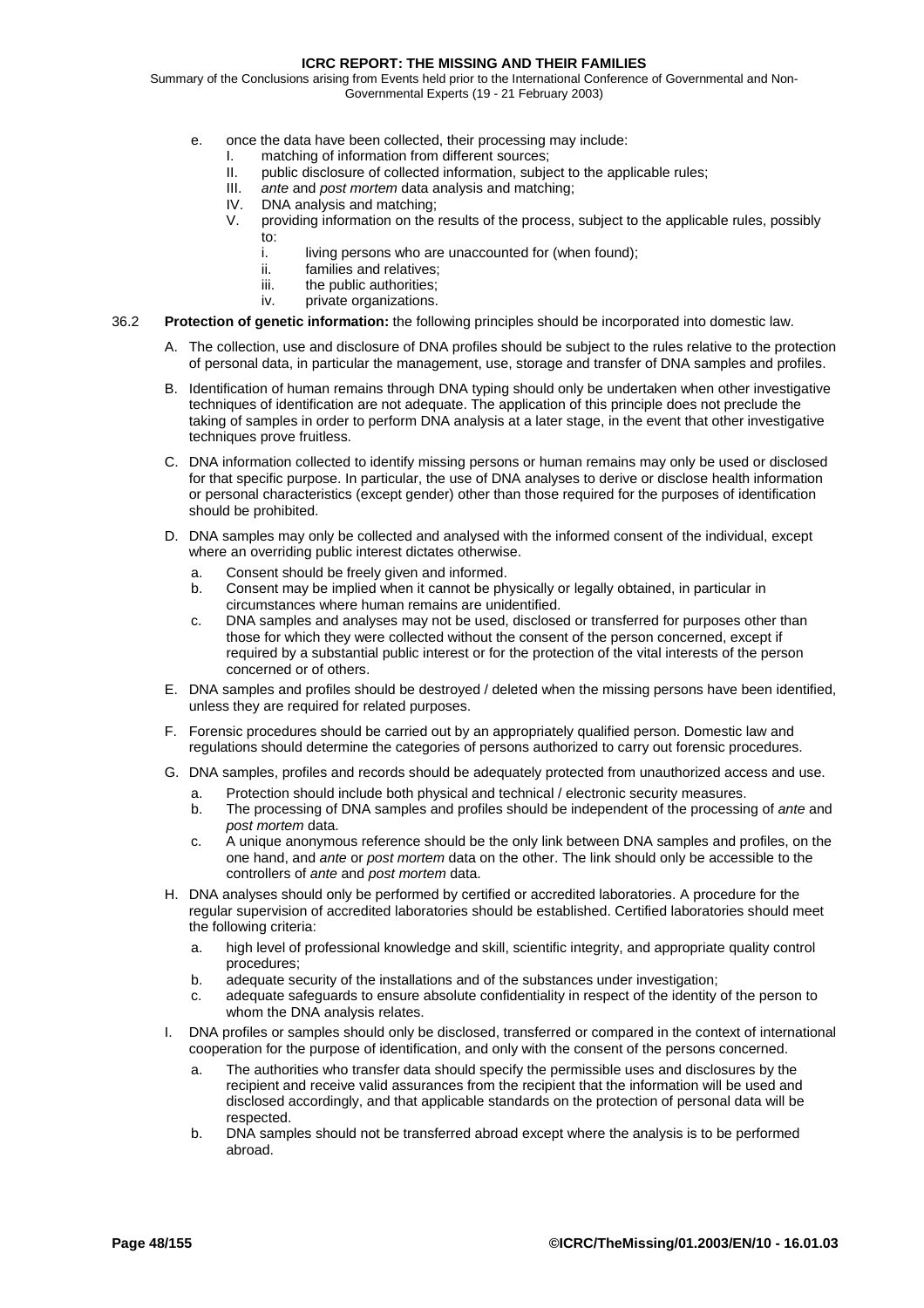e. once the data have been collected, their processing may include:
   I. matching of information from different sources;
   II. public disclosure of collected information, subject to the applicable rules;
   III. *ante* and *post mortem* data analysis and matching;
   IV. DNA analysis and matching;
   V. providing information on the results of the process, subject to the applicable rules, possibly to:
      i. living persons who are unaccounted for (when found);
      ii. families and relatives;
      iii. the public authorities;
      iv. private organizations.

36.2 **Protection of genetic information:** the following principles should be incorporated into domestic law.

A. The collection, use and disclosure of DNA profiles should be subject to the rules relative to the protection of personal data, in particular the management, use, storage and transfer of DNA samples and profiles.

B. Identification of human remains through DNA typing should only be undertaken when other investigative techniques of identification are not adequate. The application of this principle does not preclude the taking of samples in order to perform DNA analysis at a later stage, in the event that other investigative techniques prove fruitless.

C. DNA information collected to identify missing persons or human remains may only be used or disclosed for that specific purpose. In particular, the use of DNA analyses to derive or disclose health information or personal characteristics (except gender) other than those required for the purposes of identification should be prohibited.

D. DNA samples may only be collected and analysed with the informed consent of the individual, except where an overriding public interest dictates otherwise.
   a. Consent should be freely given and informed.
   b. Consent may be implied when it cannot be physically or legally obtained, in particular in circumstances where human remains are unidentified.
   c. DNA samples and analyses may not be used, disclosed or transferred for purposes other than those for which they were collected without the consent of the person concerned, except if required by a substantial public interest or for the protection of the vital interests of the person concerned or of others.

E. DNA samples and profiles should be destroyed / deleted when the missing persons have been identified, unless they are required for related purposes.

F. Forensic procedures should be carried out by an appropriately qualified person. Domestic law and regulations should determine the categories of persons authorized to carry out forensic procedures.

G. DNA samples, profiles and records should be adequately protected from unauthorized access and use.
   a. Protection should include both physical and technical / electronic security measures.
   b. The processing of DNA samples and profiles should be independent of the processing of *ante* and *post mortem* data.
   c. A unique anonymous reference should be the only link between DNA samples and profiles, on the one hand, and *ante* or *post mortem* data on the other. The link should only be accessible to the controllers of *ante* and *post mortem* data.

H. DNA analyses should only be performed by certified or accredited laboratories. A procedure for the regular supervision of accredited laboratories should be established. Certified laboratories should meet the following criteria:
   a. high level of professional knowledge and skill, scientific integrity, and appropriate quality control procedures;
   b. adequate security of the installations and of the substances under investigation;
   c. adequate safeguards to ensure absolute confidentiality in respect of the identity of the person to whom the DNA analysis relates.

I. DNA profiles or samples should only be disclosed, transferred or compared in the context of international cooperation for the purpose of identification, and only with the consent of the persons concerned.
   a. The authorities who transfer data should specify the permissible uses and disclosures by the recipient and receive valid assurances from the recipient that the information will be used and disclosed accordingly, and that applicable standards on the protection of personal data will be respected.
   b. DNA samples should not be transferred abroad except where the analysis is to be performed abroad.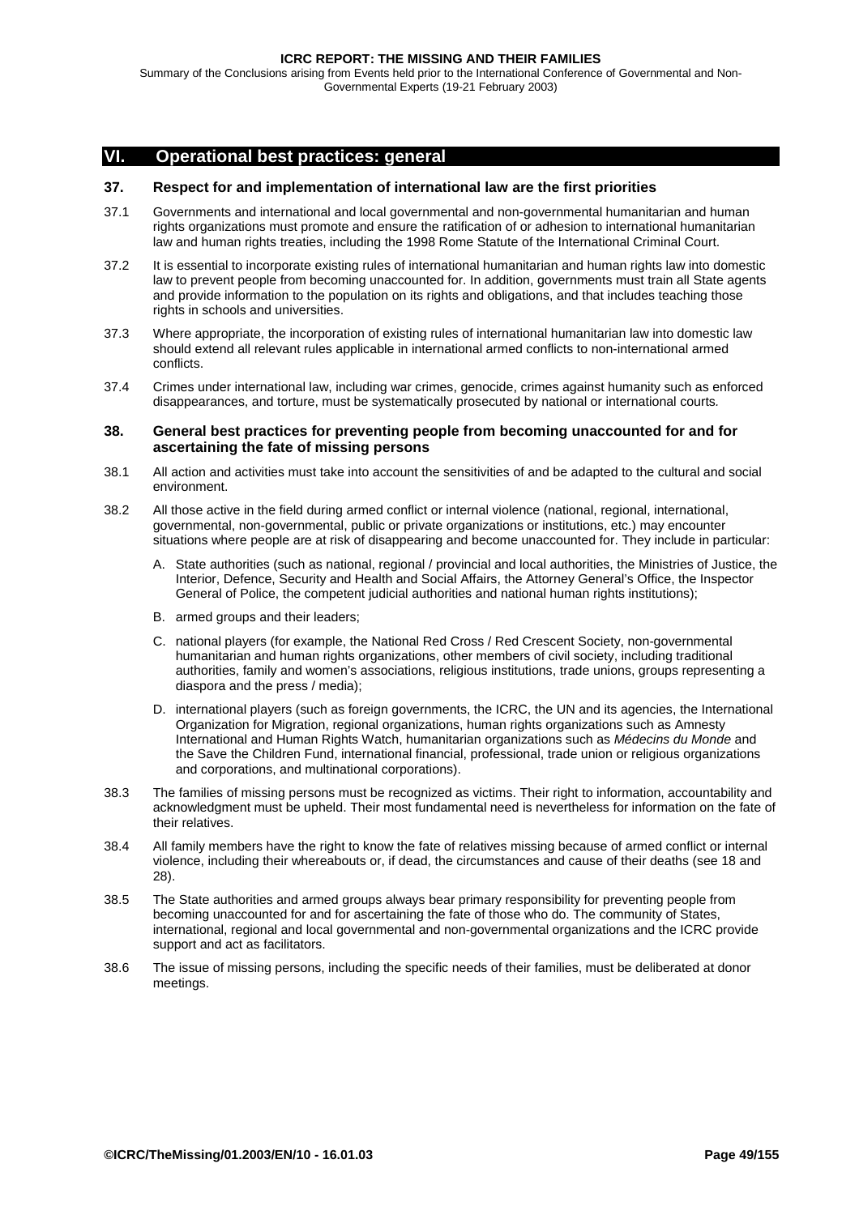## VI. Operational best practices: general

### 37. Respect for and implementation of international law are the first priorities

37.1 Governments and international and local governmental and non-governmental humanitarian and human rights organizations must promote and ensure the ratification of or adhesion to international humanitarian law and human rights treaties, including the 1998 Rome Statute of the International Criminal Court.

37.2 It is essential to incorporate existing rules of international humanitarian and human rights law into domestic law to prevent people from becoming unaccounted for. In addition, governments must train all State agents and provide information to the population on its rights and obligations, and that includes teaching those rights in schools and universities.

37.3 Where appropriate, the incorporation of existing rules of international humanitarian law into domestic law should extend all relevant rules applicable in international armed conflicts to non-international armed conflicts.

37.4 Crimes under international law, including war crimes, genocide, crimes against humanity such as enforced disappearances, and torture, must be systematically prosecuted by national or international courts.

### 38. General best practices for preventing people from becoming unaccounted for and for ascertaining the fate of missing persons

38.1 All action and activities must take into account the sensitivities of and be adapted to the cultural and social environment.

38.2 All those active in the field during armed conflict or internal violence (national, regional, international, governmental, non-governmental, public or private organizations or institutions, etc.) may encounter situations where people are at risk of disappearing and become unaccounted for. They include in particular:

A. State authorities (such as national, regional / provincial and local authorities, the Ministries of Justice, the Interior, Defence, Security and Health and Social Affairs, the Attorney General's Office, the Inspector General of Police, the competent judicial authorities and national human rights institutions);

B. armed groups and their leaders;

C. national players (for example, the National Red Cross / Red Crescent Society, non-governmental humanitarian and human rights organizations, other members of civil society, including traditional authorities, family and women's associations, religious institutions, trade unions, groups representing a diaspora and the press / media);

D. international players (such as foreign governments, the ICRC, the UN and its agencies, the International Organization for Migration, regional organizations, human rights organizations such as Amnesty International and Human Rights Watch, humanitarian organizations such as *Médecins du Monde* and the Save the Children Fund, international financial, professional, trade union or religious organizations and corporations, and multinational corporations).

38.3 The families of missing persons must be recognized as victims. Their right to information, accountability and acknowledgment must be upheld. Their most fundamental need is nevertheless for information on the fate of their relatives.

38.4 All family members have the right to know the fate of relatives missing because of armed conflict or internal violence, including their whereabouts or, if dead, the circumstances and cause of their deaths (see 18 and 28).

38.5 The State authorities and armed groups always bear primary responsibility for preventing people from becoming unaccounted for and for ascertaining the fate of those who do. The community of States, international, regional and local governmental and non-governmental organizations and the ICRC provide support and act as facilitators.

38.6 The issue of missing persons, including the specific needs of their families, must be deliberated at donor meetings.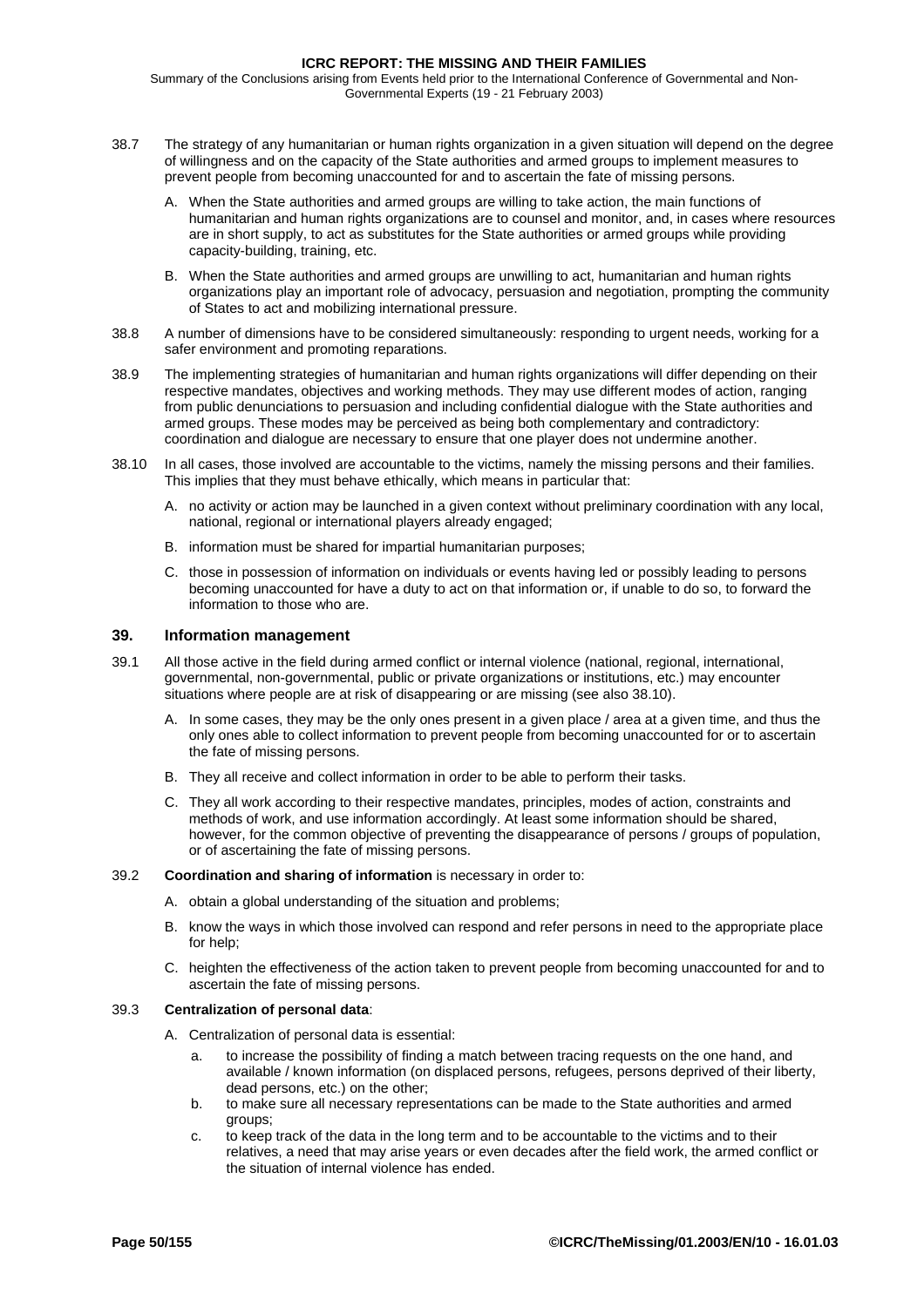38.7 The strategy of any humanitarian or human rights organization in a given situation will depend on the degree of willingness and on the capacity of the State authorities and armed groups to implement measures to prevent people from becoming unaccounted for and to ascertain the fate of missing persons.

A. When the State authorities and armed groups are willing to take action, the main functions of humanitarian and human rights organizations are to counsel and monitor, and, in cases where resources are in short supply, to act as substitutes for the State authorities or armed groups while providing capacity-building, training, etc.

B. When the State authorities and armed groups are unwilling to act, humanitarian and human rights organizations play an important role of advocacy, persuasion and negotiation, prompting the community of States to act and mobilizing international pressure.

38.8 A number of dimensions have to be considered simultaneously: responding to urgent needs, working for a safer environment and promoting reparations.

38.9 The implementing strategies of humanitarian and human rights organizations will differ depending on their respective mandates, objectives and working methods. They may use different modes of action, ranging from public denunciations to persuasion and including confidential dialogue with the State authorities and armed groups. These modes may be perceived as being both complementary and contradictory: coordination and dialogue are necessary to ensure that one player does not undermine another.

38.10 In all cases, those involved are accountable to the victims, namely the missing persons and their families. This implies that they must behave ethically, which means in particular that:

A. no activity or action may be launched in a given context without preliminary coordination with any local, national, regional or international players already engaged;

B. information must be shared for impartial humanitarian purposes;

C. those in possession of information on individuals or events having led or possibly leading to persons becoming unaccounted for have a duty to act on that information or, if unable to do so, to forward the information to those who are.

## 39. Information management

39.1 All those active in the field during armed conflict or internal violence (national, regional, international, governmental, non-governmental, public or private organizations or institutions, etc.) may encounter situations where people are at risk of disappearing or are missing (see also 38.10).

A. In some cases, they may be the only ones present in a given place / area at a given time, and thus the only ones able to collect information to prevent people from becoming unaccounted for or to ascertain the fate of missing persons.

B. They all receive and collect information in order to be able to perform their tasks.

C. They all work according to their respective mandates, principles, modes of action, constraints and methods of work, and use information accordingly. At least some information should be shared, however, for the common objective of preventing the disappearance of persons / groups of population, or of ascertaining the fate of missing persons.

39.2 **Coordination and sharing of information** is necessary in order to:

A. obtain a global understanding of the situation and problems;

B. know the ways in which those involved can respond and refer persons in need to the appropriate place for help;

C. heighten the effectiveness of the action taken to prevent people from becoming unaccounted for and to ascertain the fate of missing persons.

39.3 **Centralization of personal data**:

A. Centralization of personal data is essential:

a. to increase the possibility of finding a match between tracing requests on the one hand, and available / known information (on displaced persons, refugees, persons deprived of their liberty, dead persons, etc.) on the other;
b. to make sure all necessary representations can be made to the State authorities and armed groups;
c. to keep track of the data in the long term and to be accountable to the victims and to their relatives, a need that may arise years or even decades after the field work, the armed conflict or the situation of internal violence has ended.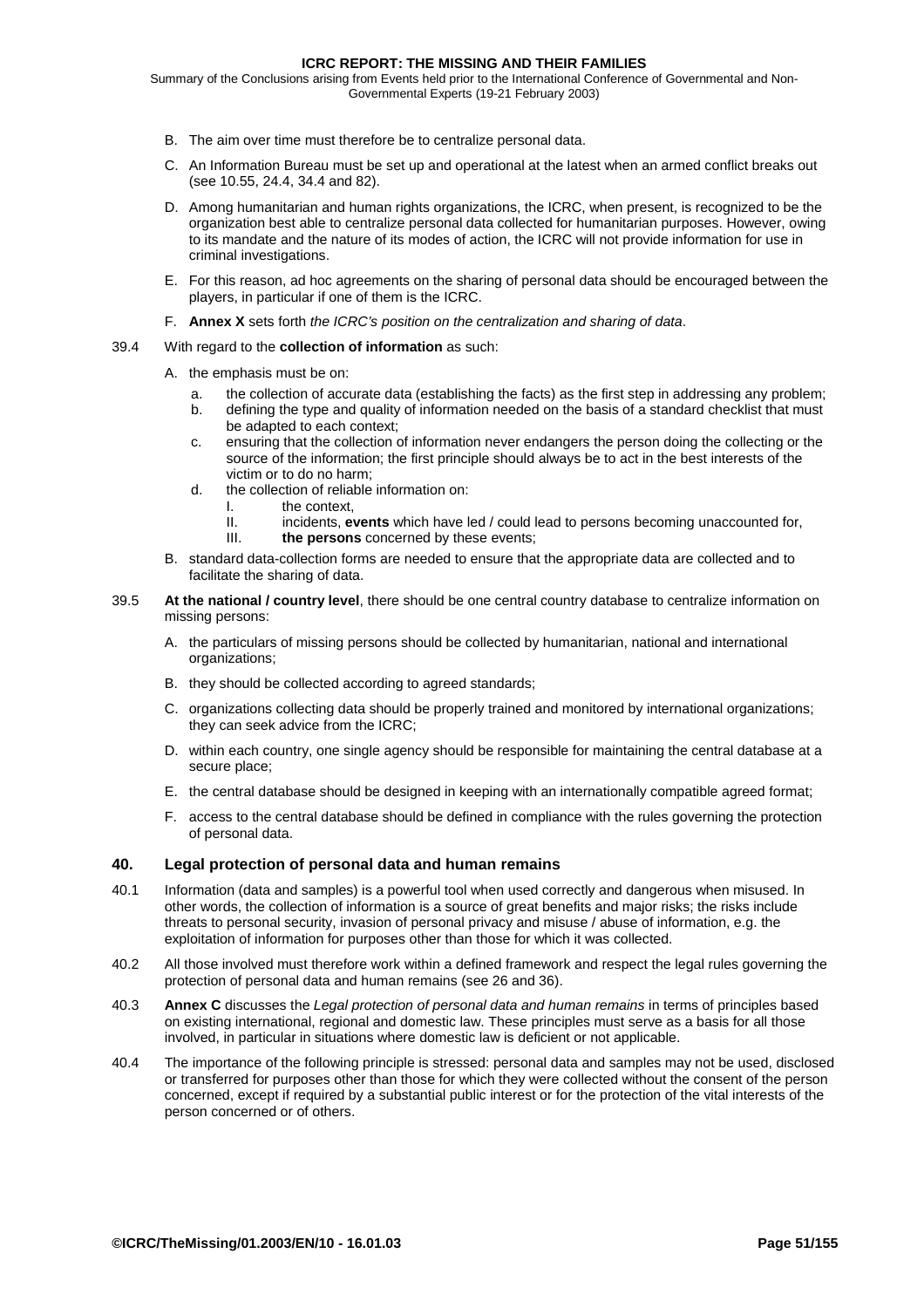B. The aim over time must therefore be to centralize personal data.

C. An Information Bureau must be set up and operational at the latest when an armed conflict breaks out (see 10.55, 24.4, 34.4 and 82).

D. Among humanitarian and human rights organizations, the ICRC, when present, is recognized to be the organization best able to centralize personal data collected for humanitarian purposes. However, owing to its mandate and the nature of its modes of action, the ICRC will not provide information for use in criminal investigations.

E. For this reason, ad hoc agreements on the sharing of personal data should be encouraged between the players, in particular if one of them is the ICRC.

F. **Annex X** sets forth *the ICRC's position on the centralization and sharing of data*.

39.4 With regard to the **collection of information** as such:

A. the emphasis must be on:

a. the collection of accurate data (establishing the facts) as the first step in addressing any problem;
b. defining the type and quality of information needed on the basis of a standard checklist that must be adapted to each context;
c. ensuring that the collection of information never endangers the person doing the collecting or the source of the information; the first principle should always be to act in the best interests of the victim or to do no harm;
d. the collection of reliable information on:
   I. the context,
   II. incidents, **events** which have led / could lead to persons becoming unaccounted for,
   III. **the persons** concerned by these events;

B. standard data-collection forms are needed to ensure that the appropriate data are collected and to facilitate the sharing of data.

39.5 **At the national / country level**, there should be one central country database to centralize information on missing persons:

A. the particulars of missing persons should be collected by humanitarian, national and international organizations;

B. they should be collected according to agreed standards;

C. organizations collecting data should be properly trained and monitored by international organizations; they can seek advice from the ICRC;

D. within each country, one single agency should be responsible for maintaining the central database at a secure place;

E. the central database should be designed in keeping with an internationally compatible agreed format;

F. access to the central database should be defined in compliance with the rules governing the protection of personal data.

## 40. Legal protection of personal data and human remains

40.1 Information (data and samples) is a powerful tool when used correctly and dangerous when misused. In other words, the collection of information is a source of great benefits and major risks; the risks include threats to personal security, invasion of personal privacy and misuse / abuse of information, e.g. the exploitation of information for purposes other than those for which it was collected.

40.2 All those involved must therefore work within a defined framework and respect the legal rules governing the protection of personal data and human remains (see 26 and 36).

40.3 **Annex C** discusses the *Legal protection of personal data and human remains* in terms of principles based on existing international, regional and domestic law. These principles must serve as a basis for all those involved, in particular in situations where domestic law is deficient or not applicable.

40.4 The importance of the following principle is stressed: personal data and samples may not be used, disclosed or transferred for purposes other than those for which they were collected without the consent of the person concerned, except if required by a substantial public interest or for the protection of the vital interests of the person concerned or of others.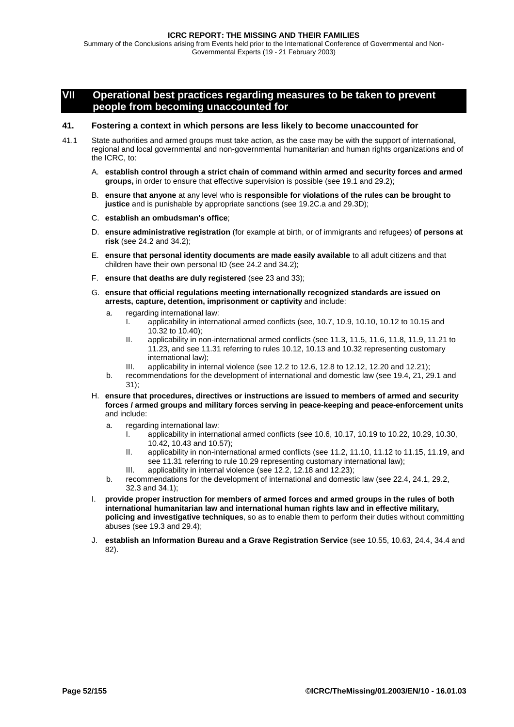## VII Operational best practices regarding measures to be taken to prevent people from becoming unaccounted for

### 41. Fostering a context in which persons are less likely to become unaccounted for

41.1 State authorities and armed groups must take action, as the case may be with the support of international, regional and local governmental and non-governmental humanitarian and human rights organizations and of the ICRC, to:

A. **establish control through a strict chain of command within armed and security forces and armed groups,** in order to ensure that effective supervision is possible (see 19.1 and 29.2);

B. **ensure that anyone** at any level who is **responsible for violations of the rules can be brought to justice** and is punishable by appropriate sanctions (see 19.2C.a and 29.3D);

C. **establish an ombudsman's office**;

D. **ensure administrative registration** (for example at birth, or of immigrants and refugees) **of persons at risk** (see 24.2 and 34.2);

E. **ensure that personal identity documents are made easily available** to all adult citizens and that children have their own personal ID (see 24.2 and 34.2);

F. **ensure that deaths are duly registered** (see 23 and 33);

G. **ensure that official regulations meeting internationally recognized standards are issued on arrests, capture, detention, imprisonment or captivity** and include:

   a. regarding international law:
      I. applicability in international armed conflicts (see, 10.7, 10.9, 10.10, 10.12 to 10.15 and 10.32 to 10.40);
      II. applicability in non-international armed conflicts (see 11.3, 11.5, 11.6, 11.8, 11.9, 11.21 to 11.23, and see 11.31 referring to rules 10.12, 10.13 and 10.32 representing customary international law);
      III. applicability in internal violence (see 12.2 to 12.6, 12.8 to 12.12, 12.20 and 12.21);
   b. recommendations for the development of international and domestic law (see 19.4, 21, 29.1 and 31);

H. **ensure that procedures, directives or instructions are issued to members of armed and security forces / armed groups and military forces serving in peace-keeping and peace-enforcement units** and include:

   a. regarding international law:
      I. applicability in international armed conflicts (see 10.6, 10.17, 10.19 to 10.22, 10.29, 10.30, 10.42, 10.43 and 10.57);
      II. applicability in non-international armed conflicts (see 11.2, 11.10, 11.12 to 11.15, 11.19, and see 11.31 referring to rule 10.29 representing customary international law);
      III. applicability in internal violence (see 12.2, 12.18 and 12.23);
   b. recommendations for the development of international and domestic law (see 22.4, 24.1, 29.2, 32.3 and 34.1);

I. **provide proper instruction for members of armed forces and armed groups in the rules of both international humanitarian law and international human rights law and in effective military, policing and investigative techniques**, so as to enable them to perform their duties without committing abuses (see 19.3 and 29.4);

J. **establish an Information Bureau and a Grave Registration Service** (see 10.55, 10.63, 24.4, 34.4 and 82).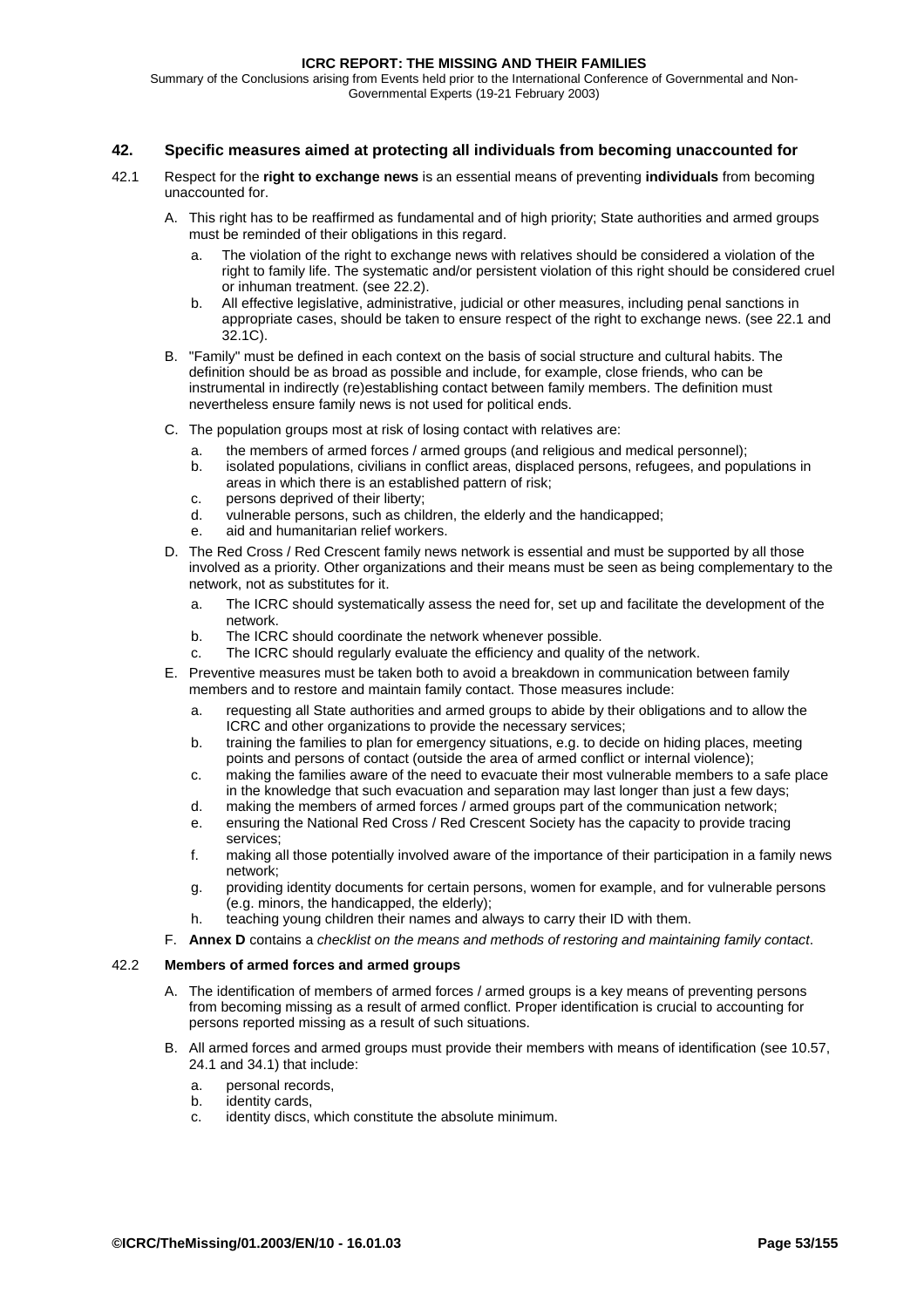## 42. Specific measures aimed at protecting all individuals from becoming unaccounted for

42.1 Respect for the **right to exchange news** is an essential means of preventing **individuals** from becoming unaccounted for.

A. This right has to be reaffirmed as fundamental and of high priority; State authorities and armed groups must be reminded of their obligations in this regard.

   a. The violation of the right to exchange news with relatives should be considered a violation of the right to family life. The systematic and/or persistent violation of this right should be considered cruel or inhuman treatment. (see 22.2).
   b. All effective legislative, administrative, judicial or other measures, including penal sanctions in appropriate cases, should be taken to ensure respect of the right to exchange news. (see 22.1 and 32.1C).

B. "Family" must be defined in each context on the basis of social structure and cultural habits. The definition should be as broad as possible and include, for example, close friends, who can be instrumental in indirectly (re)establishing contact between family members. The definition must nevertheless ensure family news is not used for political ends.

C. The population groups most at risk of losing contact with relatives are:

   a. the members of armed forces / armed groups (and religious and medical personnel);
   b. isolated populations, civilians in conflict areas, displaced persons, refugees, and populations in areas in which there is an established pattern of risk;
   c. persons deprived of their liberty;
   d. vulnerable persons, such as children, the elderly and the handicapped;
   e. aid and humanitarian relief workers.

D. The Red Cross / Red Crescent family news network is essential and must be supported by all those involved as a priority. Other organizations and their means must be seen as being complementary to the network, not as substitutes for it.

   a. The ICRC should systematically assess the need for, set up and facilitate the development of the network.
   b. The ICRC should coordinate the network whenever possible.
   c. The ICRC should regularly evaluate the efficiency and quality of the network.

E. Preventive measures must be taken both to avoid a breakdown in communication between family members and to restore and maintain family contact. Those measures include:

   a. requesting all State authorities and armed groups to abide by their obligations and to allow the ICRC and other organizations to provide the necessary services;
   b. training the families to plan for emergency situations, e.g. to decide on hiding places, meeting points and persons of contact (outside the area of armed conflict or internal violence);
   c. making the families aware of the need to evacuate their most vulnerable members to a safe place in the knowledge that such evacuation and separation may last longer than just a few days;
   d. making the members of armed forces / armed groups part of the communication network;
   e. ensuring the National Red Cross / Red Crescent Society has the capacity to provide tracing services;
   f. making all those potentially involved aware of the importance of their participation in a family news network;
   g. providing identity documents for certain persons, women for example, and for vulnerable persons (e.g. minors, the handicapped, the elderly);
   h. teaching young children their names and always to carry their ID with them.

F. **Annex D** contains a *checklist on the means and methods of restoring and maintaining family contact*.

42.2 **Members of armed forces and armed groups**

A. The identification of members of armed forces / armed groups is a key means of preventing persons from becoming missing as a result of armed conflict. Proper identification is crucial to accounting for persons reported missing as a result of such situations.

B. All armed forces and armed groups must provide their members with means of identification (see 10.57, 24.1 and 34.1) that include:

   a. personal records,
   b. identity cards,
   c. identity discs, which constitute the absolute minimum.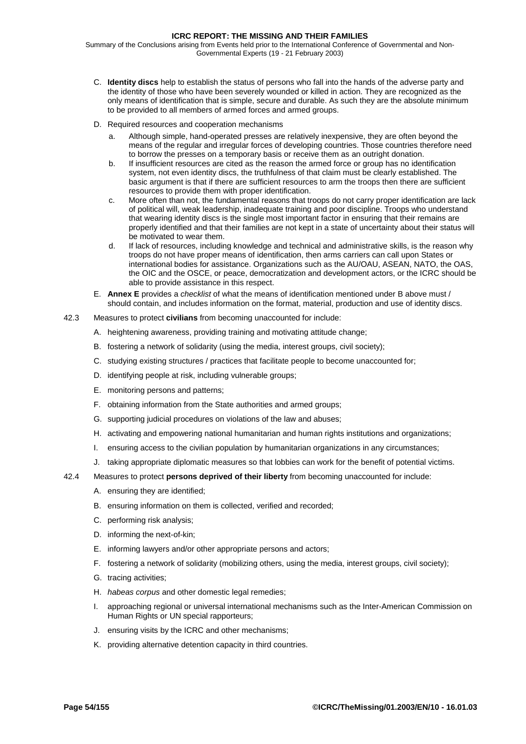C. **Identity discs** help to establish the status of persons who fall into the hands of the adverse party and the identity of those who have been severely wounded or killed in action. They are recognized as the only means of identification that is simple, secure and durable. As such they are the absolute minimum to be provided to all members of armed forces and armed groups.

D. Required resources and cooperation mechanisms

   a. Although simple, hand-operated presses are relatively inexpensive, they are often beyond the means of the regular and irregular forces of developing countries. Those countries therefore need to borrow the presses on a temporary basis or receive them as an outright donation.

   b. If insufficient resources are cited as the reason the armed force or group has no identification system, not even identity discs, the truthfulness of that claim must be clearly established. The basic argument is that if there are sufficient resources to arm the troops then there are sufficient resources to provide them with proper identification.

   c. More often than not, the fundamental reasons that troops do not carry proper identification are lack of political will, weak leadership, inadequate training and poor discipline. Troops who understand that wearing identity discs is the single most important factor in ensuring that their remains are properly identified and that their families are not kept in a state of uncertainty about their status will be motivated to wear them.

   d. If lack of resources, including knowledge and technical and administrative skills, is the reason why troops do not have proper means of identification, then arms carriers can call upon States or international bodies for assistance. Organizations such as the AU/OAU, ASEAN, NATO, the OAS, the OIC and the OSCE, or peace, democratization and development actors, or the ICRC should be able to provide assistance in this respect.

E. **Annex E** provides a *checklist* of what the means of identification mentioned under B above must / should contain, and includes information on the format, material, production and use of identity discs.

42.3 Measures to protect **civilians** from becoming unaccounted for include:

A. heightening awareness, providing training and motivating attitude change;

B. fostering a network of solidarity (using the media, interest groups, civil society);

C. studying existing structures / practices that facilitate people to become unaccounted for;

D. identifying people at risk, including vulnerable groups;

E. monitoring persons and patterns;

F. obtaining information from the State authorities and armed groups;

G. supporting judicial procedures on violations of the law and abuses;

H. activating and empowering national humanitarian and human rights institutions and organizations;

I. ensuring access to the civilian population by humanitarian organizations in any circumstances;

J. taking appropriate diplomatic measures so that lobbies can work for the benefit of potential victims.

42.4 Measures to protect **persons deprived of their liberty** from becoming unaccounted for include:

A. ensuring they are identified;

B. ensuring information on them is collected, verified and recorded;

C. performing risk analysis;

D. informing the next-of-kin;

E. informing lawyers and/or other appropriate persons and actors;

F. fostering a network of solidarity (mobilizing others, using the media, interest groups, civil society);

G. tracing activities;

H. *habeas corpus* and other domestic legal remedies;

I. approaching regional or universal international mechanisms such as the Inter-American Commission on Human Rights or UN special rapporteurs;

J. ensuring visits by the ICRC and other mechanisms;

K. providing alternative detention capacity in third countries.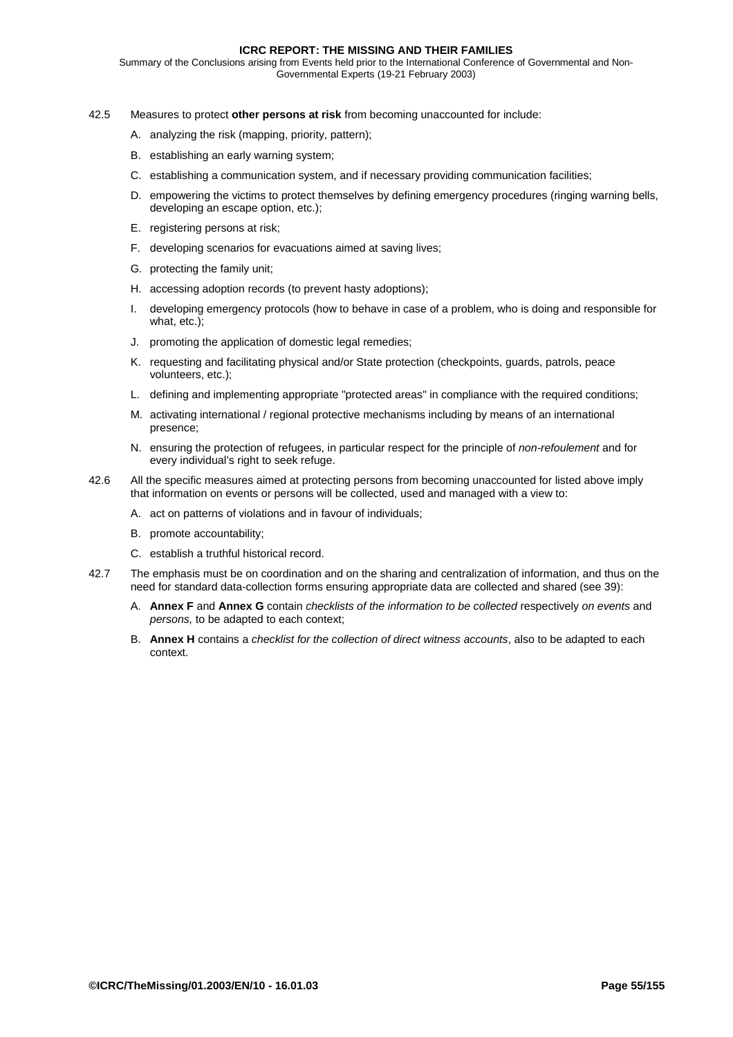42.5 Measures to protect **other persons at risk** from becoming unaccounted for include:

A. analyzing the risk (mapping, priority, pattern);

B. establishing an early warning system;

C. establishing a communication system, and if necessary providing communication facilities;

D. empowering the victims to protect themselves by defining emergency procedures (ringing warning bells, developing an escape option, etc.);

E. registering persons at risk;

F. developing scenarios for evacuations aimed at saving lives;

G. protecting the family unit;

H. accessing adoption records (to prevent hasty adoptions);

I. developing emergency protocols (how to behave in case of a problem, who is doing and responsible for what, etc.);

J. promoting the application of domestic legal remedies;

K. requesting and facilitating physical and/or State protection (checkpoints, guards, patrols, peace volunteers, etc.);

L. defining and implementing appropriate "protected areas" in compliance with the required conditions;

M. activating international / regional protective mechanisms including by means of an international presence;

N. ensuring the protection of refugees, in particular respect for the principle of *non-refoulement* and for every individual's right to seek refuge.

42.6 All the specific measures aimed at protecting persons from becoming unaccounted for listed above imply that information on events or persons will be collected, used and managed with a view to:

A. act on patterns of violations and in favour of individuals;

B. promote accountability;

C. establish a truthful historical record.

42.7 The emphasis must be on coordination and on the sharing and centralization of information, and thus on the need for standard data-collection forms ensuring appropriate data are collected and shared (see 39):

A. **Annex F** and **Annex G** contain *checklists of the information to be collected* respectively *on events* and *persons,* to be adapted to each context;

B. **Annex H** contains a *checklist for the collection of direct witness accounts*, also to be adapted to each context.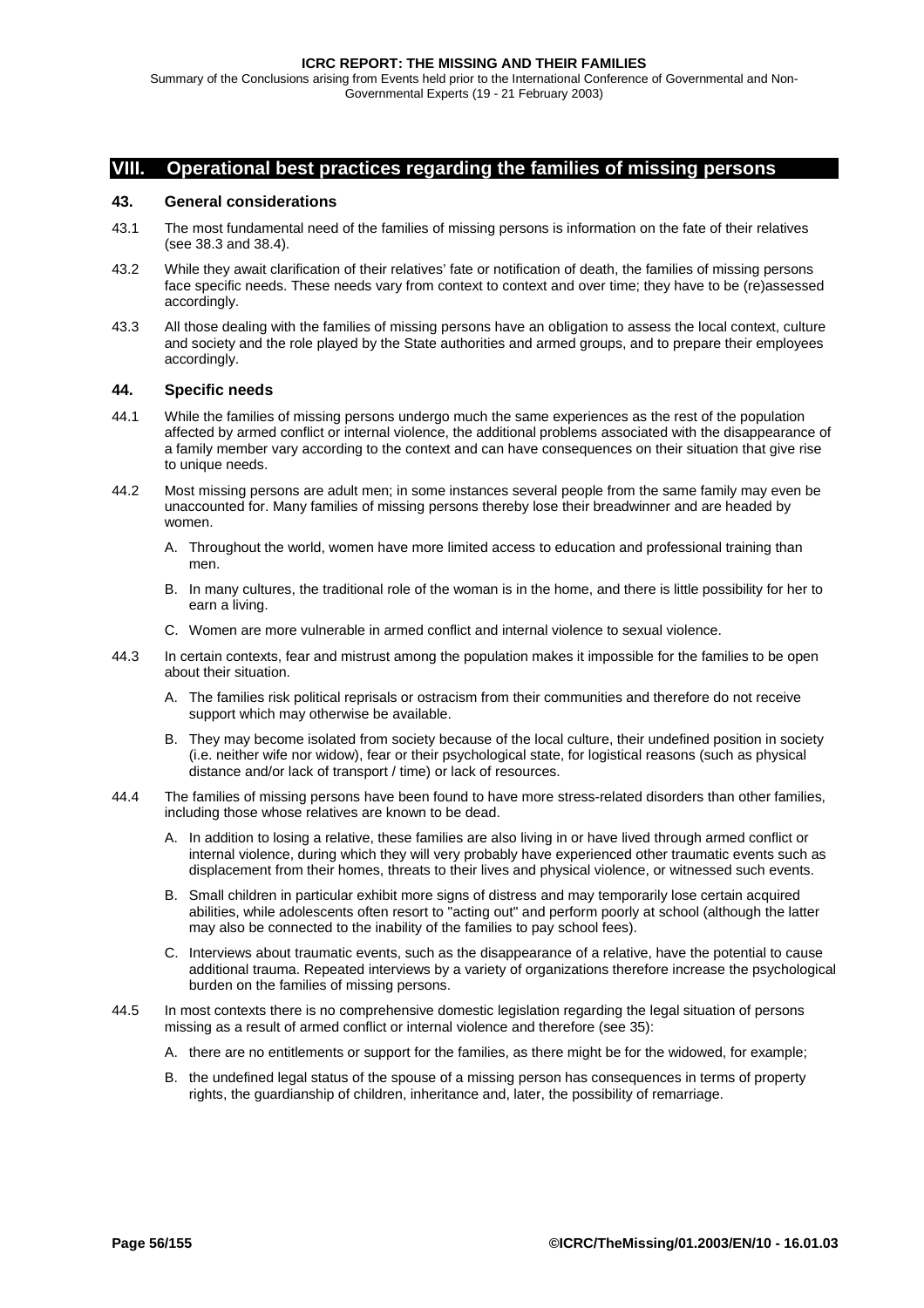## VIII. Operational best practices regarding the families of missing persons

### 43. General considerations

43.1 The most fundamental need of the families of missing persons is information on the fate of their relatives (see 38.3 and 38.4).

43.2 While they await clarification of their relatives' fate or notification of death, the families of missing persons face specific needs. These needs vary from context to context and over time; they have to be (re)assessed accordingly.

43.3 All those dealing with the families of missing persons have an obligation to assess the local context, culture and society and the role played by the State authorities and armed groups, and to prepare their employees accordingly.

### 44. Specific needs

44.1 While the families of missing persons undergo much the same experiences as the rest of the population affected by armed conflict or internal violence, the additional problems associated with the disappearance of a family member vary according to the context and can have consequences on their situation that give rise to unique needs.

44.2 Most missing persons are adult men; in some instances several people from the same family may even be unaccounted for. Many families of missing persons thereby lose their breadwinner and are headed by women.

A. Throughout the world, women have more limited access to education and professional training than men.

B. In many cultures, the traditional role of the woman is in the home, and there is little possibility for her to earn a living.

C. Women are more vulnerable in armed conflict and internal violence to sexual violence.

44.3 In certain contexts, fear and mistrust among the population makes it impossible for the families to be open about their situation.

A. The families risk political reprisals or ostracism from their communities and therefore do not receive support which may otherwise be available.

B. They may become isolated from society because of the local culture, their undefined position in society (i.e. neither wife nor widow), fear or their psychological state, for logistical reasons (such as physical distance and/or lack of transport / time) or lack of resources.

44.4 The families of missing persons have been found to have more stress-related disorders than other families, including those whose relatives are known to be dead.

A. In addition to losing a relative, these families are also living in or have lived through armed conflict or internal violence, during which they will very probably have experienced other traumatic events such as displacement from their homes, threats to their lives and physical violence, or witnessed such events.

B. Small children in particular exhibit more signs of distress and may temporarily lose certain acquired abilities, while adolescents often resort to "acting out" and perform poorly at school (although the latter may also be connected to the inability of the families to pay school fees).

C. Interviews about traumatic events, such as the disappearance of a relative, have the potential to cause additional trauma. Repeated interviews by a variety of organizations therefore increase the psychological burden on the families of missing persons.

44.5 In most contexts there is no comprehensive domestic legislation regarding the legal situation of persons missing as a result of armed conflict or internal violence and therefore (see 35):

A. there are no entitlements or support for the families, as there might be for the widowed, for example;

B. the undefined legal status of the spouse of a missing person has consequences in terms of property rights, the guardianship of children, inheritance and, later, the possibility of remarriage.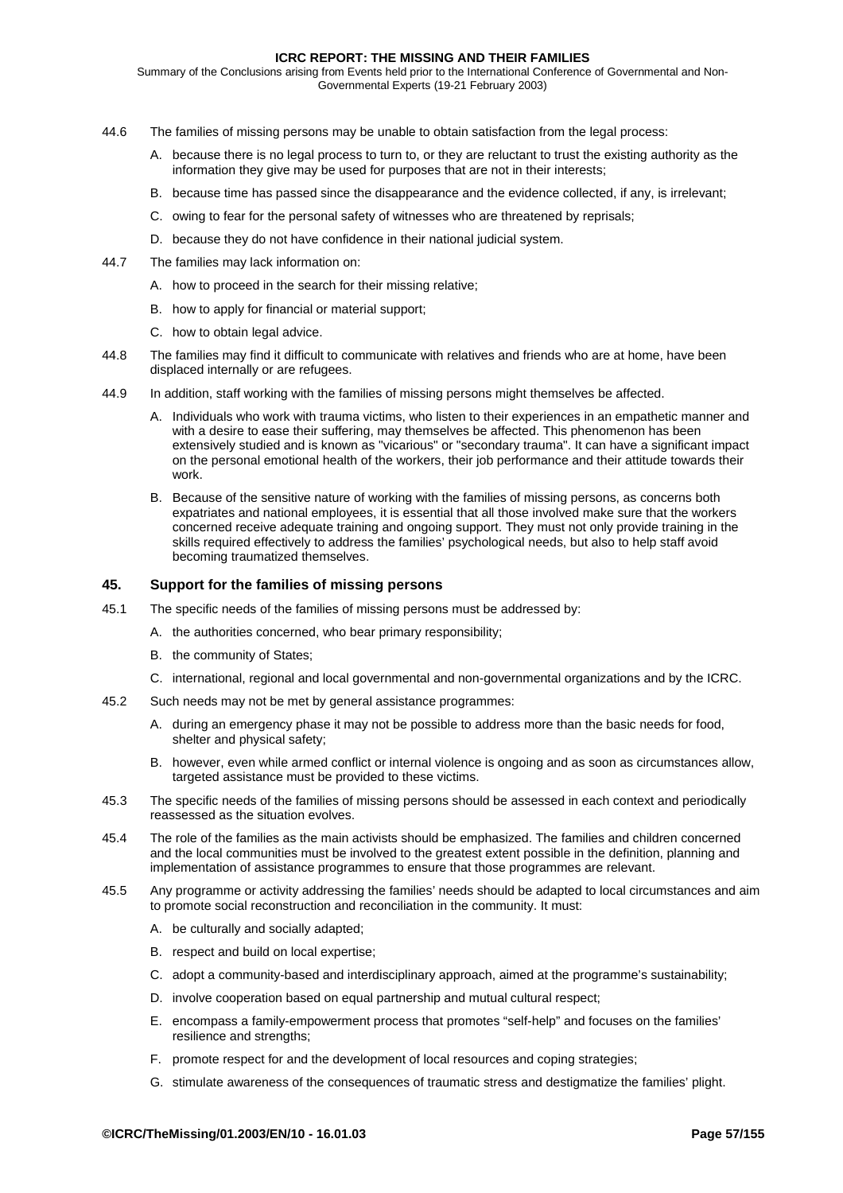44.6 The families of missing persons may be unable to obtain satisfaction from the legal process:

A. because there is no legal process to turn to, or they are reluctant to trust the existing authority as the information they give may be used for purposes that are not in their interests;

B. because time has passed since the disappearance and the evidence collected, if any, is irrelevant;

C. owing to fear for the personal safety of witnesses who are threatened by reprisals;

D. because they do not have confidence in their national judicial system.

44.7 The families may lack information on:

A. how to proceed in the search for their missing relative;

B. how to apply for financial or material support;

C. how to obtain legal advice.

44.8 The families may find it difficult to communicate with relatives and friends who are at home, have been displaced internally or are refugees.

44.9 In addition, staff working with the families of missing persons might themselves be affected.

A. Individuals who work with trauma victims, who listen to their experiences in an empathetic manner and with a desire to ease their suffering, may themselves be affected. This phenomenon has been extensively studied and is known as "vicarious" or "secondary trauma". It can have a significant impact on the personal emotional health of the workers, their job performance and their attitude towards their work.

B. Because of the sensitive nature of working with the families of missing persons, as concerns both expatriates and national employees, it is essential that all those involved make sure that the workers concerned receive adequate training and ongoing support. They must not only provide training in the skills required effectively to address the families' psychological needs, but also to help staff avoid becoming traumatized themselves.

## 45. Support for the families of missing persons

45.1 The specific needs of the families of missing persons must be addressed by:

A. the authorities concerned, who bear primary responsibility;

B. the community of States;

C. international, regional and local governmental and non-governmental organizations and by the ICRC.

45.2 Such needs may not be met by general assistance programmes:

A. during an emergency phase it may not be possible to address more than the basic needs for food, shelter and physical safety;

B. however, even while armed conflict or internal violence is ongoing and as soon as circumstances allow, targeted assistance must be provided to these victims.

45.3 The specific needs of the families of missing persons should be assessed in each context and periodically reassessed as the situation evolves.

45.4 The role of the families as the main activists should be emphasized. The families and children concerned and the local communities must be involved to the greatest extent possible in the definition, planning and implementation of assistance programmes to ensure that those programmes are relevant.

45.5 Any programme or activity addressing the families' needs should be adapted to local circumstances and aim to promote social reconstruction and reconciliation in the community. It must:

A. be culturally and socially adapted;

B. respect and build on local expertise;

C. adopt a community-based and interdisciplinary approach, aimed at the programme's sustainability;

D. involve cooperation based on equal partnership and mutual cultural respect;

E. encompass a family-empowerment process that promotes "self-help" and focuses on the families' resilience and strengths;

F. promote respect for and the development of local resources and coping strategies;

G. stimulate awareness of the consequences of traumatic stress and destigmatize the families' plight.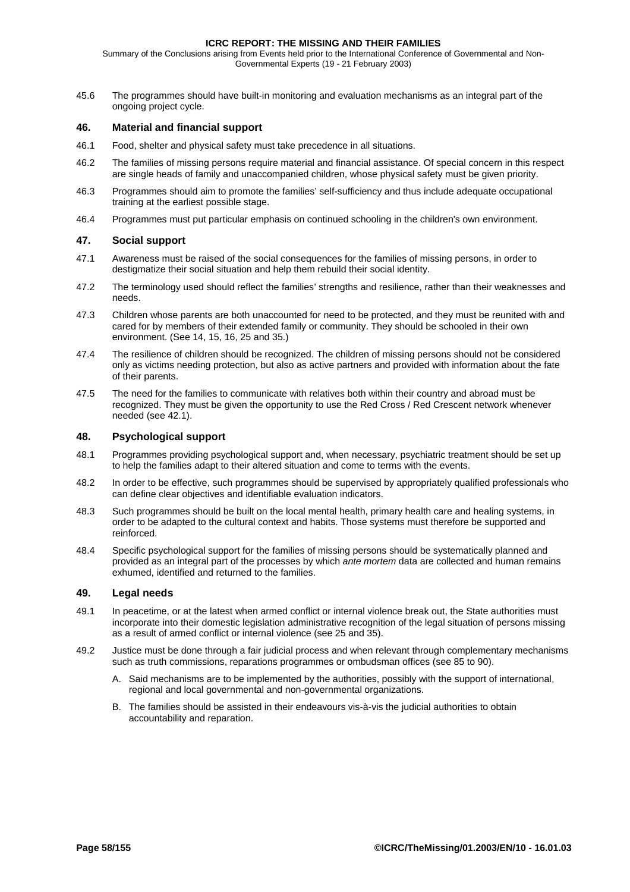45.6 The programmes should have built-in monitoring and evaluation mechanisms as an integral part of the ongoing project cycle.

### 46. Material and financial support

46.1 Food, shelter and physical safety must take precedence in all situations.

46.2 The families of missing persons require material and financial assistance. Of special concern in this respect are single heads of family and unaccompanied children, whose physical safety must be given priority.

46.3 Programmes should aim to promote the families' self-sufficiency and thus include adequate occupational training at the earliest possible stage.

46.4 Programmes must put particular emphasis on continued schooling in the children's own environment.

### 47. Social support

47.1 Awareness must be raised of the social consequences for the families of missing persons, in order to destigmatize their social situation and help them rebuild their social identity.

47.2 The terminology used should reflect the families' strengths and resilience, rather than their weaknesses and needs.

47.3 Children whose parents are both unaccounted for need to be protected, and they must be reunited with and cared for by members of their extended family or community. They should be schooled in their own environment. (See 14, 15, 16, 25 and 35.)

47.4 The resilience of children should be recognized. The children of missing persons should not be considered only as victims needing protection, but also as active partners and provided with information about the fate of their parents.

47.5 The need for the families to communicate with relatives both within their country and abroad must be recognized. They must be given the opportunity to use the Red Cross / Red Crescent network whenever needed (see 42.1).

### 48. Psychological support

48.1 Programmes providing psychological support and, when necessary, psychiatric treatment should be set up to help the families adapt to their altered situation and come to terms with the events.

48.2 In order to be effective, such programmes should be supervised by appropriately qualified professionals who can define clear objectives and identifiable evaluation indicators.

48.3 Such programmes should be built on the local mental health, primary health care and healing systems, in order to be adapted to the cultural context and habits. Those systems must therefore be supported and reinforced.

48.4 Specific psychological support for the families of missing persons should be systematically planned and provided as an integral part of the processes by which *ante mortem* data are collected and human remains exhumed, identified and returned to the families.

### 49. Legal needs

49.1 In peacetime, or at the latest when armed conflict or internal violence break out, the State authorities must incorporate into their domestic legislation administrative recognition of the legal situation of persons missing as a result of armed conflict or internal violence (see 25 and 35).

49.2 Justice must be done through a fair judicial process and when relevant through complementary mechanisms such as truth commissions, reparations programmes or ombudsman offices (see 85 to 90).

A. Said mechanisms are to be implemented by the authorities, possibly with the support of international, regional and local governmental and non-governmental organizations.

B. The families should be assisted in their endeavours vis-à-vis the judicial authorities to obtain accountability and reparation.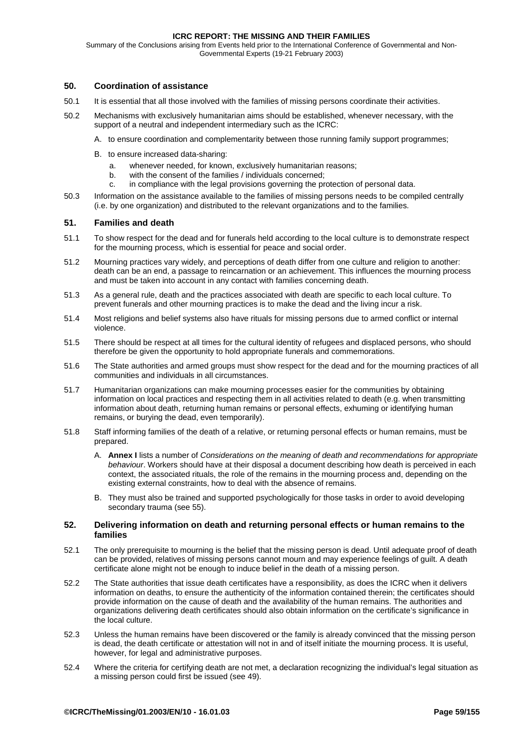## 50. Coordination of assistance

50.1 It is essential that all those involved with the families of missing persons coordinate their activities.

50.2 Mechanisms with exclusively humanitarian aims should be established, whenever necessary, with the support of a neutral and independent intermediary such as the ICRC:

A. to ensure coordination and complementarity between those running family support programmes;

B. to ensure increased data-sharing:

a. whenever needed, for known, exclusively humanitarian reasons;
b. with the consent of the families / individuals concerned;
c. in compliance with the legal provisions governing the protection of personal data.

50.3 Information on the assistance available to the families of missing persons needs to be compiled centrally (i.e. by one organization) and distributed to the relevant organizations and to the families.

## 51. Families and death

51.1 To show respect for the dead and for funerals held according to the local culture is to demonstrate respect for the mourning process, which is essential for peace and social order.

51.2 Mourning practices vary widely, and perceptions of death differ from one culture and religion to another: death can be an end, a passage to reincarnation or an achievement. This influences the mourning process and must be taken into account in any contact with families concerning death.

51.3 As a general rule, death and the practices associated with death are specific to each local culture. To prevent funerals and other mourning practices is to make the dead and the living incur a risk.

51.4 Most religions and belief systems also have rituals for missing persons due to armed conflict or internal violence.

51.5 There should be respect at all times for the cultural identity of refugees and displaced persons, who should therefore be given the opportunity to hold appropriate funerals and commemorations.

51.6 The State authorities and armed groups must show respect for the dead and for the mourning practices of all communities and individuals in all circumstances.

51.7 Humanitarian organizations can make mourning processes easier for the communities by obtaining information on local practices and respecting them in all activities related to death (e.g. when transmitting information about death, returning human remains or personal effects, exhuming or identifying human remains, or burying the dead, even temporarily).

51.8 Staff informing families of the death of a relative, or returning personal effects or human remains, must be prepared.

A. **Annex I** lists a number of *Considerations on the meaning of death and recommendations for appropriate behaviour*. Workers should have at their disposal a document describing how death is perceived in each context, the associated rituals, the role of the remains in the mourning process and, depending on the existing external constraints, how to deal with the absence of remains.

B. They must also be trained and supported psychologically for those tasks in order to avoid developing secondary trauma (see 55).

## 52. Delivering information on death and returning personal effects or human remains to the families

52.1 The only prerequisite to mourning is the belief that the missing person is dead. Until adequate proof of death can be provided, relatives of missing persons cannot mourn and may experience feelings of guilt. A death certificate alone might not be enough to induce belief in the death of a missing person.

52.2 The State authorities that issue death certificates have a responsibility, as does the ICRC when it delivers information on deaths, to ensure the authenticity of the information contained therein; the certificates should provide information on the cause of death and the availability of the human remains. The authorities and organizations delivering death certificates should also obtain information on the certificate's significance in the local culture.

52.3 Unless the human remains have been discovered or the family is already convinced that the missing person is dead, the death certificate or attestation will not in and of itself initiate the mourning process. It is useful, however, for legal and administrative purposes.

52.4 Where the criteria for certifying death are not met, a declaration recognizing the individual's legal situation as a missing person could first be issued (see 49).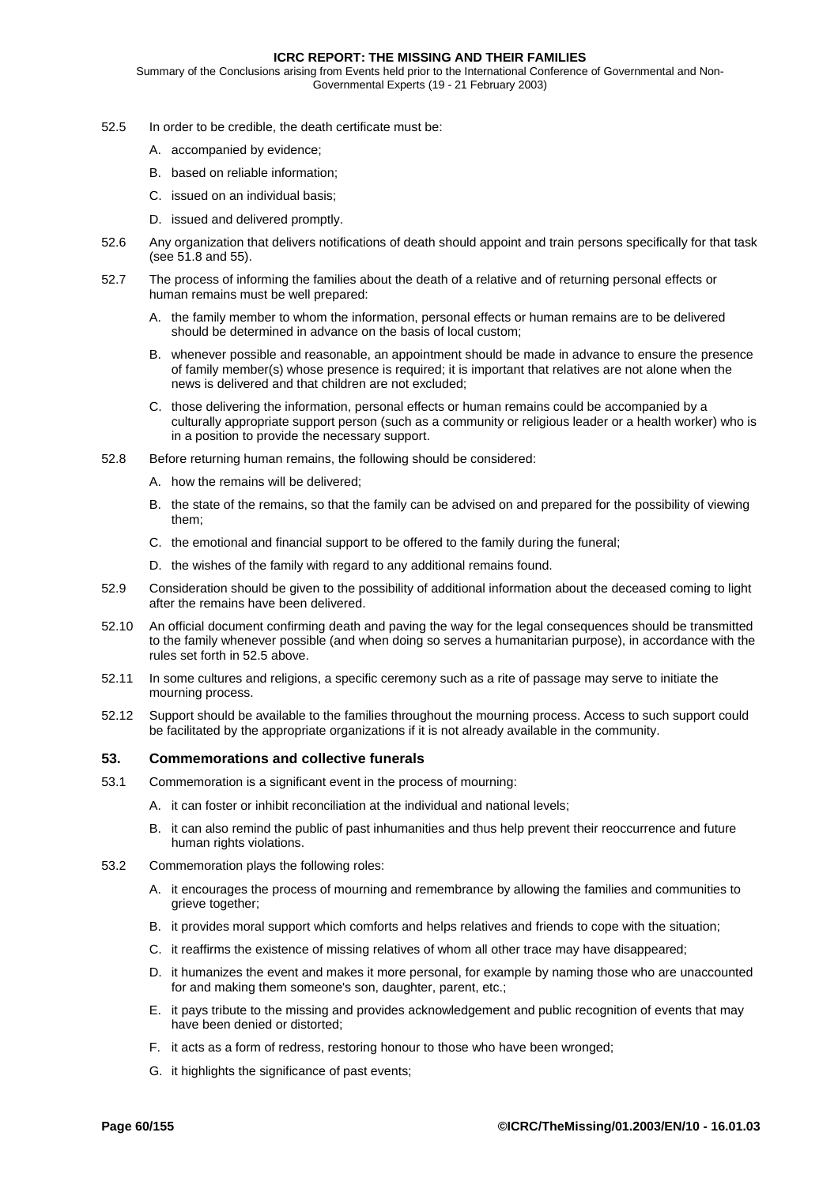52.5 In order to be credible, the death certificate must be:

A. accompanied by evidence;

B. based on reliable information;

C. issued on an individual basis;

D. issued and delivered promptly.

52.6 Any organization that delivers notifications of death should appoint and train persons specifically for that task (see 51.8 and 55).

52.7 The process of informing the families about the death of a relative and of returning personal effects or human remains must be well prepared:

A. the family member to whom the information, personal effects or human remains are to be delivered should be determined in advance on the basis of local custom;

B. whenever possible and reasonable, an appointment should be made in advance to ensure the presence of family member(s) whose presence is required; it is important that relatives are not alone when the news is delivered and that children are not excluded;

C. those delivering the information, personal effects or human remains could be accompanied by a culturally appropriate support person (such as a community or religious leader or a health worker) who is in a position to provide the necessary support.

52.8 Before returning human remains, the following should be considered:

A. how the remains will be delivered;

B. the state of the remains, so that the family can be advised on and prepared for the possibility of viewing them;

C. the emotional and financial support to be offered to the family during the funeral;

D. the wishes of the family with regard to any additional remains found.

52.9 Consideration should be given to the possibility of additional information about the deceased coming to light after the remains have been delivered.

52.10 An official document confirming death and paving the way for the legal consequences should be transmitted to the family whenever possible (and when doing so serves a humanitarian purpose), in accordance with the rules set forth in 52.5 above.

52.11 In some cultures and religions, a specific ceremony such as a rite of passage may serve to initiate the mourning process.

52.12 Support should be available to the families throughout the mourning process. Access to such support could be facilitated by the appropriate organizations if it is not already available in the community.

### 53. Commemorations and collective funerals

53.1 Commemoration is a significant event in the process of mourning:

A. it can foster or inhibit reconciliation at the individual and national levels;

B. it can also remind the public of past inhumanities and thus help prevent their reoccurrence and future human rights violations.

53.2 Commemoration plays the following roles:

A. it encourages the process of mourning and remembrance by allowing the families and communities to grieve together;

B. it provides moral support which comforts and helps relatives and friends to cope with the situation;

C. it reaffirms the existence of missing relatives of whom all other trace may have disappeared;

D. it humanizes the event and makes it more personal, for example by naming those who are unaccounted for and making them someone's son, daughter, parent, etc.;

E. it pays tribute to the missing and provides acknowledgement and public recognition of events that may have been denied or distorted;

F. it acts as a form of redress, restoring honour to those who have been wronged;

G. it highlights the significance of past events;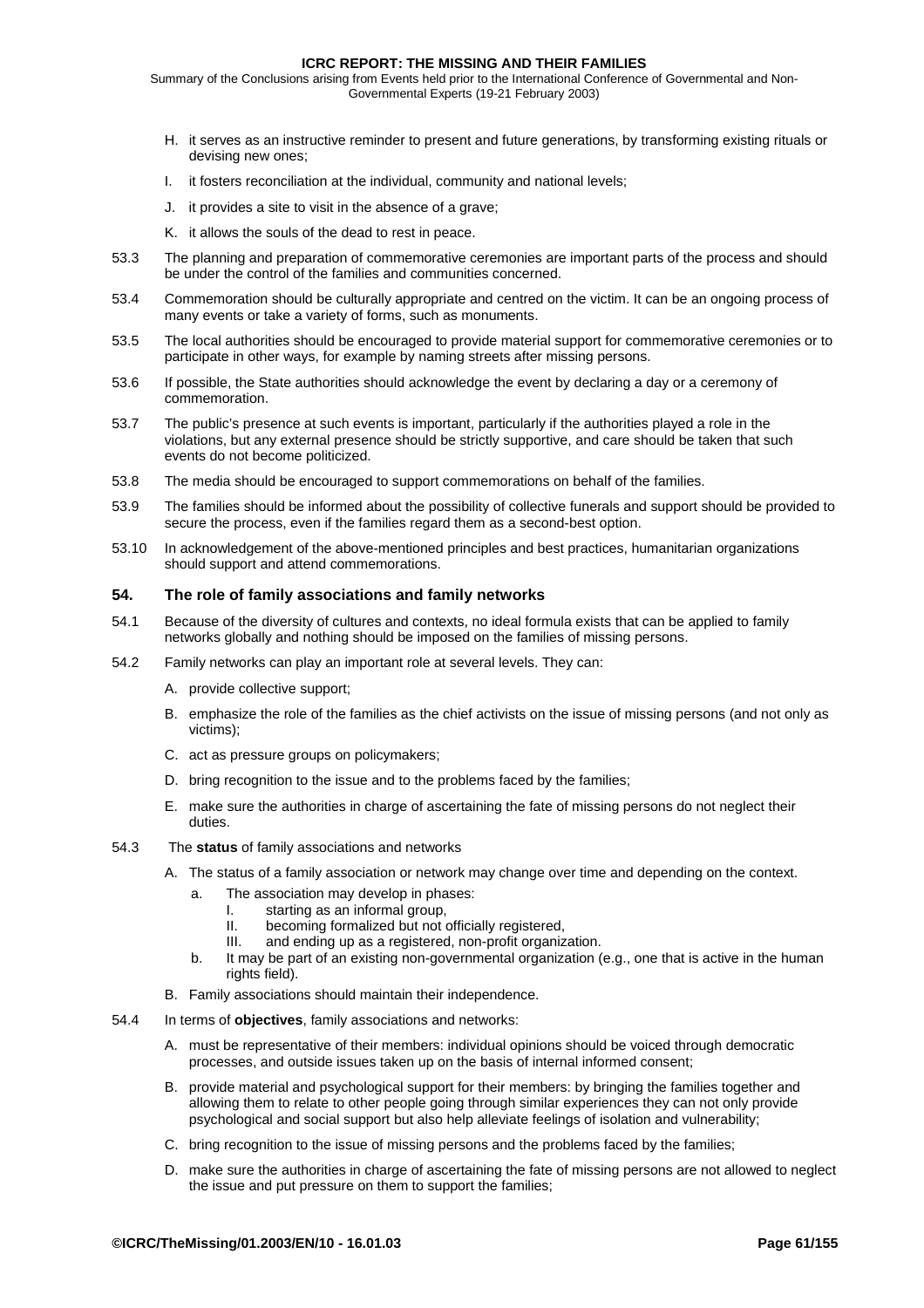H. it serves as an instructive reminder to present and future generations, by transforming existing rituals or devising new ones;

I. it fosters reconciliation at the individual, community and national levels;

J. it provides a site to visit in the absence of a grave;

K. it allows the souls of the dead to rest in peace.

53.3 The planning and preparation of commemorative ceremonies are important parts of the process and should be under the control of the families and communities concerned.

53.4 Commemoration should be culturally appropriate and centred on the victim. It can be an ongoing process of many events or take a variety of forms, such as monuments.

53.5 The local authorities should be encouraged to provide material support for commemorative ceremonies or to participate in other ways, for example by naming streets after missing persons.

53.6 If possible, the State authorities should acknowledge the event by declaring a day or a ceremony of commemoration.

53.7 The public's presence at such events is important, particularly if the authorities played a role in the violations, but any external presence should be strictly supportive, and care should be taken that such events do not become politicized.

53.8 The media should be encouraged to support commemorations on behalf of the families.

53.9 The families should be informed about the possibility of collective funerals and support should be provided to secure the process, even if the families regard them as a second-best option.

53.10 In acknowledgement of the above-mentioned principles and best practices, humanitarian organizations should support and attend commemorations.

### 54. The role of family associations and family networks

54.1 Because of the diversity of cultures and contexts, no ideal formula exists that can be applied to family networks globally and nothing should be imposed on the families of missing persons.

54.2 Family networks can play an important role at several levels. They can:

A. provide collective support;

B. emphasize the role of the families as the chief activists on the issue of missing persons (and not only as victims);

C. act as pressure groups on policymakers;

D. bring recognition to the issue and to the problems faced by the families;

E. make sure the authorities in charge of ascertaining the fate of missing persons do not neglect their duties.

54.3 The **status** of family associations and networks

A. The status of a family association or network may change over time and depending on the context.

   a. The association may develop in phases:
      I. starting as an informal group,
      II. becoming formalized but not officially registered,
      III. and ending up as a registered, non-profit organization.

   b. It may be part of an existing non-governmental organization (e.g., one that is active in the human rights field).

B. Family associations should maintain their independence.

54.4 In terms of **objectives**, family associations and networks:

A. must be representative of their members: individual opinions should be voiced through democratic processes, and outside issues taken up on the basis of internal informed consent;

B. provide material and psychological support for their members: by bringing the families together and allowing them to relate to other people going through similar experiences they can not only provide psychological and social support but also help alleviate feelings of isolation and vulnerability;

C. bring recognition to the issue of missing persons and the problems faced by the families;

D. make sure the authorities in charge of ascertaining the fate of missing persons are not allowed to neglect the issue and put pressure on them to support the families;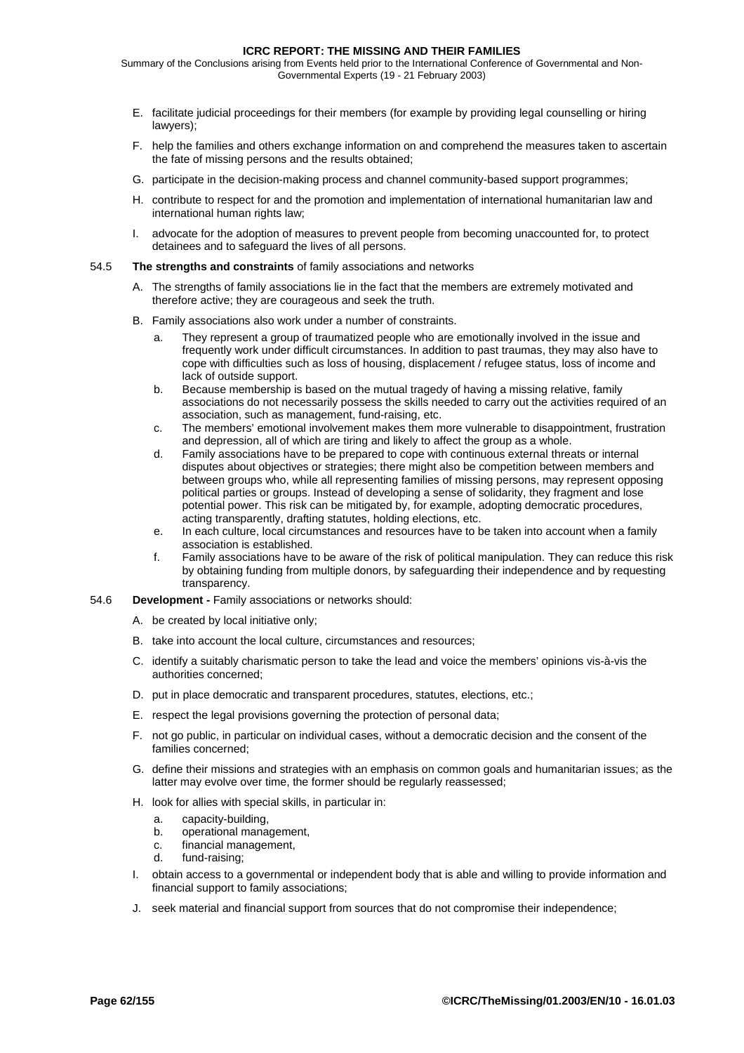E. facilitate judicial proceedings for their members (for example by providing legal counselling or hiring lawyers);

F. help the families and others exchange information on and comprehend the measures taken to ascertain the fate of missing persons and the results obtained;

G. participate in the decision-making process and channel community-based support programmes;

H. contribute to respect for and the promotion and implementation of international humanitarian law and international human rights law;

I. advocate for the adoption of measures to prevent people from becoming unaccounted for, to protect detainees and to safeguard the lives of all persons.

54.5 **The strengths and constraints** of family associations and networks

A. The strengths of family associations lie in the fact that the members are extremely motivated and therefore active; they are courageous and seek the truth.

B. Family associations also work under a number of constraints.

a. They represent a group of traumatized people who are emotionally involved in the issue and frequently work under difficult circumstances. In addition to past traumas, they may also have to cope with difficulties such as loss of housing, displacement / refugee status, loss of income and lack of outside support.
b. Because membership is based on the mutual tragedy of having a missing relative, family associations do not necessarily possess the skills needed to carry out the activities required of an association, such as management, fund-raising, etc.
c. The members' emotional involvement makes them more vulnerable to disappointment, frustration and depression, all of which are tiring and likely to affect the group as a whole.
d. Family associations have to be prepared to cope with continuous external threats or internal disputes about objectives or strategies; there might also be competition between members and between groups who, while all representing families of missing persons, may represent opposing political parties or groups. Instead of developing a sense of solidarity, they fragment and lose potential power. This risk can be mitigated by, for example, adopting democratic procedures, acting transparently, drafting statutes, holding elections, etc.
e. In each culture, local circumstances and resources have to be taken into account when a family association is established.
f. Family associations have to be aware of the risk of political manipulation. They can reduce this risk by obtaining funding from multiple donors, by safeguarding their independence and by requesting transparency.

54.6 **Development -** Family associations or networks should:

A. be created by local initiative only;

B. take into account the local culture, circumstances and resources;

C. identify a suitably charismatic person to take the lead and voice the members' opinions vis-à-vis the authorities concerned;

D. put in place democratic and transparent procedures, statutes, elections, etc.;

E. respect the legal provisions governing the protection of personal data;

F. not go public, in particular on individual cases, without a democratic decision and the consent of the families concerned;

G. define their missions and strategies with an emphasis on common goals and humanitarian issues; as the latter may evolve over time, the former should be regularly reassessed;

H. look for allies with special skills, in particular in:

a. capacity-building,
b. operational management,
c. financial management,
d. fund-raising;

I. obtain access to a governmental or independent body that is able and willing to provide information and financial support to family associations;

J. seek material and financial support from sources that do not compromise their independence;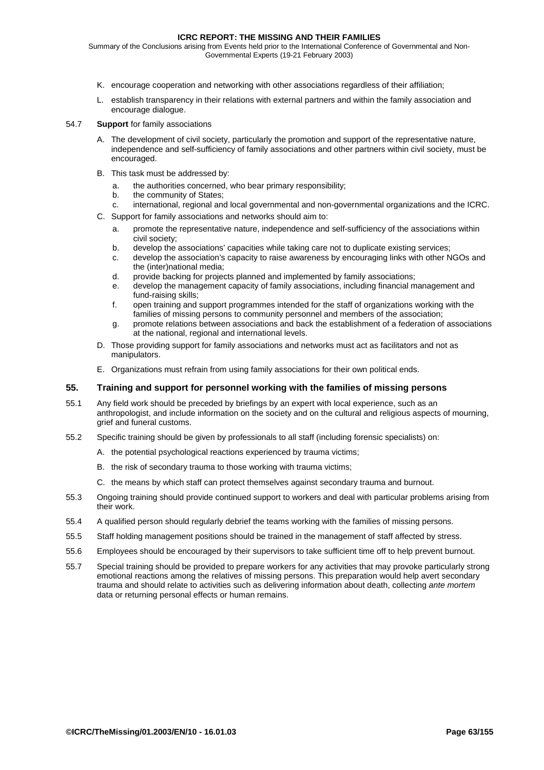K. encourage cooperation and networking with other associations regardless of their affiliation;

L. establish transparency in their relations with external partners and within the family association and encourage dialogue.

54.7 **Support** for family associations

A. The development of civil society, particularly the promotion and support of the representative nature, independence and self-sufficiency of family associations and other partners within civil society, must be encouraged.

B. This task must be addressed by:

   a. the authorities concerned, who bear primary responsibility;
   b. the community of States;
   c. international, regional and local governmental and non-governmental organizations and the ICRC.

C. Support for family associations and networks should aim to:

   a. promote the representative nature, independence and self-sufficiency of the associations within civil society;
   b. develop the associations' capacities while taking care not to duplicate existing services;
   c. develop the association's capacity to raise awareness by encouraging links with other NGOs and the (inter)national media;
   d. provide backing for projects planned and implemented by family associations;
   e. develop the management capacity of family associations, including financial management and fund-raising skills;
   f. open training and support programmes intended for the staff of organizations working with the families of missing persons to community personnel and members of the association;
   g. promote relations between associations and back the establishment of a federation of associations at the national, regional and international levels.

D. Those providing support for family associations and networks must act as facilitators and not as manipulators.

E. Organizations must refrain from using family associations for their own political ends.

## 55. Training and support for personnel working with the families of missing persons

55.1 Any field work should be preceded by briefings by an expert with local experience, such as an anthropologist, and include information on the society and on the cultural and religious aspects of mourning, grief and funeral customs.

55.2 Specific training should be given by professionals to all staff (including forensic specialists) on:

A. the potential psychological reactions experienced by trauma victims;

B. the risk of secondary trauma to those working with trauma victims;

C. the means by which staff can protect themselves against secondary trauma and burnout.

55.3 Ongoing training should provide continued support to workers and deal with particular problems arising from their work.

55.4 A qualified person should regularly debrief the teams working with the families of missing persons.

55.5 Staff holding management positions should be trained in the management of staff affected by stress.

55.6 Employees should be encouraged by their supervisors to take sufficient time off to help prevent burnout.

55.7 Special training should be provided to prepare workers for any activities that may provoke particularly strong emotional reactions among the relatives of missing persons. This preparation would help avert secondary trauma and should relate to activities such as delivering information about death, collecting *ante mortem* data or returning personal effects or human remains.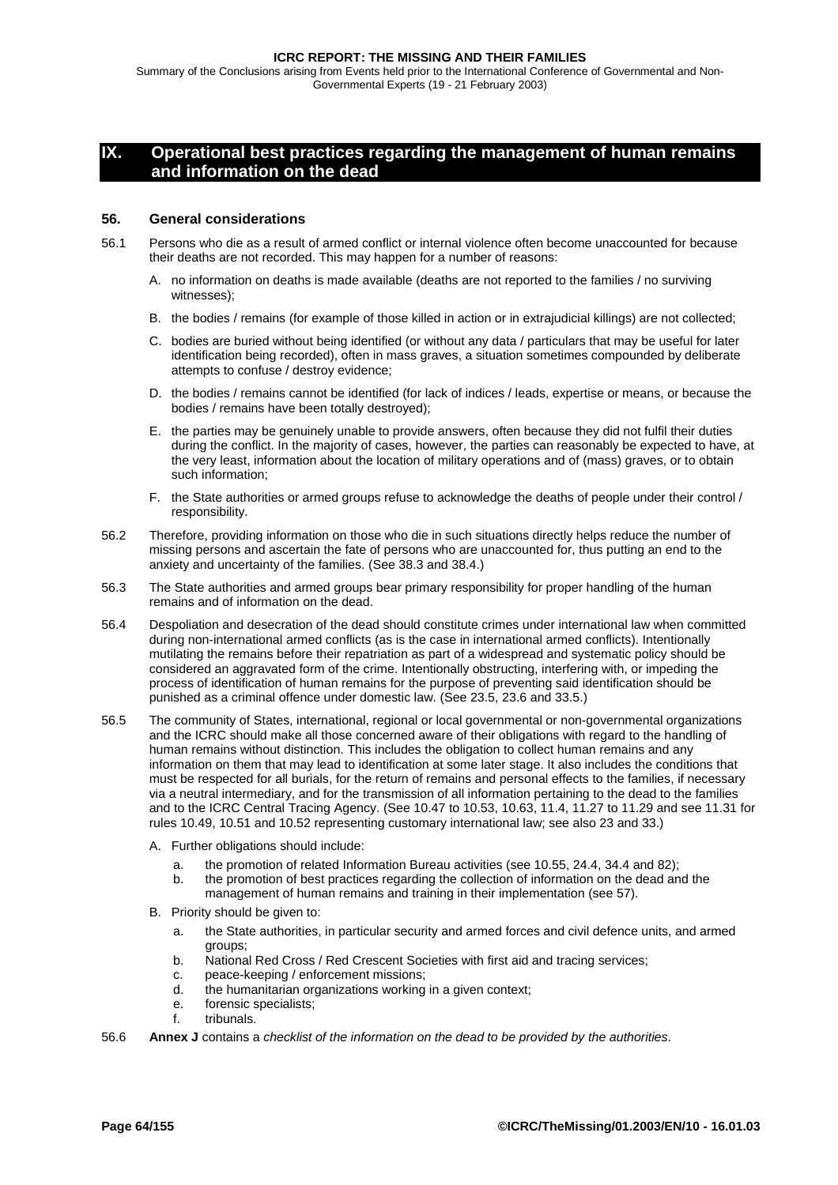## IX. Operational best practices regarding the management of human remains and information on the dead

### 56. General considerations

56.1 Persons who die as a result of armed conflict or internal violence often become unaccounted for because their deaths are not recorded. This may happen for a number of reasons:

A. no information on deaths is made available (deaths are not reported to the families / no surviving witnesses);

B. the bodies / remains (for example of those killed in action or in extrajudicial killings) are not collected;

C. bodies are buried without being identified (or without any data / particulars that may be useful for later identification being recorded), often in mass graves, a situation sometimes compounded by deliberate attempts to confuse / destroy evidence;

D. the bodies / remains cannot be identified (for lack of indices / leads, expertise or means, or because the bodies / remains have been totally destroyed);

E. the parties may be genuinely unable to provide answers, often because they did not fulfil their duties during the conflict. In the majority of cases, however, the parties can reasonably be expected to have, at the very least, information about the location of military operations and of (mass) graves, or to obtain such information;

F. the State authorities or armed groups refuse to acknowledge the deaths of people under their control / responsibility.

56.2 Therefore, providing information on those who die in such situations directly helps reduce the number of missing persons and ascertain the fate of persons who are unaccounted for, thus putting an end to the anxiety and uncertainty of the families. (See 38.3 and 38.4.)

56.3 The State authorities and armed groups bear primary responsibility for proper handling of the human remains and of information on the dead.

56.4 Despoliation and desecration of the dead should constitute crimes under international law when committed during non-international armed conflicts (as is the case in international armed conflicts). Intentionally mutilating the remains before their repatriation as part of a widespread and systematic policy should be considered an aggravated form of the crime. Intentionally obstructing, interfering with, or impeding the process of identification of human remains for the purpose of preventing said identification should be punished as a criminal offence under domestic law. (See 23.5, 23.6 and 33.5.)

56.5 The community of States, international, regional or local governmental or non-governmental organizations and the ICRC should make all those concerned aware of their obligations with regard to the handling of human remains without distinction. This includes the obligation to collect human remains and any information on them that may lead to identification at some later stage. It also includes the conditions that must be respected for all burials, for the return of remains and personal effects to the families, if necessary via a neutral intermediary, and for the transmission of all information pertaining to the dead to the families and to the ICRC Central Tracing Agency. (See 10.47 to 10.53, 10.63, 11.4, 11.27 to 11.29 and see 11.31 for rules 10.49, 10.51 and 10.52 representing customary international law; see also 23 and 33.)

A. Further obligations should include:

   a. the promotion of related Information Bureau activities (see 10.55, 24.4, 34.4 and 82);
   b. the promotion of best practices regarding the collection of information on the dead and the management of human remains and training in their implementation (see 57).

B. Priority should be given to:

   a. the State authorities, in particular security and armed forces and civil defence units, and armed groups;
   b. National Red Cross / Red Crescent Societies with first aid and tracing services;
   c. peace-keeping / enforcement missions;
   d. the humanitarian organizations working in a given context;
   e. forensic specialists;
   f. tribunals.

56.6 **Annex J** contains a *checklist of the information on the dead to be provided by the authorities*.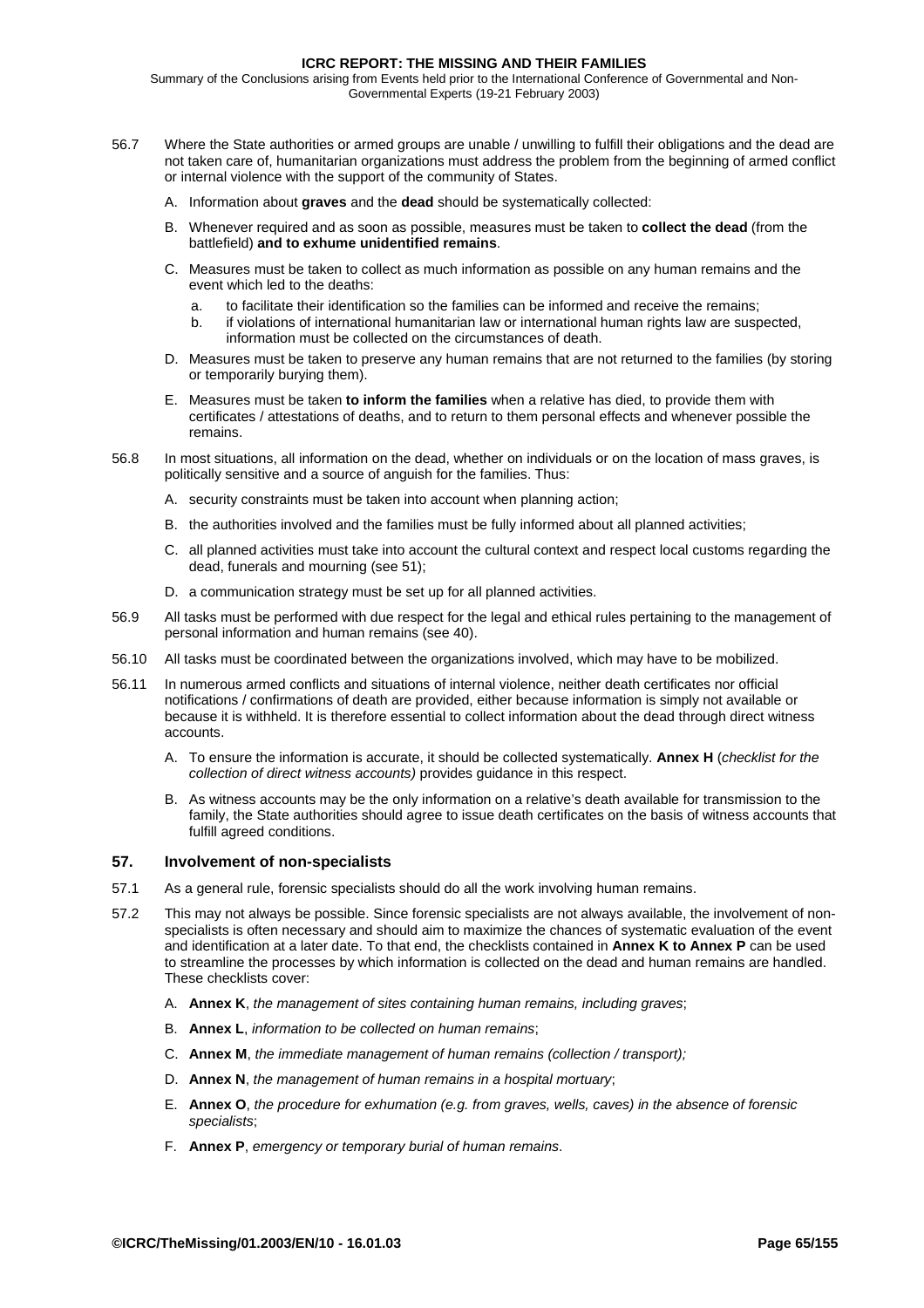56.7 Where the State authorities or armed groups are unable / unwilling to fulfill their obligations and the dead are not taken care of, humanitarian organizations must address the problem from the beginning of armed conflict or internal violence with the support of the community of States.

A. Information about **graves** and the **dead** should be systematically collected:

B. Whenever required and as soon as possible, measures must be taken to **collect the dead** (from the battlefield) **and to exhume unidentified remains**.

C. Measures must be taken to collect as much information as possible on any human remains and the event which led to the deaths:

a. to facilitate their identification so the families can be informed and receive the remains;
b. if violations of international humanitarian law or international human rights law are suspected, information must be collected on the circumstances of death.

D. Measures must be taken to preserve any human remains that are not returned to the families (by storing or temporarily burying them).

E. Measures must be taken **to inform the families** when a relative has died, to provide them with certificates / attestations of deaths, and to return to them personal effects and whenever possible the remains.

56.8 In most situations, all information on the dead, whether on individuals or on the location of mass graves, is politically sensitive and a source of anguish for the families. Thus:

A. security constraints must be taken into account when planning action;

B. the authorities involved and the families must be fully informed about all planned activities;

C. all planned activities must take into account the cultural context and respect local customs regarding the dead, funerals and mourning (see 51);

D. a communication strategy must be set up for all planned activities.

56.9 All tasks must be performed with due respect for the legal and ethical rules pertaining to the management of personal information and human remains (see 40).

56.10 All tasks must be coordinated between the organizations involved, which may have to be mobilized.

56.11 In numerous armed conflicts and situations of internal violence, neither death certificates nor official notifications / confirmations of death are provided, either because information is simply not available or because it is withheld. It is therefore essential to collect information about the dead through direct witness accounts.

A. To ensure the information is accurate, it should be collected systematically. **Annex H** (*checklist for the collection of direct witness accounts)* provides guidance in this respect.

B. As witness accounts may be the only information on a relative's death available for transmission to the family, the State authorities should agree to issue death certificates on the basis of witness accounts that fulfill agreed conditions.

## 57. Involvement of non-specialists

57.1 As a general rule, forensic specialists should do all the work involving human remains.

57.2 This may not always be possible. Since forensic specialists are not always available, the involvement of non-specialists is often necessary and should aim to maximize the chances of systematic evaluation of the event and identification at a later date. To that end, the checklists contained in **Annex K to Annex P** can be used to streamline the processes by which information is collected on the dead and human remains are handled. These checklists cover:

A. **Annex K**, *the management of sites containing human remains, including graves*;

B. **Annex L**, *information to be collected on human remains*;

C. **Annex M**, *the immediate management of human remains (collection / transport);*

D. **Annex N**, *the management of human remains in a hospital mortuary*;

E. **Annex O**, *the procedure for exhumation (e.g. from graves, wells, caves) in the absence of forensic specialists*;

F. **Annex P**, *emergency or temporary burial of human remains*.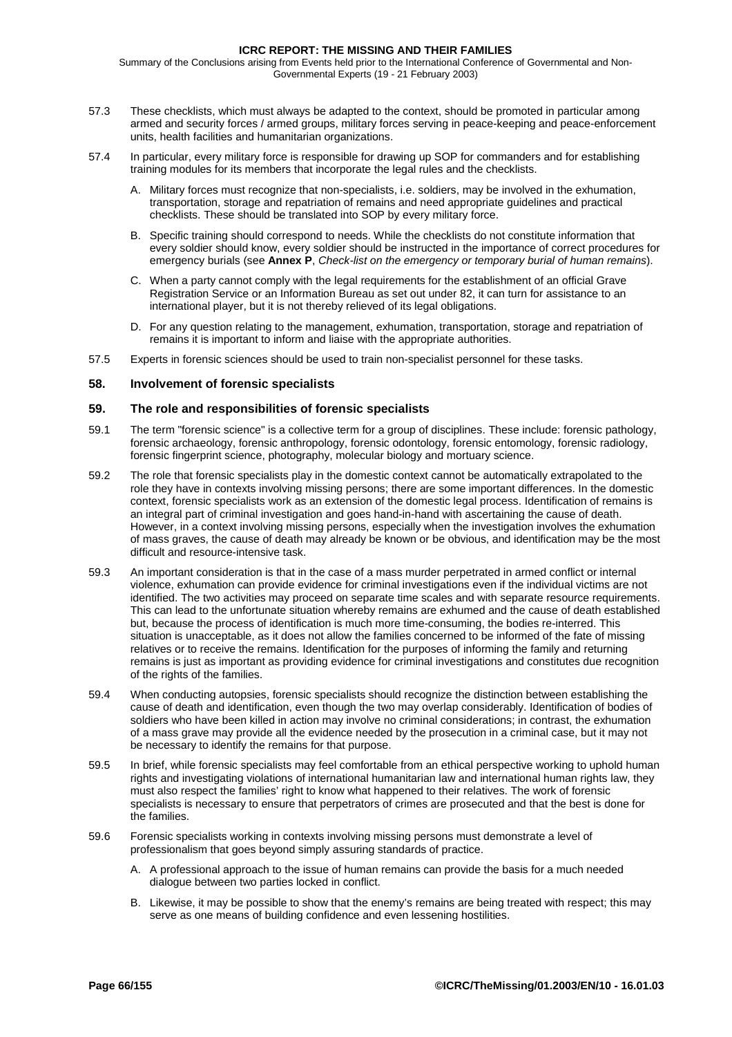57.3 These checklists, which must always be adapted to the context, should be promoted in particular among armed and security forces / armed groups, military forces serving in peace-keeping and peace-enforcement units, health facilities and humanitarian organizations.

57.4 In particular, every military force is responsible for drawing up SOP for commanders and for establishing training modules for its members that incorporate the legal rules and the checklists.

A. Military forces must recognize that non-specialists, i.e. soldiers, may be involved in the exhumation, transportation, storage and repatriation of remains and need appropriate guidelines and practical checklists. These should be translated into SOP by every military force.

B. Specific training should correspond to needs. While the checklists do not constitute information that every soldier should know, every soldier should be instructed in the importance of correct procedures for emergency burials (see **Annex P**, *Check-list on the emergency or temporary burial of human remains*).

C. When a party cannot comply with the legal requirements for the establishment of an official Grave Registration Service or an Information Bureau as set out under 82, it can turn for assistance to an international player, but it is not thereby relieved of its legal obligations.

D. For any question relating to the management, exhumation, transportation, storage and repatriation of remains it is important to inform and liaise with the appropriate authorities.

57.5 Experts in forensic sciences should be used to train non-specialist personnel for these tasks.

## 58. Involvement of forensic specialists

## 59. The role and responsibilities of forensic specialists

59.1 The term "forensic science" is a collective term for a group of disciplines. These include: forensic pathology, forensic archaeology, forensic anthropology, forensic odontology, forensic entomology, forensic radiology, forensic fingerprint science, photography, molecular biology and mortuary science.

59.2 The role that forensic specialists play in the domestic context cannot be automatically extrapolated to the role they have in contexts involving missing persons; there are some important differences. In the domestic context, forensic specialists work as an extension of the domestic legal process. Identification of remains is an integral part of criminal investigation and goes hand-in-hand with ascertaining the cause of death. However, in a context involving missing persons, especially when the investigation involves the exhumation of mass graves, the cause of death may already be known or be obvious, and identification may be the most difficult and resource-intensive task.

59.3 An important consideration is that in the case of a mass murder perpetrated in armed conflict or internal violence, exhumation can provide evidence for criminal investigations even if the individual victims are not identified. The two activities may proceed on separate time scales and with separate resource requirements. This can lead to the unfortunate situation whereby remains are exhumed and the cause of death established but, because the process of identification is much more time-consuming, the bodies re-interred. This situation is unacceptable, as it does not allow the families concerned to be informed of the fate of missing relatives or to receive the remains. Identification for the purposes of informing the family and returning remains is just as important as providing evidence for criminal investigations and constitutes due recognition of the rights of the families.

59.4 When conducting autopsies, forensic specialists should recognize the distinction between establishing the cause of death and identification, even though the two may overlap considerably. Identification of bodies of soldiers who have been killed in action may involve no criminal considerations; in contrast, the exhumation of a mass grave may provide all the evidence needed by the prosecution in a criminal case, but it may not be necessary to identify the remains for that purpose.

59.5 In brief, while forensic specialists may feel comfortable from an ethical perspective working to uphold human rights and investigating violations of international humanitarian law and international human rights law, they must also respect the families' right to know what happened to their relatives. The work of forensic specialists is necessary to ensure that perpetrators of crimes are prosecuted and that the best is done for the families.

59.6 Forensic specialists working in contexts involving missing persons must demonstrate a level of professionalism that goes beyond simply assuring standards of practice.

A. A professional approach to the issue of human remains can provide the basis for a much needed dialogue between two parties locked in conflict.

B. Likewise, it may be possible to show that the enemy's remains are being treated with respect; this may serve as one means of building confidence and even lessening hostilities.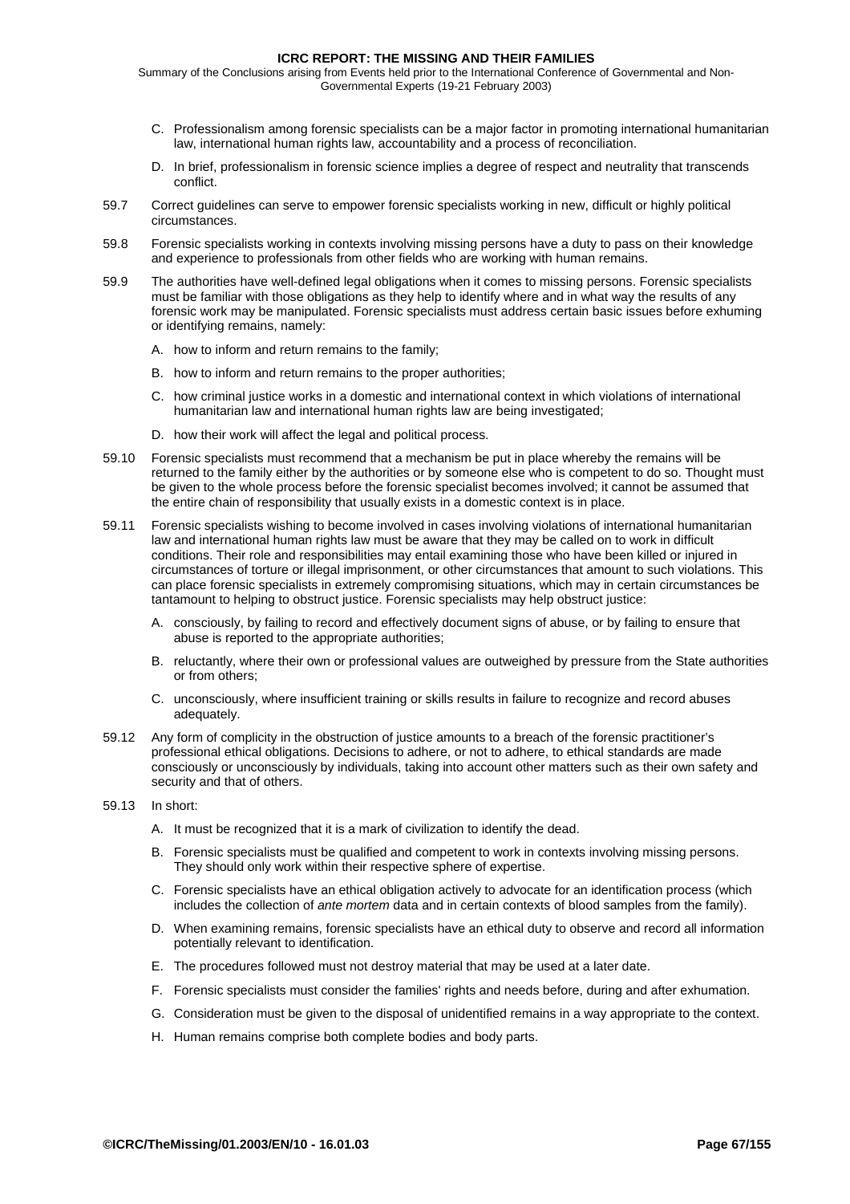C. Professionalism among forensic specialists can be a major factor in promoting international humanitarian law, international human rights law, accountability and a process of reconciliation.

D. In brief, professionalism in forensic science implies a degree of respect and neutrality that transcends conflict.

59.7 Correct guidelines can serve to empower forensic specialists working in new, difficult or highly political circumstances.

59.8 Forensic specialists working in contexts involving missing persons have a duty to pass on their knowledge and experience to professionals from other fields who are working with human remains.

59.9 The authorities have well-defined legal obligations when it comes to missing persons. Forensic specialists must be familiar with those obligations as they help to identify where and in what way the results of any forensic work may be manipulated. Forensic specialists must address certain basic issues before exhuming or identifying remains, namely:

A. how to inform and return remains to the family;

B. how to inform and return remains to the proper authorities;

C. how criminal justice works in a domestic and international context in which violations of international humanitarian law and international human rights law are being investigated;

D. how their work will affect the legal and political process.

59.10 Forensic specialists must recommend that a mechanism be put in place whereby the remains will be returned to the family either by the authorities or by someone else who is competent to do so. Thought must be given to the whole process before the forensic specialist becomes involved; it cannot be assumed that the entire chain of responsibility that usually exists in a domestic context is in place.

59.11 Forensic specialists wishing to become involved in cases involving violations of international humanitarian law and international human rights law must be aware that they may be called on to work in difficult conditions. Their role and responsibilities may entail examining those who have been killed or injured in circumstances of torture or illegal imprisonment, or other circumstances that amount to such violations. This can place forensic specialists in extremely compromising situations, which may in certain circumstances be tantamount to helping to obstruct justice. Forensic specialists may help obstruct justice:

A. consciously, by failing to record and effectively document signs of abuse, or by failing to ensure that abuse is reported to the appropriate authorities;

B. reluctantly, where their own or professional values are outweighed by pressure from the State authorities or from others;

C. unconsciously, where insufficient training or skills results in failure to recognize and record abuses adequately.

59.12 Any form of complicity in the obstruction of justice amounts to a breach of the forensic practitioner's professional ethical obligations. Decisions to adhere, or not to adhere, to ethical standards are made consciously or unconsciously by individuals, taking into account other matters such as their own safety and security and that of others.

59.13 In short:

A. It must be recognized that it is a mark of civilization to identify the dead.

B. Forensic specialists must be qualified and competent to work in contexts involving missing persons. They should only work within their respective sphere of expertise.

C. Forensic specialists have an ethical obligation actively to advocate for an identification process (which includes the collection of *ante mortem* data and in certain contexts of blood samples from the family).

D. When examining remains, forensic specialists have an ethical duty to observe and record all information potentially relevant to identification.

E. The procedures followed must not destroy material that may be used at a later date.

F. Forensic specialists must consider the families' rights and needs before, during and after exhumation.

G. Consideration must be given to the disposal of unidentified remains in a way appropriate to the context.

H. Human remains comprise both complete bodies and body parts.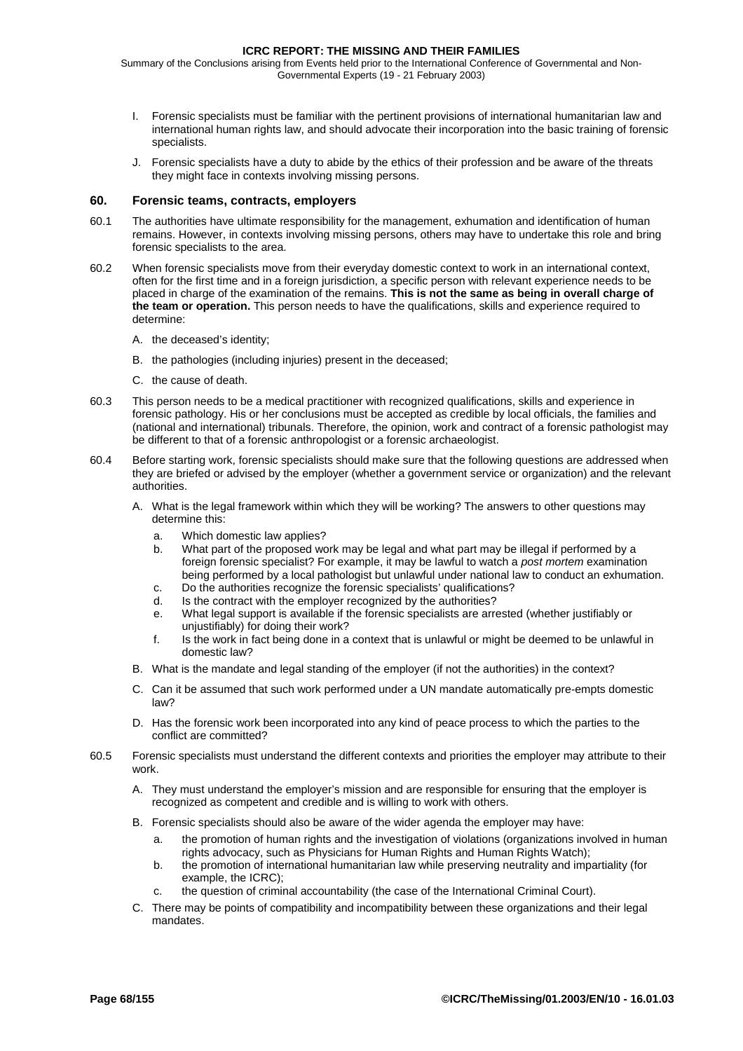I. Forensic specialists must be familiar with the pertinent provisions of international humanitarian law and international human rights law, and should advocate their incorporation into the basic training of forensic specialists.

J. Forensic specialists have a duty to abide by the ethics of their profession and be aware of the threats they might face in contexts involving missing persons.

## 60. Forensic teams, contracts, employers

60.1 The authorities have ultimate responsibility for the management, exhumation and identification of human remains. However, in contexts involving missing persons, others may have to undertake this role and bring forensic specialists to the area.

60.2 When forensic specialists move from their everyday domestic context to work in an international context, often for the first time and in a foreign jurisdiction, a specific person with relevant experience needs to be placed in charge of the examination of the remains. **This is not the same as being in overall charge of the team or operation.** This person needs to have the qualifications, skills and experience required to determine:

A. the deceased's identity;

B. the pathologies (including injuries) present in the deceased;

C. the cause of death.

60.3 This person needs to be a medical practitioner with recognized qualifications, skills and experience in forensic pathology. His or her conclusions must be accepted as credible by local officials, the families and (national and international) tribunals. Therefore, the opinion, work and contract of a forensic pathologist may be different to that of a forensic anthropologist or a forensic archaeologist.

60.4 Before starting work, forensic specialists should make sure that the following questions are addressed when they are briefed or advised by the employer (whether a government service or organization) and the relevant authorities.

A. What is the legal framework within which they will be working? The answers to other questions may determine this:

   a. Which domestic law applies?
   b. What part of the proposed work may be legal and what part may be illegal if performed by a foreign forensic specialist? For example, it may be lawful to watch a *post mortem* examination being performed by a local pathologist but unlawful under national law to conduct an exhumation.
   c. Do the authorities recognize the forensic specialists' qualifications?
   d. Is the contract with the employer recognized by the authorities?
   e. What legal support is available if the forensic specialists are arrested (whether justifiably or unjustifiably) for doing their work?
   f. Is the work in fact being done in a context that is unlawful or might be deemed to be unlawful in domestic law?

B. What is the mandate and legal standing of the employer (if not the authorities) in the context?

C. Can it be assumed that such work performed under a UN mandate automatically pre-empts domestic law?

D. Has the forensic work been incorporated into any kind of peace process to which the parties to the conflict are committed?

60.5 Forensic specialists must understand the different contexts and priorities the employer may attribute to their work.

A. They must understand the employer's mission and are responsible for ensuring that the employer is recognized as competent and credible and is willing to work with others.

B. Forensic specialists should also be aware of the wider agenda the employer may have:

   a. the promotion of human rights and the investigation of violations (organizations involved in human rights advocacy, such as Physicians for Human Rights and Human Rights Watch);
   b. the promotion of international humanitarian law while preserving neutrality and impartiality (for example, the ICRC);
   c. the question of criminal accountability (the case of the International Criminal Court).

C. There may be points of compatibility and incompatibility between these organizations and their legal mandates.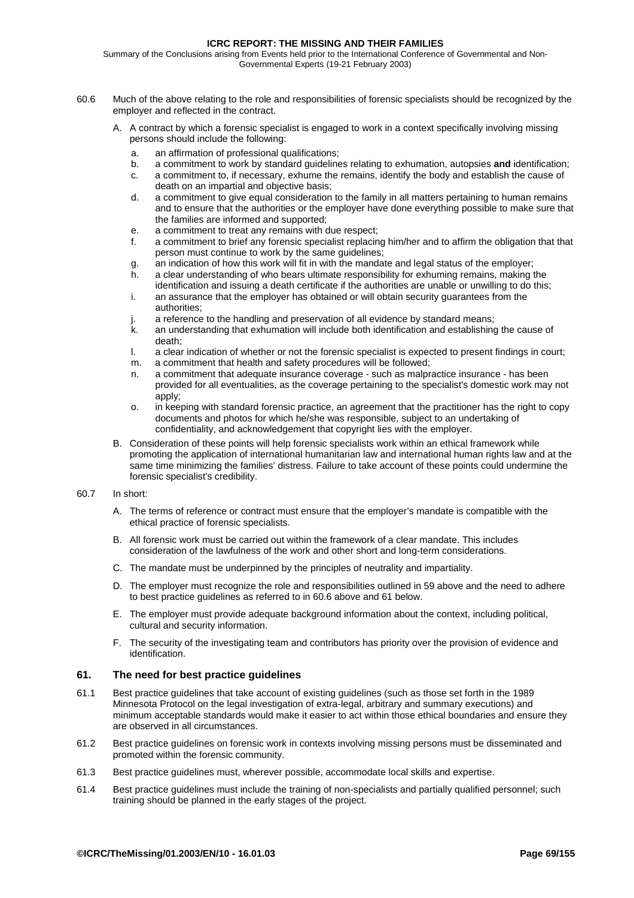60.6 Much of the above relating to the role and responsibilities of forensic specialists should be recognized by the employer and reflected in the contract.

A. A contract by which a forensic specialist is engaged to work in a context specifically involving missing persons should include the following:

   a. an affirmation of professional qualifications;
   b. a commitment to work by standard guidelines relating to exhumation, autopsies **and** identification;
   c. a commitment to, if necessary, exhume the remains, identify the body and establish the cause of death on an impartial and objective basis;
   d. a commitment to give equal consideration to the family in all matters pertaining to human remains and to ensure that the authorities or the employer have done everything possible to make sure that the families are informed and supported;
   e. a commitment to treat any remains with due respect;
   f. a commitment to brief any forensic specialist replacing him/her and to affirm the obligation that that person must continue to work by the same guidelines;
   g. an indication of how this work will fit in with the mandate and legal status of the employer;
   h. a clear understanding of who bears ultimate responsibility for exhuming remains, making the identification and issuing a death certificate if the authorities are unable or unwilling to do this;
   i. an assurance that the employer has obtained or will obtain security guarantees from the authorities;
   j. a reference to the handling and preservation of all evidence by standard means;
   k. an understanding that exhumation will include both identification and establishing the cause of death;
   l. a clear indication of whether or not the forensic specialist is expected to present findings in court;
   m. a commitment that health and safety procedures will be followed;
   n. a commitment that adequate insurance coverage - such as malpractice insurance - has been provided for all eventualities, as the coverage pertaining to the specialist's domestic work may not apply;
   o. in keeping with standard forensic practice, an agreement that the practitioner has the right to copy documents and photos for which he/she was responsible, subject to an undertaking of confidentiality, and acknowledgement that copyright lies with the employer.

B. Consideration of these points will help forensic specialists work within an ethical framework while promoting the application of international humanitarian law and international human rights law and at the same time minimizing the families' distress. Failure to take account of these points could undermine the forensic specialist's credibility.

60.7 In short:

A. The terms of reference or contract must ensure that the employer's mandate is compatible with the ethical practice of forensic specialists.

B. All forensic work must be carried out within the framework of a clear mandate. This includes consideration of the lawfulness of the work and other short and long-term considerations.

C. The mandate must be underpinned by the principles of neutrality and impartiality.

D. The employer must recognize the role and responsibilities outlined in 59 above and the need to adhere to best practice guidelines as referred to in 60.6 above and 61 below.

E. The employer must provide adequate background information about the context, including political, cultural and security information.

F. The security of the investigating team and contributors has priority over the provision of evidence and identification.

## 61. The need for best practice guidelines

61.1 Best practice guidelines that take account of existing guidelines (such as those set forth in the 1989 Minnesota Protocol on the legal investigation of extra-legal, arbitrary and summary executions) and minimum acceptable standards would make it easier to act within those ethical boundaries and ensure they are observed in all circumstances.

61.2 Best practice guidelines on forensic work in contexts involving missing persons must be disseminated and promoted within the forensic community.

61.3 Best practice guidelines must, wherever possible, accommodate local skills and expertise.

61.4 Best practice guidelines must include the training of non-specialists and partially qualified personnel; such training should be planned in the early stages of the project.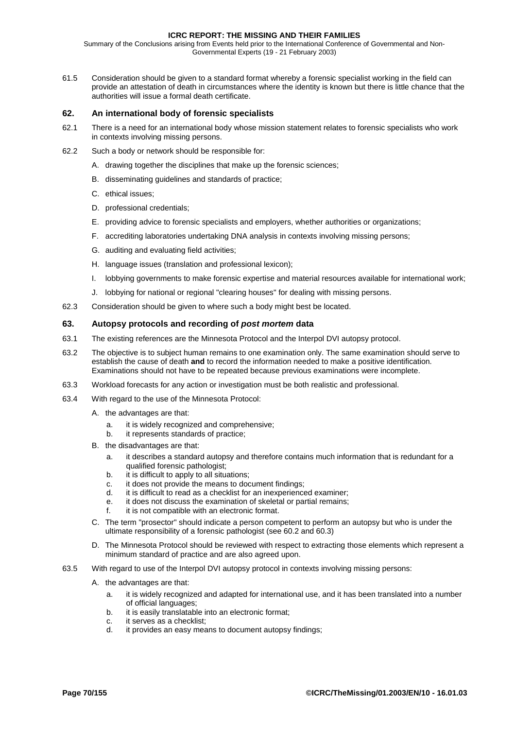61.5 Consideration should be given to a standard format whereby a forensic specialist working in the field can provide an attestation of death in circumstances where the identity is known but there is little chance that the authorities will issue a formal death certificate.

## 62. An international body of forensic specialists

62.1 There is a need for an international body whose mission statement relates to forensic specialists who work in contexts involving missing persons.

62.2 Such a body or network should be responsible for:

- A. drawing together the disciplines that make up the forensic sciences;
- B. disseminating guidelines and standards of practice;
- C. ethical issues;
- D. professional credentials;
- E. providing advice to forensic specialists and employers, whether authorities or organizations;
- F. accrediting laboratories undertaking DNA analysis in contexts involving missing persons;
- G. auditing and evaluating field activities;
- H. language issues (translation and professional lexicon);
- I. lobbying governments to make forensic expertise and material resources available for international work;
- J. lobbying for national or regional "clearing houses" for dealing with missing persons.

62.3 Consideration should be given to where such a body might best be located.

## 63. Autopsy protocols and recording of ***post mortem*** data

63.1 The existing references are the Minnesota Protocol and the Interpol DVI autopsy protocol.

63.2 The objective is to subject human remains to one examination only. The same examination should serve to establish the cause of death **and** to record the information needed to make a positive identification. Examinations should not have to be repeated because previous examinations were incomplete.

63.3 Workload forecasts for any action or investigation must be both realistic and professional.

63.4 With regard to the use of the Minnesota Protocol:

- A. the advantages are that:
  - a. it is widely recognized and comprehensive;
  - b. it represents standards of practice;
- B. the disadvantages are that:
  - a. it describes a standard autopsy and therefore contains much information that is redundant for a qualified forensic pathologist;
  - b. it is difficult to apply to all situations;
  - c. it does not provide the means to document findings;
  - d. it is difficult to read as a checklist for an inexperienced examiner;
  - e. it does not discuss the examination of skeletal or partial remains;
  - f. it is not compatible with an electronic format.
- C. The term "prosector" should indicate a person competent to perform an autopsy but who is under the ultimate responsibility of a forensic pathologist (see 60.2 and 60.3)
- D. The Minnesota Protocol should be reviewed with respect to extracting those elements which represent a minimum standard of practice and are also agreed upon.

63.5 With regard to use of the Interpol DVI autopsy protocol in contexts involving missing persons:

- A. the advantages are that:
  - a. it is widely recognized and adapted for international use, and it has been translated into a number of official languages;
  - b. it is easily translatable into an electronic format;
  - c. it serves as a checklist;
  - d. it provides an easy means to document autopsy findings;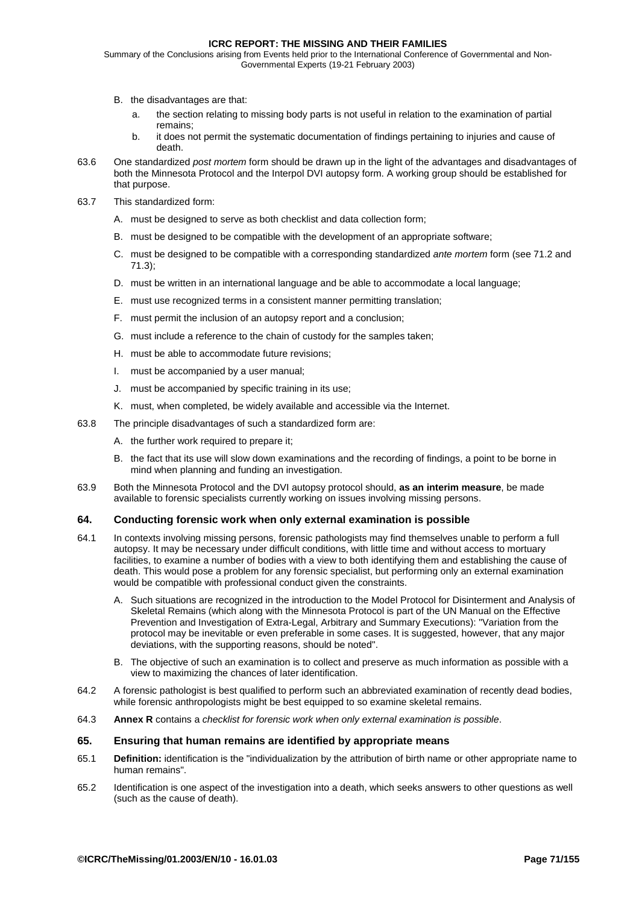B. the disadvantages are that:

   a. the section relating to missing body parts is not useful in relation to the examination of partial remains;

   b. it does not permit the systematic documentation of findings pertaining to injuries and cause of death.

63.6 One standardized *post mortem* form should be drawn up in the light of the advantages and disadvantages of both the Minnesota Protocol and the Interpol DVI autopsy form. A working group should be established for that purpose.

63.7 This standardized form:

A. must be designed to serve as both checklist and data collection form;

B. must be designed to be compatible with the development of an appropriate software;

C. must be designed to be compatible with a corresponding standardized *ante mortem* form (see 71.2 and 71.3);

D. must be written in an international language and be able to accommodate a local language;

E. must use recognized terms in a consistent manner permitting translation;

F. must permit the inclusion of an autopsy report and a conclusion;

G. must include a reference to the chain of custody for the samples taken;

H. must be able to accommodate future revisions;

I. must be accompanied by a user manual;

J. must be accompanied by specific training in its use;

K. must, when completed, be widely available and accessible via the Internet.

63.8 The principle disadvantages of such a standardized form are:

A. the further work required to prepare it;

B. the fact that its use will slow down examinations and the recording of findings, a point to be borne in mind when planning and funding an investigation.

63.9 Both the Minnesota Protocol and the DVI autopsy protocol should, **as an interim measure**, be made available to forensic specialists currently working on issues involving missing persons.

## 64. Conducting forensic work when only external examination is possible

64.1 In contexts involving missing persons, forensic pathologists may find themselves unable to perform a full autopsy. It may be necessary under difficult conditions, with little time and without access to mortuary facilities, to examine a number of bodies with a view to both identifying them and establishing the cause of death. This would pose a problem for any forensic specialist, but performing only an external examination would be compatible with professional conduct given the constraints.

A. Such situations are recognized in the introduction to the Model Protocol for Disinterment and Analysis of Skeletal Remains (which along with the Minnesota Protocol is part of the UN Manual on the Effective Prevention and Investigation of Extra-Legal, Arbitrary and Summary Executions): "Variation from the protocol may be inevitable or even preferable in some cases. It is suggested, however, that any major deviations, with the supporting reasons, should be noted".

B. The objective of such an examination is to collect and preserve as much information as possible with a view to maximizing the chances of later identification.

64.2 A forensic pathologist is best qualified to perform such an abbreviated examination of recently dead bodies, while forensic anthropologists might be best equipped to so examine skeletal remains.

64.3 **Annex R** contains a *checklist for forensic work when only external examination is possible*.

## 65. Ensuring that human remains are identified by appropriate means

65.1 **Definition:** identification is the "individualization by the attribution of birth name or other appropriate name to human remains".

65.2 Identification is one aspect of the investigation into a death, which seeks answers to other questions as well (such as the cause of death).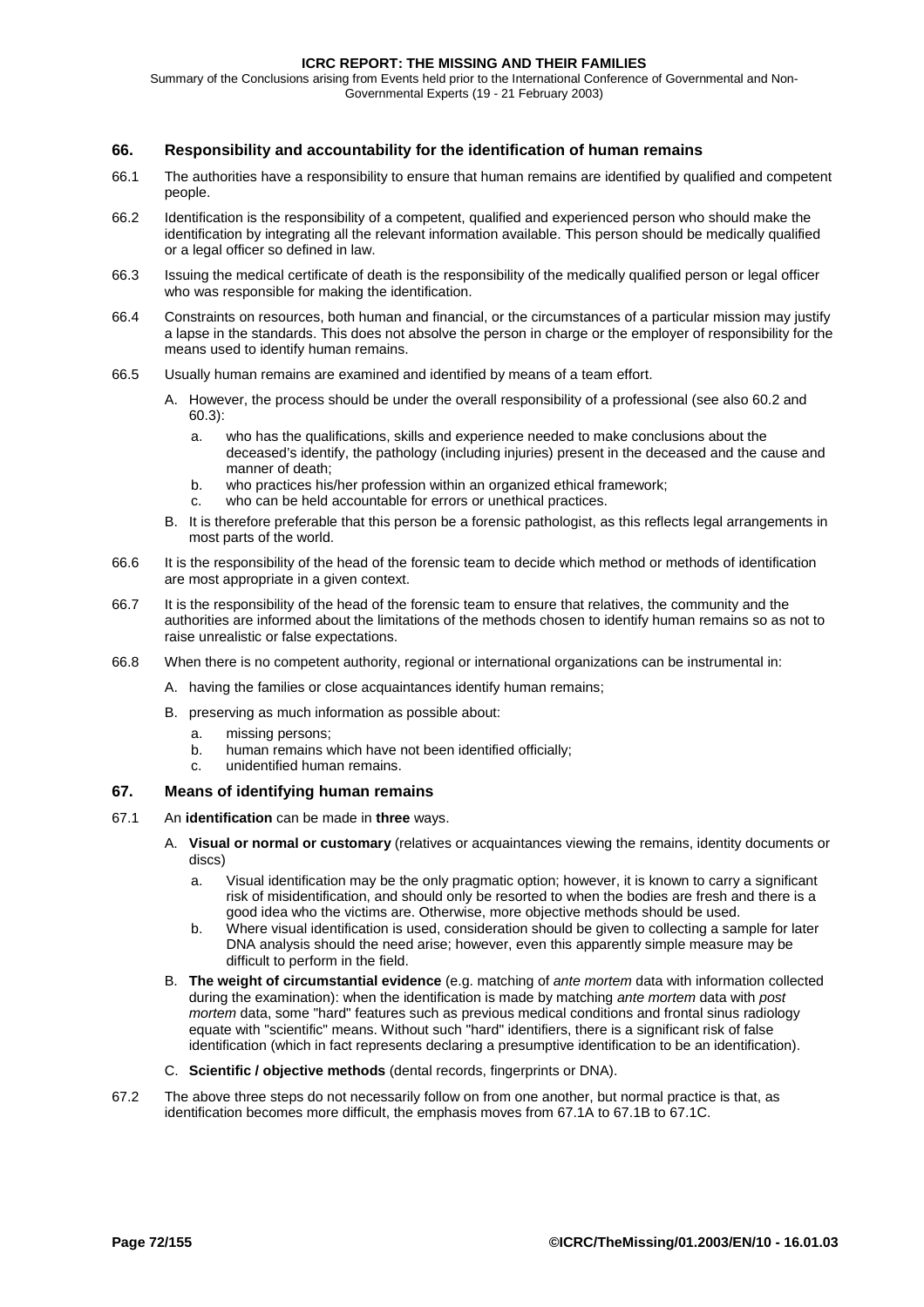## 66. Responsibility and accountability for the identification of human remains

66.1 The authorities have a responsibility to ensure that human remains are identified by qualified and competent people.

66.2 Identification is the responsibility of a competent, qualified and experienced person who should make the identification by integrating all the relevant information available. This person should be medically qualified or a legal officer so defined in law.

66.3 Issuing the medical certificate of death is the responsibility of the medically qualified person or legal officer who was responsible for making the identification.

66.4 Constraints on resources, both human and financial, or the circumstances of a particular mission may justify a lapse in the standards. This does not absolve the person in charge or the employer of responsibility for the means used to identify human remains.

66.5 Usually human remains are examined and identified by means of a team effort.

A. However, the process should be under the overall responsibility of a professional (see also 60.2 and 60.3):

   a. who has the qualifications, skills and experience needed to make conclusions about the deceased's identify, the pathology (including injuries) present in the deceased and the cause and manner of death;
   b. who practices his/her profession within an organized ethical framework;
   c. who can be held accountable for errors or unethical practices.

B. It is therefore preferable that this person be a forensic pathologist, as this reflects legal arrangements in most parts of the world.

66.6 It is the responsibility of the head of the forensic team to decide which method or methods of identification are most appropriate in a given context.

66.7 It is the responsibility of the head of the forensic team to ensure that relatives, the community and the authorities are informed about the limitations of the methods chosen to identify human remains so as not to raise unrealistic or false expectations.

66.8 When there is no competent authority, regional or international organizations can be instrumental in:

A. having the families or close acquaintances identify human remains;

B. preserving as much information as possible about:

   a. missing persons;
   b. human remains which have not been identified officially;
   c. unidentified human remains.

## 67. Means of identifying human remains

67.1 An **identification** can be made in **three** ways.

A. **Visual or normal or customary** (relatives or acquaintances viewing the remains, identity documents or discs)

   a. Visual identification may be the only pragmatic option; however, it is known to carry a significant risk of misidentification, and should only be resorted to when the bodies are fresh and there is a good idea who the victims are. Otherwise, more objective methods should be used.
   b. Where visual identification is used, consideration should be given to collecting a sample for later DNA analysis should the need arise; however, even this apparently simple measure may be difficult to perform in the field.

B. **The weight of circumstantial evidence** (e.g. matching of *ante mortem* data with information collected during the examination): when the identification is made by matching *ante mortem* data with *post mortem* data, some "hard" features such as previous medical conditions and frontal sinus radiology equate with "scientific" means. Without such "hard" identifiers, there is a significant risk of false identification (which in fact represents declaring a presumptive identification to be an identification).

C. **Scientific / objective methods** (dental records, fingerprints or DNA).

67.2 The above three steps do not necessarily follow on from one another, but normal practice is that, as identification becomes more difficult, the emphasis moves from 67.1A to 67.1B to 67.1C.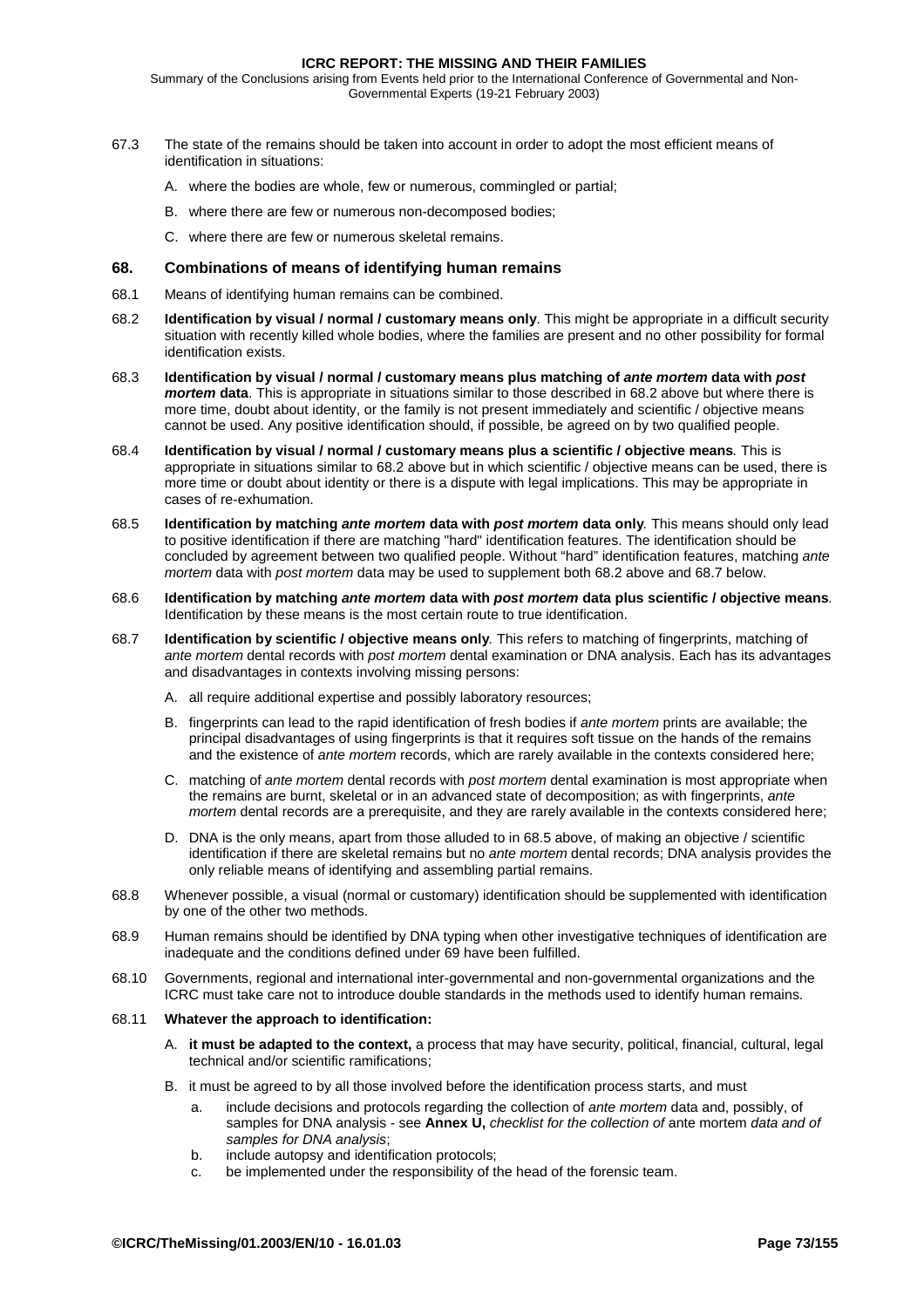67.3 The state of the remains should be taken into account in order to adopt the most efficient means of identification in situations:

A. where the bodies are whole, few or numerous, commingled or partial;

B. where there are few or numerous non-decomposed bodies;

C. where there are few or numerous skeletal remains.

## 68. Combinations of means of identifying human remains

68.1 Means of identifying human remains can be combined.

68.2 **Identification by visual / normal / customary means only**. This might be appropriate in a difficult security situation with recently killed whole bodies, where the families are present and no other possibility for formal identification exists.

68.3 **Identification by visual / normal / customary means plus matching of *ante mortem* data with *post mortem* data**. This is appropriate in situations similar to those described in 68.2 above but where there is more time, doubt about identity, or the family is not present immediately and scientific / objective means cannot be used. Any positive identification should, if possible, be agreed on by two qualified people.

68.4 **Identification by visual / normal / customary means plus a scientific / objective means***.* This is appropriate in situations similar to 68.2 above but in which scientific / objective means can be used, there is more time or doubt about identity or there is a dispute with legal implications. This may be appropriate in cases of re-exhumation.

68.5 **Identification by matching *ante mortem* data with *post mortem* data only***.* This means should only lead to positive identification if there are matching "hard" identification features. The identification should be concluded by agreement between two qualified people. Without "hard" identification features, matching *ante mortem* data with *post mortem* data may be used to supplement both 68.2 above and 68.7 below.

68.6 **Identification by matching *ante mortem* data with *post mortem* data plus scientific / objective means***.* Identification by these means is the most certain route to true identification.

68.7 **Identification by scientific / objective means only***.* This refers to matching of fingerprints, matching of *ante mortem* dental records with *post mortem* dental examination or DNA analysis. Each has its advantages and disadvantages in contexts involving missing persons:

A. all require additional expertise and possibly laboratory resources;

B. fingerprints can lead to the rapid identification of fresh bodies if *ante mortem* prints are available; the principal disadvantages of using fingerprints is that it requires soft tissue on the hands of the remains and the existence of *ante mortem* records, which are rarely available in the contexts considered here;

C. matching of *ante mortem* dental records with *post mortem* dental examination is most appropriate when the remains are burnt, skeletal or in an advanced state of decomposition; as with fingerprints, *ante mortem* dental records are a prerequisite, and they are rarely available in the contexts considered here;

D. DNA is the only means, apart from those alluded to in 68.5 above, of making an objective / scientific identification if there are skeletal remains but no *ante mortem* dental records; DNA analysis provides the only reliable means of identifying and assembling partial remains.

68.8 Whenever possible, a visual (normal or customary) identification should be supplemented with identification by one of the other two methods.

68.9 Human remains should be identified by DNA typing when other investigative techniques of identification are inadequate and the conditions defined under 69 have been fulfilled.

68.10 Governments, regional and international inter-governmental and non-governmental organizations and the ICRC must take care not to introduce double standards in the methods used to identify human remains.

68.11 **Whatever the approach to identification:**

A. **it must be adapted to the context,** a process that may have security, political, financial, cultural, legal technical and/or scientific ramifications;

B. it must be agreed to by all those involved before the identification process starts, and must

   a. include decisions and protocols regarding the collection of *ante mortem* data and, possibly, of samples for DNA analysis - see **Annex U,** *checklist for the collection of* ante mortem *data and of samples for DNA analysis*;

   b. include autopsy and identification protocols;

   c. be implemented under the responsibility of the head of the forensic team.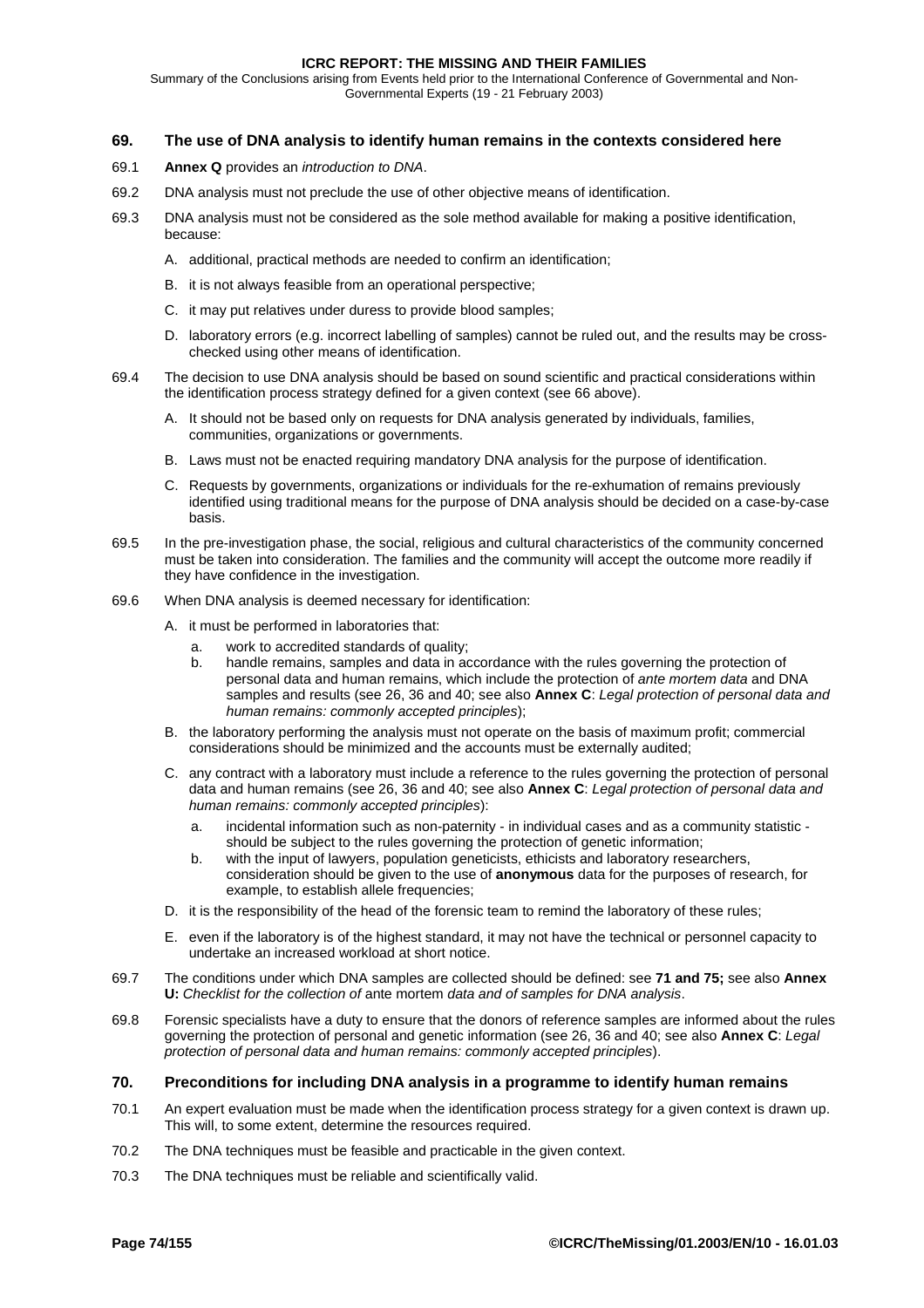## 69. The use of DNA analysis to identify human remains in the contexts considered here

69.1 **Annex Q** provides an *introduction to DNA*.

69.2 DNA analysis must not preclude the use of other objective means of identification.

69.3 DNA analysis must not be considered as the sole method available for making a positive identification, because:

A. additional, practical methods are needed to confirm an identification;

B. it is not always feasible from an operational perspective;

C. it may put relatives under duress to provide blood samples;

D. laboratory errors (e.g. incorrect labelling of samples) cannot be ruled out, and the results may be cross-checked using other means of identification.

69.4 The decision to use DNA analysis should be based on sound scientific and practical considerations within the identification process strategy defined for a given context (see 66 above).

A. It should not be based only on requests for DNA analysis generated by individuals, families, communities, organizations or governments.

B. Laws must not be enacted requiring mandatory DNA analysis for the purpose of identification.

C. Requests by governments, organizations or individuals for the re-exhumation of remains previously identified using traditional means for the purpose of DNA analysis should be decided on a case-by-case basis.

69.5 In the pre-investigation phase, the social, religious and cultural characteristics of the community concerned must be taken into consideration. The families and the community will accept the outcome more readily if they have confidence in the investigation.

69.6 When DNA analysis is deemed necessary for identification:

A. it must be performed in laboratories that:

   a. work to accredited standards of quality;
   
   b. handle remains, samples and data in accordance with the rules governing the protection of personal data and human remains, which include the protection of *ante mortem data* and DNA samples and results (see 26, 36 and 40; see also **Annex C**: *Legal protection of personal data and human remains: commonly accepted principles*);

B. the laboratory performing the analysis must not operate on the basis of maximum profit; commercial considerations should be minimized and the accounts must be externally audited;

C. any contract with a laboratory must include a reference to the rules governing the protection of personal data and human remains (see 26, 36 and 40; see also **Annex C**: *Legal protection of personal data and human remains: commonly accepted principles*):

   a. incidental information such as non-paternity - in individual cases and as a community statistic - should be subject to the rules governing the protection of genetic information;
   
   b. with the input of lawyers, population geneticists, ethicists and laboratory researchers, consideration should be given to the use of **anonymous** data for the purposes of research, for example, to establish allele frequencies;

D. it is the responsibility of the head of the forensic team to remind the laboratory of these rules;

E. even if the laboratory is of the highest standard, it may not have the technical or personnel capacity to undertake an increased workload at short notice.

69.7 The conditions under which DNA samples are collected should be defined: see **71 and 75;** see also **Annex U:** *Checklist for the collection of* ante mortem *data and of samples for DNA analysis*.

69.8 Forensic specialists have a duty to ensure that the donors of reference samples are informed about the rules governing the protection of personal and genetic information (see 26, 36 and 40; see also **Annex C**: *Legal protection of personal data and human remains: commonly accepted principles*).

## 70. Preconditions for including DNA analysis in a programme to identify human remains

70.1 An expert evaluation must be made when the identification process strategy for a given context is drawn up. This will, to some extent, determine the resources required.

70.2 The DNA techniques must be feasible and practicable in the given context.

70.3 The DNA techniques must be reliable and scientifically valid.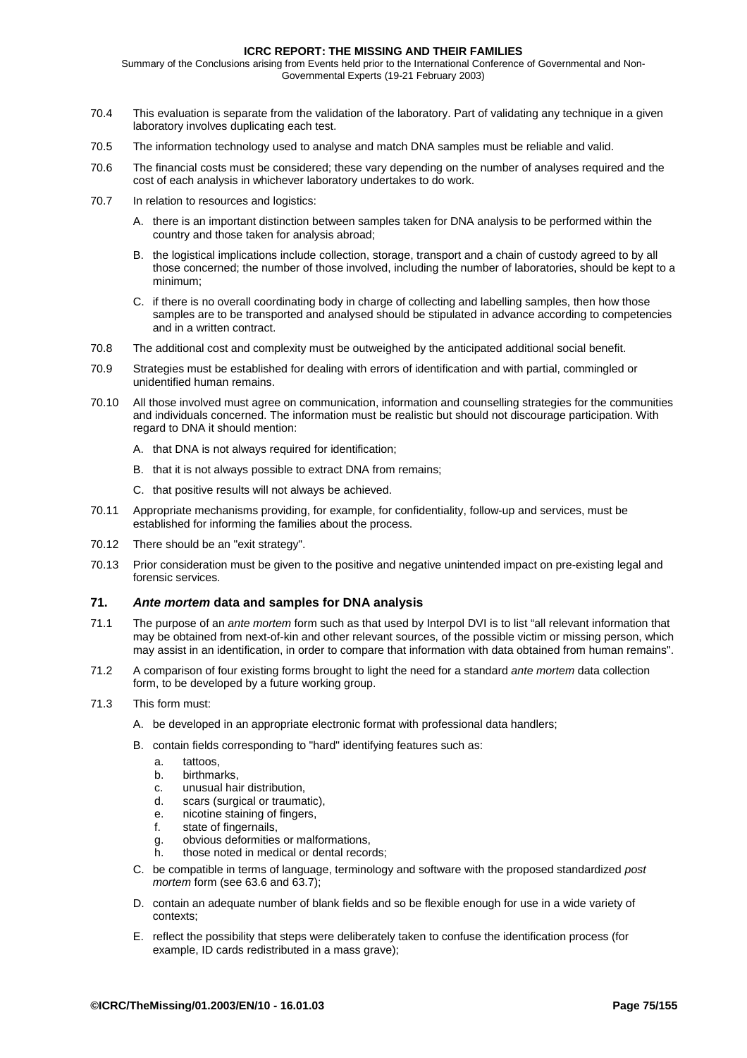70.4 This evaluation is separate from the validation of the laboratory. Part of validating any technique in a given laboratory involves duplicating each test.

70.5 The information technology used to analyse and match DNA samples must be reliable and valid.

70.6 The financial costs must be considered; these vary depending on the number of analyses required and the cost of each analysis in whichever laboratory undertakes to do work.

70.7 In relation to resources and logistics:

A. there is an important distinction between samples taken for DNA analysis to be performed within the country and those taken for analysis abroad;

B. the logistical implications include collection, storage, transport and a chain of custody agreed to by all those concerned; the number of those involved, including the number of laboratories, should be kept to a minimum;

C. if there is no overall coordinating body in charge of collecting and labelling samples, then how those samples are to be transported and analysed should be stipulated in advance according to competencies and in a written contract.

70.8 The additional cost and complexity must be outweighed by the anticipated additional social benefit.

70.9 Strategies must be established for dealing with errors of identification and with partial, commingled or unidentified human remains.

70.10 All those involved must agree on communication, information and counselling strategies for the communities and individuals concerned. The information must be realistic but should not discourage participation. With regard to DNA it should mention:

A. that DNA is not always required for identification;

B. that it is not always possible to extract DNA from remains;

C. that positive results will not always be achieved.

70.11 Appropriate mechanisms providing, for example, for confidentiality, follow-up and services, must be established for informing the families about the process.

70.12 There should be an "exit strategy".

70.13 Prior consideration must be given to the positive and negative unintended impact on pre-existing legal and forensic services.

### 71. *Ante mortem* data and samples for DNA analysis

71.1 The purpose of an *ante mortem* form such as that used by Interpol DVI is to list "all relevant information that may be obtained from next-of-kin and other relevant sources, of the possible victim or missing person, which may assist in an identification, in order to compare that information with data obtained from human remains".

71.2 A comparison of four existing forms brought to light the need for a standard *ante mortem* data collection form, to be developed by a future working group.

71.3 This form must:

A. be developed in an appropriate electronic format with professional data handlers;

B. contain fields corresponding to "hard" identifying features such as:

  a. tattoos,
  b. birthmarks,
  c. unusual hair distribution,
  d. scars (surgical or traumatic),
  e. nicotine staining of fingers,
  f. state of fingernails,
  g. obvious deformities or malformations,
  h. those noted in medical or dental records;

C. be compatible in terms of language, terminology and software with the proposed standardized *post mortem* form (see 63.6 and 63.7);

D. contain an adequate number of blank fields and so be flexible enough for use in a wide variety of contexts;

E. reflect the possibility that steps were deliberately taken to confuse the identification process (for example, ID cards redistributed in a mass grave);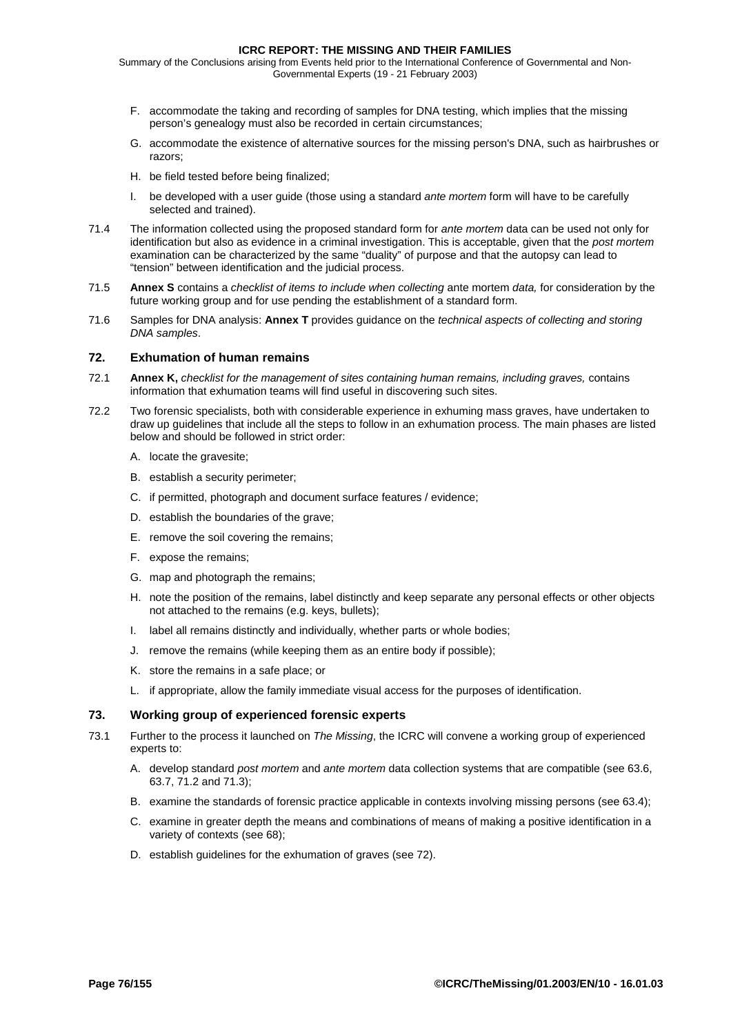F. accommodate the taking and recording of samples for DNA testing, which implies that the missing person's genealogy must also be recorded in certain circumstances;

G. accommodate the existence of alternative sources for the missing person's DNA, such as hairbrushes or razors;

H. be field tested before being finalized;

I. be developed with a user guide (those using a standard *ante mortem* form will have to be carefully selected and trained).

71.4 The information collected using the proposed standard form for *ante mortem* data can be used not only for identification but also as evidence in a criminal investigation. This is acceptable, given that the *post mortem* examination can be characterized by the same "duality" of purpose and that the autopsy can lead to "tension" between identification and the judicial process.

71.5 **Annex S** contains a *checklist of items to include when collecting* ante mortem *data,* for consideration by the future working group and for use pending the establishment of a standard form.

71.6 Samples for DNA analysis: **Annex T** provides guidance on the *technical aspects of collecting and storing DNA samples*.

## 72. Exhumation of human remains

72.1 **Annex K,** *checklist for the management of sites containing human remains, including graves,* contains information that exhumation teams will find useful in discovering such sites.

72.2 Two forensic specialists, both with considerable experience in exhuming mass graves, have undertaken to draw up guidelines that include all the steps to follow in an exhumation process. The main phases are listed below and should be followed in strict order:

A. locate the gravesite;

B. establish a security perimeter;

C. if permitted, photograph and document surface features / evidence;

D. establish the boundaries of the grave;

E. remove the soil covering the remains;

F. expose the remains;

G. map and photograph the remains;

H. note the position of the remains, label distinctly and keep separate any personal effects or other objects not attached to the remains (e.g. keys, bullets);

I. label all remains distinctly and individually, whether parts or whole bodies;

J. remove the remains (while keeping them as an entire body if possible);

K. store the remains in a safe place; or

L. if appropriate, allow the family immediate visual access for the purposes of identification.

## 73. Working group of experienced forensic experts

73.1 Further to the process it launched on *The Missing*, the ICRC will convene a working group of experienced experts to:

A. develop standard *post mortem* and *ante mortem* data collection systems that are compatible (see 63.6, 63.7, 71.2 and 71.3);

B. examine the standards of forensic practice applicable in contexts involving missing persons (see 63.4);

C. examine in greater depth the means and combinations of means of making a positive identification in a variety of contexts (see 68);

D. establish guidelines for the exhumation of graves (see 72).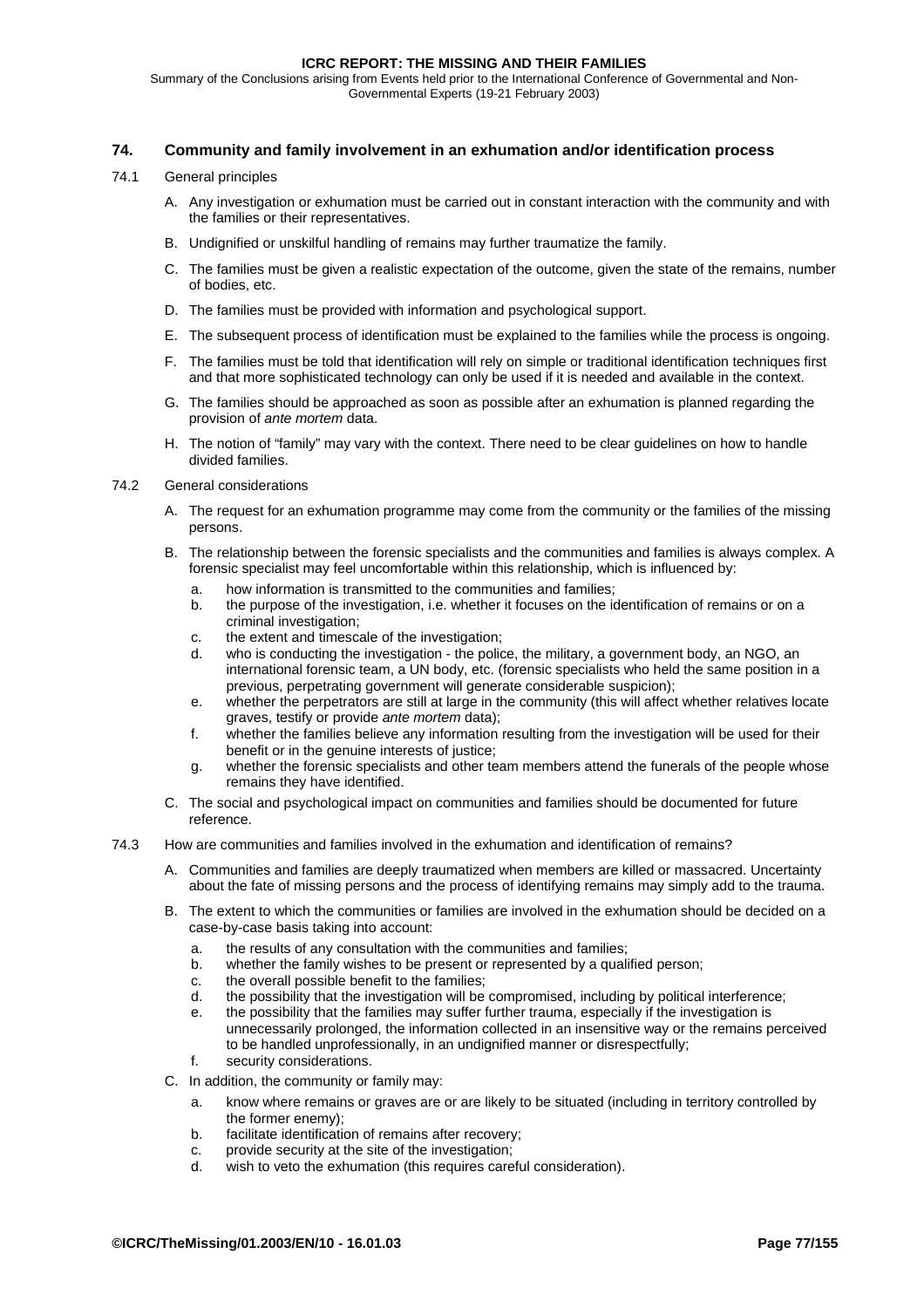## 74. Community and family involvement in an exhumation and/or identification process

74.1 General principles

A. Any investigation or exhumation must be carried out in constant interaction with the community and with the families or their representatives.

B. Undignified or unskilful handling of remains may further traumatize the family.

C. The families must be given a realistic expectation of the outcome, given the state of the remains, number of bodies, etc.

D. The families must be provided with information and psychological support.

E. The subsequent process of identification must be explained to the families while the process is ongoing.

F. The families must be told that identification will rely on simple or traditional identification techniques first and that more sophisticated technology can only be used if it is needed and available in the context.

G. The families should be approached as soon as possible after an exhumation is planned regarding the provision of *ante mortem* data.

H. The notion of "family" may vary with the context. There need to be clear guidelines on how to handle divided families.

74.2 General considerations

A. The request for an exhumation programme may come from the community or the families of the missing persons.

B. The relationship between the forensic specialists and the communities and families is always complex. A forensic specialist may feel uncomfortable within this relationship, which is influenced by:

   a. how information is transmitted to the communities and families;
   b. the purpose of the investigation, i.e. whether it focuses on the identification of remains or on a criminal investigation;
   c. the extent and timescale of the investigation;
   d. who is conducting the investigation - the police, the military, a government body, an NGO, an international forensic team, a UN body, etc. (forensic specialists who held the same position in a previous, perpetrating government will generate considerable suspicion);
   e. whether the perpetrators are still at large in the community (this will affect whether relatives locate graves, testify or provide *ante mortem* data);
   f. whether the families believe any information resulting from the investigation will be used for their benefit or in the genuine interests of justice;
   g. whether the forensic specialists and other team members attend the funerals of the people whose remains they have identified.

C. The social and psychological impact on communities and families should be documented for future reference.

74.3 How are communities and families involved in the exhumation and identification of remains?

A. Communities and families are deeply traumatized when members are killed or massacred. Uncertainty about the fate of missing persons and the process of identifying remains may simply add to the trauma.

B. The extent to which the communities or families are involved in the exhumation should be decided on a case-by-case basis taking into account:

   a. the results of any consultation with the communities and families;
   b. whether the family wishes to be present or represented by a qualified person;
   c. the overall possible benefit to the families;
   d. the possibility that the investigation will be compromised, including by political interference;
   e. the possibility that the families may suffer further trauma, especially if the investigation is unnecessarily prolonged, the information collected in an insensitive way or the remains perceived to be handled unprofessionally, in an undignified manner or disrespectfully;
   f. security considerations.

C. In addition, the community or family may:

   a. know where remains or graves are or are likely to be situated (including in territory controlled by the former enemy);
   b. facilitate identification of remains after recovery;
   c. provide security at the site of the investigation;
   d. wish to veto the exhumation (this requires careful consideration).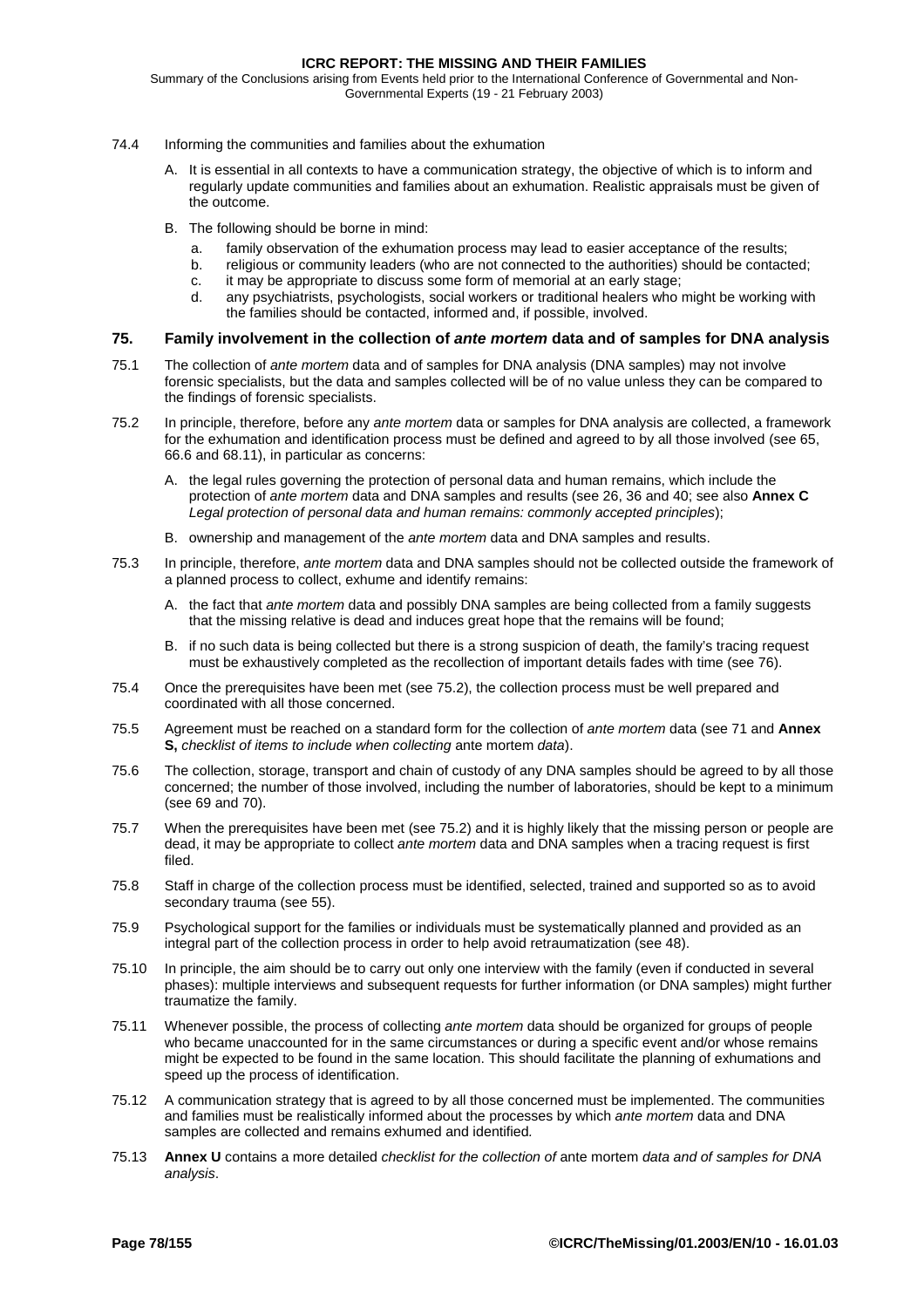74.4 Informing the communities and families about the exhumation

A. It is essential in all contexts to have a communication strategy, the objective of which is to inform and regularly update communities and families about an exhumation. Realistic appraisals must be given of the outcome.

B. The following should be borne in mind:

a. family observation of the exhumation process may lead to easier acceptance of the results;
b. religious or community leaders (who are not connected to the authorities) should be contacted;
c. it may be appropriate to discuss some form of memorial at an early stage;
d. any psychiatrists, psychologists, social workers or traditional healers who might be working with the families should be contacted, informed and, if possible, involved.

## 75. Family involvement in the collection of *ante mortem* data and of samples for DNA analysis

75.1 The collection of *ante mortem* data and of samples for DNA analysis (DNA samples) may not involve forensic specialists, but the data and samples collected will be of no value unless they can be compared to the findings of forensic specialists.

75.2 In principle, therefore, before any *ante mortem* data or samples for DNA analysis are collected, a framework for the exhumation and identification process must be defined and agreed to by all those involved (see 65, 66.6 and 68.11), in particular as concerns:

A. the legal rules governing the protection of personal data and human remains, which include the protection of *ante mortem* data and DNA samples and results (see 26, 36 and 40; see also **Annex C** *Legal protection of personal data and human remains: commonly accepted principles*);

B. ownership and management of the *ante mortem* data and DNA samples and results.

75.3 In principle, therefore, *ante mortem* data and DNA samples should not be collected outside the framework of a planned process to collect, exhume and identify remains:

A. the fact that *ante mortem* data and possibly DNA samples are being collected from a family suggests that the missing relative is dead and induces great hope that the remains will be found;

B. if no such data is being collected but there is a strong suspicion of death, the family's tracing request must be exhaustively completed as the recollection of important details fades with time (see 76).

75.4 Once the prerequisites have been met (see 75.2), the collection process must be well prepared and coordinated with all those concerned.

75.5 Agreement must be reached on a standard form for the collection of *ante mortem* data (see 71 and **Annex S,** *checklist of items to include when collecting* ante mortem *data*).

75.6 The collection, storage, transport and chain of custody of any DNA samples should be agreed to by all those concerned; the number of those involved, including the number of laboratories, should be kept to a minimum (see 69 and 70).

75.7 When the prerequisites have been met (see 75.2) and it is highly likely that the missing person or people are dead, it may be appropriate to collect *ante mortem* data and DNA samples when a tracing request is first filed.

75.8 Staff in charge of the collection process must be identified, selected, trained and supported so as to avoid secondary trauma (see 55).

75.9 Psychological support for the families or individuals must be systematically planned and provided as an integral part of the collection process in order to help avoid retraumatization (see 48).

75.10 In principle, the aim should be to carry out only one interview with the family (even if conducted in several phases): multiple interviews and subsequent requests for further information (or DNA samples) might further traumatize the family.

75.11 Whenever possible, the process of collecting *ante mortem* data should be organized for groups of people who became unaccounted for in the same circumstances or during a specific event and/or whose remains might be expected to be found in the same location. This should facilitate the planning of exhumations and speed up the process of identification.

75.12 A communication strategy that is agreed to by all those concerned must be implemented. The communities and families must be realistically informed about the processes by which *ante mortem* data and DNA samples are collected and remains exhumed and identified.

75.13 **Annex U** contains a more detailed *checklist for the collection of* ante mortem *data and of samples for DNA analysis*.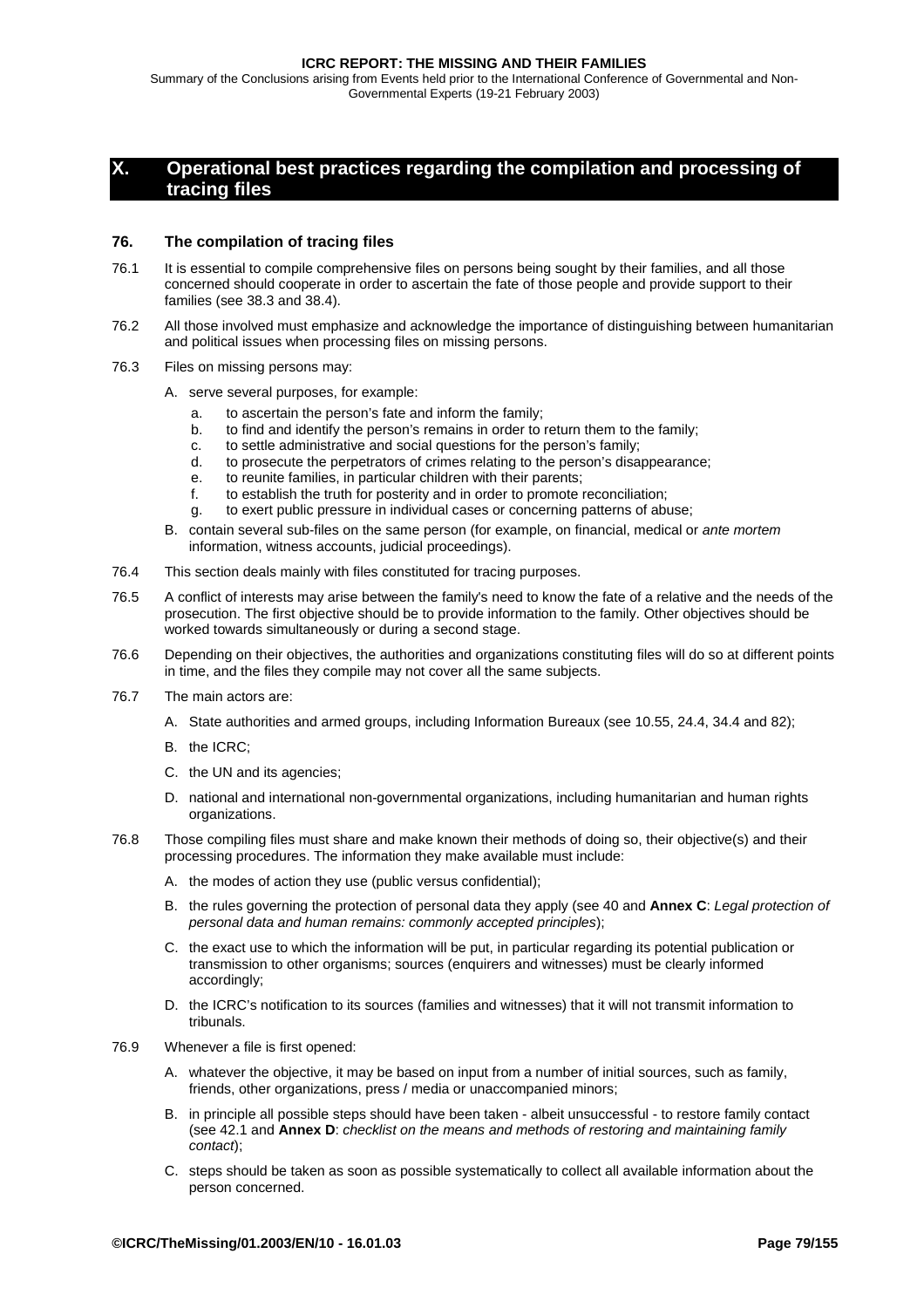## X. Operational best practices regarding the compilation and processing of tracing files

### 76. The compilation of tracing files

76.1 It is essential to compile comprehensive files on persons being sought by their families, and all those concerned should cooperate in order to ascertain the fate of those people and provide support to their families (see 38.3 and 38.4).

76.2 All those involved must emphasize and acknowledge the importance of distinguishing between humanitarian and political issues when processing files on missing persons.

76.3 Files on missing persons may:

A. serve several purposes, for example:
   a. to ascertain the person's fate and inform the family;
   b. to find and identify the person's remains in order to return them to the family;
   c. to settle administrative and social questions for the person's family;
   d. to prosecute the perpetrators of crimes relating to the person's disappearance;
   e. to reunite families, in particular children with their parents;
   f. to establish the truth for posterity and in order to promote reconciliation;
   g. to exert public pressure in individual cases or concerning patterns of abuse;

B. contain several sub-files on the same person (for example, on financial, medical or *ante mortem* information, witness accounts, judicial proceedings).

76.4 This section deals mainly with files constituted for tracing purposes.

76.5 A conflict of interests may arise between the family's need to know the fate of a relative and the needs of the prosecution. The first objective should be to provide information to the family. Other objectives should be worked towards simultaneously or during a second stage.

76.6 Depending on their objectives, the authorities and organizations constituting files will do so at different points in time, and the files they compile may not cover all the same subjects.

76.7 The main actors are:

A. State authorities and armed groups, including Information Bureaux (see 10.55, 24.4, 34.4 and 82);

B. the ICRC;

C. the UN and its agencies;

D. national and international non-governmental organizations, including humanitarian and human rights organizations.

76.8 Those compiling files must share and make known their methods of doing so, their objective(s) and their processing procedures. The information they make available must include:

A. the modes of action they use (public versus confidential);

B. the rules governing the protection of personal data they apply (see 40 and **Annex C**: *Legal protection of personal data and human remains: commonly accepted principles*);

C. the exact use to which the information will be put, in particular regarding its potential publication or transmission to other organisms; sources (enquirers and witnesses) must be clearly informed accordingly;

D. the ICRC's notification to its sources (families and witnesses) that it will not transmit information to tribunals.

76.9 Whenever a file is first opened:

A. whatever the objective, it may be based on input from a number of initial sources, such as family, friends, other organizations, press / media or unaccompanied minors;

B. in principle all possible steps should have been taken - albeit unsuccessful - to restore family contact (see 42.1 and **Annex D**: *checklist on the means and methods of restoring and maintaining family contact*);

C. steps should be taken as soon as possible systematically to collect all available information about the person concerned.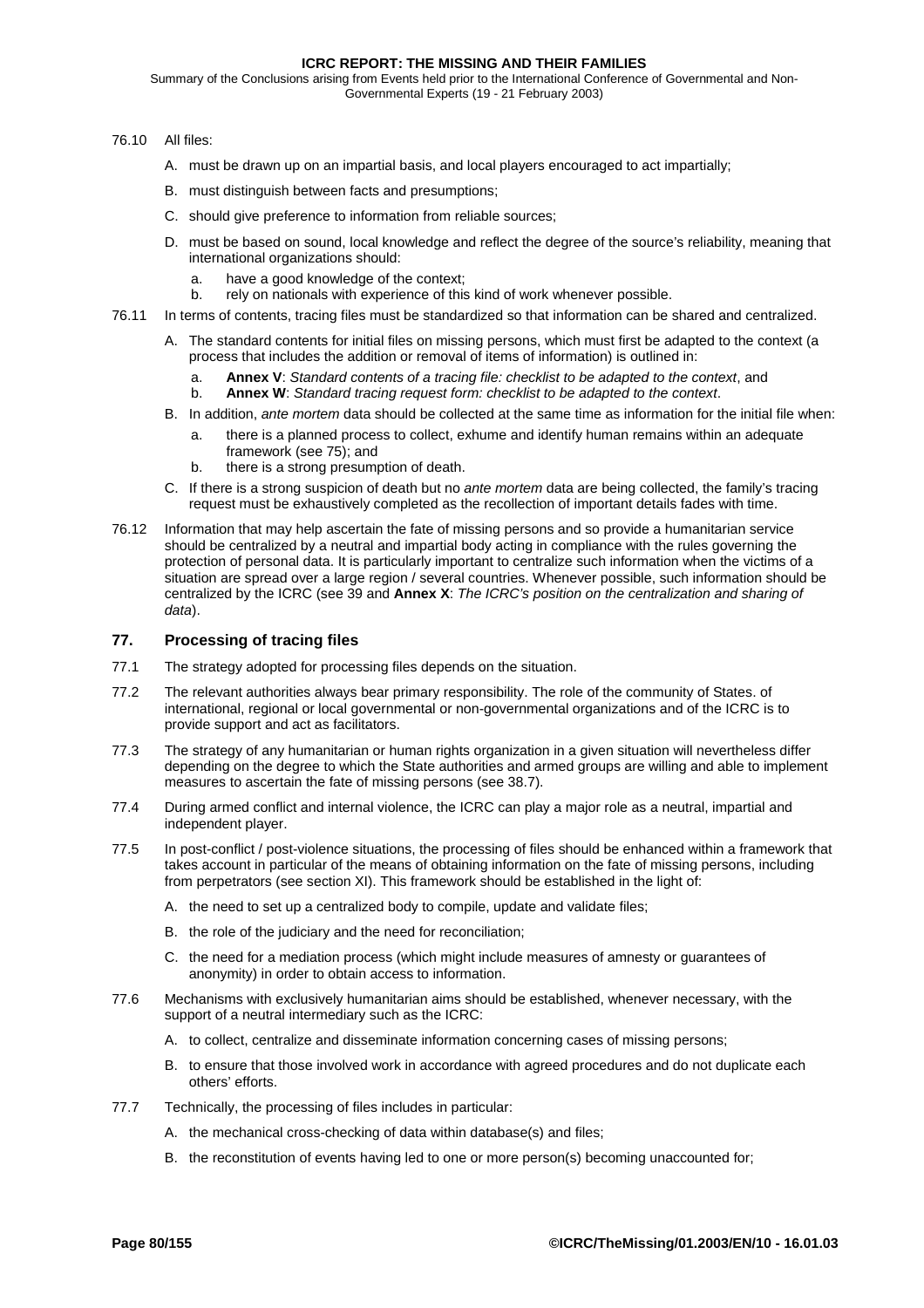76.10 All files:

A. must be drawn up on an impartial basis, and local players encouraged to act impartially;

B. must distinguish between facts and presumptions;

C. should give preference to information from reliable sources;

D. must be based on sound, local knowledge and reflect the degree of the source's reliability, meaning that international organizations should:

   a. have a good knowledge of the context;
   b. rely on nationals with experience of this kind of work whenever possible.

76.11 In terms of contents, tracing files must be standardized so that information can be shared and centralized.

A. The standard contents for initial files on missing persons, which must first be adapted to the context (a process that includes the addition or removal of items of information) is outlined in:

   a. **Annex V**: *Standard contents of a tracing file: checklist to be adapted to the context*, and
   b. **Annex W**: *Standard tracing request form: checklist to be adapted to the context*.

B. In addition, *ante mortem* data should be collected at the same time as information for the initial file when:

   a. there is a planned process to collect, exhume and identify human remains within an adequate framework (see 75); and
   b. there is a strong presumption of death.

C. If there is a strong suspicion of death but no *ante mortem* data are being collected, the family's tracing request must be exhaustively completed as the recollection of important details fades with time.

76.12 Information that may help ascertain the fate of missing persons and so provide a humanitarian service should be centralized by a neutral and impartial body acting in compliance with the rules governing the protection of personal data. It is particularly important to centralize such information when the victims of a situation are spread over a large region / several countries. Whenever possible, such information should be centralized by the ICRC (see 39 and **Annex X**: *The ICRC's position on the centralization and sharing of data*).

### 77. Processing of tracing files

77.1 The strategy adopted for processing files depends on the situation.

77.2 The relevant authorities always bear primary responsibility. The role of the community of States. of international, regional or local governmental or non-governmental organizations and of the ICRC is to provide support and act as facilitators.

77.3 The strategy of any humanitarian or human rights organization in a given situation will nevertheless differ depending on the degree to which the State authorities and armed groups are willing and able to implement measures to ascertain the fate of missing persons (see 38.7).

77.4 During armed conflict and internal violence, the ICRC can play a major role as a neutral, impartial and independent player.

77.5 In post-conflict / post-violence situations, the processing of files should be enhanced within a framework that takes account in particular of the means of obtaining information on the fate of missing persons, including from perpetrators (see section XI). This framework should be established in the light of:

A. the need to set up a centralized body to compile, update and validate files;

B. the role of the judiciary and the need for reconciliation;

C. the need for a mediation process (which might include measures of amnesty or guarantees of anonymity) in order to obtain access to information.

77.6 Mechanisms with exclusively humanitarian aims should be established, whenever necessary, with the support of a neutral intermediary such as the ICRC:

A. to collect, centralize and disseminate information concerning cases of missing persons;

B. to ensure that those involved work in accordance with agreed procedures and do not duplicate each others' efforts.

77.7 Technically, the processing of files includes in particular:

A. the mechanical cross-checking of data within database(s) and files;

B. the reconstitution of events having led to one or more person(s) becoming unaccounted for;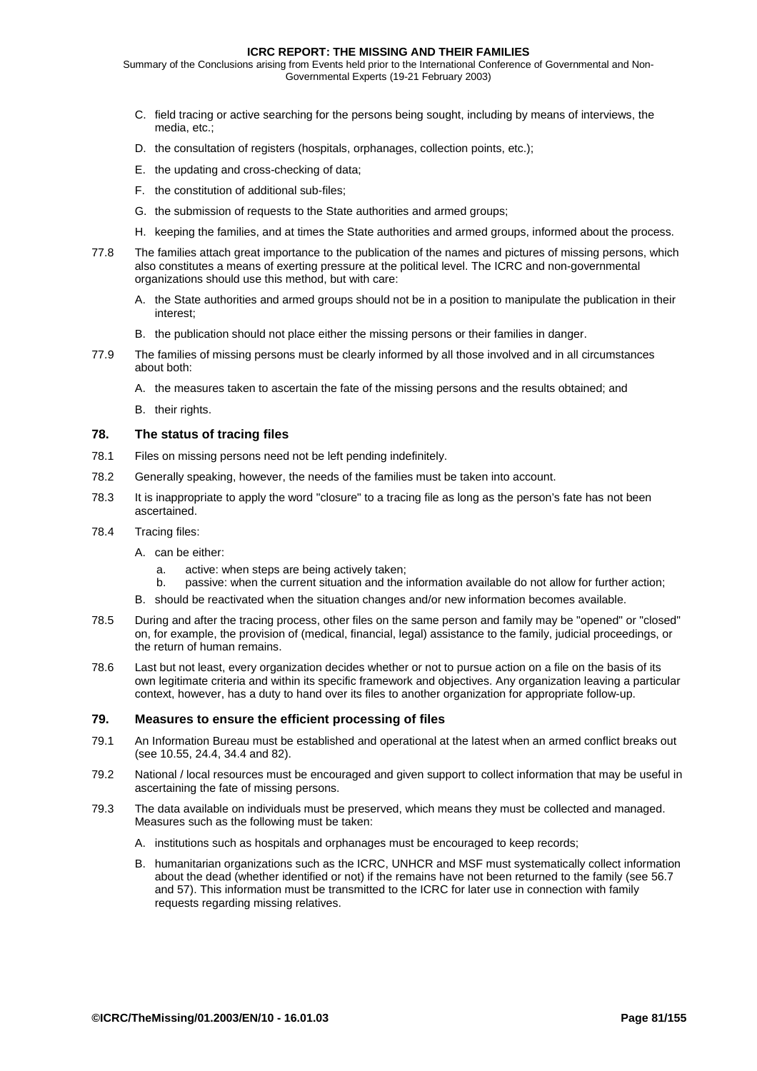C. field tracing or active searching for the persons being sought, including by means of interviews, the media, etc.;

D. the consultation of registers (hospitals, orphanages, collection points, etc.);

E. the updating and cross-checking of data;

F. the constitution of additional sub-files;

G. the submission of requests to the State authorities and armed groups;

H. keeping the families, and at times the State authorities and armed groups, informed about the process.

77.8 The families attach great importance to the publication of the names and pictures of missing persons, which also constitutes a means of exerting pressure at the political level. The ICRC and non-governmental organizations should use this method, but with care:

A. the State authorities and armed groups should not be in a position to manipulate the publication in their interest;

B. the publication should not place either the missing persons or their families in danger.

77.9 The families of missing persons must be clearly informed by all those involved and in all circumstances about both:

A. the measures taken to ascertain the fate of the missing persons and the results obtained; and

B. their rights.

### 78. The status of tracing files

78.1 Files on missing persons need not be left pending indefinitely.

78.2 Generally speaking, however, the needs of the families must be taken into account.

78.3 It is inappropriate to apply the word "closure" to a tracing file as long as the person's fate has not been ascertained.

78.4 Tracing files:

A. can be either:

a. active: when steps are being actively taken;
b. passive: when the current situation and the information available do not allow for further action;

B. should be reactivated when the situation changes and/or new information becomes available.

78.5 During and after the tracing process, other files on the same person and family may be "opened" or "closed" on, for example, the provision of (medical, financial, legal) assistance to the family, judicial proceedings, or the return of human remains.

78.6 Last but not least, every organization decides whether or not to pursue action on a file on the basis of its own legitimate criteria and within its specific framework and objectives. Any organization leaving a particular context, however, has a duty to hand over its files to another organization for appropriate follow-up.

### 79. Measures to ensure the efficient processing of files

79.1 An Information Bureau must be established and operational at the latest when an armed conflict breaks out (see 10.55, 24.4, 34.4 and 82).

79.2 National / local resources must be encouraged and given support to collect information that may be useful in ascertaining the fate of missing persons.

79.3 The data available on individuals must be preserved, which means they must be collected and managed. Measures such as the following must be taken:

A. institutions such as hospitals and orphanages must be encouraged to keep records;

B. humanitarian organizations such as the ICRC, UNHCR and MSF must systematically collect information about the dead (whether identified or not) if the remains have not been returned to the family (see 56.7 and 57). This information must be transmitted to the ICRC for later use in connection with family requests regarding missing relatives.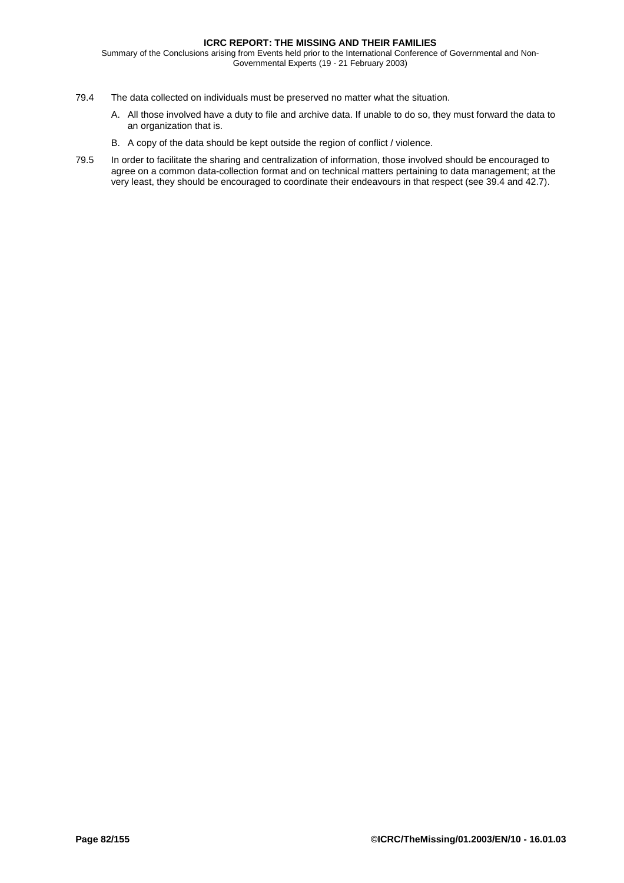79.4 The data collected on individuals must be preserved no matter what the situation.

A. All those involved have a duty to file and archive data. If unable to do so, they must forward the data to an organization that is.

B. A copy of the data should be kept outside the region of conflict / violence.

79.5 In order to facilitate the sharing and centralization of information, those involved should be encouraged to agree on a common data-collection format and on technical matters pertaining to data management; at the very least, they should be encouraged to coordinate their endeavours in that respect (see 39.4 and 42.7).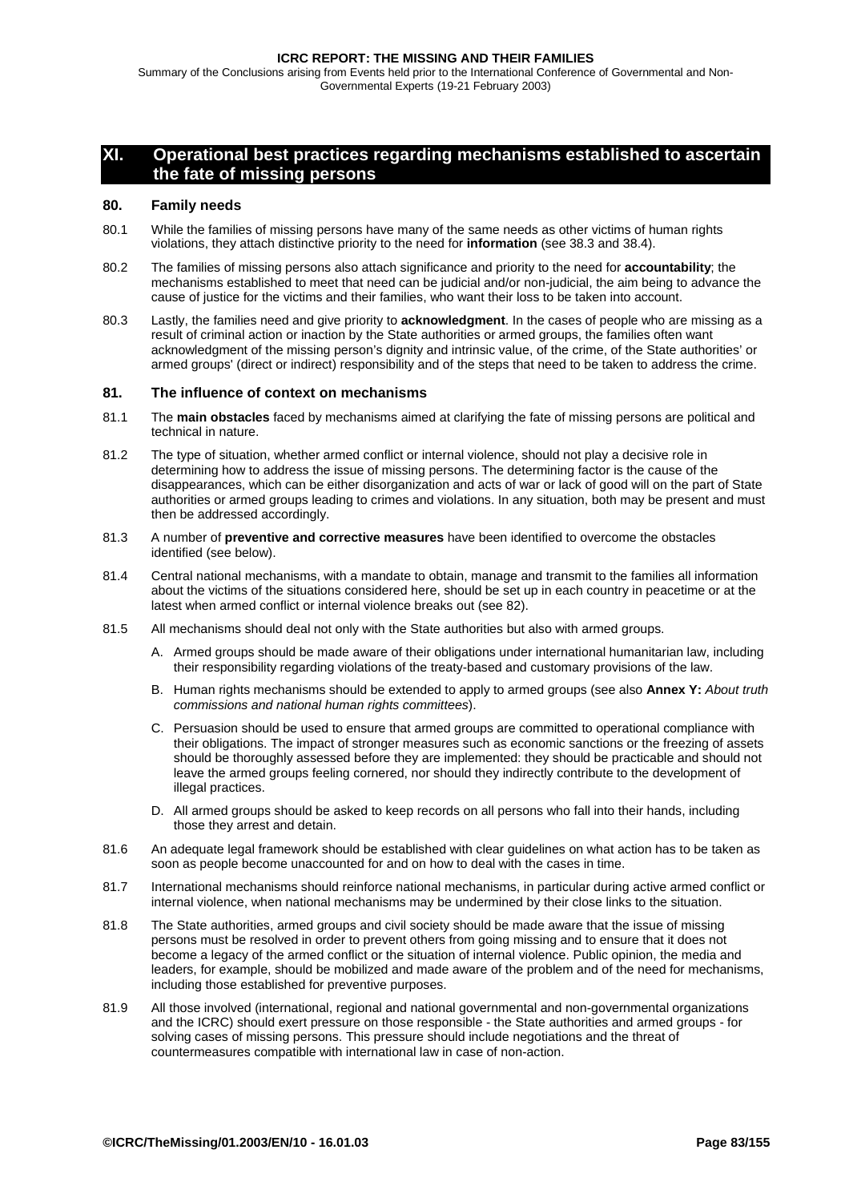## XI. Operational best practices regarding mechanisms established to ascertain the fate of missing persons

### 80. Family needs

80.1 While the families of missing persons have many of the same needs as other victims of human rights violations, they attach distinctive priority to the need for **information** (see 38.3 and 38.4).

80.2 The families of missing persons also attach significance and priority to the need for **accountability**; the mechanisms established to meet that need can be judicial and/or non-judicial, the aim being to advance the cause of justice for the victims and their families, who want their loss to be taken into account.

80.3 Lastly, the families need and give priority to **acknowledgment**. In the cases of people who are missing as a result of criminal action or inaction by the State authorities or armed groups, the families often want acknowledgment of the missing person's dignity and intrinsic value, of the crime, of the State authorities' or armed groups' (direct or indirect) responsibility and of the steps that need to be taken to address the crime.

### 81. The influence of context on mechanisms

81.1 The **main obstacles** faced by mechanisms aimed at clarifying the fate of missing persons are political and technical in nature.

81.2 The type of situation, whether armed conflict or internal violence, should not play a decisive role in determining how to address the issue of missing persons. The determining factor is the cause of the disappearances, which can be either disorganization and acts of war or lack of good will on the part of State authorities or armed groups leading to crimes and violations. In any situation, both may be present and must then be addressed accordingly.

81.3 A number of **preventive and corrective measures** have been identified to overcome the obstacles identified (see below).

81.4 Central national mechanisms, with a mandate to obtain, manage and transmit to the families all information about the victims of the situations considered here, should be set up in each country in peacetime or at the latest when armed conflict or internal violence breaks out (see 82).

81.5 All mechanisms should deal not only with the State authorities but also with armed groups.

A. Armed groups should be made aware of their obligations under international humanitarian law, including their responsibility regarding violations of the treaty-based and customary provisions of the law.

B. Human rights mechanisms should be extended to apply to armed groups (see also **Annex Y:** *About truth commissions and national human rights committees*).

C. Persuasion should be used to ensure that armed groups are committed to operational compliance with their obligations. The impact of stronger measures such as economic sanctions or the freezing of assets should be thoroughly assessed before they are implemented: they should be practicable and should not leave the armed groups feeling cornered, nor should they indirectly contribute to the development of illegal practices.

D. All armed groups should be asked to keep records on all persons who fall into their hands, including those they arrest and detain.

81.6 An adequate legal framework should be established with clear guidelines on what action has to be taken as soon as people become unaccounted for and on how to deal with the cases in time.

81.7 International mechanisms should reinforce national mechanisms, in particular during active armed conflict or internal violence, when national mechanisms may be undermined by their close links to the situation.

81.8 The State authorities, armed groups and civil society should be made aware that the issue of missing persons must be resolved in order to prevent others from going missing and to ensure that it does not become a legacy of the armed conflict or the situation of internal violence. Public opinion, the media and leaders, for example, should be mobilized and made aware of the problem and of the need for mechanisms, including those established for preventive purposes.

81.9 All those involved (international, regional and national governmental and non-governmental organizations and the ICRC) should exert pressure on those responsible - the State authorities and armed groups - for solving cases of missing persons. This pressure should include negotiations and the threat of countermeasures compatible with international law in case of non-action.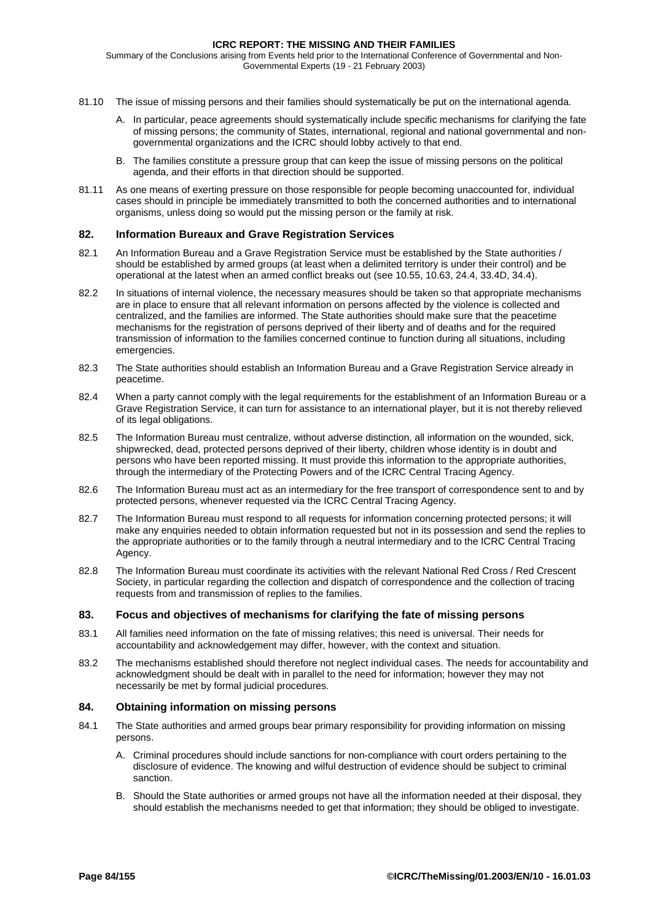81.10 The issue of missing persons and their families should systematically be put on the international agenda.

A. In particular, peace agreements should systematically include specific mechanisms for clarifying the fate of missing persons; the community of States, international, regional and national governmental and non-governmental organizations and the ICRC should lobby actively to that end.

B. The families constitute a pressure group that can keep the issue of missing persons on the political agenda, and their efforts in that direction should be supported.

81.11 As one means of exerting pressure on those responsible for people becoming unaccounted for, individual cases should in principle be immediately transmitted to both the concerned authorities and to international organisms, unless doing so would put the missing person or the family at risk.

## 82. Information Bureaux and Grave Registration Services

82.1 An Information Bureau and a Grave Registration Service must be established by the State authorities / should be established by armed groups (at least when a delimited territory is under their control) and be operational at the latest when an armed conflict breaks out (see 10.55, 10.63, 24.4, 33.4D, 34.4).

82.2 In situations of internal violence, the necessary measures should be taken so that appropriate mechanisms are in place to ensure that all relevant information on persons affected by the violence is collected and centralized, and the families are informed. The State authorities should make sure that the peacetime mechanisms for the registration of persons deprived of their liberty and of deaths and for the required transmission of information to the families concerned continue to function during all situations, including emergencies.

82.3 The State authorities should establish an Information Bureau and a Grave Registration Service already in peacetime.

82.4 When a party cannot comply with the legal requirements for the establishment of an Information Bureau or a Grave Registration Service, it can turn for assistance to an international player, but it is not thereby relieved of its legal obligations.

82.5 The Information Bureau must centralize, without adverse distinction, all information on the wounded, sick, shipwrecked, dead, protected persons deprived of their liberty, children whose identity is in doubt and persons who have been reported missing. It must provide this information to the appropriate authorities, through the intermediary of the Protecting Powers and of the ICRC Central Tracing Agency.

82.6 The Information Bureau must act as an intermediary for the free transport of correspondence sent to and by protected persons, whenever requested via the ICRC Central Tracing Agency.

82.7 The Information Bureau must respond to all requests for information concerning protected persons; it will make any enquiries needed to obtain information requested but not in its possession and send the replies to the appropriate authorities or to the family through a neutral intermediary and to the ICRC Central Tracing Agency.

82.8 The Information Bureau must coordinate its activities with the relevant National Red Cross / Red Crescent Society, in particular regarding the collection and dispatch of correspondence and the collection of tracing requests from and transmission of replies to the families.

## 83. Focus and objectives of mechanisms for clarifying the fate of missing persons

83.1 All families need information on the fate of missing relatives; this need is universal. Their needs for accountability and acknowledgement may differ, however, with the context and situation.

83.2 The mechanisms established should therefore not neglect individual cases. The needs for accountability and acknowledgment should be dealt with in parallel to the need for information; however they may not necessarily be met by formal judicial procedures.

## 84. Obtaining information on missing persons

84.1 The State authorities and armed groups bear primary responsibility for providing information on missing persons.

A. Criminal procedures should include sanctions for non-compliance with court orders pertaining to the disclosure of evidence. The knowing and wilful destruction of evidence should be subject to criminal sanction.

B. Should the State authorities or armed groups not have all the information needed at their disposal, they should establish the mechanisms needed to get that information; they should be obliged to investigate.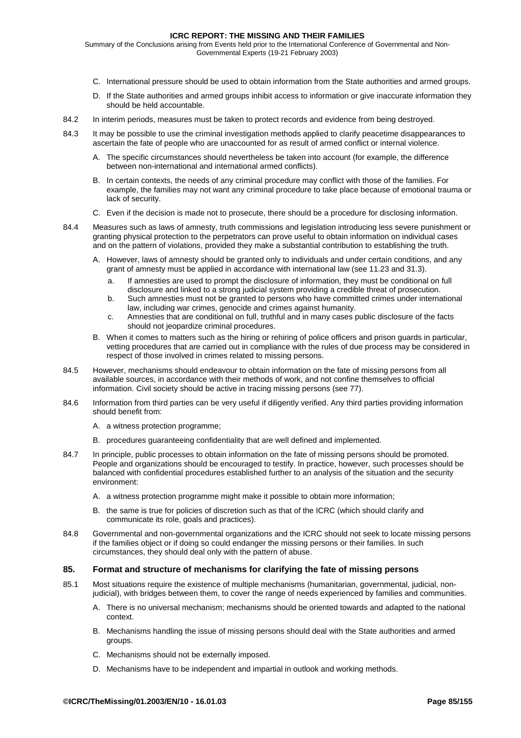C. International pressure should be used to obtain information from the State authorities and armed groups.

D. If the State authorities and armed groups inhibit access to information or give inaccurate information they should be held accountable.

84.2 In interim periods, measures must be taken to protect records and evidence from being destroyed.

84.3 It may be possible to use the criminal investigation methods applied to clarify peacetime disappearances to ascertain the fate of people who are unaccounted for as result of armed conflict or internal violence.

A. The specific circumstances should nevertheless be taken into account (for example, the difference between non-international and international armed conflicts).

B. In certain contexts, the needs of any criminal procedure may conflict with those of the families. For example, the families may not want any criminal procedure to take place because of emotional trauma or lack of security.

C. Even if the decision is made not to prosecute, there should be a procedure for disclosing information.

84.4 Measures such as laws of amnesty, truth commissions and legislation introducing less severe punishment or granting physical protection to the perpetrators can prove useful to obtain information on individual cases and on the pattern of violations, provided they make a substantial contribution to establishing the truth.

A. However, laws of amnesty should be granted only to individuals and under certain conditions, and any grant of amnesty must be applied in accordance with international law (see 11.23 and 31.3).

a. If amnesties are used to prompt the disclosure of information, they must be conditional on full disclosure and linked to a strong judicial system providing a credible threat of prosecution.

b. Such amnesties must not be granted to persons who have committed crimes under international law, including war crimes, genocide and crimes against humanity.

c. Amnesties that are conditional on full, truthful and in many cases public disclosure of the facts should not jeopardize criminal procedures.

B. When it comes to matters such as the hiring or rehiring of police officers and prison guards in particular, vetting procedures that are carried out in compliance with the rules of due process may be considered in respect of those involved in crimes related to missing persons.

84.5 However, mechanisms should endeavour to obtain information on the fate of missing persons from all available sources, in accordance with their methods of work, and not confine themselves to official information. Civil society should be active in tracing missing persons (see 77).

84.6 Information from third parties can be very useful if diligently verified. Any third parties providing information should benefit from:

A. a witness protection programme;

B. procedures guaranteeing confidentiality that are well defined and implemented.

84.7 In principle, public processes to obtain information on the fate of missing persons should be promoted. People and organizations should be encouraged to testify. In practice, however, such processes should be balanced with confidential procedures established further to an analysis of the situation and the security environment:

A. a witness protection programme might make it possible to obtain more information;

B. the same is true for policies of discretion such as that of the ICRC (which should clarify and communicate its role, goals and practices).

84.8 Governmental and non-governmental organizations and the ICRC should not seek to locate missing persons if the families object or if doing so could endanger the missing persons or their families. In such circumstances, they should deal only with the pattern of abuse.

## 85. Format and structure of mechanisms for clarifying the fate of missing persons

85.1 Most situations require the existence of multiple mechanisms (humanitarian, governmental, judicial, non-judicial), with bridges between them, to cover the range of needs experienced by families and communities.

A. There is no universal mechanism; mechanisms should be oriented towards and adapted to the national context.

B. Mechanisms handling the issue of missing persons should deal with the State authorities and armed groups.

C. Mechanisms should not be externally imposed.

D. Mechanisms have to be independent and impartial in outlook and working methods.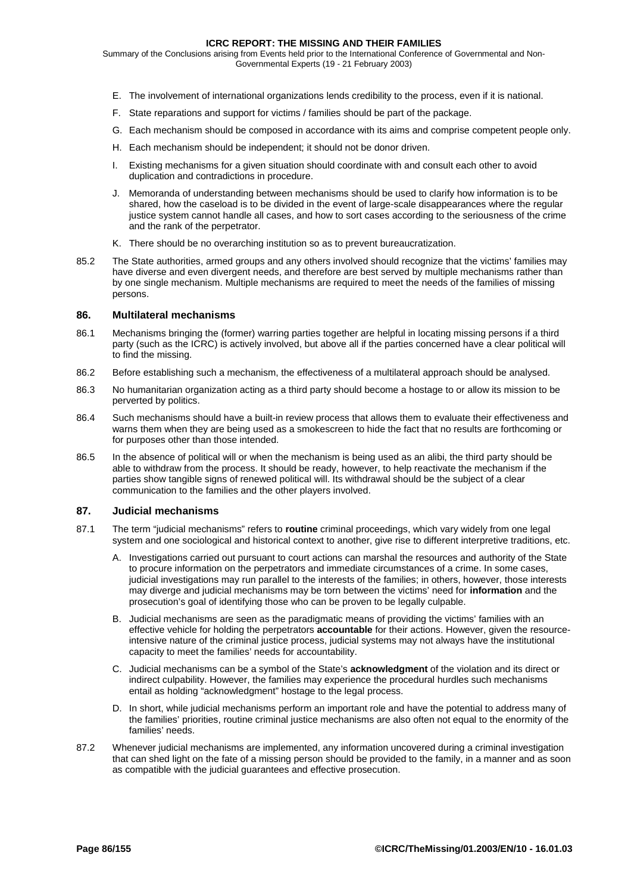E. The involvement of international organizations lends credibility to the process, even if it is national.

F. State reparations and support for victims / families should be part of the package.

G. Each mechanism should be composed in accordance with its aims and comprise competent people only.

H. Each mechanism should be independent; it should not be donor driven.

I. Existing mechanisms for a given situation should coordinate with and consult each other to avoid duplication and contradictions in procedure.

J. Memoranda of understanding between mechanisms should be used to clarify how information is to be shared, how the caseload is to be divided in the event of large-scale disappearances where the regular justice system cannot handle all cases, and how to sort cases according to the seriousness of the crime and the rank of the perpetrator.

K. There should be no overarching institution so as to prevent bureaucratization.

85.2 The State authorities, armed groups and any others involved should recognize that the victims' families may have diverse and even divergent needs, and therefore are best served by multiple mechanisms rather than by one single mechanism. Multiple mechanisms are required to meet the needs of the families of missing persons.

## 86. Multilateral mechanisms

86.1 Mechanisms bringing the (former) warring parties together are helpful in locating missing persons if a third party (such as the ICRC) is actively involved, but above all if the parties concerned have a clear political will to find the missing.

86.2 Before establishing such a mechanism, the effectiveness of a multilateral approach should be analysed.

86.3 No humanitarian organization acting as a third party should become a hostage to or allow its mission to be perverted by politics.

86.4 Such mechanisms should have a built-in review process that allows them to evaluate their effectiveness and warns them when they are being used as a smokescreen to hide the fact that no results are forthcoming or for purposes other than those intended.

86.5 In the absence of political will or when the mechanism is being used as an alibi, the third party should be able to withdraw from the process. It should be ready, however, to help reactivate the mechanism if the parties show tangible signs of renewed political will. Its withdrawal should be the subject of a clear communication to the families and the other players involved.

## 87. Judicial mechanisms

87.1 The term "judicial mechanisms" refers to **routine** criminal proceedings, which vary widely from one legal system and one sociological and historical context to another, give rise to different interpretive traditions, etc.

A. Investigations carried out pursuant to court actions can marshal the resources and authority of the State to procure information on the perpetrators and immediate circumstances of a crime. In some cases, judicial investigations may run parallel to the interests of the families; in others, however, those interests may diverge and judicial mechanisms may be torn between the victims' need for **information** and the prosecution's goal of identifying those who can be proven to be legally culpable.

B. Judicial mechanisms are seen as the paradigmatic means of providing the victims' families with an effective vehicle for holding the perpetrators **accountable** for their actions. However, given the resource-intensive nature of the criminal justice process, judicial systems may not always have the institutional capacity to meet the families' needs for accountability.

C. Judicial mechanisms can be a symbol of the State's **acknowledgment** of the violation and its direct or indirect culpability. However, the families may experience the procedural hurdles such mechanisms entail as holding "acknowledgment" hostage to the legal process.

D. In short, while judicial mechanisms perform an important role and have the potential to address many of the families' priorities, routine criminal justice mechanisms are also often not equal to the enormity of the families' needs.

87.2 Whenever judicial mechanisms are implemented, any information uncovered during a criminal investigation that can shed light on the fate of a missing person should be provided to the family, in a manner and as soon as compatible with the judicial guarantees and effective prosecution.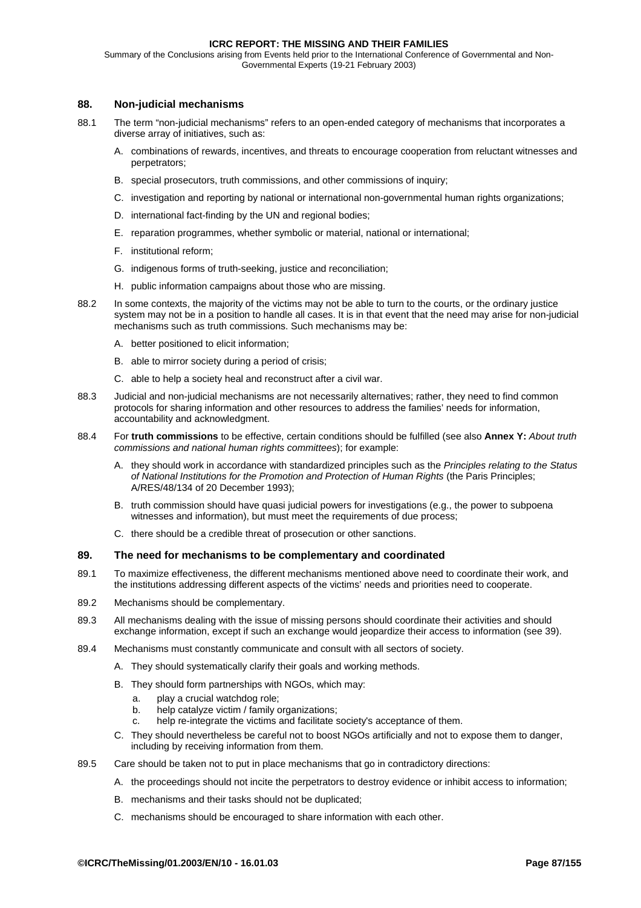## 88. Non-judicial mechanisms

88.1 The term "non-judicial mechanisms" refers to an open-ended category of mechanisms that incorporates a diverse array of initiatives, such as:

A. combinations of rewards, incentives, and threats to encourage cooperation from reluctant witnesses and perpetrators;

B. special prosecutors, truth commissions, and other commissions of inquiry;

C. investigation and reporting by national or international non-governmental human rights organizations;

D. international fact-finding by the UN and regional bodies;

E. reparation programmes, whether symbolic or material, national or international;

F. institutional reform;

G. indigenous forms of truth-seeking, justice and reconciliation;

H. public information campaigns about those who are missing.

88.2 In some contexts, the majority of the victims may not be able to turn to the courts, or the ordinary justice system may not be in a position to handle all cases. It is in that event that the need may arise for non-judicial mechanisms such as truth commissions. Such mechanisms may be:

A. better positioned to elicit information;

B. able to mirror society during a period of crisis;

C. able to help a society heal and reconstruct after a civil war.

88.3 Judicial and non-judicial mechanisms are not necessarily alternatives; rather, they need to find common protocols for sharing information and other resources to address the families' needs for information, accountability and acknowledgment.

88.4 For **truth commissions** to be effective, certain conditions should be fulfilled (see also **Annex Y:** *About truth commissions and national human rights committees*); for example:

A. they should work in accordance with standardized principles such as the *Principles relating to the Status of National Institutions for the Promotion and Protection of Human Rights* (the Paris Principles; A/RES/48/134 of 20 December 1993);

B. truth commission should have quasi judicial powers for investigations (e.g., the power to subpoena witnesses and information), but must meet the requirements of due process;

C. there should be a credible threat of prosecution or other sanctions.

## 89. The need for mechanisms to be complementary and coordinated

89.1 To maximize effectiveness, the different mechanisms mentioned above need to coordinate their work, and the institutions addressing different aspects of the victims' needs and priorities need to cooperate.

89.2 Mechanisms should be complementary.

89.3 All mechanisms dealing with the issue of missing persons should coordinate their activities and should exchange information, except if such an exchange would jeopardize their access to information (see 39).

89.4 Mechanisms must constantly communicate and consult with all sectors of society.

A. They should systematically clarify their goals and working methods.

B. They should form partnerships with NGOs, which may:
   a. play a crucial watchdog role;
   b. help catalyze victim / family organizations;
   c. help re-integrate the victims and facilitate society's acceptance of them.

C. They should nevertheless be careful not to boost NGOs artificially and not to expose them to danger, including by receiving information from them.

89.5 Care should be taken not to put in place mechanisms that go in contradictory directions:

A. the proceedings should not incite the perpetrators to destroy evidence or inhibit access to information;

B. mechanisms and their tasks should not be duplicated;

C. mechanisms should be encouraged to share information with each other.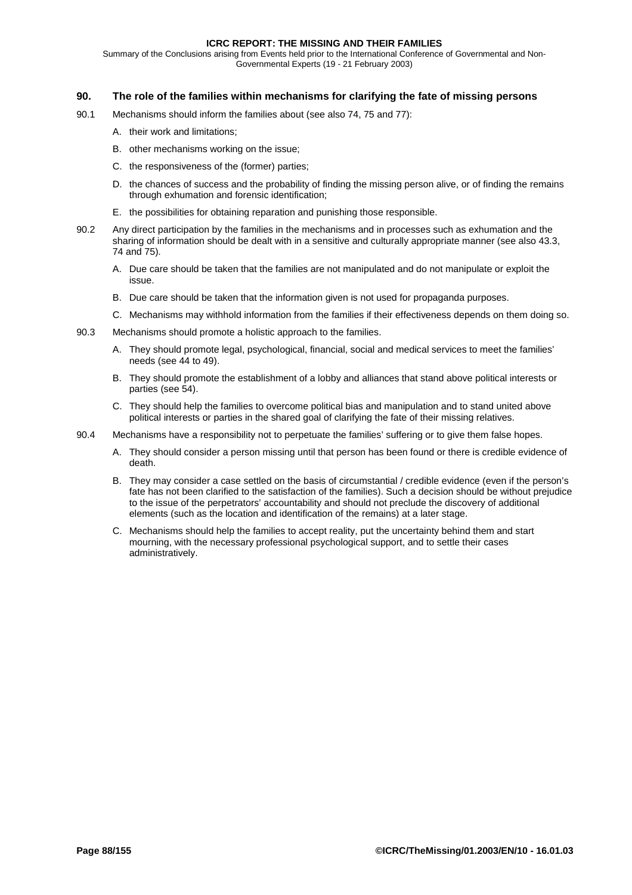## 90. The role of the families within mechanisms for clarifying the fate of missing persons

90.1 Mechanisms should inform the families about (see also 74, 75 and 77):

A. their work and limitations;

B. other mechanisms working on the issue;

C. the responsiveness of the (former) parties;

D. the chances of success and the probability of finding the missing person alive, or of finding the remains through exhumation and forensic identification;

E. the possibilities for obtaining reparation and punishing those responsible.

90.2 Any direct participation by the families in the mechanisms and in processes such as exhumation and the sharing of information should be dealt with in a sensitive and culturally appropriate manner (see also 43.3, 74 and 75).

A. Due care should be taken that the families are not manipulated and do not manipulate or exploit the issue.

B. Due care should be taken that the information given is not used for propaganda purposes.

C. Mechanisms may withhold information from the families if their effectiveness depends on them doing so.

90.3 Mechanisms should promote a holistic approach to the families.

A. They should promote legal, psychological, financial, social and medical services to meet the families' needs (see 44 to 49).

B. They should promote the establishment of a lobby and alliances that stand above political interests or parties (see 54).

C. They should help the families to overcome political bias and manipulation and to stand united above political interests or parties in the shared goal of clarifying the fate of their missing relatives.

90.4 Mechanisms have a responsibility not to perpetuate the families' suffering or to give them false hopes.

A. They should consider a person missing until that person has been found or there is credible evidence of death.

B. They may consider a case settled on the basis of circumstantial / credible evidence (even if the person's fate has not been clarified to the satisfaction of the families). Such a decision should be without prejudice to the issue of the perpetrators' accountability and should not preclude the discovery of additional elements (such as the location and identification of the remains) at a later stage.

C. Mechanisms should help the families to accept reality, put the uncertainty behind them and start mourning, with the necessary professional psychological support, and to settle their cases administratively.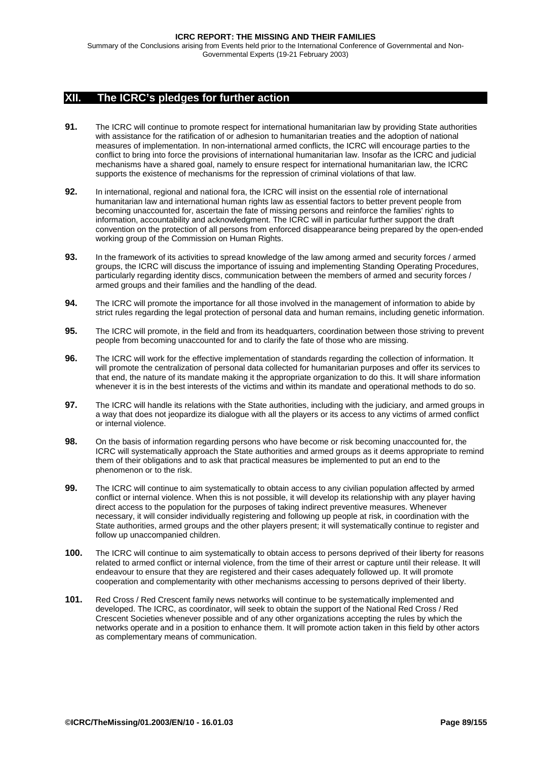## XII. The ICRC's pledges for further action

**91.** The ICRC will continue to promote respect for international humanitarian law by providing State authorities with assistance for the ratification of or adhesion to humanitarian treaties and the adoption of national measures of implementation. In non-international armed conflicts, the ICRC will encourage parties to the conflict to bring into force the provisions of international humanitarian law. Insofar as the ICRC and judicial mechanisms have a shared goal, namely to ensure respect for international humanitarian law, the ICRC supports the existence of mechanisms for the repression of criminal violations of that law.

**92.** In international, regional and national fora, the ICRC will insist on the essential role of international humanitarian law and international human rights law as essential factors to better prevent people from becoming unaccounted for, ascertain the fate of missing persons and reinforce the families' rights to information, accountability and acknowledgment. The ICRC will in particular further support the draft convention on the protection of all persons from enforced disappearance being prepared by the open-ended working group of the Commission on Human Rights.

**93.** In the framework of its activities to spread knowledge of the law among armed and security forces / armed groups, the ICRC will discuss the importance of issuing and implementing Standing Operating Procedures, particularly regarding identity discs, communication between the members of armed and security forces / armed groups and their families and the handling of the dead.

**94.** The ICRC will promote the importance for all those involved in the management of information to abide by strict rules regarding the legal protection of personal data and human remains, including genetic information.

**95.** The ICRC will promote, in the field and from its headquarters, coordination between those striving to prevent people from becoming unaccounted for and to clarify the fate of those who are missing.

**96.** The ICRC will work for the effective implementation of standards regarding the collection of information. It will promote the centralization of personal data collected for humanitarian purposes and offer its services to that end, the nature of its mandate making it the appropriate organization to do this. It will share information whenever it is in the best interests of the victims and within its mandate and operational methods to do so.

**97.** The ICRC will handle its relations with the State authorities, including with the judiciary, and armed groups in a way that does not jeopardize its dialogue with all the players or its access to any victims of armed conflict or internal violence.

**98.** On the basis of information regarding persons who have become or risk becoming unaccounted for, the ICRC will systematically approach the State authorities and armed groups as it deems appropriate to remind them of their obligations and to ask that practical measures be implemented to put an end to the phenomenon or to the risk.

**99.** The ICRC will continue to aim systematically to obtain access to any civilian population affected by armed conflict or internal violence. When this is not possible, it will develop its relationship with any player having direct access to the population for the purposes of taking indirect preventive measures. Whenever necessary, it will consider individually registering and following up people at risk, in coordination with the State authorities, armed groups and the other players present; it will systematically continue to register and follow up unaccompanied children.

**100.** The ICRC will continue to aim systematically to obtain access to persons deprived of their liberty for reasons related to armed conflict or internal violence, from the time of their arrest or capture until their release. It will endeavour to ensure that they are registered and their cases adequately followed up. It will promote cooperation and complementarity with other mechanisms accessing to persons deprived of their liberty.

**101.** Red Cross / Red Crescent family news networks will continue to be systematically implemented and developed. The ICRC, as coordinator, will seek to obtain the support of the National Red Cross / Red Crescent Societies whenever possible and of any other organizations accepting the rules by which the networks operate and in a position to enhance them. It will promote action taken in this field by other actors as complementary means of communication.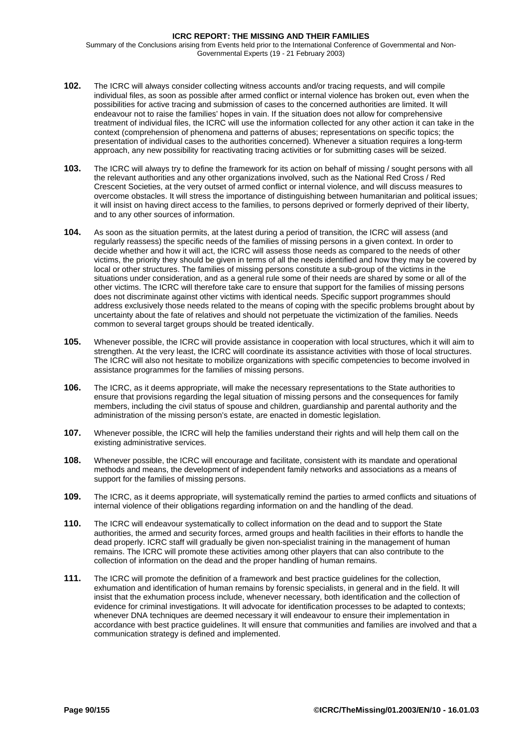**102.** The ICRC will always consider collecting witness accounts and/or tracing requests, and will compile individual files, as soon as possible after armed conflict or internal violence has broken out, even when the possibilities for active tracing and submission of cases to the concerned authorities are limited. It will endeavour not to raise the families' hopes in vain. If the situation does not allow for comprehensive treatment of individual files, the ICRC will use the information collected for any other action it can take in the context (comprehension of phenomena and patterns of abuses; representations on specific topics; the presentation of individual cases to the authorities concerned). Whenever a situation requires a long-term approach, any new possibility for reactivating tracing activities or for submitting cases will be seized.

**103.** The ICRC will always try to define the framework for its action on behalf of missing / sought persons with all the relevant authorities and any other organizations involved, such as the National Red Cross / Red Crescent Societies, at the very outset of armed conflict or internal violence, and will discuss measures to overcome obstacles. It will stress the importance of distinguishing between humanitarian and political issues; it will insist on having direct access to the families, to persons deprived or formerly deprived of their liberty, and to any other sources of information.

**104.** As soon as the situation permits, at the latest during a period of transition, the ICRC will assess (and regularly reassess) the specific needs of the families of missing persons in a given context. In order to decide whether and how it will act, the ICRC will assess those needs as compared to the needs of other victims, the priority they should be given in terms of all the needs identified and how they may be covered by local or other structures. The families of missing persons constitute a sub-group of the victims in the situations under consideration, and as a general rule some of their needs are shared by some or all of the other victims. The ICRC will therefore take care to ensure that support for the families of missing persons does not discriminate against other victims with identical needs. Specific support programmes should address exclusively those needs related to the means of coping with the specific problems brought about by uncertainty about the fate of relatives and should not perpetuate the victimization of the families. Needs common to several target groups should be treated identically.

**105.** Whenever possible, the ICRC will provide assistance in cooperation with local structures, which it will aim to strengthen. At the very least, the ICRC will coordinate its assistance activities with those of local structures. The ICRC will also not hesitate to mobilize organizations with specific competencies to become involved in assistance programmes for the families of missing persons.

**106.** The ICRC, as it deems appropriate, will make the necessary representations to the State authorities to ensure that provisions regarding the legal situation of missing persons and the consequences for family members, including the civil status of spouse and children, guardianship and parental authority and the administration of the missing person's estate, are enacted in domestic legislation.

**107.** Whenever possible, the ICRC will help the families understand their rights and will help them call on the existing administrative services.

**108.** Whenever possible, the ICRC will encourage and facilitate, consistent with its mandate and operational methods and means, the development of independent family networks and associations as a means of support for the families of missing persons.

**109.** The ICRC, as it deems appropriate, will systematically remind the parties to armed conflicts and situations of internal violence of their obligations regarding information on and the handling of the dead.

**110.** The ICRC will endeavour systematically to collect information on the dead and to support the State authorities, the armed and security forces, armed groups and health facilities in their efforts to handle the dead properly. ICRC staff will gradually be given non-specialist training in the management of human remains. The ICRC will promote these activities among other players that can also contribute to the collection of information on the dead and the proper handling of human remains.

**111.** The ICRC will promote the definition of a framework and best practice guidelines for the collection, exhumation and identification of human remains by forensic specialists, in general and in the field. It will insist that the exhumation process include, whenever necessary, both identification and the collection of evidence for criminal investigations. It will advocate for identification processes to be adapted to contexts; whenever DNA techniques are deemed necessary it will endeavour to ensure their implementation in accordance with best practice guidelines. It will ensure that communities and families are involved and that a communication strategy is defined and implemented.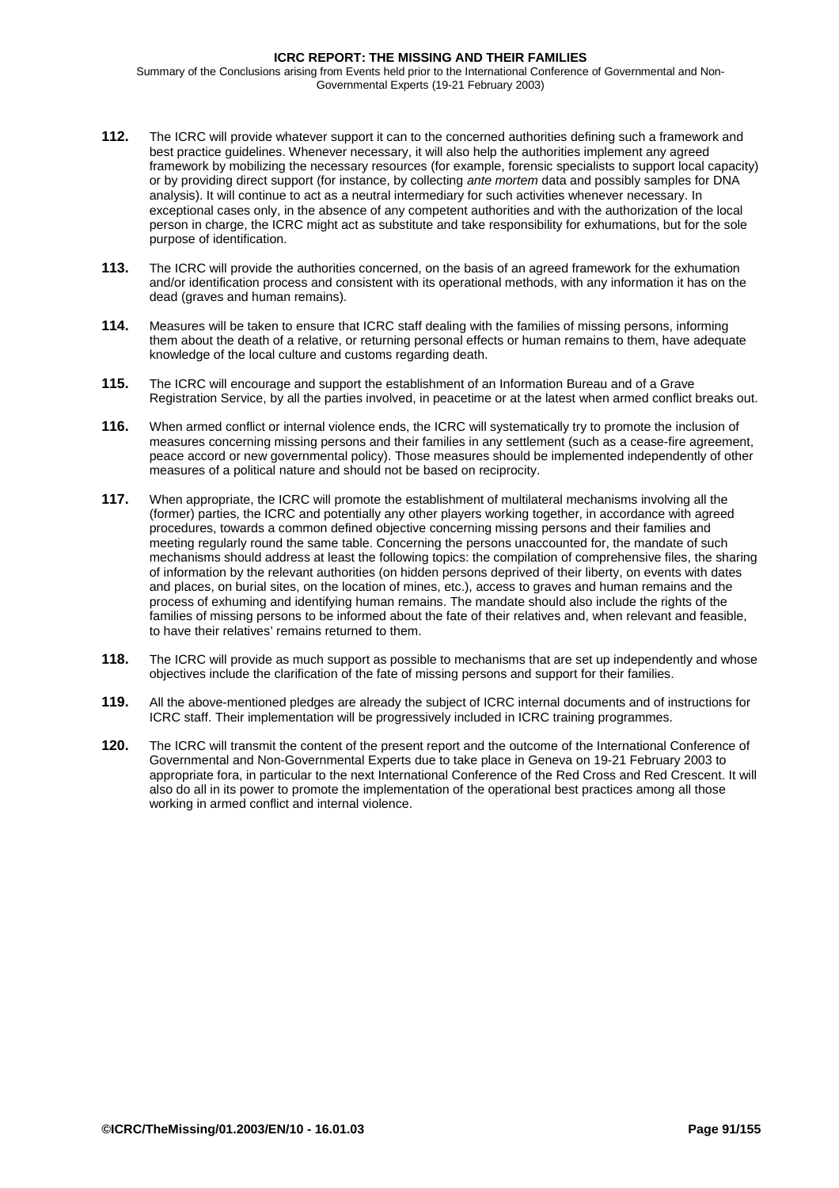**112.** The ICRC will provide whatever support it can to the concerned authorities defining such a framework and best practice guidelines. Whenever necessary, it will also help the authorities implement any agreed framework by mobilizing the necessary resources (for example, forensic specialists to support local capacity) or by providing direct support (for instance, by collecting *ante mortem* data and possibly samples for DNA analysis). It will continue to act as a neutral intermediary for such activities whenever necessary. In exceptional cases only, in the absence of any competent authorities and with the authorization of the local person in charge, the ICRC might act as substitute and take responsibility for exhumations, but for the sole purpose of identification.

**113.** The ICRC will provide the authorities concerned, on the basis of an agreed framework for the exhumation and/or identification process and consistent with its operational methods, with any information it has on the dead (graves and human remains).

**114.** Measures will be taken to ensure that ICRC staff dealing with the families of missing persons, informing them about the death of a relative, or returning personal effects or human remains to them, have adequate knowledge of the local culture and customs regarding death.

**115.** The ICRC will encourage and support the establishment of an Information Bureau and of a Grave Registration Service, by all the parties involved, in peacetime or at the latest when armed conflict breaks out.

**116.** When armed conflict or internal violence ends, the ICRC will systematically try to promote the inclusion of measures concerning missing persons and their families in any settlement (such as a cease-fire agreement, peace accord or new governmental policy). Those measures should be implemented independently of other measures of a political nature and should not be based on reciprocity.

**117.** When appropriate, the ICRC will promote the establishment of multilateral mechanisms involving all the (former) parties, the ICRC and potentially any other players working together, in accordance with agreed procedures, towards a common defined objective concerning missing persons and their families and meeting regularly round the same table. Concerning the persons unaccounted for, the mandate of such mechanisms should address at least the following topics: the compilation of comprehensive files, the sharing of information by the relevant authorities (on hidden persons deprived of their liberty, on events with dates and places, on burial sites, on the location of mines, etc.), access to graves and human remains and the process of exhuming and identifying human remains. The mandate should also include the rights of the families of missing persons to be informed about the fate of their relatives and, when relevant and feasible, to have their relatives' remains returned to them.

**118.** The ICRC will provide as much support as possible to mechanisms that are set up independently and whose objectives include the clarification of the fate of missing persons and support for their families.

**119.** All the above-mentioned pledges are already the subject of ICRC internal documents and of instructions for ICRC staff. Their implementation will be progressively included in ICRC training programmes.

**120.** The ICRC will transmit the content of the present report and the outcome of the International Conference of Governmental and Non-Governmental Experts due to take place in Geneva on 19-21 February 2003 to appropriate fora, in particular to the next International Conference of the Red Cross and Red Crescent. It will also do all in its power to promote the implementation of the operational best practices among all those working in armed conflict and internal violence.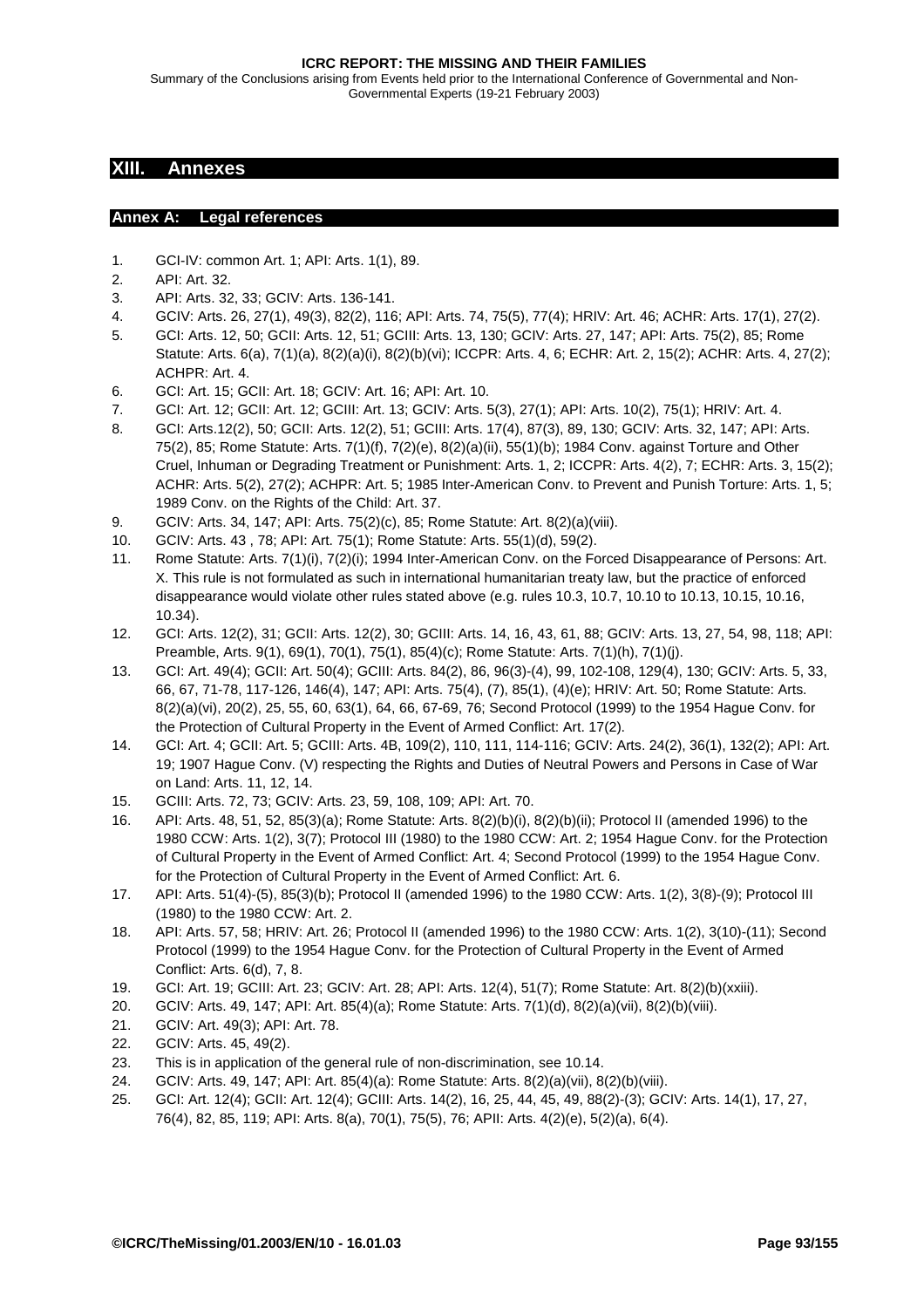## XIII. Annexes

### Annex A: Legal references

1. GCI-IV: common Art. 1; API: Arts. 1(1), 89.
2. API: Art. 32.
3. API: Arts. 32, 33; GCIV: Arts. 136-141.
4. GCIV: Arts. 26, 27(1), 49(3), 82(2), 116; API: Arts. 74, 75(5), 77(4); HRIV: Art. 46; ACHR: Arts. 17(1), 27(2).
5. GCI: Arts. 12, 50; GCII: Arts. 12, 51; GCIII: Arts. 13, 130; GCIV: Arts. 27, 147; API: Arts. 75(2), 85; Rome Statute: Arts. 6(a), 7(1)(a), 8(2)(a)(i), 8(2)(b)(vi); ICCPR: Arts. 4, 6; ECHR: Art. 2, 15(2); ACHR: Arts. 4, 27(2); ACHPR: Art. 4.
6. GCI: Art. 15; GCII: Art. 18; GCIV: Art. 16; API: Art. 10.
7. GCI: Art. 12; GCII: Art. 12; GCIII: Art. 13; GCIV: Arts. 5(3), 27(1); API: Arts. 10(2), 75(1); HRIV: Art. 4.
8. GCI: Arts.12(2), 50; GCII: Arts. 12(2), 51; GCIII: Arts. 17(4), 87(3), 89, 130; GCIV: Arts. 32, 147; API: Arts. 75(2), 85; Rome Statute: Arts. 7(1)(f), 7(2)(e), 8(2)(a)(ii), 55(1)(b); 1984 Conv. against Torture and Other Cruel, Inhuman or Degrading Treatment or Punishment: Arts. 1, 2; ICCPR: Arts. 4(2), 7; ECHR: Arts. 3, 15(2); ACHR: Arts. 5(2), 27(2); ACHPR: Art. 5; 1985 Inter-American Conv. to Prevent and Punish Torture: Arts. 1, 5; 1989 Conv. on the Rights of the Child: Art. 37.
9. GCIV: Arts. 34, 147; API: Arts. 75(2)(c), 85; Rome Statute: Art. 8(2)(a)(viii).
10. GCIV: Arts. 43 , 78; API: Art. 75(1); Rome Statute: Arts. 55(1)(d), 59(2).
11. Rome Statute: Arts. 7(1)(i), 7(2)(i); 1994 Inter-American Conv. on the Forced Disappearance of Persons: Art. X. This rule is not formulated as such in international humanitarian treaty law, but the practice of enforced disappearance would violate other rules stated above (e.g. rules 10.3, 10.7, 10.10 to 10.13, 10.15, 10.16, 10.34).
12. GCI: Arts. 12(2), 31; GCII: Arts. 12(2), 30; GCIII: Arts. 14, 16, 43, 61, 88; GCIV: Arts. 13, 27, 54, 98, 118; API: Preamble, Arts. 9(1), 69(1), 70(1), 75(1), 85(4)(c); Rome Statute: Arts. 7(1)(h), 7(1)(j).
13. GCI: Art. 49(4); GCII: Art. 50(4); GCIII: Arts. 84(2), 86, 96(3)-(4), 99, 102-108, 129(4), 130; GCIV: Arts. 5, 33, 66, 67, 71-78, 117-126, 146(4), 147; API: Arts. 75(4), (7), 85(1), (4)(e); HRIV: Art. 50; Rome Statute: Arts. 8(2)(a)(vi), 20(2), 25, 55, 60, 63(1), 64, 66, 67-69, 76; Second Protocol (1999) to the 1954 Hague Conv. for the Protection of Cultural Property in the Event of Armed Conflict: Art. 17(2).
14. GCI: Art. 4; GCII: Art. 5; GCIII: Arts. 4B, 109(2), 110, 111, 114-116; GCIV: Arts. 24(2), 36(1), 132(2); API: Art. 19; 1907 Hague Conv. (V) respecting the Rights and Duties of Neutral Powers and Persons in Case of War on Land: Arts. 11, 12, 14.
15. GCIII: Arts. 72, 73; GCIV: Arts. 23, 59, 108, 109; API: Art. 70.
16. API: Arts. 48, 51, 52, 85(3)(a); Rome Statute: Arts. 8(2)(b)(i), 8(2)(b)(ii); Protocol II (amended 1996) to the 1980 CCW: Arts. 1(2), 3(7); Protocol III (1980) to the 1980 CCW: Art. 2; 1954 Hague Conv. for the Protection of Cultural Property in the Event of Armed Conflict: Art. 4; Second Protocol (1999) to the 1954 Hague Conv. for the Protection of Cultural Property in the Event of Armed Conflict: Art. 6.
17. API: Arts. 51(4)-(5), 85(3)(b); Protocol II (amended 1996) to the 1980 CCW: Arts. 1(2), 3(8)-(9); Protocol III (1980) to the 1980 CCW: Art. 2.
18. API: Arts. 57, 58; HRIV: Art. 26; Protocol II (amended 1996) to the 1980 CCW: Arts. 1(2), 3(10)-(11); Second Protocol (1999) to the 1954 Hague Conv. for the Protection of Cultural Property in the Event of Armed Conflict: Arts. 6(d), 7, 8.
19. GCI: Art. 19; GCIII: Art. 23; GCIV: Art. 28; API: Arts. 12(4), 51(7); Rome Statute: Art. 8(2)(b)(xxiii).
20. GCIV: Arts. 49, 147; API: Art. 85(4)(a); Rome Statute: Arts. 7(1)(d), 8(2)(a)(vii), 8(2)(b)(viii).
21. GCIV: Art. 49(3); API: Art. 78.
22. GCIV: Arts. 45, 49(2).
23. This is in application of the general rule of non-discrimination, see 10.14.
24. GCIV: Arts. 49, 147; API: Art. 85(4)(a): Rome Statute: Arts. 8(2)(a)(vii), 8(2)(b)(viii).
25. GCI: Art. 12(4); GCII: Art. 12(4); GCIII: Arts. 14(2), 16, 25, 44, 45, 49, 88(2)-(3); GCIV: Arts. 14(1), 17, 27, 76(4), 82, 85, 119; API: Arts. 8(a), 70(1), 75(5), 76; APII: Arts. 4(2)(e), 5(2)(a), 6(4).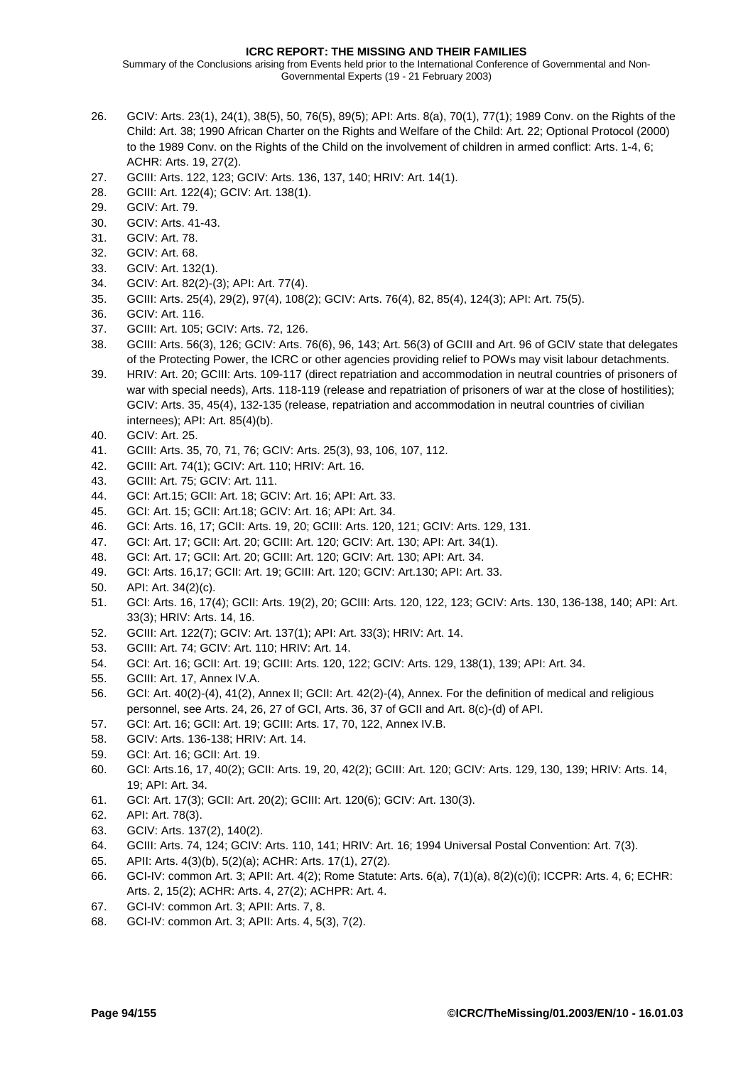26. GCIV: Arts. 23(1), 24(1), 38(5), 50, 76(5), 89(5); API: Arts. 8(a), 70(1), 77(1); 1989 Conv. on the Rights of the Child: Art. 38; 1990 African Charter on the Rights and Welfare of the Child: Art. 22; Optional Protocol (2000) to the 1989 Conv. on the Rights of the Child on the involvement of children in armed conflict: Arts. 1-4, 6; ACHR: Arts. 19, 27(2).
27. GCIII: Arts. 122, 123; GCIV: Arts. 136, 137, 140; HRIV: Art. 14(1).
28. GCIII: Art. 122(4); GCIV: Art. 138(1).
29. GCIV: Art. 79.
30. GCIV: Arts. 41-43.
31. GCIV: Art. 78.
32. GCIV: Art. 68.
33. GCIV: Art. 132(1).
34. GCIV: Art. 82(2)-(3); API: Art. 77(4).
35. GCIII: Arts. 25(4), 29(2), 97(4), 108(2); GCIV: Arts. 76(4), 82, 85(4), 124(3); API: Art. 75(5).
36. GCIV: Art. 116.
37. GCIII: Art. 105; GCIV: Arts. 72, 126.
38. GCIII: Arts. 56(3), 126; GCIV: Arts. 76(6), 96, 143; Art. 56(3) of GCIII and Art. 96 of GCIV state that delegates of the Protecting Power, the ICRC or other agencies providing relief to POWs may visit labour detachments.
39. HRIV: Art. 20; GCIII: Arts. 109-117 (direct repatriation and accommodation in neutral countries of prisoners of war with special needs), Arts. 118-119 (release and repatriation of prisoners of war at the close of hostilities); GCIV: Arts. 35, 45(4), 132-135 (release, repatriation and accommodation in neutral countries of civilian internees); API: Art. 85(4)(b).
40. GCIV: Art. 25.
41. GCIII: Arts. 35, 70, 71, 76; GCIV: Arts. 25(3), 93, 106, 107, 112.
42. GCIII: Art. 74(1); GCIV: Art. 110; HRIV: Art. 16.
43. GCIII: Art. 75; GCIV: Art. 111.
44. GCI: Art.15; GCII: Art. 18; GCIV: Art. 16; API: Art. 33.
45. GCI: Art. 15; GCII: Art.18; GCIV: Art. 16; API: Art. 34.
46. GCI: Arts. 16, 17; GCII: Arts. 19, 20; GCIII: Arts. 120, 121; GCIV: Arts. 129, 131.
47. GCI: Art. 17; GCII: Art. 20; GCIII: Art. 120; GCIV: Art. 130; API: Art. 34(1).
48. GCI: Art. 17; GCII: Art. 20; GCIII: Art. 120; GCIV: Art. 130; API: Art. 34.
49. GCI: Arts. 16,17; GCII: Art. 19; GCIII: Art. 120; GCIV: Art.130; API: Art. 33.
50. API: Art. 34(2)(c).
51. GCI: Arts. 16, 17(4); GCII: Arts. 19(2), 20; GCIII: Arts. 120, 122, 123; GCIV: Arts. 130, 136-138, 140; API: Art. 33(3); HRIV: Arts. 14, 16.
52. GCIII: Art. 122(7); GCIV: Art. 137(1); API: Art. 33(3); HRIV: Art. 14.
53. GCIII: Art. 74; GCIV: Art. 110; HRIV: Art. 14.
54. GCI: Art. 16; GCII: Art. 19; GCIII: Arts. 120, 122; GCIV: Arts. 129, 138(1), 139; API: Art. 34.
55. GCIII: Art. 17, Annex IV.A.
56. GCI: Art. 40(2)-(4), 41(2), Annex II; GCII: Art. 42(2)-(4), Annex. For the definition of medical and religious personnel, see Arts. 24, 26, 27 of GCI, Arts. 36, 37 of GCII and Art. 8(c)-(d) of API.
57. GCI: Art. 16; GCII: Art. 19; GCIII: Arts. 17, 70, 122, Annex IV.B.
58. GCIV: Arts. 136-138; HRIV: Art. 14.
59. GCI: Art. 16; GCII: Art. 19.
60. GCI: Arts.16, 17, 40(2); GCII: Arts. 19, 20, 42(2); GCIII: Art. 120; GCIV: Arts. 129, 130, 139; HRIV: Arts. 14, 19; API: Art. 34.
61. GCI: Art. 17(3); GCII: Art. 20(2); GCIII: Art. 120(6); GCIV: Art. 130(3).
62. API: Art. 78(3).
63. GCIV: Arts. 137(2), 140(2).
64. GCIII: Arts. 74, 124; GCIV: Arts. 110, 141; HRIV: Art. 16; 1994 Universal Postal Convention: Art. 7(3).
65. APII: Arts. 4(3)(b), 5(2)(a); ACHR: Arts. 17(1), 27(2).
66. GCI-IV: common Art. 3; APII: Art. 4(2); Rome Statute: Arts. 6(a), 7(1)(a), 8(2)(c)(i); ICCPR: Arts. 4, 6; ECHR: Arts. 2, 15(2); ACHR: Arts. 4, 27(2); ACHPR: Art. 4.
67. GCI-IV: common Art. 3; APII: Arts. 7, 8.
68. GCI-IV: common Art. 3; APII: Arts. 4, 5(3), 7(2).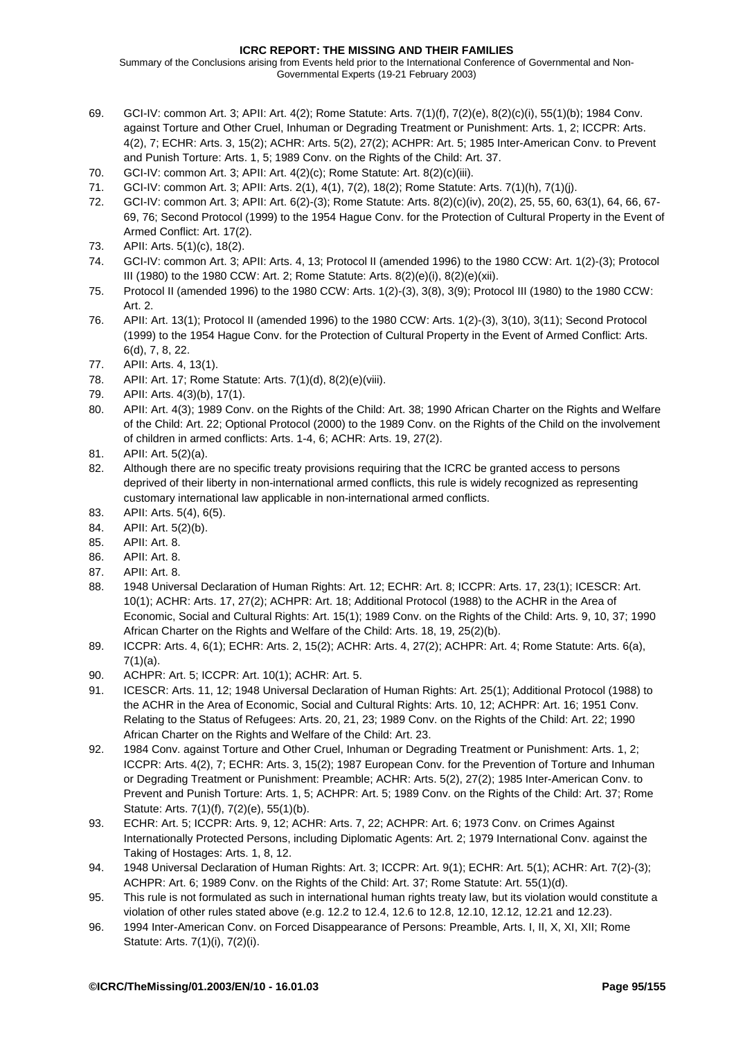69. GCI-IV: common Art. 3; APII: Art. 4(2); Rome Statute: Arts. 7(1)(f), 7(2)(e), 8(2)(c)(i), 55(1)(b); 1984 Conv. against Torture and Other Cruel, Inhuman or Degrading Treatment or Punishment: Arts. 1, 2; ICCPR: Arts. 4(2), 7; ECHR: Arts. 3, 15(2); ACHR: Arts. 5(2), 27(2); ACHPR: Art. 5; 1985 Inter-American Conv. to Prevent and Punish Torture: Arts. 1, 5; 1989 Conv. on the Rights of the Child: Art. 37.
70. GCI-IV: common Art. 3; APII: Art. 4(2)(c); Rome Statute: Art. 8(2)(c)(iii).
71. GCI-IV: common Art. 3; APII: Arts. 2(1), 4(1), 7(2), 18(2); Rome Statute: Arts. 7(1)(h), 7(1)(j).
72. GCI-IV: common Art. 3; APII: Art. 6(2)-(3); Rome Statute: Arts. 8(2)(c)(iv), 20(2), 25, 55, 60, 63(1), 64, 66, 67-69, 76; Second Protocol (1999) to the 1954 Hague Conv. for the Protection of Cultural Property in the Event of Armed Conflict: Art. 17(2).
73. APII: Arts. 5(1)(c), 18(2).
74. GCI-IV: common Art. 3; APII: Arts. 4, 13; Protocol II (amended 1996) to the 1980 CCW: Art. 1(2)-(3); Protocol III (1980) to the 1980 CCW: Art. 2; Rome Statute: Arts. 8(2)(e)(i), 8(2)(e)(xii).
75. Protocol II (amended 1996) to the 1980 CCW: Arts. 1(2)-(3), 3(8), 3(9); Protocol III (1980) to the 1980 CCW: Art. 2.
76. APII: Art. 13(1); Protocol II (amended 1996) to the 1980 CCW: Arts. 1(2)-(3), 3(10), 3(11); Second Protocol (1999) to the 1954 Hague Conv. for the Protection of Cultural Property in the Event of Armed Conflict: Arts. 6(d), 7, 8, 22.
77. APII: Arts. 4, 13(1).
78. APII: Art. 17; Rome Statute: Arts. 7(1)(d), 8(2)(e)(viii).
79. APII: Arts. 4(3)(b), 17(1).
80. APII: Art. 4(3); 1989 Conv. on the Rights of the Child: Art. 38; 1990 African Charter on the Rights and Welfare of the Child: Art. 22; Optional Protocol (2000) to the 1989 Conv. on the Rights of the Child on the involvement of children in armed conflicts: Arts. 1-4, 6; ACHR: Arts. 19, 27(2).
81. APII: Art. 5(2)(a).
82. Although there are no specific treaty provisions requiring that the ICRC be granted access to persons deprived of their liberty in non-international armed conflicts, this rule is widely recognized as representing customary international law applicable in non-international armed conflicts.
83. APII: Arts. 5(4), 6(5).
84. APII: Art. 5(2)(b).
85. APII: Art. 8.
86. APII: Art. 8.
87. APII: Art. 8.
88. 1948 Universal Declaration of Human Rights: Art. 12; ECHR: Art. 8; ICCPR: Arts. 17, 23(1); ICESCR: Art. 10(1); ACHR: Arts. 17, 27(2); ACHPR: Art. 18; Additional Protocol (1988) to the ACHR in the Area of Economic, Social and Cultural Rights: Art. 15(1); 1989 Conv. on the Rights of the Child: Arts. 9, 10, 37; 1990 African Charter on the Rights and Welfare of the Child: Arts. 18, 19, 25(2)(b).
89. ICCPR: Arts. 4, 6(1); ECHR: Arts. 2, 15(2); ACHR: Arts. 4, 27(2); ACHPR: Art. 4; Rome Statute: Arts. 6(a), 7(1)(a).
90. ACHPR: Art. 5; ICCPR: Art. 10(1); ACHR: Art. 5.
91. ICESCR: Arts. 11, 12; 1948 Universal Declaration of Human Rights: Art. 25(1); Additional Protocol (1988) to the ACHR in the Area of Economic, Social and Cultural Rights: Arts. 10, 12; ACHPR: Art. 16; 1951 Conv. Relating to the Status of Refugees: Arts. 20, 21, 23; 1989 Conv. on the Rights of the Child: Art. 22; 1990 African Charter on the Rights and Welfare of the Child: Art. 23.
92. 1984 Conv. against Torture and Other Cruel, Inhuman or Degrading Treatment or Punishment: Arts. 1, 2; ICCPR: Arts. 4(2), 7; ECHR: Arts. 3, 15(2); 1987 European Conv. for the Prevention of Torture and Inhuman or Degrading Treatment or Punishment: Preamble; ACHR: Arts. 5(2), 27(2); 1985 Inter-American Conv. to Prevent and Punish Torture: Arts. 1, 5; ACHPR: Art. 5; 1989 Conv. on the Rights of the Child: Art. 37; Rome Statute: Arts. 7(1)(f), 7(2)(e), 55(1)(b).
93. ECHR: Art. 5; ICCPR: Arts. 9, 12; ACHR: Arts. 7, 22; ACHPR: Art. 6; 1973 Conv. on Crimes Against Internationally Protected Persons, including Diplomatic Agents: Art. 2; 1979 International Conv. against the Taking of Hostages: Arts. 1, 8, 12.
94. 1948 Universal Declaration of Human Rights: Art. 3; ICCPR: Art. 9(1); ECHR: Art. 5(1); ACHR: Art. 7(2)-(3); ACHPR: Art. 6; 1989 Conv. on the Rights of the Child: Art. 37; Rome Statute: Art. 55(1)(d).
95. This rule is not formulated as such in international human rights treaty law, but its violation would constitute a violation of other rules stated above (e.g. 12.2 to 12.4, 12.6 to 12.8, 12.10, 12.12, 12.21 and 12.23).
96. 1994 Inter-American Conv. on Forced Disappearance of Persons: Preamble, Arts. I, II, X, XI, XII; Rome Statute: Arts. 7(1)(i), 7(2)(i).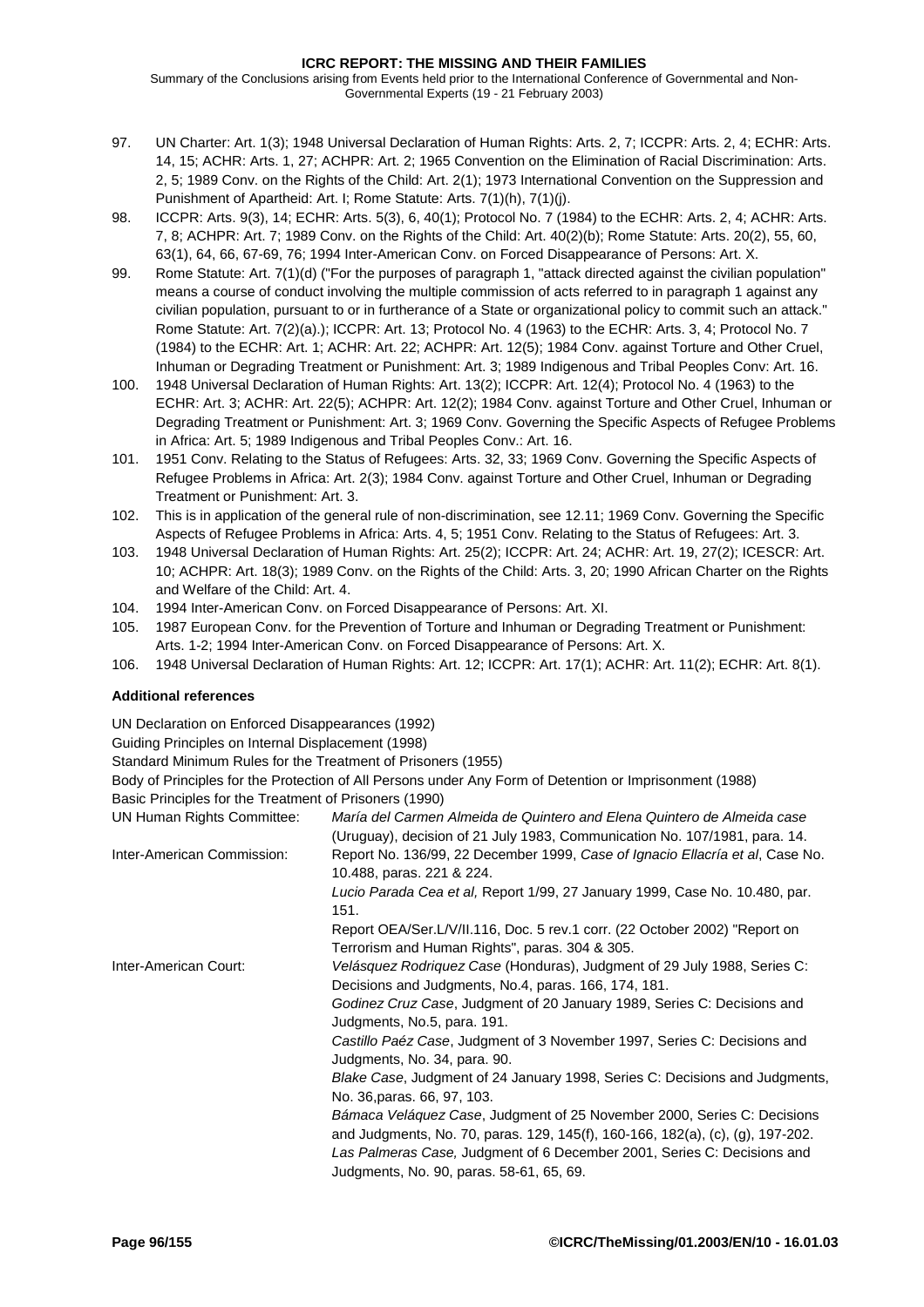97. UN Charter: Art. 1(3); 1948 Universal Declaration of Human Rights: Arts. 2, 7; ICCPR: Arts. 2, 4; ECHR: Arts. 14, 15; ACHR: Arts. 1, 27; ACHPR: Art. 2; 1965 Convention on the Elimination of Racial Discrimination: Arts. 2, 5; 1989 Conv. on the Rights of the Child: Art. 2(1); 1973 International Convention on the Suppression and Punishment of Apartheid: Art. I; Rome Statute: Arts. 7(1)(h), 7(1)(j).
98. ICCPR: Arts. 9(3), 14; ECHR: Arts. 5(3), 6, 40(1); Protocol No. 7 (1984) to the ECHR: Arts. 2, 4; ACHR: Arts. 7, 8; ACHPR: Art. 7; 1989 Conv. on the Rights of the Child: Art. 40(2)(b); Rome Statute: Arts. 20(2), 55, 60, 63(1), 64, 66, 67-69, 76; 1994 Inter-American Conv. on Forced Disappearance of Persons: Art. X.
99. Rome Statute: Art. 7(1)(d) ("For the purposes of paragraph 1, "attack directed against the civilian population" means a course of conduct involving the multiple commission of acts referred to in paragraph 1 against any civilian population, pursuant to or in furtherance of a State or organizational policy to commit such an attack." Rome Statute: Art. 7(2)(a).); ICCPR: Art. 13; Protocol No. 4 (1963) to the ECHR: Arts. 3, 4; Protocol No. 7 (1984) to the ECHR: Art. 1; ACHR: Art. 22; ACHPR: Art. 12(5); 1984 Conv. against Torture and Other Cruel, Inhuman or Degrading Treatment or Punishment: Art. 3; 1989 Indigenous and Tribal Peoples Conv: Art. 16.
100. 1948 Universal Declaration of Human Rights: Art. 13(2); ICCPR: Art. 12(4); Protocol No. 4 (1963) to the ECHR: Art. 3; ACHR: Art. 22(5); ACHPR: Art. 12(2); 1984 Conv. against Torture and Other Cruel, Inhuman or Degrading Treatment or Punishment: Art. 3; 1969 Conv. Governing the Specific Aspects of Refugee Problems in Africa: Art. 5; 1989 Indigenous and Tribal Peoples Conv.: Art. 16.
101. 1951 Conv. Relating to the Status of Refugees: Arts. 32, 33; 1969 Conv. Governing the Specific Aspects of Refugee Problems in Africa: Art. 2(3); 1984 Conv. against Torture and Other Cruel, Inhuman or Degrading Treatment or Punishment: Art. 3.
102. This is in application of the general rule of non-discrimination, see 12.11; 1969 Conv. Governing the Specific Aspects of Refugee Problems in Africa: Arts. 4, 5; 1951 Conv. Relating to the Status of Refugees: Art. 3.
103. 1948 Universal Declaration of Human Rights: Art. 25(2); ICCPR: Art. 24; ACHR: Art. 19, 27(2); ICESCR: Art. 10; ACHPR: Art. 18(3); 1989 Conv. on the Rights of the Child: Arts. 3, 20; 1990 African Charter on the Rights and Welfare of the Child: Art. 4.
104. 1994 Inter-American Conv. on Forced Disappearance of Persons: Art. XI.
105. 1987 European Conv. for the Prevention of Torture and Inhuman or Degrading Treatment or Punishment: Arts. 1-2; 1994 Inter-American Conv. on Forced Disappearance of Persons: Art. X.
106. 1948 Universal Declaration of Human Rights: Art. 12; ICCPR: Art. 17(1); ACHR: Art. 11(2); ECHR: Art. 8(1).

**Additional references**

UN Declaration on Enforced Disappearances (1992)
Guiding Principles on Internal Displacement (1998)
Standard Minimum Rules for the Treatment of Prisoners (1955)
Body of Principles for the Protection of All Persons under Any Form of Detention or Imprisonment (1988)
Basic Principles for the Treatment of Prisoners (1990)

| | |
|---|---|
| UN Human Rights Committee: | *María del Carmen Almeida de Quintero and Elena Quintero de Almeida case* (Uruguay), decision of 21 July 1983, Communication No. 107/1981, para. 14. |
| Inter-American Commission: | Report No. 136/99, 22 December 1999, *Case of Ignacio Ellacría et al*, Case No. 10.488, paras. 221 & 224. |
| | *Lucio Parada Cea et al,* Report 1/99, 27 January 1999, Case No. 10.480, par. 151. |
| | Report OEA/Ser.L/V/II.116, Doc. 5 rev.1 corr. (22 October 2002) "Report on Terrorism and Human Rights", paras. 304 & 305. |
| Inter-American Court: | *Velásquez Rodriquez Case* (Honduras), Judgment of 29 July 1988, Series C: Decisions and Judgments, No.4, paras. 166, 174, 181. |
| | *Godinez Cruz Case*, Judgment of 20 January 1989, Series C: Decisions and Judgments, No.5, para. 191. |
| | *Castillo Paéz Case*, Judgment of 3 November 1997, Series C: Decisions and Judgments, No. 34, para. 90. |
| | *Blake Case*, Judgment of 24 January 1998, Series C: Decisions and Judgments, No. 36,paras. 66, 97, 103. |
| | *Bámaca Veláquez Case*, Judgment of 25 November 2000, Series C: Decisions and Judgments, No. 70, paras. 129, 145(f), 160-166, 182(a), (c), (g), 197-202. |
| | *Las Palmeras Case,* Judgment of 6 December 2001, Series C: Decisions and Judgments, No. 90, paras. 58-61, 65, 69. |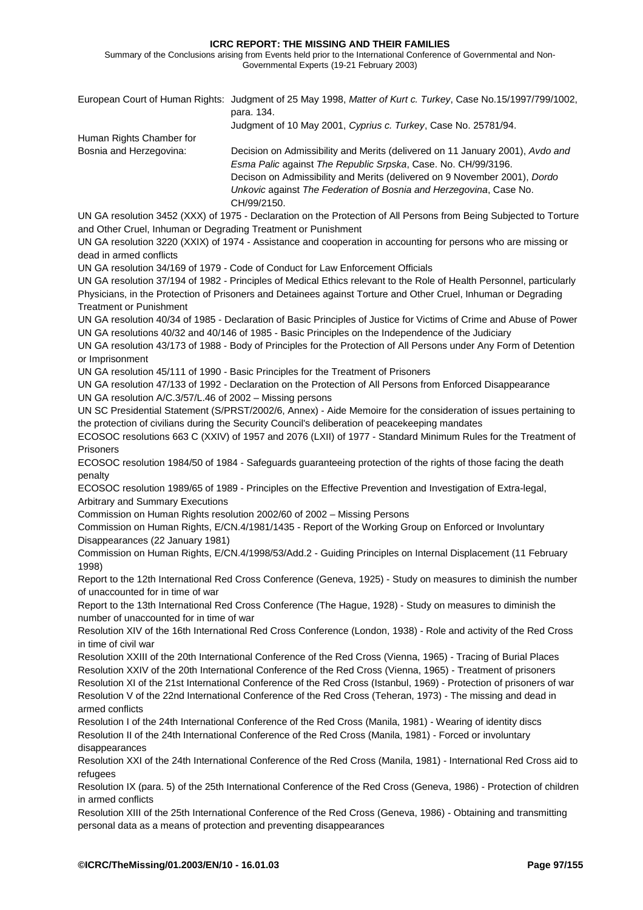European Court of Human Rights: Judgment of 25 May 1998, *Matter of Kurt c. Turkey*, Case No.15/1997/799/1002, para. 134.

Judgment of 10 May 2001, *Cyprus c. Turkey*, Case No. 25781/94.

Human Rights Chamber for Bosnia and Herzegovina: Decision on Admissibility and Merits (delivered on 11 January 2001), *Avdo and Esma Palic* against *The Republic Srpska*, Case. No. CH/99/3196.

Decison on Admissibility and Merits (delivered on 9 November 2001), *Dordo Unkovic* against *The Federation of Bosnia and Herzegovina*, Case No. CH/99/2150.

UN GA resolution 3452 (XXX) of 1975 - Declaration on the Protection of All Persons from Being Subjected to Torture and Other Cruel, Inhuman or Degrading Treatment or Punishment

UN GA resolution 3220 (XXIX) of 1974 - Assistance and cooperation in accounting for persons who are missing or dead in armed conflicts

UN GA resolution 34/169 of 1979 - Code of Conduct for Law Enforcement Officials

UN GA resolution 37/194 of 1982 - Principles of Medical Ethics relevant to the Role of Health Personnel, particularly Physicians, in the Protection of Prisoners and Detainees against Torture and Other Cruel, Inhuman or Degrading Treatment or Punishment

UN GA resolution 40/34 of 1985 - Declaration of Basic Principles of Justice for Victims of Crime and Abuse of Power

UN GA resolutions 40/32 and 40/146 of 1985 - Basic Principles on the Independence of the Judiciary

UN GA resolution 43/173 of 1988 - Body of Principles for the Protection of All Persons under Any Form of Detention or Imprisonment

UN GA resolution 45/111 of 1990 - Basic Principles for the Treatment of Prisoners

UN GA resolution 47/133 of 1992 - Declaration on the Protection of All Persons from Enforced Disappearance

UN GA resolution A/C.3/57/L.46 of 2002 – Missing persons

UN SC Presidential Statement (S/PRST/2002/6, Annex) - Aide Memoire for the consideration of issues pertaining to the protection of civilians during the Security Council's deliberation of peacekeeping mandates

ECOSOC resolutions 663 C (XXIV) of 1957 and 2076 (LXII) of 1977 - Standard Minimum Rules for the Treatment of Prisoners

ECOSOC resolution 1984/50 of 1984 - Safeguards guaranteeing protection of the rights of those facing the death penalty

ECOSOC resolution 1989/65 of 1989 - Principles on the Effective Prevention and Investigation of Extra-legal, Arbitrary and Summary Executions

Commission on Human Rights resolution 2002/60 of 2002 – Missing Persons

Commission on Human Rights, E/CN.4/1981/1435 - Report of the Working Group on Enforced or Involuntary Disappearances (22 January 1981)

Commission on Human Rights, E/CN.4/1998/53/Add.2 - Guiding Principles on Internal Displacement (11 February 1998)

Report to the 12th International Red Cross Conference (Geneva, 1925) - Study on measures to diminish the number of unaccounted for in time of war

Report to the 13th International Red Cross Conference (The Hague, 1928) - Study on measures to diminish the number of unaccounted for in time of war

Resolution XIV of the 16th International Red Cross Conference (London, 1938) - Role and activity of the Red Cross in time of civil war

Resolution XXIII of the 20th International Conference of the Red Cross (Vienna, 1965) - Tracing of Burial Places

Resolution XXIV of the 20th International Conference of the Red Cross (Vienna, 1965) - Treatment of prisoners

Resolution XI of the 21st International Conference of the Red Cross (Istanbul, 1969) - Protection of prisoners of war

Resolution V of the 22nd International Conference of the Red Cross (Teheran, 1973) - The missing and dead in armed conflicts

Resolution I of the 24th International Conference of the Red Cross (Manila, 1981) - Wearing of identity discs

Resolution II of the 24th International Conference of the Red Cross (Manila, 1981) - Forced or involuntary disappearances

Resolution XXI of the 24th International Conference of the Red Cross (Manila, 1981) - International Red Cross aid to refugees

Resolution IX (para. 5) of the 25th International Conference of the Red Cross (Geneva, 1986) - Protection of children in armed conflicts

Resolution XIII of the 25th International Conference of the Red Cross (Geneva, 1986) - Obtaining and transmitting personal data as a means of protection and preventing disappearances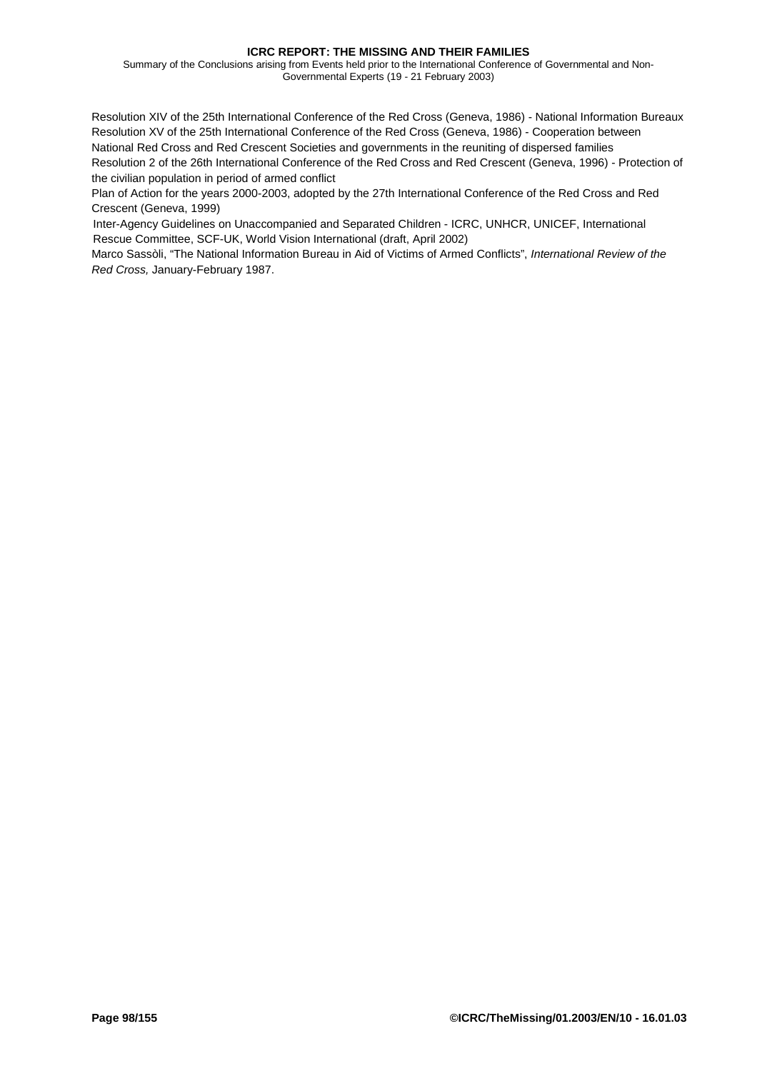Resolution XIV of the 25th International Conference of the Red Cross (Geneva, 1986) - National Information Bureaux

Resolution XV of the 25th International Conference of the Red Cross (Geneva, 1986) - Cooperation between National Red Cross and Red Crescent Societies and governments in the reuniting of dispersed families

Resolution 2 of the 26th International Conference of the Red Cross and Red Crescent (Geneva, 1996) - Protection of the civilian population in period of armed conflict

Plan of Action for the years 2000-2003, adopted by the 27th International Conference of the Red Cross and Red Crescent (Geneva, 1999)

Inter-Agency Guidelines on Unaccompanied and Separated Children - ICRC, UNHCR, UNICEF, International Rescue Committee, SCF-UK, World Vision International (draft, April 2002)

Marco Sassòli, "The National Information Bureau in Aid of Victims of Armed Conflicts", *International Review of the Red Cross,* January-February 1987.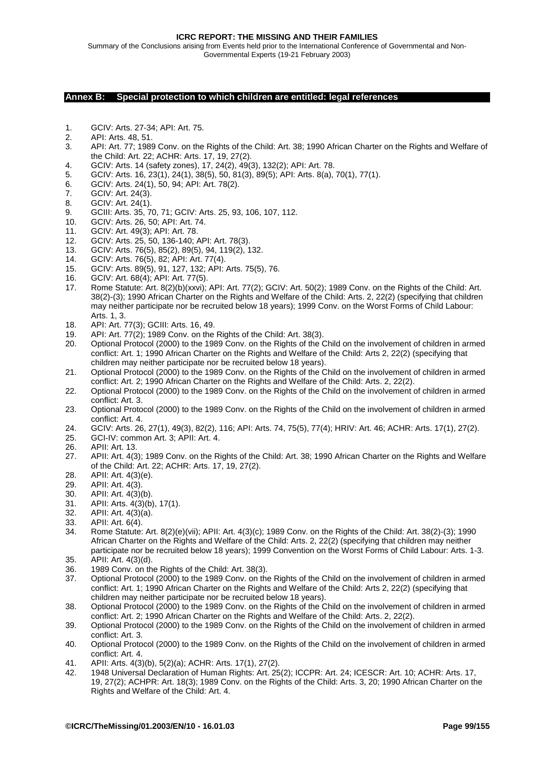## Annex B: Special protection to which children are entitled: legal references

1. GCIV: Arts. 27-34; API: Art. 75.
2. API: Arts. 48, 51.
3. API: Art. 77; 1989 Conv. on the Rights of the Child: Art. 38; 1990 African Charter on the Rights and Welfare of the Child: Art. 22; ACHR: Arts. 17, 19, 27(2).
4. GCIV: Arts. 14 (safety zones), 17, 24(2), 49(3), 132(2); API: Art. 78.
5. GCIV: Arts. 16, 23(1), 24(1), 38(5), 50, 81(3), 89(5); API: Arts. 8(a), 70(1), 77(1).
6. GCIV: Arts. 24(1), 50, 94; API: Art. 78(2).
7. GCIV: Art. 24(3).
8. GCIV: Art. 24(1).
9. GCIII: Arts. 35, 70, 71; GCIV: Arts. 25, 93, 106, 107, 112.
10. GCIV: Arts. 26, 50; API: Art. 74.
11. GCIV: Art. 49(3); API: Art. 78.
12. GCIV: Arts. 25, 50, 136-140; API: Art. 78(3).
13. GCIV: Arts. 76(5), 85(2), 89(5), 94, 119(2), 132.
14. GCIV: Arts. 76(5), 82; API: Art. 77(4).
15. GCIV: Arts. 89(5), 91, 127, 132; API: Arts. 75(5), 76.
16. GCIV: Art. 68(4); API: Art. 77(5).
17. Rome Statute: Art. 8(2)(b)(xxvi); API: Art. 77(2); GCIV: Art. 50(2); 1989 Conv. on the Rights of the Child: Art. 38(2)-(3); 1990 African Charter on the Rights and Welfare of the Child: Arts. 2, 22(2) (specifying that children may neither participate nor be recruited below 18 years); 1999 Conv. on the Worst Forms of Child Labour: Arts. 1, 3.
18. API: Art. 77(3); GCIII: Arts. 16, 49.
19. API: Art. 77(2); 1989 Conv. on the Rights of the Child: Art. 38(3).
20. Optional Protocol (2000) to the 1989 Conv. on the Rights of the Child on the involvement of children in armed conflict: Art. 1; 1990 African Charter on the Rights and Welfare of the Child: Arts 2, 22(2) (specifying that children may neither participate nor be recruited below 18 years).
21. Optional Protocol (2000) to the 1989 Conv. on the Rights of the Child on the involvement of children in armed conflict: Art. 2; 1990 African Charter on the Rights and Welfare of the Child: Arts. 2, 22(2).
22. Optional Protocol (2000) to the 1989 Conv. on the Rights of the Child on the involvement of children in armed conflict: Art. 3.
23. Optional Protocol (2000) to the 1989 Conv. on the Rights of the Child on the involvement of children in armed conflict: Art. 4.
24. GCIV: Arts. 26, 27(1), 49(3), 82(2), 116; API: Arts. 74, 75(5), 77(4); HRIV: Art. 46; ACHR: Arts. 17(1), 27(2).
25. GCI-IV: common Art. 3; APII: Art. 4.
26. APII: Art. 13.
27. APII: Art. 4(3); 1989 Conv. on the Rights of the Child: Art. 38; 1990 African Charter on the Rights and Welfare of the Child: Art. 22; ACHR: Arts. 17, 19, 27(2).
28. APII: Art. 4(3)(e).
29. APII: Art. 4(3).
30. APII: Art. 4(3)(b).
31. APII: Arts. 4(3)(b), 17(1).
32. APII: Art. 4(3)(a).
33. APII: Art. 6(4).
34. Rome Statute: Art. 8(2)(e)(vii); APII: Art. 4(3)(c); 1989 Conv. on the Rights of the Child: Art. 38(2)-(3); 1990 African Charter on the Rights and Welfare of the Child: Arts. 2, 22(2) (specifying that children may neither participate nor be recruited below 18 years); 1999 Convention on the Worst Forms of Child Labour: Arts. 1-3.
35. APII: Art. 4(3)(d).
36. 1989 Conv. on the Rights of the Child: Art. 38(3).
37. Optional Protocol (2000) to the 1989 Conv. on the Rights of the Child on the involvement of children in armed conflict: Art. 1; 1990 African Charter on the Rights and Welfare of the Child: Arts 2, 22(2) (specifying that children may neither participate nor be recruited below 18 years).
38. Optional Protocol (2000) to the 1989 Conv. on the Rights of the Child on the involvement of children in armed conflict: Art. 2; 1990 African Charter on the Rights and Welfare of the Child: Arts. 2, 22(2).
39. Optional Protocol (2000) to the 1989 Conv. on the Rights of the Child on the involvement of children in armed conflict: Art. 3.
40. Optional Protocol (2000) to the 1989 Conv. on the Rights of the Child on the involvement of children in armed conflict: Art. 4.
41. APII: Arts. 4(3)(b), 5(2)(a); ACHR: Arts. 17(1), 27(2).
42. 1948 Universal Declaration of Human Rights: Art. 25(2); ICCPR: Art. 24; ICESCR: Art. 10; ACHR: Arts. 17, 19, 27(2); ACHPR: Art. 18(3); 1989 Conv. on the Rights of the Child: Arts. 3, 20; 1990 African Charter on the Rights and Welfare of the Child: Art. 4.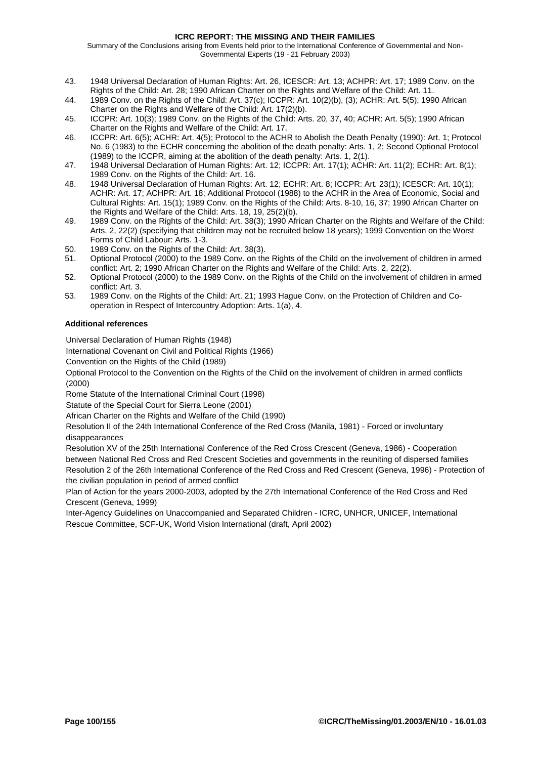43. 1948 Universal Declaration of Human Rights: Art. 26, ICESCR: Art. 13; ACHPR: Art. 17; 1989 Conv. on the Rights of the Child: Art. 28; 1990 African Charter on the Rights and Welfare of the Child: Art. 11.
44. 1989 Conv. on the Rights of the Child: Art. 37(c); ICCPR: Art. 10(2)(b), (3); ACHR: Art. 5(5); 1990 African Charter on the Rights and Welfare of the Child: Art. 17(2)(b).
45. ICCPR: Art. 10(3); 1989 Conv. on the Rights of the Child: Arts. 20, 37, 40; ACHR: Art. 5(5); 1990 African Charter on the Rights and Welfare of the Child: Art. 17.
46. ICCPR: Art. 6(5); ACHR: Art. 4(5); Protocol to the ACHR to Abolish the Death Penalty (1990): Art. 1; Protocol No. 6 (1983) to the ECHR concerning the abolition of the death penalty: Arts. 1, 2; Second Optional Protocol (1989) to the ICCPR, aiming at the abolition of the death penalty: Arts. 1, 2(1).
47. 1948 Universal Declaration of Human Rights: Art. 12; ICCPR: Art. 17(1); ACHR: Art. 11(2); ECHR: Art. 8(1); 1989 Conv. on the Rights of the Child: Art. 16.
48. 1948 Universal Declaration of Human Rights: Art. 12; ECHR: Art. 8; ICCPR: Art. 23(1); ICESCR: Art. 10(1); ACHR: Art. 17; ACHPR: Art. 18; Additional Protocol (1988) to the ACHR in the Area of Economic, Social and Cultural Rights: Art. 15(1); 1989 Conv. on the Rights of the Child: Arts. 8-10, 16, 37; 1990 African Charter on the Rights and Welfare of the Child: Arts. 18, 19, 25(2)(b).
49. 1989 Conv. on the Rights of the Child: Art. 38(3); 1990 African Charter on the Rights and Welfare of the Child: Arts. 2, 22(2) (specifying that children may not be recruited below 18 years); 1999 Convention on the Worst Forms of Child Labour: Arts. 1-3.
50. 1989 Conv. on the Rights of the Child: Art. 38(3).
51. Optional Protocol (2000) to the 1989 Conv. on the Rights of the Child on the involvement of children in armed conflict: Art. 2; 1990 African Charter on the Rights and Welfare of the Child: Arts. 2, 22(2).
52. Optional Protocol (2000) to the 1989 Conv. on the Rights of the Child on the involvement of children in armed conflict: Art. 3.
53. 1989 Conv. on the Rights of the Child: Art. 21; 1993 Hague Conv. on the Protection of Children and Co-operation in Respect of Intercountry Adoption: Arts. 1(a), 4.

**Additional references**

Universal Declaration of Human Rights (1948)

International Covenant on Civil and Political Rights (1966)

Convention on the Rights of the Child (1989)

Optional Protocol to the Convention on the Rights of the Child on the involvement of children in armed conflicts (2000)

Rome Statute of the International Criminal Court (1998)

Statute of the Special Court for Sierra Leone (2001)

African Charter on the Rights and Welfare of the Child (1990)

Resolution II of the 24th International Conference of the Red Cross (Manila, 1981) - Forced or involuntary disappearances

Resolution XV of the 25th International Conference of the Red Cross Crescent (Geneva, 1986) - Cooperation between National Red Cross and Red Crescent Societies and governments in the reuniting of dispersed families

Resolution 2 of the 26th International Conference of the Red Cross and Red Crescent (Geneva, 1996) - Protection of the civilian population in period of armed conflict

Plan of Action for the years 2000-2003, adopted by the 27th International Conference of the Red Cross and Red Crescent (Geneva, 1999)

Inter-Agency Guidelines on Unaccompanied and Separated Children - ICRC, UNHCR, UNICEF, International Rescue Committee, SCF-UK, World Vision International (draft, April 2002)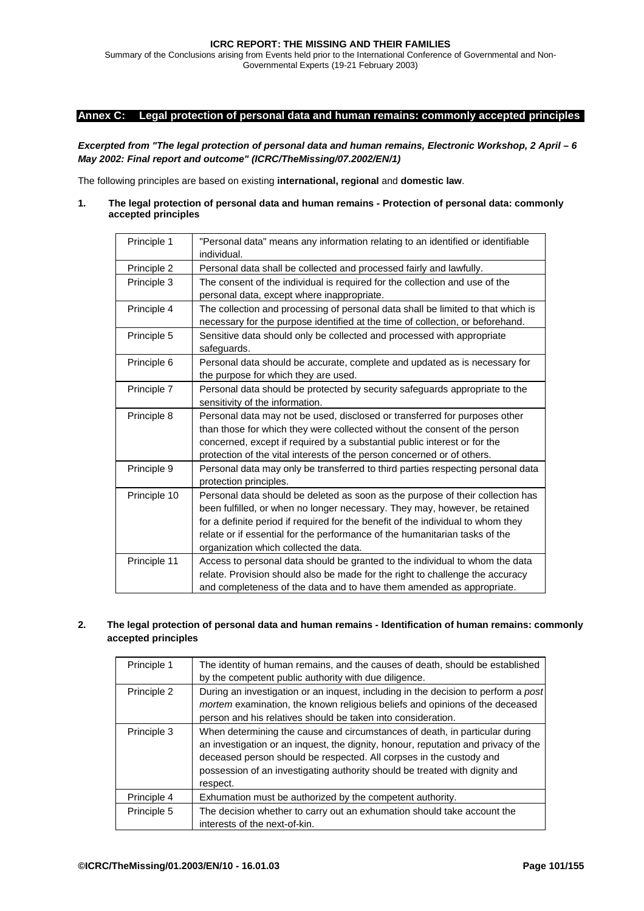## Annex C: Legal protection of personal data and human remains: commonly accepted principles

***Excerpted from "The legal protection of personal data and human remains, Electronic Workshop, 2 April – 6 May 2002: Final report and outcome" (ICRC/TheMissing/07.2002/EN/1)***

The following principles are based on existing **international, regional** and **domestic law**.

### 1. The legal protection of personal data and human remains - Protection of personal data: commonly accepted principles

| | |
|---|---|
| Principle 1 | "Personal data" means any information relating to an identified or identifiable individual. |
| Principle 2 | Personal data shall be collected and processed fairly and lawfully. |
| Principle 3 | The consent of the individual is required for the collection and use of the personal data, except where inappropriate. |
| Principle 4 | The collection and processing of personal data shall be limited to that which is necessary for the purpose identified at the time of collection, or beforehand. |
| Principle 5 | Sensitive data should only be collected and processed with appropriate safeguards. |
| Principle 6 | Personal data should be accurate, complete and updated as is necessary for the purpose for which they are used. |
| Principle 7 | Personal data should be protected by security safeguards appropriate to the sensitivity of the information. |
| Principle 8 | Personal data may not be used, disclosed or transferred for purposes other than those for which they were collected without the consent of the person concerned, except if required by a substantial public interest or for the protection of the vital interests of the person concerned or of others. |
| Principle 9 | Personal data may only be transferred to third parties respecting personal data protection principles. |
| Principle 10 | Personal data should be deleted as soon as the purpose of their collection has been fulfilled, or when no longer necessary. They may, however, be retained for a definite period if required for the benefit of the individual to whom they relate or if essential for the performance of the humanitarian tasks of the organization which collected the data. |
| Principle 11 | Access to personal data should be granted to the individual to whom the data relate. Provision should also be made for the right to challenge the accuracy and completeness of the data and to have them amended as appropriate. |

### 2. The legal protection of personal data and human remains - Identification of human remains: commonly accepted principles

| | |
|---|---|
| Principle 1 | The identity of human remains, and the causes of death, should be established by the competent public authority with due diligence. |
| Principle 2 | During an investigation or an inquest, including in the decision to perform a *post mortem* examination, the known religious beliefs and opinions of the deceased person and his relatives should be taken into consideration. |
| Principle 3 | When determining the cause and circumstances of death, in particular during an investigation or an inquest, the dignity, honour, reputation and privacy of the deceased person should be respected. All corpses in the custody and possession of an investigating authority should be treated with dignity and respect. |
| Principle 4 | Exhumation must be authorized by the competent authority. |
| Principle 5 | The decision whether to carry out an exhumation should take account the interests of the next-of-kin. |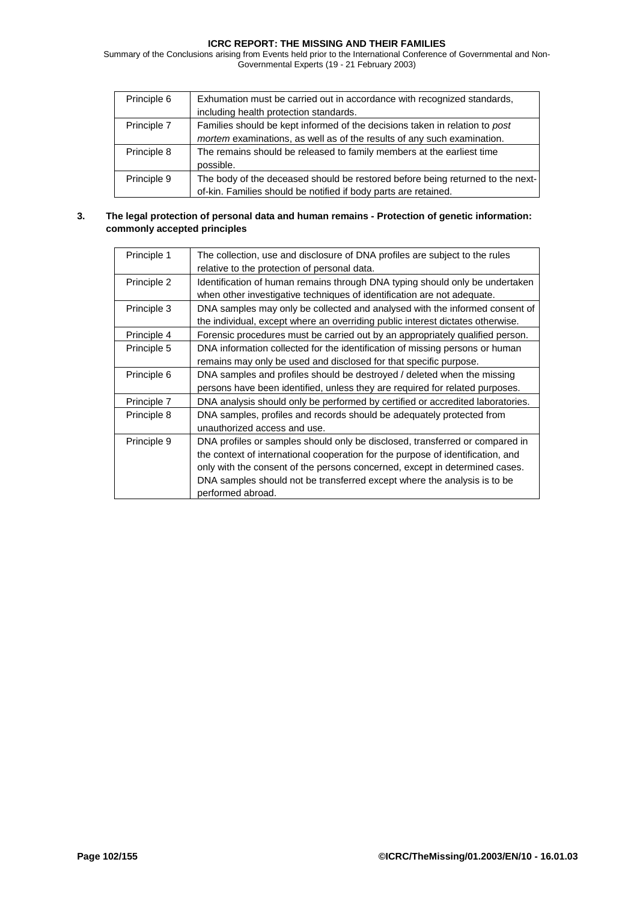| | |
|---|---|
| Principle 6 | Exhumation must be carried out in accordance with recognized standards, including health protection standards. |
| Principle 7 | Families should be kept informed of the decisions taken in relation to *post mortem* examinations, as well as of the results of any such examination. |
| Principle 8 | The remains should be released to family members at the earliest time possible. |
| Principle 9 | The body of the deceased should be restored before being returned to the next-of-kin. Families should be notified if body parts are retained. |

**3. The legal protection of personal data and human remains - Protection of genetic information: commonly accepted principles**

| | |
|---|---|
| Principle 1 | The collection, use and disclosure of DNA profiles are subject to the rules relative to the protection of personal data. |
| Principle 2 | Identification of human remains through DNA typing should only be undertaken when other investigative techniques of identification are not adequate. |
| Principle 3 | DNA samples may only be collected and analysed with the informed consent of the individual, except where an overriding public interest dictates otherwise. |
| Principle 4 | Forensic procedures must be carried out by an appropriately qualified person. |
| Principle 5 | DNA information collected for the identification of missing persons or human remains may only be used and disclosed for that specific purpose. |
| Principle 6 | DNA samples and profiles should be destroyed / deleted when the missing persons have been identified, unless they are required for related purposes. |
| Principle 7 | DNA analysis should only be performed by certified or accredited laboratories. |
| Principle 8 | DNA samples, profiles and records should be adequately protected from unauthorized access and use. |
| Principle 9 | DNA profiles or samples should only be disclosed, transferred or compared in the context of international cooperation for the purpose of identification, and only with the consent of the persons concerned, except in determined cases. DNA samples should not be transferred except where the analysis is to be performed abroad. |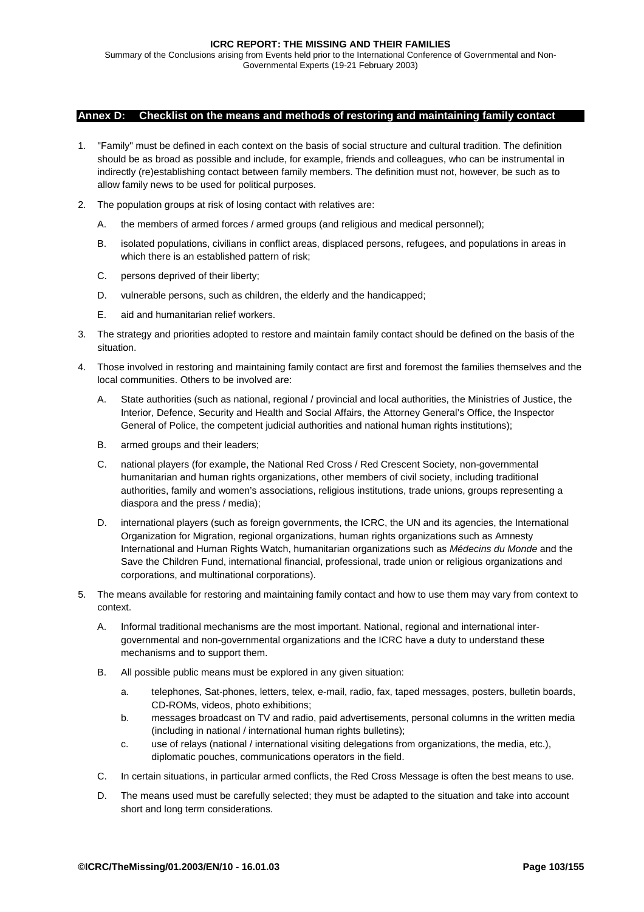## Annex D: Checklist on the means and methods of restoring and maintaining family contact

1. "Family" must be defined in each context on the basis of social structure and cultural tradition. The definition should be as broad as possible and include, for example, friends and colleagues, who can be instrumental in indirectly (re)establishing contact between family members. The definition must not, however, be such as to allow family news to be used for political purposes.

2. The population groups at risk of losing contact with relatives are:

   A. the members of armed forces / armed groups (and religious and medical personnel);

   B. isolated populations, civilians in conflict areas, displaced persons, refugees, and populations in areas in which there is an established pattern of risk;

   C. persons deprived of their liberty;

   D. vulnerable persons, such as children, the elderly and the handicapped;

   E. aid and humanitarian relief workers.

3. The strategy and priorities adopted to restore and maintain family contact should be defined on the basis of the situation.

4. Those involved in restoring and maintaining family contact are first and foremost the families themselves and the local communities. Others to be involved are:

   A. State authorities (such as national, regional / provincial and local authorities, the Ministries of Justice, the Interior, Defence, Security and Health and Social Affairs, the Attorney General's Office, the Inspector General of Police, the competent judicial authorities and national human rights institutions);

   B. armed groups and their leaders;

   C. national players (for example, the National Red Cross / Red Crescent Society, non-governmental humanitarian and human rights organizations, other members of civil society, including traditional authorities, family and women's associations, religious institutions, trade unions, groups representing a diaspora and the press / media);

   D. international players (such as foreign governments, the ICRC, the UN and its agencies, the International Organization for Migration, regional organizations, human rights organizations such as Amnesty International and Human Rights Watch, humanitarian organizations such as *Médecins du Monde* and the Save the Children Fund, international financial, professional, trade union or religious organizations and corporations, and multinational corporations).

5. The means available for restoring and maintaining family contact and how to use them may vary from context to context.

   A. Informal traditional mechanisms are the most important. National, regional and international inter-governmental and non-governmental organizations and the ICRC have a duty to understand these mechanisms and to support them.

   B. All possible public means must be explored in any given situation:

      a. telephones, Sat-phones, letters, telex, e-mail, radio, fax, taped messages, posters, bulletin boards, CD-ROMs, videos, photo exhibitions;

      b. messages broadcast on TV and radio, paid advertisements, personal columns in the written media (including in national / international human rights bulletins);

      c. use of relays (national / international visiting delegations from organizations, the media, etc.), diplomatic pouches, communications operators in the field.

   C. In certain situations, in particular armed conflicts, the Red Cross Message is often the best means to use.

   D. The means used must be carefully selected; they must be adapted to the situation and take into account short and long term considerations.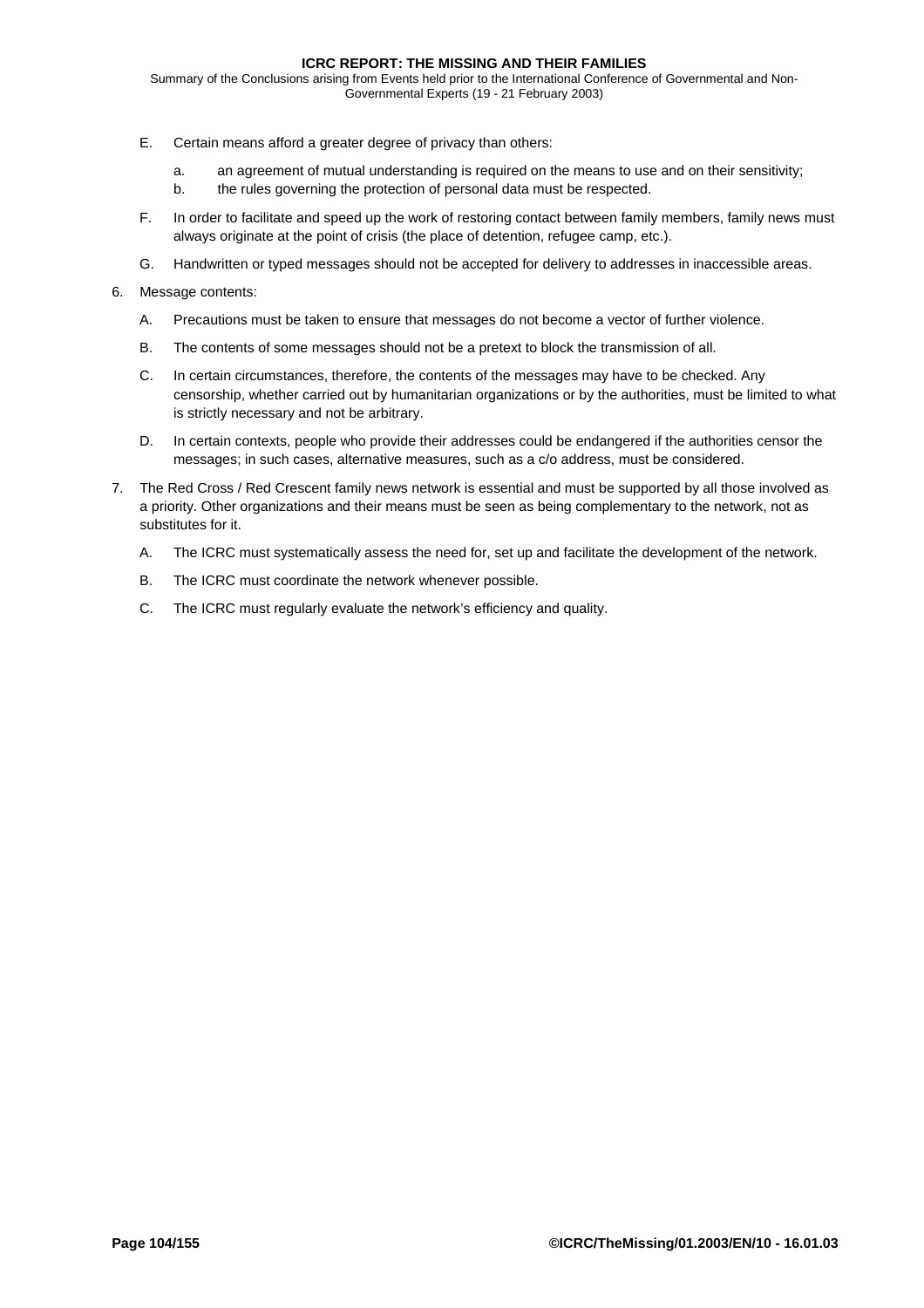E. Certain means afford a greater degree of privacy than others:

   a. an agreement of mutual understanding is required on the means to use and on their sensitivity;
   b. the rules governing the protection of personal data must be respected.

F. In order to facilitate and speed up the work of restoring contact between family members, family news must always originate at the point of crisis (the place of detention, refugee camp, etc.).

G. Handwritten or typed messages should not be accepted for delivery to addresses in inaccessible areas.

6. Message contents:

   A. Precautions must be taken to ensure that messages do not become a vector of further violence.

   B. The contents of some messages should not be a pretext to block the transmission of all.

   C. In certain circumstances, therefore, the contents of the messages may have to be checked. Any censorship, whether carried out by humanitarian organizations or by the authorities, must be limited to what is strictly necessary and not be arbitrary.

   D. In certain contexts, people who provide their addresses could be endangered if the authorities censor the messages; in such cases, alternative measures, such as a c/o address, must be considered.

7. The Red Cross / Red Crescent family news network is essential and must be supported by all those involved as a priority. Other organizations and their means must be seen as being complementary to the network, not as substitutes for it.

   A. The ICRC must systematically assess the need for, set up and facilitate the development of the network.

   B. The ICRC must coordinate the network whenever possible.

   C. The ICRC must regularly evaluate the network's efficiency and quality.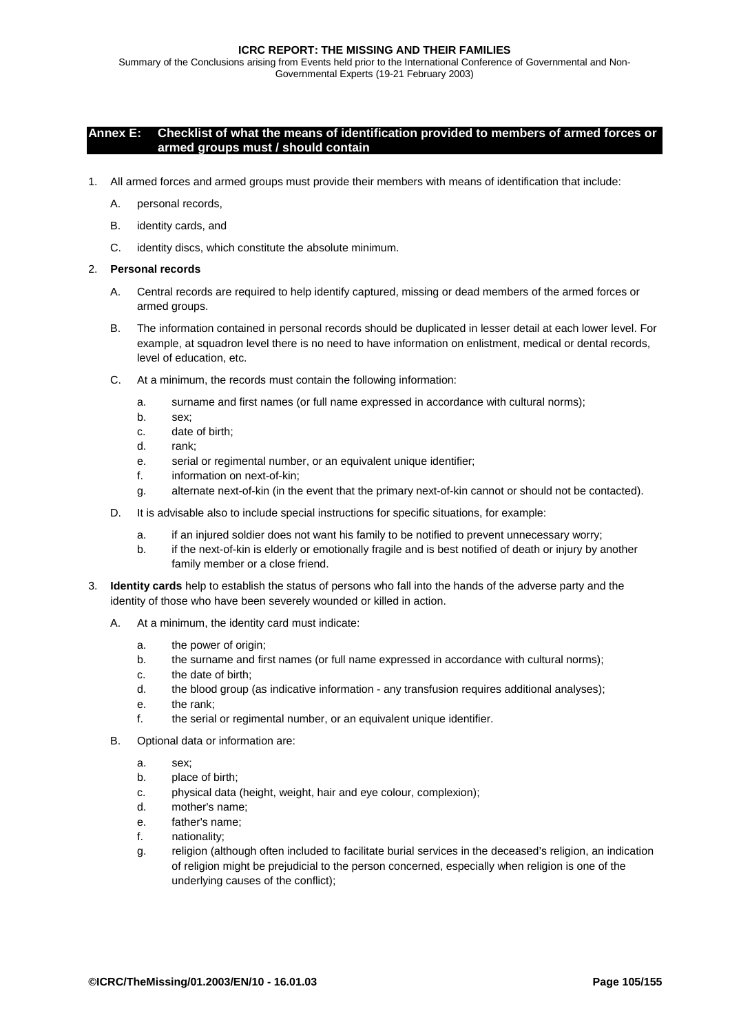## Annex E: Checklist of what the means of identification provided to members of armed forces or armed groups must / should contain

1. All armed forces and armed groups must provide their members with means of identification that include:

   A. personal records,

   B. identity cards, and

   C. identity discs, which constitute the absolute minimum.

2. **Personal records**

   A. Central records are required to help identify captured, missing or dead members of the armed forces or armed groups.

   B. The information contained in personal records should be duplicated in lesser detail at each lower level. For example, at squadron level there is no need to have information on enlistment, medical or dental records, level of education, etc.

   C. At a minimum, the records must contain the following information:

      a. surname and first names (or full name expressed in accordance with cultural norms);
      b. sex;
      c. date of birth;
      d. rank;
      e. serial or regimental number, or an equivalent unique identifier;
      f. information on next-of-kin;
      g. alternate next-of-kin (in the event that the primary next-of-kin cannot or should not be contacted).

   D. It is advisable also to include special instructions for specific situations, for example:

      a. if an injured soldier does not want his family to be notified to prevent unnecessary worry;
      b. if the next-of-kin is elderly or emotionally fragile and is best notified of death or injury by another family member or a close friend.

3. **Identity cards** help to establish the status of persons who fall into the hands of the adverse party and the identity of those who have been severely wounded or killed in action.

   A. At a minimum, the identity card must indicate:

      a. the power of origin;
      b. the surname and first names (or full name expressed in accordance with cultural norms);
      c. the date of birth;
      d. the blood group (as indicative information - any transfusion requires additional analyses);
      e. the rank;
      f. the serial or regimental number, or an equivalent unique identifier.

   B. Optional data or information are:

      a. sex;
      b. place of birth;
      c. physical data (height, weight, hair and eye colour, complexion);
      d. mother's name;
      e. father's name;
      f. nationality;
      g. religion (although often included to facilitate burial services in the deceased's religion, an indication of religion might be prejudicial to the person concerned, especially when religion is one of the underlying causes of the conflict);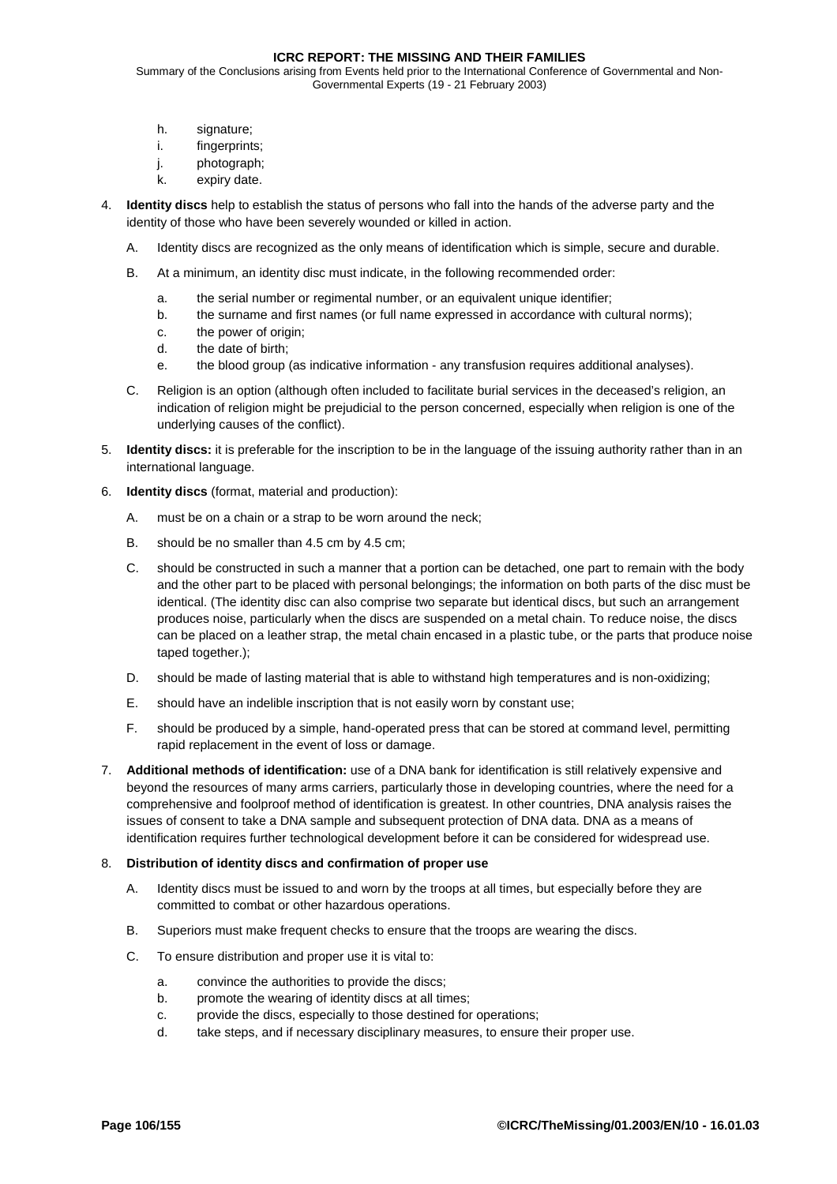h. signature;
i. fingerprints;
j. photograph;
k. expiry date.

4. **Identity discs** help to establish the status of persons who fall into the hands of the adverse party and the identity of those who have been severely wounded or killed in action.

   A. Identity discs are recognized as the only means of identification which is simple, secure and durable.

   B. At a minimum, an identity disc must indicate, in the following recommended order:

      a. the serial number or regimental number, or an equivalent unique identifier;
      b. the surname and first names (or full name expressed in accordance with cultural norms);
      c. the power of origin;
      d. the date of birth;
      e. the blood group (as indicative information - any transfusion requires additional analyses).

   C. Religion is an option (although often included to facilitate burial services in the deceased's religion, an indication of religion might be prejudicial to the person concerned, especially when religion is one of the underlying causes of the conflict).

5. **Identity discs:** it is preferable for the inscription to be in the language of the issuing authority rather than in an international language.

6. **Identity discs** (format, material and production):

   A. must be on a chain or a strap to be worn around the neck;

   B. should be no smaller than 4.5 cm by 4.5 cm;

   C. should be constructed in such a manner that a portion can be detached, one part to remain with the body and the other part to be placed with personal belongings; the information on both parts of the disc must be identical. (The identity disc can also comprise two separate but identical discs, but such an arrangement produces noise, particularly when the discs are suspended on a metal chain. To reduce noise, the discs can be placed on a leather strap, the metal chain encased in a plastic tube, or the parts that produce noise taped together.);

   D. should be made of lasting material that is able to withstand high temperatures and is non-oxidizing;

   E. should have an indelible inscription that is not easily worn by constant use;

   F. should be produced by a simple, hand-operated press that can be stored at command level, permitting rapid replacement in the event of loss or damage.

7. **Additional methods of identification:** use of a DNA bank for identification is still relatively expensive and beyond the resources of many arms carriers, particularly those in developing countries, where the need for a comprehensive and foolproof method of identification is greatest. In other countries, DNA analysis raises the issues of consent to take a DNA sample and subsequent protection of DNA data. DNA as a means of identification requires further technological development before it can be considered for widespread use.

8. **Distribution of identity discs and confirmation of proper use**

   A. Identity discs must be issued to and worn by the troops at all times, but especially before they are committed to combat or other hazardous operations.

   B. Superiors must make frequent checks to ensure that the troops are wearing the discs.

   C. To ensure distribution and proper use it is vital to:

      a. convince the authorities to provide the discs;
      b. promote the wearing of identity discs at all times;
      c. provide the discs, especially to those destined for operations;
      d. take steps, and if necessary disciplinary measures, to ensure their proper use.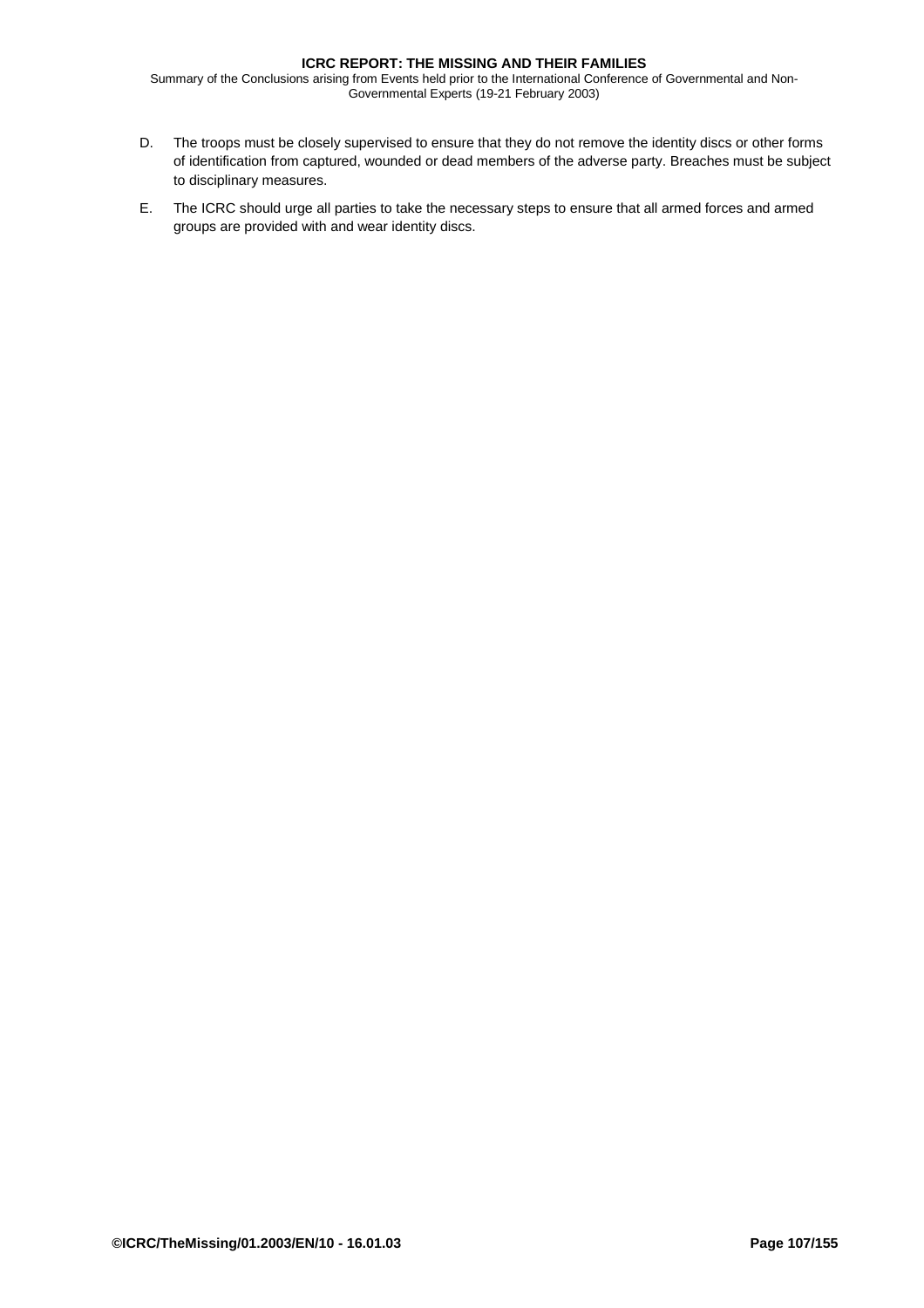D. The troops must be closely supervised to ensure that they do not remove the identity discs or other forms of identification from captured, wounded or dead members of the adverse party. Breaches must be subject to disciplinary measures.

E. The ICRC should urge all parties to take the necessary steps to ensure that all armed forces and armed groups are provided with and wear identity discs.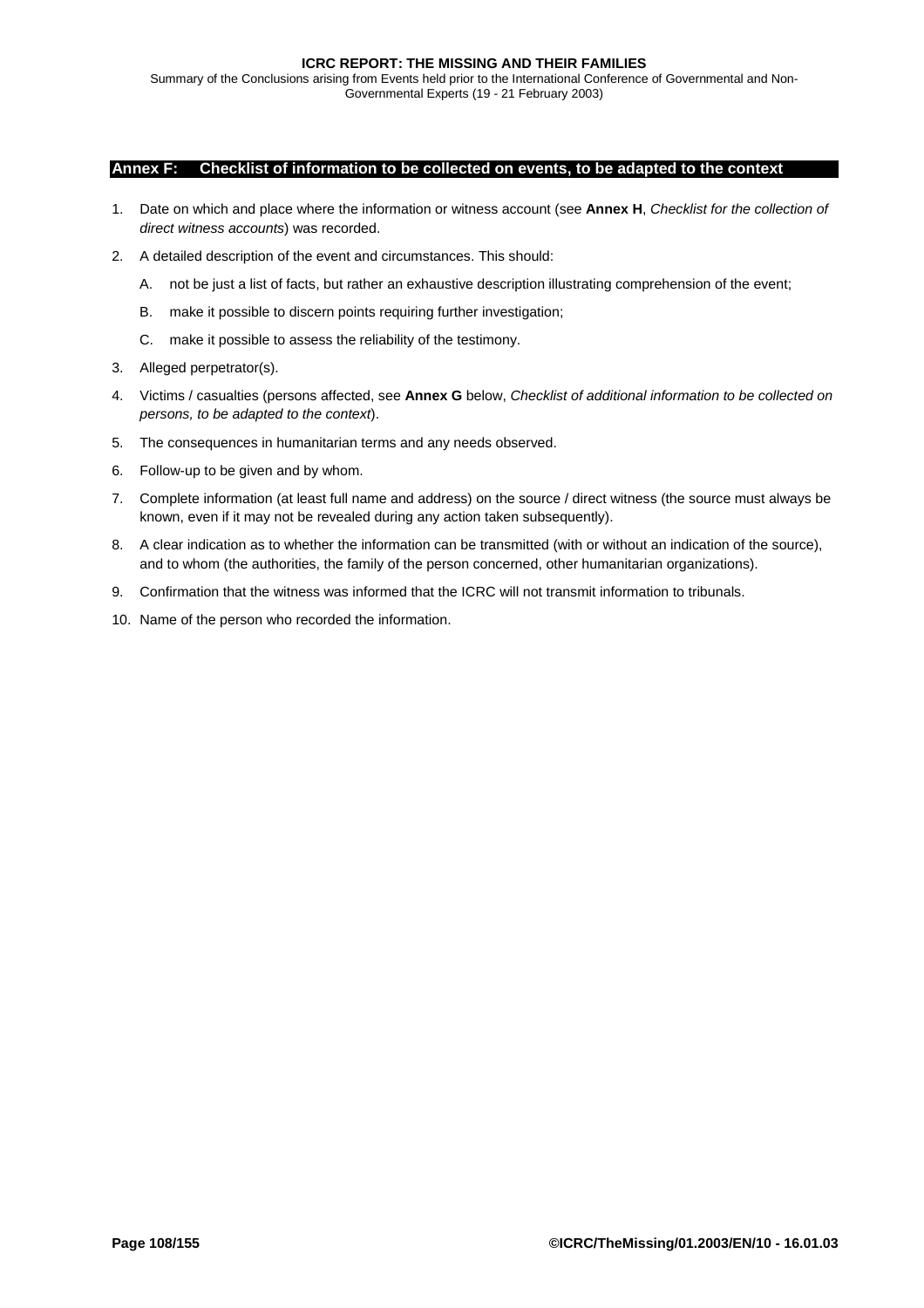## Annex F: Checklist of information to be collected on events, to be adapted to the context

1. Date on which and place where the information or witness account (see **Annex H**, *Checklist for the collection of direct witness accounts*) was recorded.
2. A detailed description of the event and circumstances. This should:
   A. not be just a list of facts, but rather an exhaustive description illustrating comprehension of the event;
   B. make it possible to discern points requiring further investigation;
   C. make it possible to assess the reliability of the testimony.
3. Alleged perpetrator(s).
4. Victims / casualties (persons affected, see **Annex G** below, *Checklist of additional information to be collected on persons, to be adapted to the context*).
5. The consequences in humanitarian terms and any needs observed.
6. Follow-up to be given and by whom.
7. Complete information (at least full name and address) on the source / direct witness (the source must always be known, even if it may not be revealed during any action taken subsequently).
8. A clear indication as to whether the information can be transmitted (with or without an indication of the source), and to whom (the authorities, the family of the person concerned, other humanitarian organizations).
9. Confirmation that the witness was informed that the ICRC will not transmit information to tribunals.
10. Name of the person who recorded the information.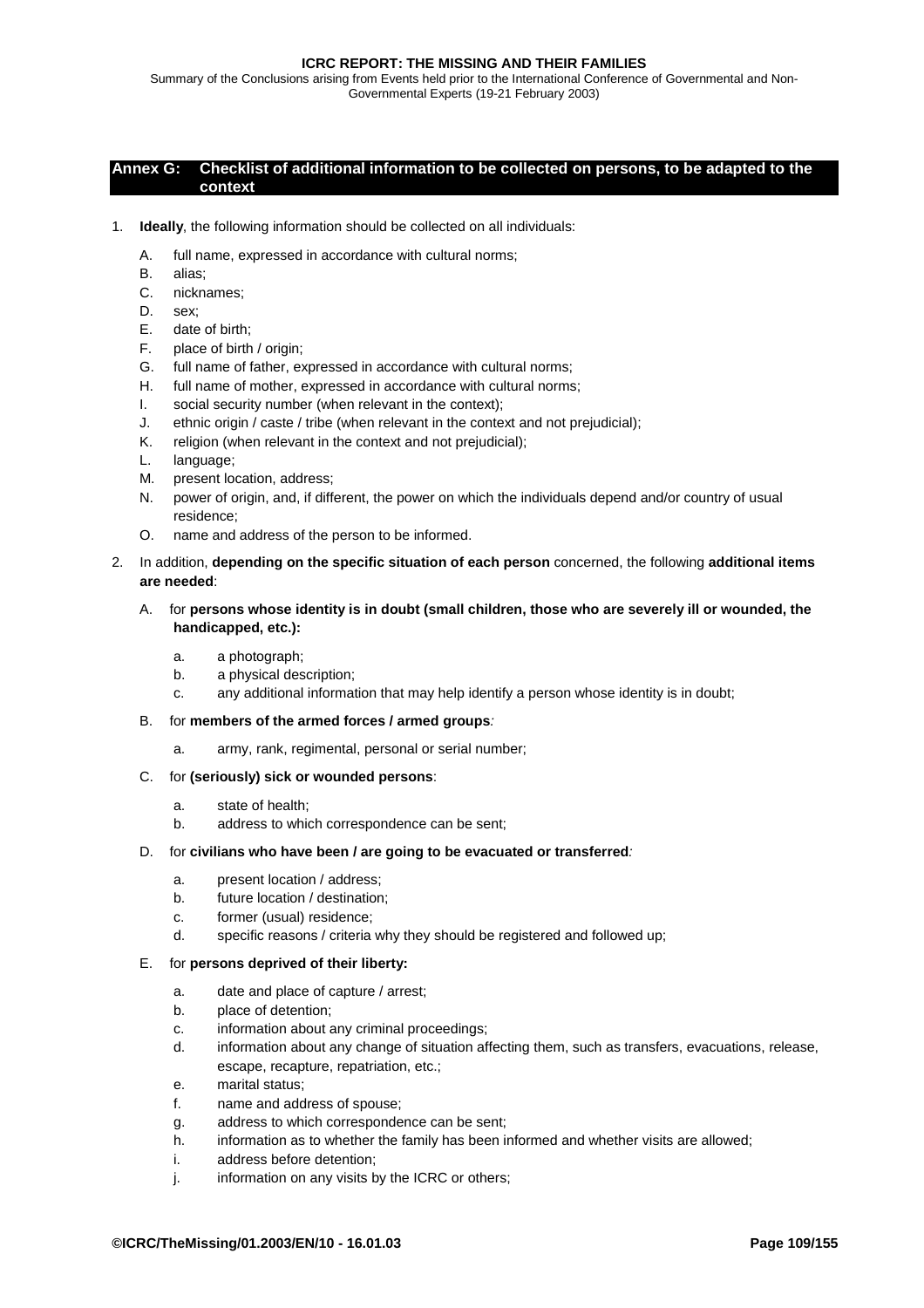## Annex G: Checklist of additional information to be collected on persons, to be adapted to the context

1. **Ideally**, the following information should be collected on all individuals:

   A. full name, expressed in accordance with cultural norms;
   B. alias;
   C. nicknames;
   D. sex;
   E. date of birth;
   F. place of birth / origin;
   G. full name of father, expressed in accordance with cultural norms;
   H. full name of mother, expressed in accordance with cultural norms;
   I. social security number (when relevant in the context);
   J. ethnic origin / caste / tribe (when relevant in the context and not prejudicial);
   K. religion (when relevant in the context and not prejudicial);
   L. language;
   M. present location, address;
   N. power of origin, and, if different, the power on which the individuals depend and/or country of usual residence;
   O. name and address of the person to be informed.

2. In addition, **depending on the specific situation of each person** concerned, the following **additional items are needed**:

   A. for **persons whose identity is in doubt (small children, those who are severely ill or wounded, the handicapped, etc.):**

      a. a photograph;
      b. a physical description;
      c. any additional information that may help identify a person whose identity is in doubt;

   B. for **members of the armed forces / armed groups**:

      a. army, rank, regimental, personal or serial number;

   C. for **(seriously) sick or wounded persons**:

      a. state of health;
      b. address to which correspondence can be sent;

   D. for **civilians who have been / are going to be evacuated or transferred**:

      a. present location / address;
      b. future location / destination;
      c. former (usual) residence;
      d. specific reasons / criteria why they should be registered and followed up;

   E. for **persons deprived of their liberty:**

      a. date and place of capture / arrest;
      b. place of detention;
      c. information about any criminal proceedings;
      d. information about any change of situation affecting them, such as transfers, evacuations, release, escape, recapture, repatriation, etc.;
      e. marital status;
      f. name and address of spouse;
      g. address to which correspondence can be sent;
      h. information as to whether the family has been informed and whether visits are allowed;
      i. address before detention;
      j. information on any visits by the ICRC or others;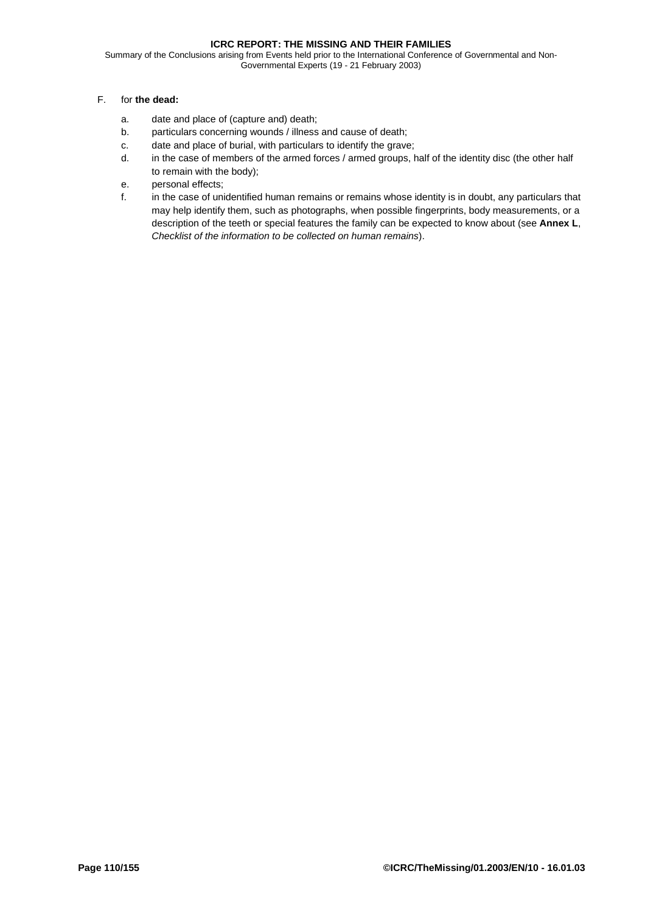F. for **the dead:**

   a. date and place of (capture and) death;
   b. particulars concerning wounds / illness and cause of death;
   c. date and place of burial, with particulars to identify the grave;
   d. in the case of members of the armed forces / armed groups, half of the identity disc (the other half to remain with the body);
   e. personal effects;
   f. in the case of unidentified human remains or remains whose identity is in doubt, any particulars that may help identify them, such as photographs, when possible fingerprints, body measurements, or a description of the teeth or special features the family can be expected to know about (see **Annex L**, *Checklist of the information to be collected on human remains*).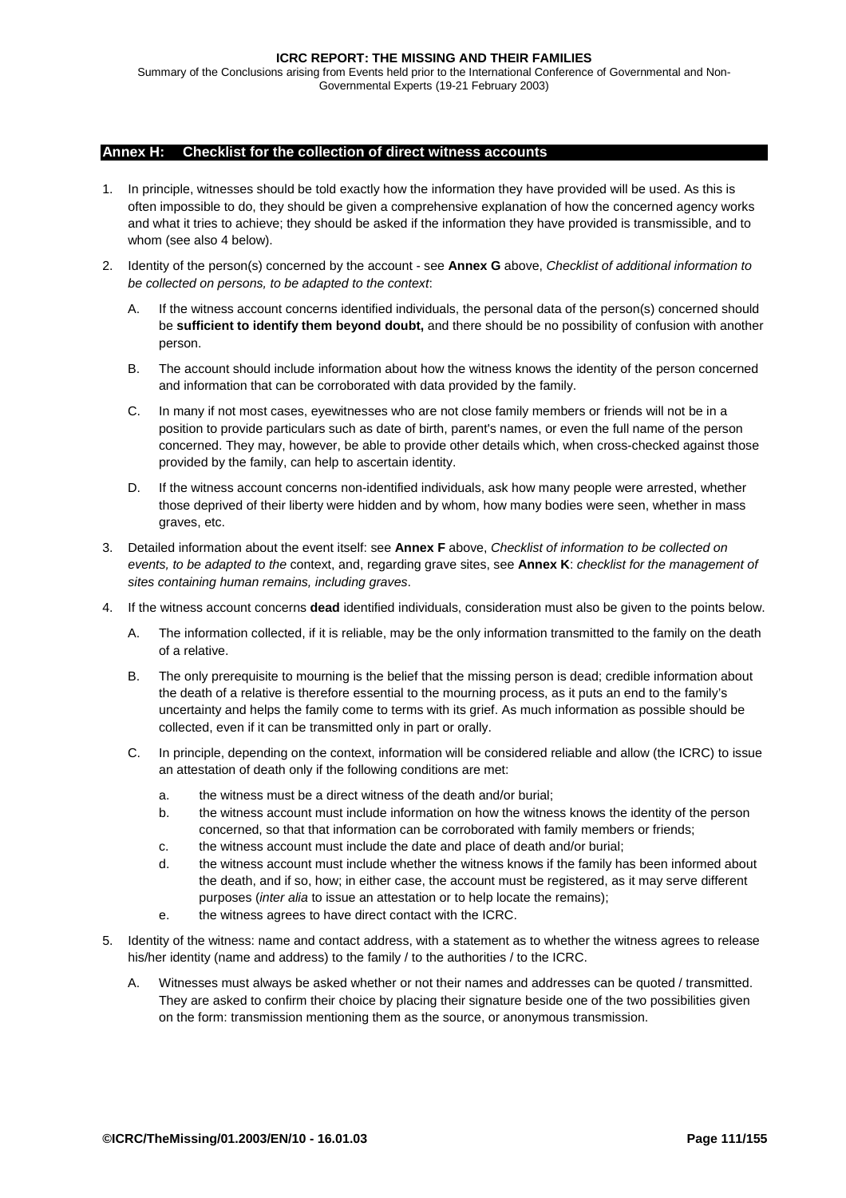## Annex H: Checklist for the collection of direct witness accounts

1. In principle, witnesses should be told exactly how the information they have provided will be used. As this is often impossible to do, they should be given a comprehensive explanation of how the concerned agency works and what it tries to achieve; they should be asked if the information they have provided is transmissible, and to whom (see also 4 below).

2. Identity of the person(s) concerned by the account - see **Annex G** above, *Checklist of additional information to be collected on persons, to be adapted to the context*:

   A. If the witness account concerns identified individuals, the personal data of the person(s) concerned should be **sufficient to identify them beyond doubt,** and there should be no possibility of confusion with another person.

   B. The account should include information about how the witness knows the identity of the person concerned and information that can be corroborated with data provided by the family.

   C. In many if not most cases, eyewitnesses who are not close family members or friends will not be in a position to provide particulars such as date of birth, parent's names, or even the full name of the person concerned. They may, however, be able to provide other details which, when cross-checked against those provided by the family, can help to ascertain identity.

   D. If the witness account concerns non-identified individuals, ask how many people were arrested, whether those deprived of their liberty were hidden and by whom, how many bodies were seen, whether in mass graves, etc.

3. Detailed information about the event itself: see **Annex F** above, *Checklist of information to be collected on events, to be adapted to the* context, and, regarding grave sites, see **Annex K**: *checklist for the management of sites containing human remains, including graves*.

4. If the witness account concerns **dead** identified individuals, consideration must also be given to the points below.

   A. The information collected, if it is reliable, may be the only information transmitted to the family on the death of a relative.

   B. The only prerequisite to mourning is the belief that the missing person is dead; credible information about the death of a relative is therefore essential to the mourning process, as it puts an end to the family's uncertainty and helps the family come to terms with its grief. As much information as possible should be collected, even if it can be transmitted only in part or orally.

   C. In principle, depending on the context, information will be considered reliable and allow (the ICRC) to issue an attestation of death only if the following conditions are met:

      a. the witness must be a direct witness of the death and/or burial;
      b. the witness account must include information on how the witness knows the identity of the person concerned, so that that information can be corroborated with family members or friends;
      c. the witness account must include the date and place of death and/or burial;
      d. the witness account must include whether the witness knows if the family has been informed about the death, and if so, how; in either case, the account must be registered, as it may serve different purposes (*inter alia* to issue an attestation or to help locate the remains);
      e. the witness agrees to have direct contact with the ICRC.

5. Identity of the witness: name and contact address, with a statement as to whether the witness agrees to release his/her identity (name and address) to the family / to the authorities / to the ICRC.

   A. Witnesses must always be asked whether or not their names and addresses can be quoted / transmitted. They are asked to confirm their choice by placing their signature beside one of the two possibilities given on the form: transmission mentioning them as the source, or anonymous transmission.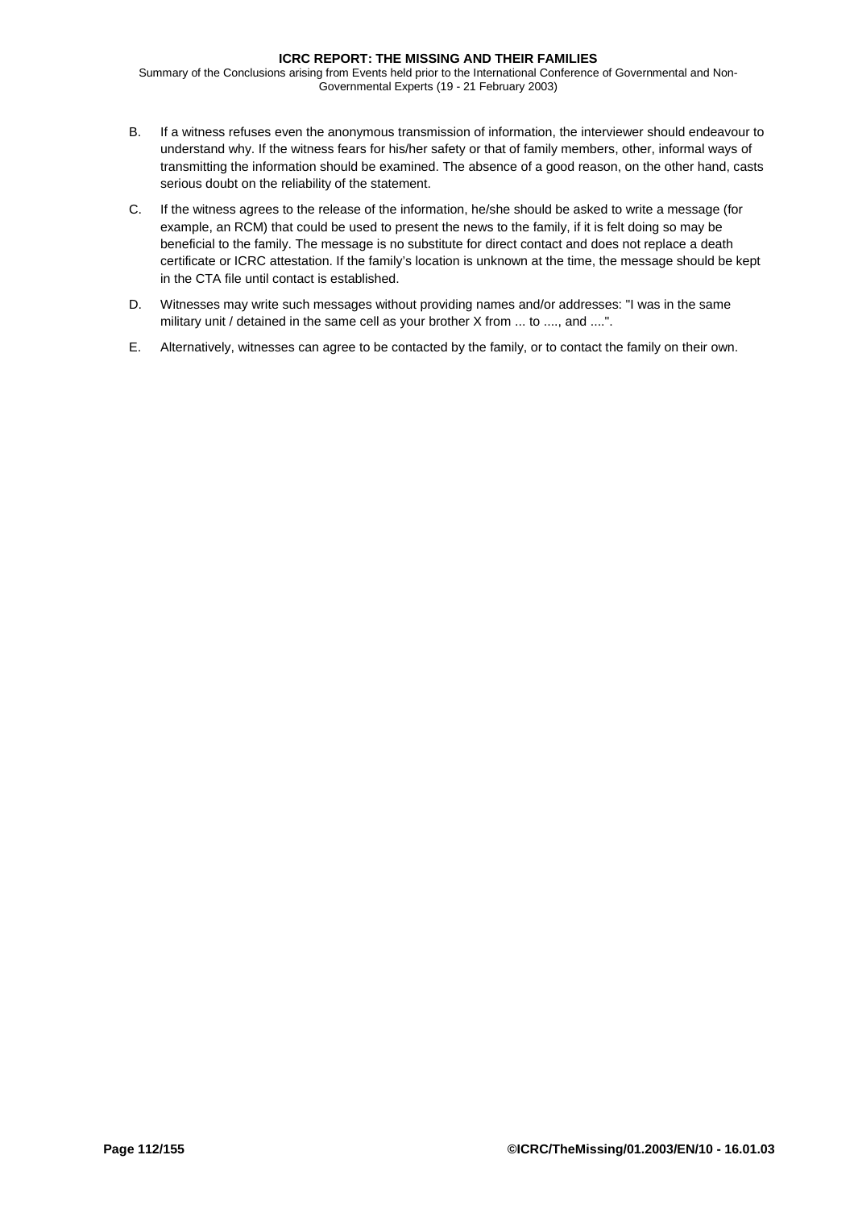B. If a witness refuses even the anonymous transmission of information, the interviewer should endeavour to understand why. If the witness fears for his/her safety or that of family members, other, informal ways of transmitting the information should be examined. The absence of a good reason, on the other hand, casts serious doubt on the reliability of the statement.

C. If the witness agrees to the release of the information, he/she should be asked to write a message (for example, an RCM) that could be used to present the news to the family, if it is felt doing so may be beneficial to the family. The message is no substitute for direct contact and does not replace a death certificate or ICRC attestation. If the family's location is unknown at the time, the message should be kept in the CTA file until contact is established.

D. Witnesses may write such messages without providing names and/or addresses: "I was in the same military unit / detained in the same cell as your brother X from ... to ...., and ....".

E. Alternatively, witnesses can agree to be contacted by the family, or to contact the family on their own.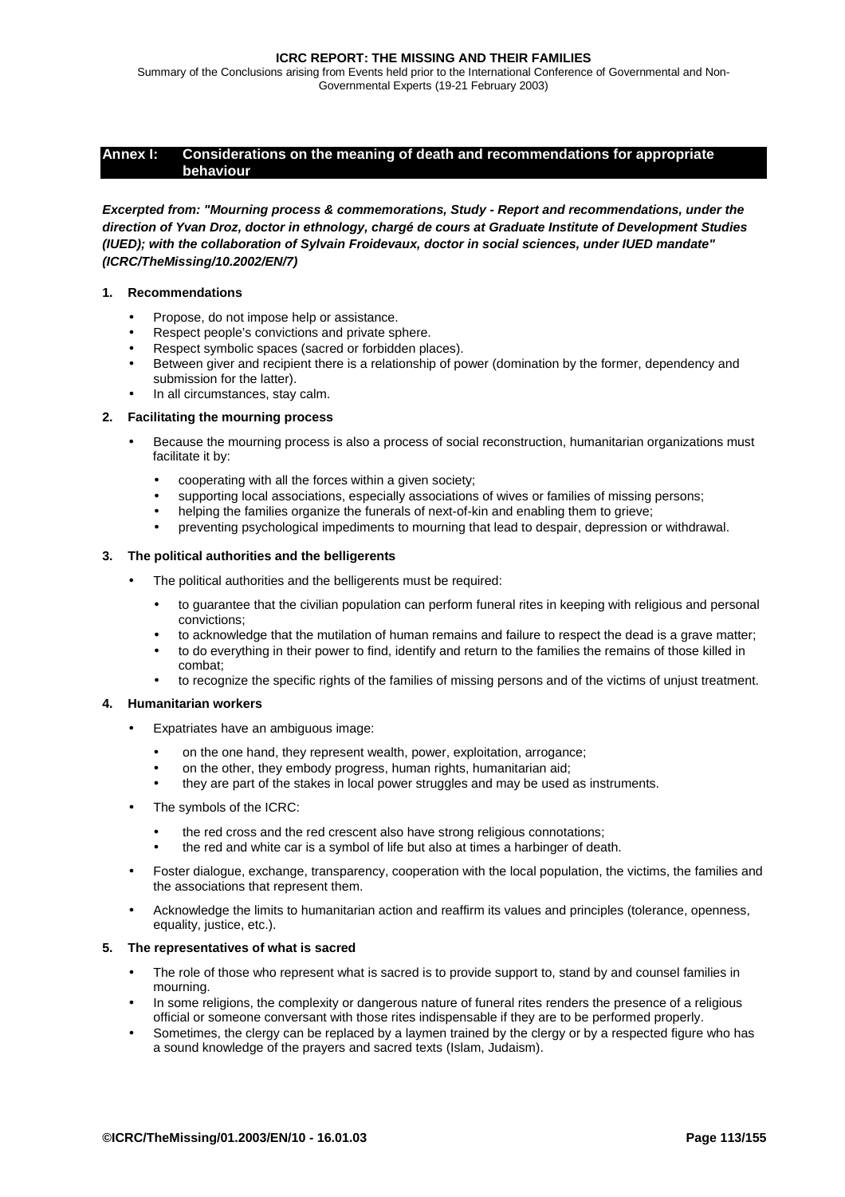## Annex I: Considerations on the meaning of death and recommendations for appropriate behaviour

***Excerpted from: "Mourning process & commemorations, Study - Report and recommendations, under the direction of Yvan Droz, doctor in ethnology, chargé de cours at Graduate Institute of Development Studies (IUED); with the collaboration of Sylvain Froidevaux, doctor in social sciences, under IUED mandate" (ICRC/TheMissing/10.2002/EN/7)***

### 1. Recommendations

- Propose, do not impose help or assistance.
- Respect people's convictions and private sphere.
- Respect symbolic spaces (sacred or forbidden places).
- Between giver and recipient there is a relationship of power (domination by the former, dependency and submission for the latter).
- In all circumstances, stay calm.

### 2. Facilitating the mourning process

- Because the mourning process is also a process of social reconstruction, humanitarian organizations must facilitate it by:
  - cooperating with all the forces within a given society;
  - supporting local associations, especially associations of wives or families of missing persons;
  - helping the families organize the funerals of next-of-kin and enabling them to grieve;
  - preventing psychological impediments to mourning that lead to despair, depression or withdrawal.

### 3. The political authorities and the belligerents

- The political authorities and the belligerents must be required:
  - to guarantee that the civilian population can perform funeral rites in keeping with religious and personal convictions;
  - to acknowledge that the mutilation of human remains and failure to respect the dead is a grave matter;
  - to do everything in their power to find, identify and return to the families the remains of those killed in combat;
  - to recognize the specific rights of the families of missing persons and of the victims of unjust treatment.

### 4. Humanitarian workers

- Expatriates have an ambiguous image:
  - on the one hand, they represent wealth, power, exploitation, arrogance;
  - on the other, they embody progress, human rights, humanitarian aid;
  - they are part of the stakes in local power struggles and may be used as instruments.
- The symbols of the ICRC:
  - the red cross and the red crescent also have strong religious connotations;
  - the red and white car is a symbol of life but also at times a harbinger of death.
- Foster dialogue, exchange, transparency, cooperation with the local population, the victims, the families and the associations that represent them.
- Acknowledge the limits to humanitarian action and reaffirm its values and principles (tolerance, openness, equality, justice, etc.).

### 5. The representatives of what is sacred

- The role of those who represent what is sacred is to provide support to, stand by and counsel families in mourning.
- In some religions, the complexity or dangerous nature of funeral rites renders the presence of a religious official or someone conversant with those rites indispensable if they are to be performed properly.
- Sometimes, the clergy can be replaced by a laymen trained by the clergy or by a respected figure who has a sound knowledge of the prayers and sacred texts (Islam, Judaism).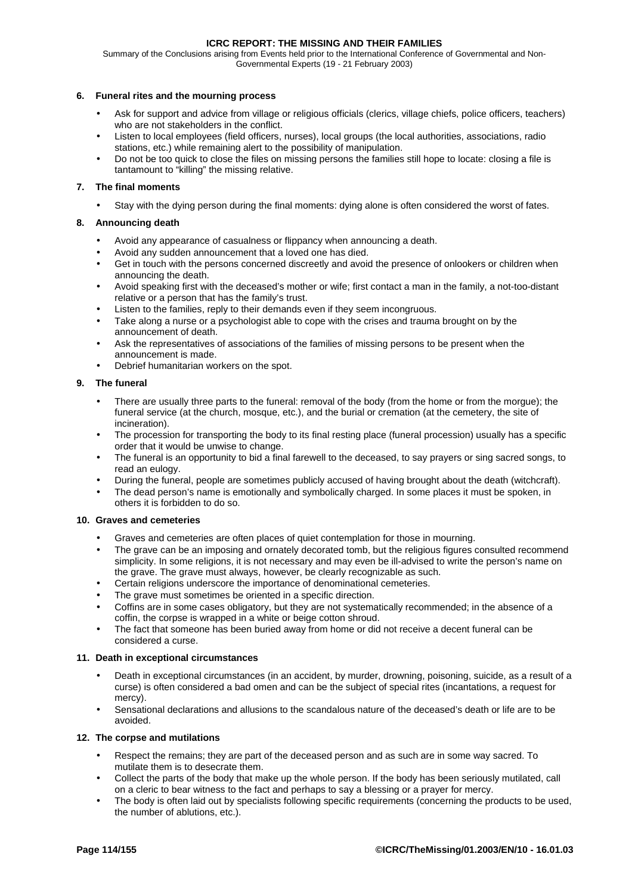### 6. Funeral rites and the mourning process

- Ask for support and advice from village or religious officials (clerics, village chiefs, police officers, teachers) who are not stakeholders in the conflict.
- Listen to local employees (field officers, nurses), local groups (the local authorities, associations, radio stations, etc.) while remaining alert to the possibility of manipulation.
- Do not be too quick to close the files on missing persons the families still hope to locate: closing a file is tantamount to "killing" the missing relative.

### 7. The final moments

- Stay with the dying person during the final moments: dying alone is often considered the worst of fates.

### 8. Announcing death

- Avoid any appearance of casualness or flippancy when announcing a death.
- Avoid any sudden announcement that a loved one has died.
- Get in touch with the persons concerned discreetly and avoid the presence of onlookers or children when announcing the death.
- Avoid speaking first with the deceased's mother or wife; first contact a man in the family, a not-too-distant relative or a person that has the family's trust.
- Listen to the families, reply to their demands even if they seem incongruous.
- Take along a nurse or a psychologist able to cope with the crises and trauma brought on by the announcement of death.
- Ask the representatives of associations of the families of missing persons to be present when the announcement is made.
- Debrief humanitarian workers on the spot.

### 9. The funeral

- There are usually three parts to the funeral: removal of the body (from the home or from the morgue); the funeral service (at the church, mosque, etc.), and the burial or cremation (at the cemetery, the site of incineration).
- The procession for transporting the body to its final resting place (funeral procession) usually has a specific order that it would be unwise to change.
- The funeral is an opportunity to bid a final farewell to the deceased, to say prayers or sing sacred songs, to read an eulogy.
- During the funeral, people are sometimes publicly accused of having brought about the death (witchcraft).
- The dead person's name is emotionally and symbolically charged. In some places it must be spoken, in others it is forbidden to do so.

### 10. Graves and cemeteries

- Graves and cemeteries are often places of quiet contemplation for those in mourning.
- The grave can be an imposing and ornately decorated tomb, but the religious figures consulted recommend simplicity. In some religions, it is not necessary and may even be ill-advised to write the person's name on the grave. The grave must always, however, be clearly recognizable as such.
- Certain religions underscore the importance of denominational cemeteries.
- The grave must sometimes be oriented in a specific direction.
- Coffins are in some cases obligatory, but they are not systematically recommended; in the absence of a coffin, the corpse is wrapped in a white or beige cotton shroud.
- The fact that someone has been buried away from home or did not receive a decent funeral can be considered a curse.

### 11. Death in exceptional circumstances

- Death in exceptional circumstances (in an accident, by murder, drowning, poisoning, suicide, as a result of a curse) is often considered a bad omen and can be the subject of special rites (incantations, a request for mercy).
- Sensational declarations and allusions to the scandalous nature of the deceased's death or life are to be avoided.

### 12. The corpse and mutilations

- Respect the remains; they are part of the deceased person and as such are in some way sacred. To mutilate them is to desecrate them.
- Collect the parts of the body that make up the whole person. If the body has been seriously mutilated, call on a cleric to bear witness to the fact and perhaps to say a blessing or a prayer for mercy.
- The body is often laid out by specialists following specific requirements (concerning the products to be used, the number of ablutions, etc.).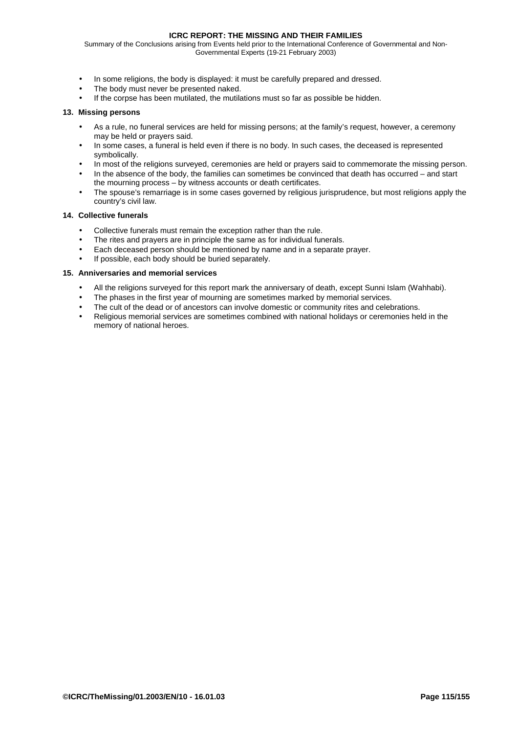- In some religions, the body is displayed: it must be carefully prepared and dressed.
- The body must never be presented naked.
- If the corpse has been mutilated, the mutilations must so far as possible be hidden.

### 13. Missing persons

- As a rule, no funeral services are held for missing persons; at the family's request, however, a ceremony may be held or prayers said.
- In some cases, a funeral is held even if there is no body. In such cases, the deceased is represented symbolically.
- In most of the religions surveyed, ceremonies are held or prayers said to commemorate the missing person.
- In the absence of the body, the families can sometimes be convinced that death has occurred – and start the mourning process – by witness accounts or death certificates.
- The spouse's remarriage is in some cases governed by religious jurisprudence, but most religions apply the country's civil law.

### 14. Collective funerals

- Collective funerals must remain the exception rather than the rule.
- The rites and prayers are in principle the same as for individual funerals.
- Each deceased person should be mentioned by name and in a separate prayer.
- If possible, each body should be buried separately.

### 15. Anniversaries and memorial services

- All the religions surveyed for this report mark the anniversary of death, except Sunni Islam (Wahhabi).
- The phases in the first year of mourning are sometimes marked by memorial services.
- The cult of the dead or of ancestors can involve domestic or community rites and celebrations.
- Religious memorial services are sometimes combined with national holidays or ceremonies held in the memory of national heroes.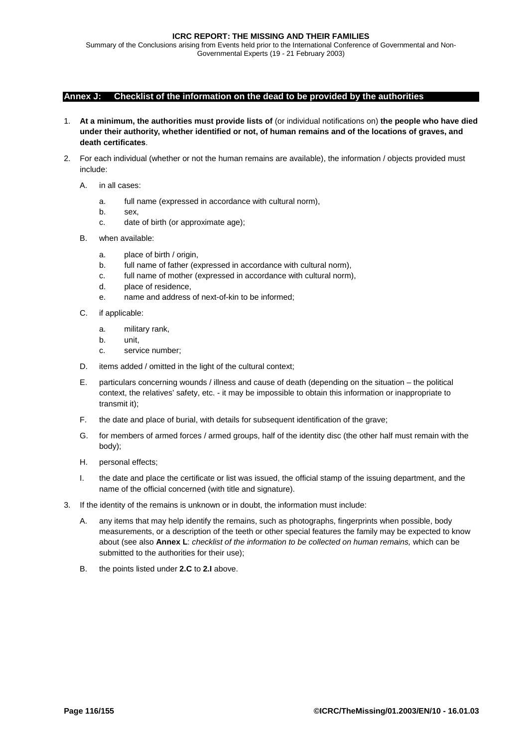## Annex J: Checklist of the information on the dead to be provided by the authorities

1. **At a minimum, the authorities must provide lists of** (or individual notifications on) **the people who have died under their authority, whether identified or not, of human remains and of the locations of graves, and death certificates**.

2. For each individual (whether or not the human remains are available), the information / objects provided must include:

   A. in all cases:

      a. full name (expressed in accordance with cultural norm),
      b. sex,
      c. date of birth (or approximate age);

   B. when available:

      a. place of birth / origin,
      b. full name of father (expressed in accordance with cultural norm),
      c. full name of mother (expressed in accordance with cultural norm),
      d. place of residence,
      e. name and address of next-of-kin to be informed;

   C. if applicable:

      a. military rank,
      b. unit,
      c. service number;

   D. items added / omitted in the light of the cultural context;

   E. particulars concerning wounds / illness and cause of death (depending on the situation – the political context, the relatives' safety, etc. - it may be impossible to obtain this information or inappropriate to transmit it);

   F. the date and place of burial, with details for subsequent identification of the grave;

   G. for members of armed forces / armed groups, half of the identity disc (the other half must remain with the body);

   H. personal effects;

   I. the date and place the certificate or list was issued, the official stamp of the issuing department, and the name of the official concerned (with title and signature).

3. If the identity of the remains is unknown or in doubt, the information must include:

   A. any items that may help identify the remains, such as photographs, fingerprints when possible, body measurements, or a description of the teeth or other special features the family may be expected to know about (see also **Annex L**: *checklist of the information to be collected on human remains,* which can be submitted to the authorities for their use);

   B. the points listed under **2.C** to **2.I** above.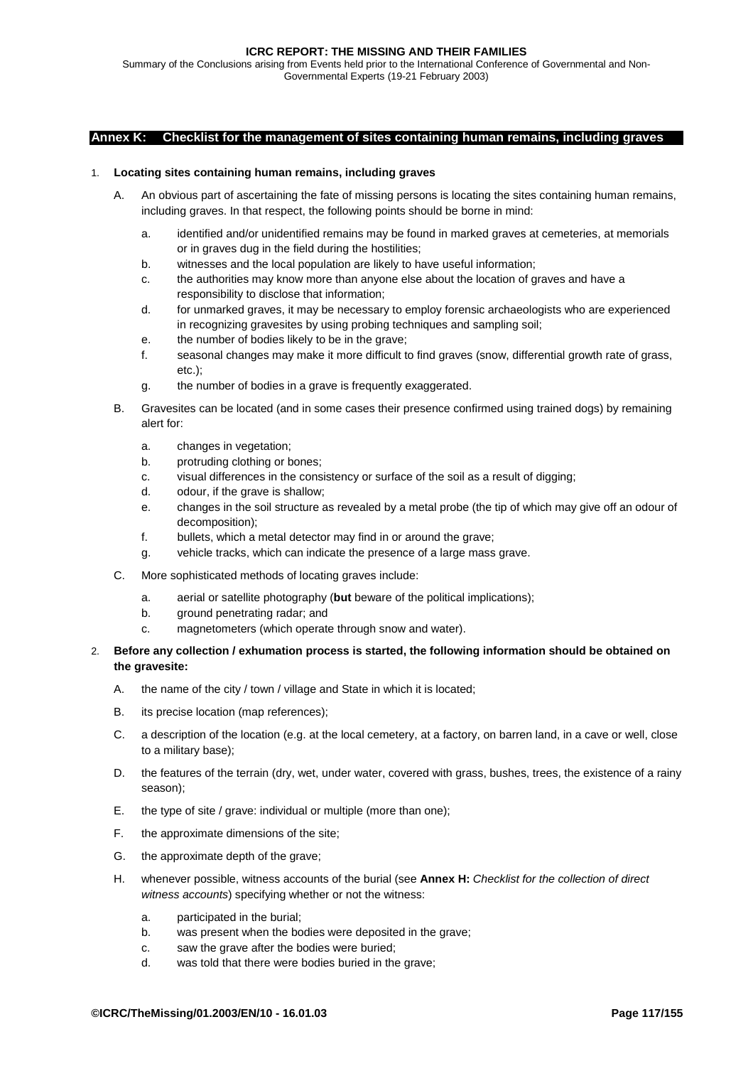## Annex K: Checklist for the management of sites containing human remains, including graves

1. **Locating sites containing human remains, including graves**

   A. An obvious part of ascertaining the fate of missing persons is locating the sites containing human remains, including graves. In that respect, the following points should be borne in mind:

      a. identified and/or unidentified remains may be found in marked graves at cemeteries, at memorials or in graves dug in the field during the hostilities;
      b. witnesses and the local population are likely to have useful information;
      c. the authorities may know more than anyone else about the location of graves and have a responsibility to disclose that information;
      d. for unmarked graves, it may be necessary to employ forensic archaeologists who are experienced in recognizing gravesites by using probing techniques and sampling soil;
      e. the number of bodies likely to be in the grave;
      f. seasonal changes may make it more difficult to find graves (snow, differential growth rate of grass, etc.);
      g. the number of bodies in a grave is frequently exaggerated.

   B. Gravesites can be located (and in some cases their presence confirmed using trained dogs) by remaining alert for:

      a. changes in vegetation;
      b. protruding clothing or bones;
      c. visual differences in the consistency or surface of the soil as a result of digging;
      d. odour, if the grave is shallow;
      e. changes in the soil structure as revealed by a metal probe (the tip of which may give off an odour of decomposition);
      f. bullets, which a metal detector may find in or around the grave;
      g. vehicle tracks, which can indicate the presence of a large mass grave.

   C. More sophisticated methods of locating graves include:

      a. aerial or satellite photography (**but** beware of the political implications);
      b. ground penetrating radar; and
      c. magnetometers (which operate through snow and water).

2. **Before any collection / exhumation process is started, the following information should be obtained on the gravesite:**

   A. the name of the city / town / village and State in which it is located;

   B. its precise location (map references);

   C. a description of the location (e.g. at the local cemetery, at a factory, on barren land, in a cave or well, close to a military base);

   D. the features of the terrain (dry, wet, under water, covered with grass, bushes, trees, the existence of a rainy season);

   E. the type of site / grave: individual or multiple (more than one);

   F. the approximate dimensions of the site;

   G. the approximate depth of the grave;

   H. whenever possible, witness accounts of the burial (see **Annex H:** *Checklist for the collection of direct witness accounts*) specifying whether or not the witness:

      a. participated in the burial;
      b. was present when the bodies were deposited in the grave;
      c. saw the grave after the bodies were buried;
      d. was told that there were bodies buried in the grave;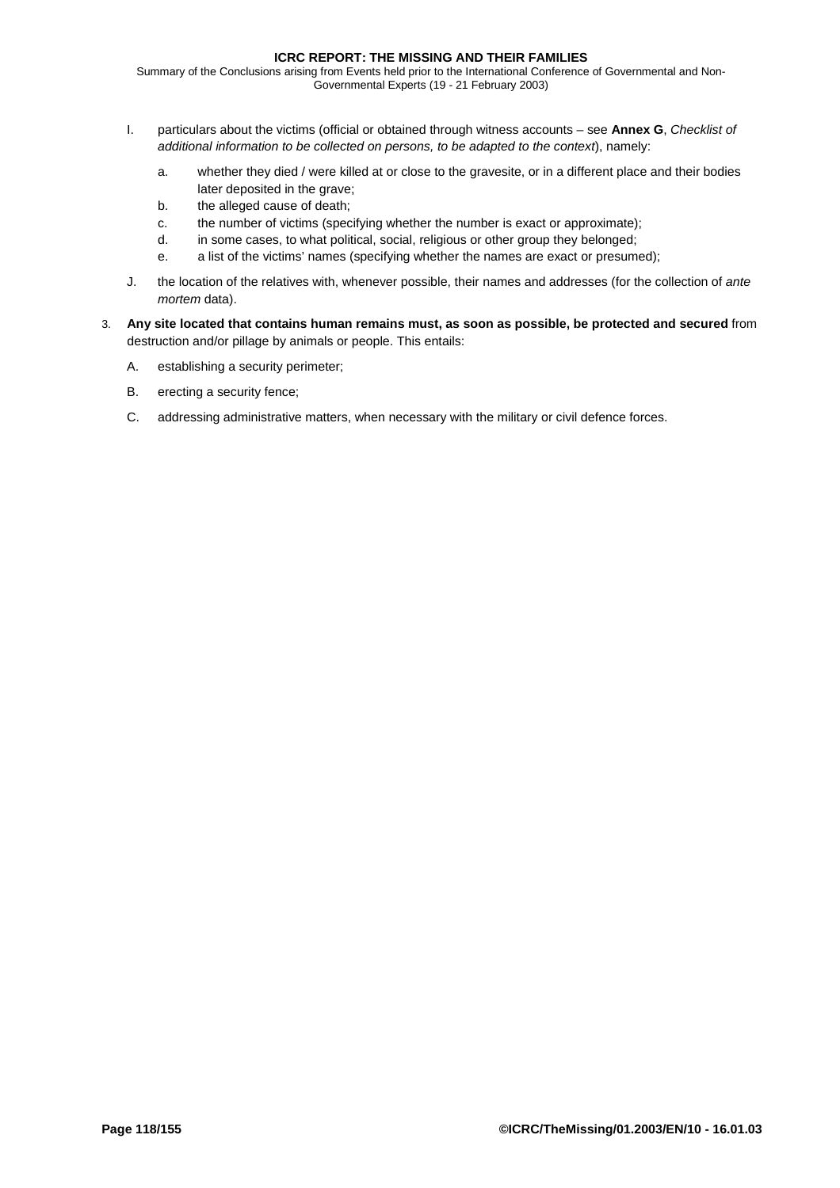I. particulars about the victims (official or obtained through witness accounts – see **Annex G**, *Checklist of additional information to be collected on persons, to be adapted to the context*), namely:

   a. whether they died / were killed at or close to the gravesite, or in a different place and their bodies later deposited in the grave;
   b. the alleged cause of death;
   c. the number of victims (specifying whether the number is exact or approximate);
   d. in some cases, to what political, social, religious or other group they belonged;
   e. a list of the victims' names (specifying whether the names are exact or presumed);

J. the location of the relatives with, whenever possible, their names and addresses (for the collection of *ante mortem* data).

3. **Any site located that contains human remains must, as soon as possible, be protected and secured** from destruction and/or pillage by animals or people. This entails:

   A. establishing a security perimeter;

   B. erecting a security fence;

   C. addressing administrative matters, when necessary with the military or civil defence forces.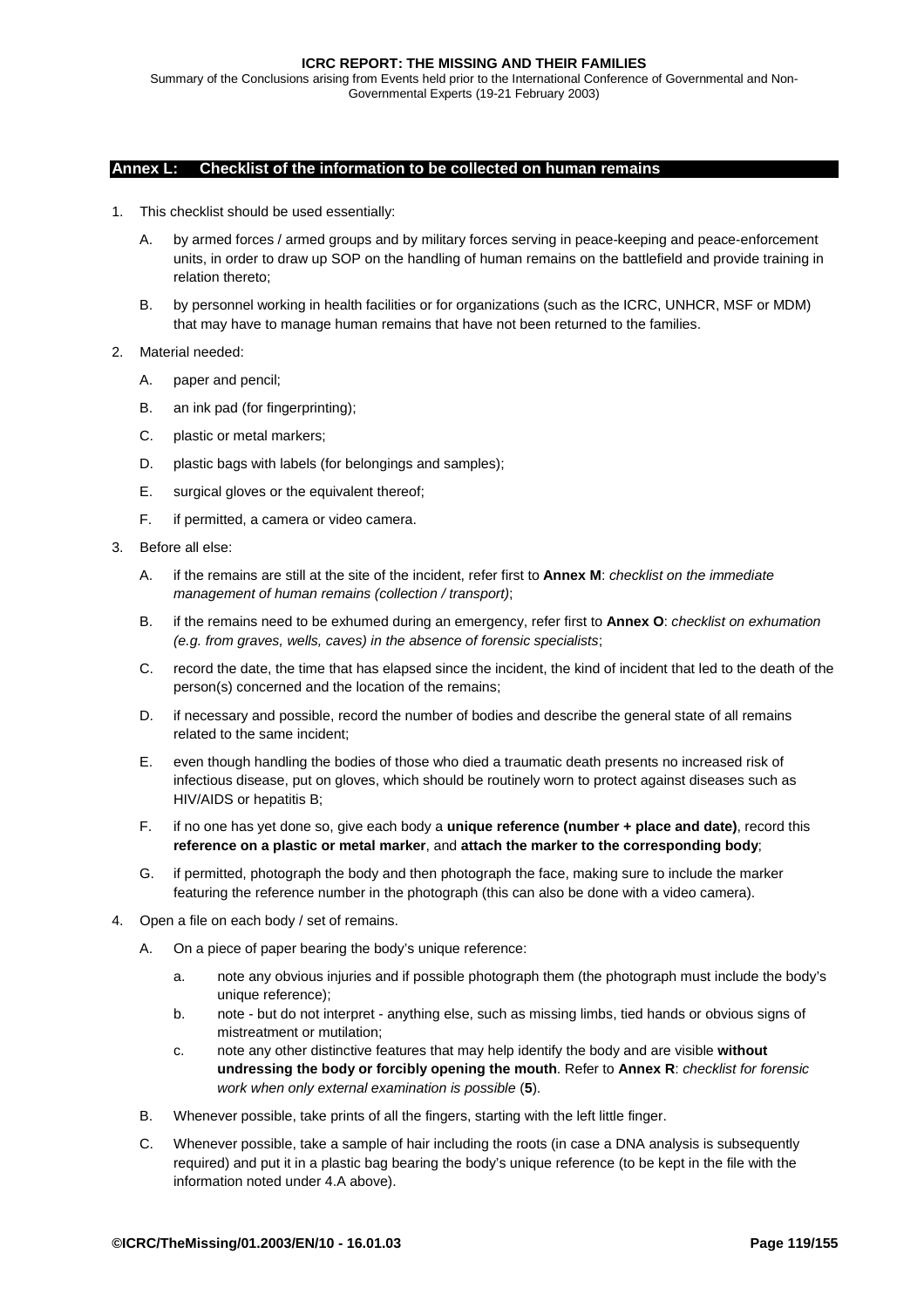## Annex L: Checklist of the information to be collected on human remains

1. This checklist should be used essentially:

   A. by armed forces / armed groups and by military forces serving in peace-keeping and peace-enforcement units, in order to draw up SOP on the handling of human remains on the battlefield and provide training in relation thereto;

   B. by personnel working in health facilities or for organizations (such as the ICRC, UNHCR, MSF or MDM) that may have to manage human remains that have not been returned to the families.

2. Material needed:

   A. paper and pencil;

   B. an ink pad (for fingerprinting);

   C. plastic or metal markers;

   D. plastic bags with labels (for belongings and samples);

   E. surgical gloves or the equivalent thereof;

   F. if permitted, a camera or video camera.

3. Before all else:

   A. if the remains are still at the site of the incident, refer first to **Annex M**: *checklist on the immediate management of human remains (collection / transport)*;

   B. if the remains need to be exhumed during an emergency, refer first to **Annex O**: *checklist on exhumation (e.g. from graves, wells, caves) in the absence of forensic specialists*;

   C. record the date, the time that has elapsed since the incident, the kind of incident that led to the death of the person(s) concerned and the location of the remains;

   D. if necessary and possible, record the number of bodies and describe the general state of all remains related to the same incident;

   E. even though handling the bodies of those who died a traumatic death presents no increased risk of infectious disease, put on gloves, which should be routinely worn to protect against diseases such as HIV/AIDS or hepatitis B;

   F. if no one has yet done so, give each body a **unique reference (number + place and date)**, record this **reference on a plastic or metal marker**, and **attach the marker to the corresponding body**;

   G. if permitted, photograph the body and then photograph the face, making sure to include the marker featuring the reference number in the photograph (this can also be done with a video camera).

4. Open a file on each body / set of remains.

   A. On a piece of paper bearing the body's unique reference:

      a. note any obvious injuries and if possible photograph them (the photograph must include the body's unique reference);

      b. note - but do not interpret - anything else, such as missing limbs, tied hands or obvious signs of mistreatment or mutilation;

      c. note any other distinctive features that may help identify the body and are visible **without undressing the body or forcibly opening the mouth**. Refer to **Annex R**: *checklist for forensic work when only external examination is possible* (**5**).

   B. Whenever possible, take prints of all the fingers, starting with the left little finger.

   C. Whenever possible, take a sample of hair including the roots (in case a DNA analysis is subsequently required) and put it in a plastic bag bearing the body's unique reference (to be kept in the file with the information noted under 4.A above).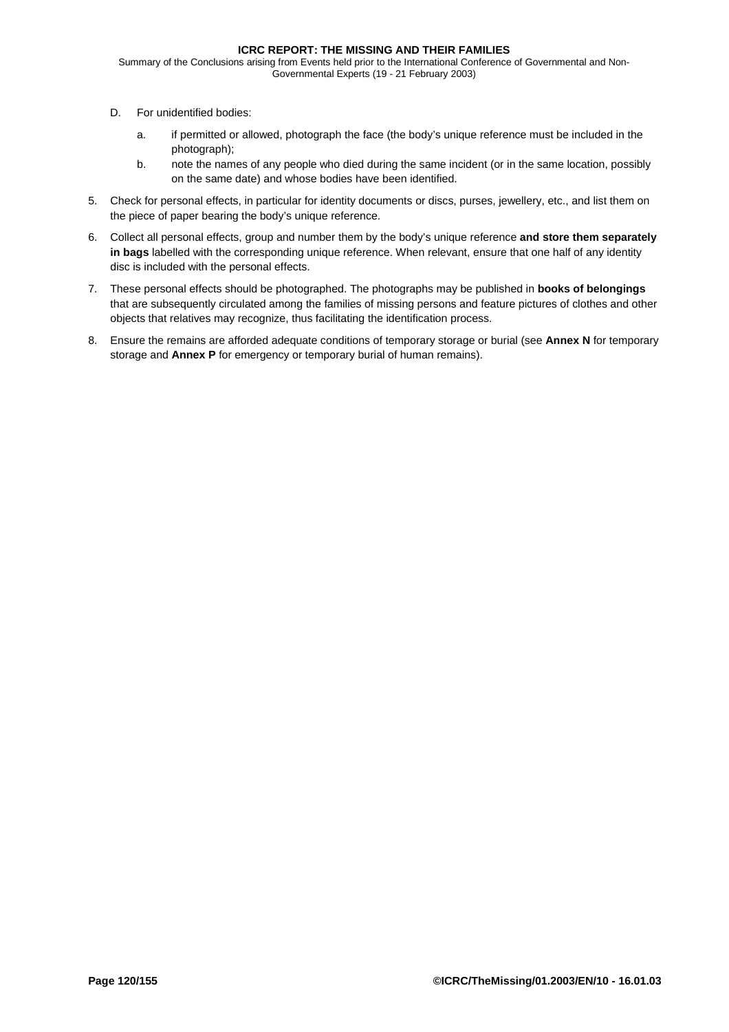D. For unidentified bodies:

   a. if permitted or allowed, photograph the face (the body's unique reference must be included in the photograph);

   b. note the names of any people who died during the same incident (or in the same location, possibly on the same date) and whose bodies have been identified.

5. Check for personal effects, in particular for identity documents or discs, purses, jewellery, etc., and list them on the piece of paper bearing the body's unique reference.
6. Collect all personal effects, group and number them by the body's unique reference **and store them separately in bags** labelled with the corresponding unique reference. When relevant, ensure that one half of any identity disc is included with the personal effects.
7. These personal effects should be photographed. The photographs may be published in **books of belongings** that are subsequently circulated among the families of missing persons and feature pictures of clothes and other objects that relatives may recognize, thus facilitating the identification process.
8. Ensure the remains are afforded adequate conditions of temporary storage or burial (see **Annex N** for temporary storage and **Annex P** for emergency or temporary burial of human remains).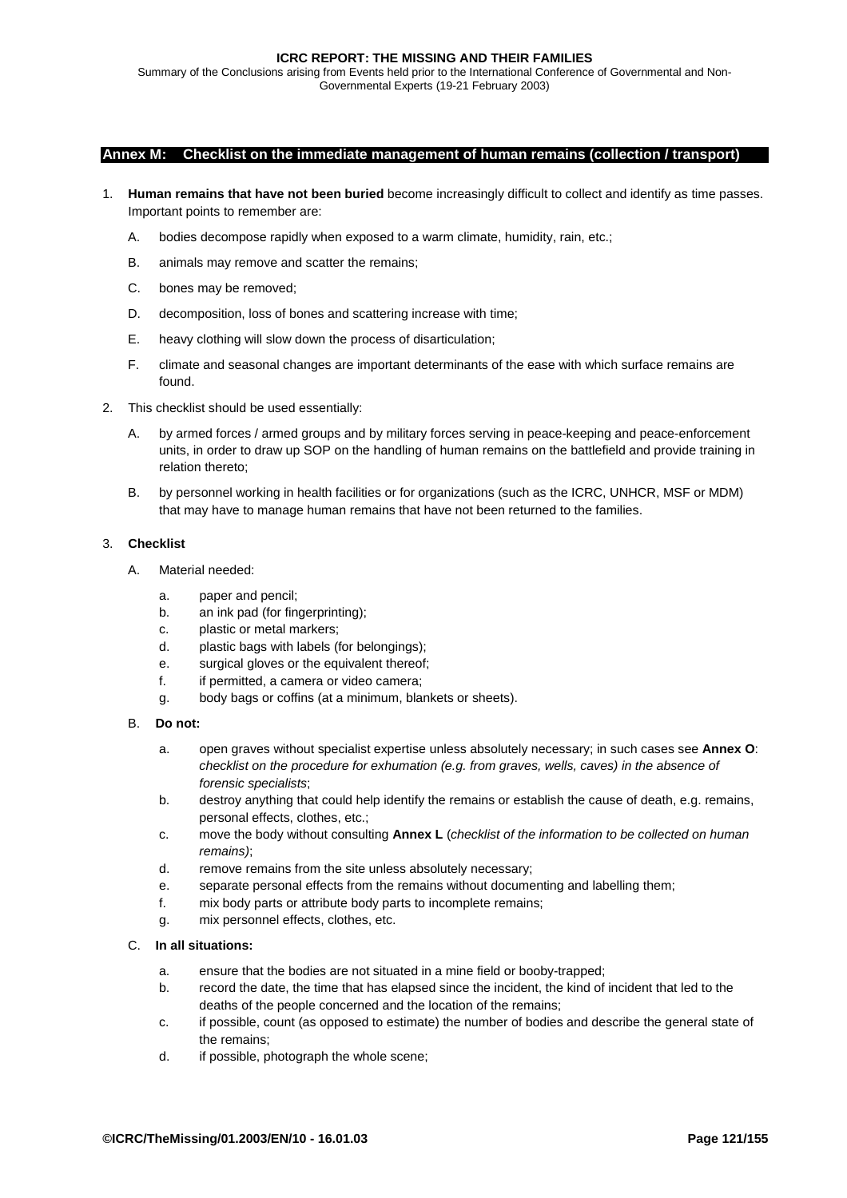## Annex M: Checklist on the immediate management of human remains (collection / transport)

1. **Human remains that have not been buried** become increasingly difficult to collect and identify as time passes. Important points to remember are:

   A. bodies decompose rapidly when exposed to a warm climate, humidity, rain, etc.;

   B. animals may remove and scatter the remains;

   C. bones may be removed;

   D. decomposition, loss of bones and scattering increase with time;

   E. heavy clothing will slow down the process of disarticulation;

   F. climate and seasonal changes are important determinants of the ease with which surface remains are found.

2. This checklist should be used essentially:

   A. by armed forces / armed groups and by military forces serving in peace-keeping and peace-enforcement units, in order to draw up SOP on the handling of human remains on the battlefield and provide training in relation thereto;

   B. by personnel working in health facilities or for organizations (such as the ICRC, UNHCR, MSF or MDM) that may have to manage human remains that have not been returned to the families.

3. **Checklist**

   A. Material needed:

      a. paper and pencil;
      b. an ink pad (for fingerprinting);
      c. plastic or metal markers;
      d. plastic bags with labels (for belongings);
      e. surgical gloves or the equivalent thereof;
      f. if permitted, a camera or video camera;
      g. body bags or coffins (at a minimum, blankets or sheets).

   B. **Do not:**

      a. open graves without specialist expertise unless absolutely necessary; in such cases see **Annex O**: *checklist on the procedure for exhumation (e.g. from graves, wells, caves) in the absence of forensic specialists*;
      b. destroy anything that could help identify the remains or establish the cause of death, e.g. remains, personal effects, clothes, etc.;
      c. move the body without consulting **Annex L** (*checklist of the information to be collected on human remains)*;
      d. remove remains from the site unless absolutely necessary;
      e. separate personal effects from the remains without documenting and labelling them;
      f. mix body parts or attribute body parts to incomplete remains;
      g. mix personnel effects, clothes, etc.

   C. **In all situations:**

      a. ensure that the bodies are not situated in a mine field or booby-trapped;
      b. record the date, the time that has elapsed since the incident, the kind of incident that led to the deaths of the people concerned and the location of the remains;
      c. if possible, count (as opposed to estimate) the number of bodies and describe the general state of the remains;
      d. if possible, photograph the whole scene;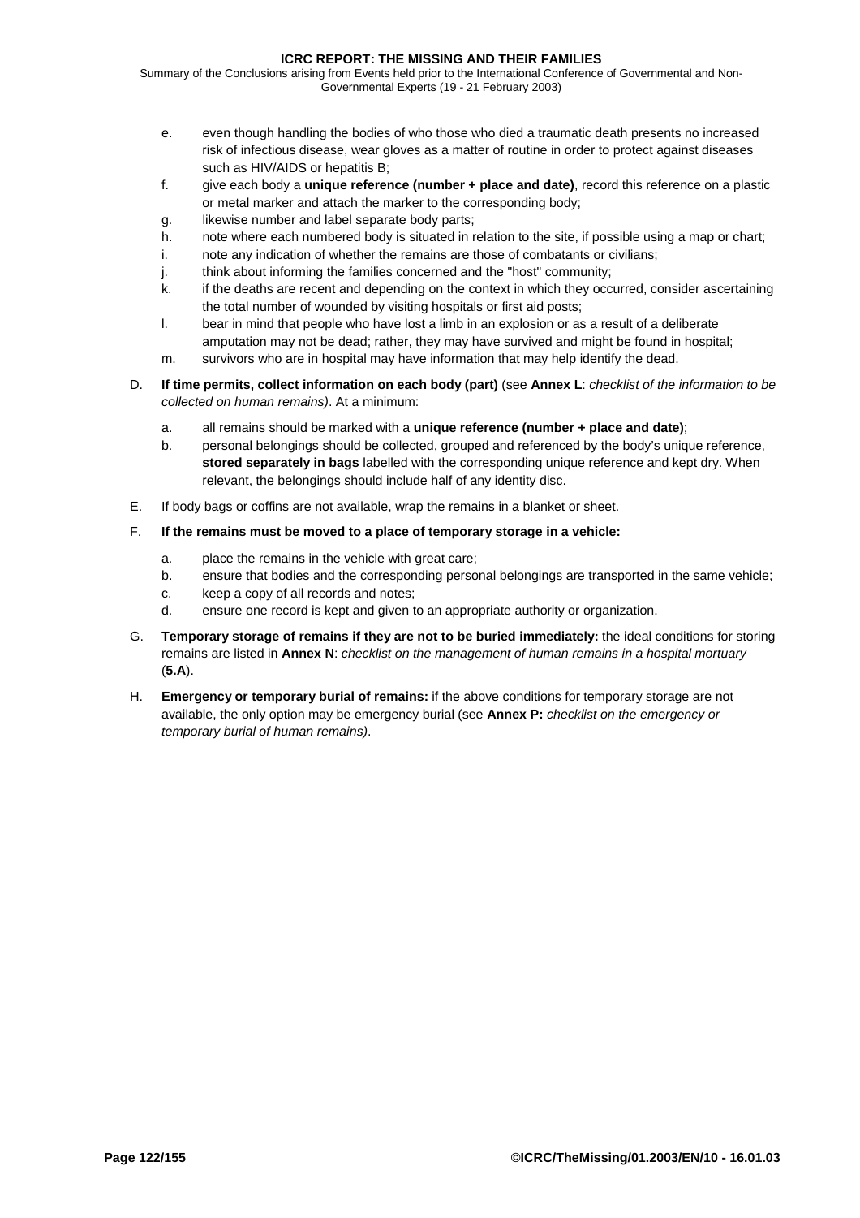e. even though handling the bodies of who those who died a traumatic death presents no increased risk of infectious disease, wear gloves as a matter of routine in order to protect against diseases such as HIV/AIDS or hepatitis B;
f. give each body a **unique reference (number + place and date)**, record this reference on a plastic or metal marker and attach the marker to the corresponding body;
g. likewise number and label separate body parts;
h. note where each numbered body is situated in relation to the site, if possible using a map or chart;
i. note any indication of whether the remains are those of combatants or civilians;
j. think about informing the families concerned and the "host" community;
k. if the deaths are recent and depending on the context in which they occurred, consider ascertaining the total number of wounded by visiting hospitals or first aid posts;
l. bear in mind that people who have lost a limb in an explosion or as a result of a deliberate amputation may not be dead; rather, they may have survived and might be found in hospital;
m. survivors who are in hospital may have information that may help identify the dead.

D. **If time permits, collect information on each body (part)** (see **Annex L**: *checklist of the information to be collected on human remains)*. At a minimum:

a. all remains should be marked with a **unique reference (number + place and date)**;
b. personal belongings should be collected, grouped and referenced by the body's unique reference, **stored separately in bags** labelled with the corresponding unique reference and kept dry. When relevant, the belongings should include half of any identity disc.

E. If body bags or coffins are not available, wrap the remains in a blanket or sheet.

F. **If the remains must be moved to a place of temporary storage in a vehicle:**

a. place the remains in the vehicle with great care;
b. ensure that bodies and the corresponding personal belongings are transported in the same vehicle;
c. keep a copy of all records and notes;
d. ensure one record is kept and given to an appropriate authority or organization.

G. **Temporary storage of remains if they are not to be buried immediately:** the ideal conditions for storing remains are listed in **Annex N**: *checklist on the management of human remains in a hospital mortuary* (**5.A**).

H. **Emergency or temporary burial of remains:** if the above conditions for temporary storage are not available, the only option may be emergency burial (see **Annex P:** *checklist on the emergency or temporary burial of human remains)*.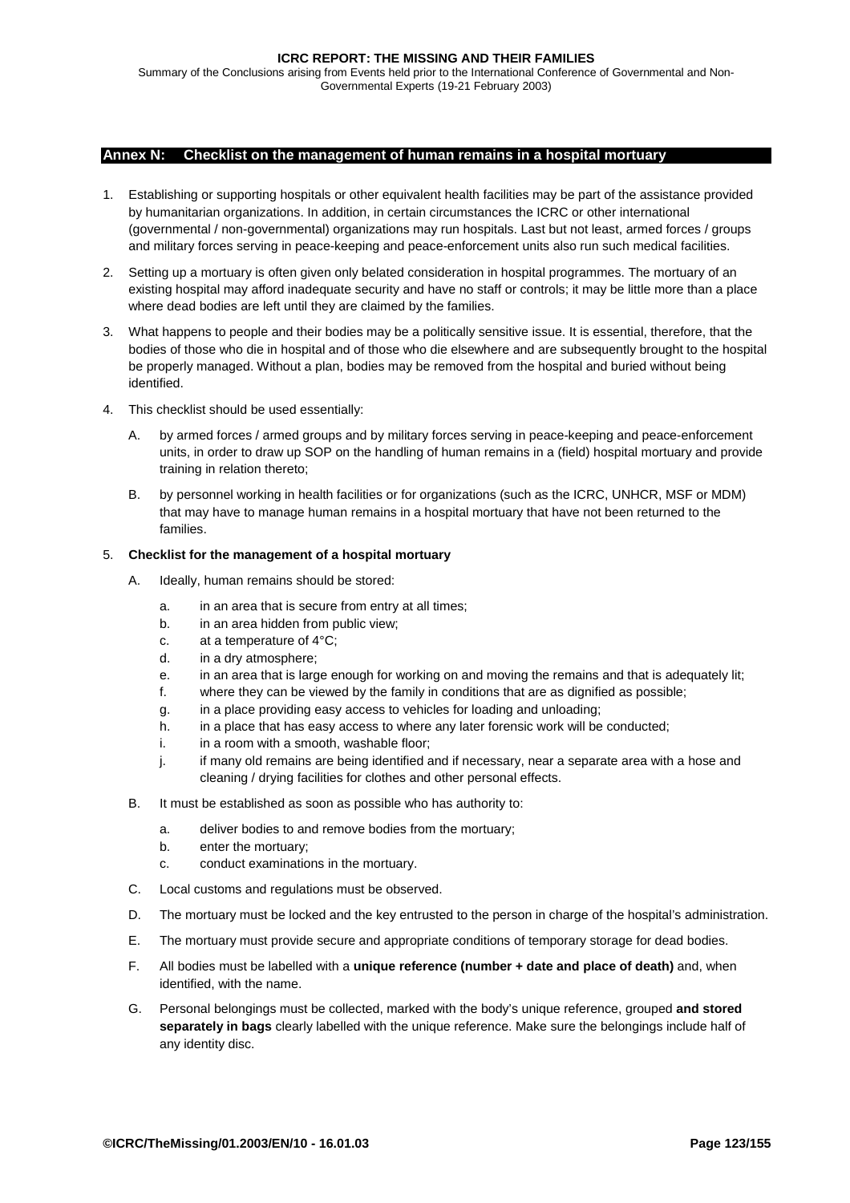## Annex N: Checklist on the management of human remains in a hospital mortuary

1. Establishing or supporting hospitals or other equivalent health facilities may be part of the assistance provided by humanitarian organizations. In addition, in certain circumstances the ICRC or other international (governmental / non-governmental) organizations may run hospitals. Last but not least, armed forces / groups and military forces serving in peace-keeping and peace-enforcement units also run such medical facilities.

2. Setting up a mortuary is often given only belated consideration in hospital programmes. The mortuary of an existing hospital may afford inadequate security and have no staff or controls; it may be little more than a place where dead bodies are left until they are claimed by the families.

3. What happens to people and their bodies may be a politically sensitive issue. It is essential, therefore, that the bodies of those who die in hospital and of those who die elsewhere and are subsequently brought to the hospital be properly managed. Without a plan, bodies may be removed from the hospital and buried without being identified.

4. This checklist should be used essentially:

   A. by armed forces / armed groups and by military forces serving in peace-keeping and peace-enforcement units, in order to draw up SOP on the handling of human remains in a (field) hospital mortuary and provide training in relation thereto;

   B. by personnel working in health facilities or for organizations (such as the ICRC, UNHCR, MSF or MDM) that may have to manage human remains in a hospital mortuary that have not been returned to the families.

5. **Checklist for the management of a hospital mortuary**

   A. Ideally, human remains should be stored:

      a. in an area that is secure from entry at all times;
      b. in an area hidden from public view;
      c. at a temperature of 4°C;
      d. in a dry atmosphere;
      e. in an area that is large enough for working on and moving the remains and that is adequately lit;
      f. where they can be viewed by the family in conditions that are as dignified as possible;
      g. in a place providing easy access to vehicles for loading and unloading;
      h. in a place that has easy access to where any later forensic work will be conducted;
      i. in a room with a smooth, washable floor;
      j. if many old remains are being identified and if necessary, near a separate area with a hose and cleaning / drying facilities for clothes and other personal effects.

   B. It must be established as soon as possible who has authority to:

      a. deliver bodies to and remove bodies from the mortuary;
      b. enter the mortuary;
      c. conduct examinations in the mortuary.

   C. Local customs and regulations must be observed.

   D. The mortuary must be locked and the key entrusted to the person in charge of the hospital's administration.

   E. The mortuary must provide secure and appropriate conditions of temporary storage for dead bodies.

   F. All bodies must be labelled with a **unique reference (number + date and place of death)** and, when identified, with the name.

   G. Personal belongings must be collected, marked with the body's unique reference, grouped **and stored separately in bags** clearly labelled with the unique reference. Make sure the belongings include half of any identity disc.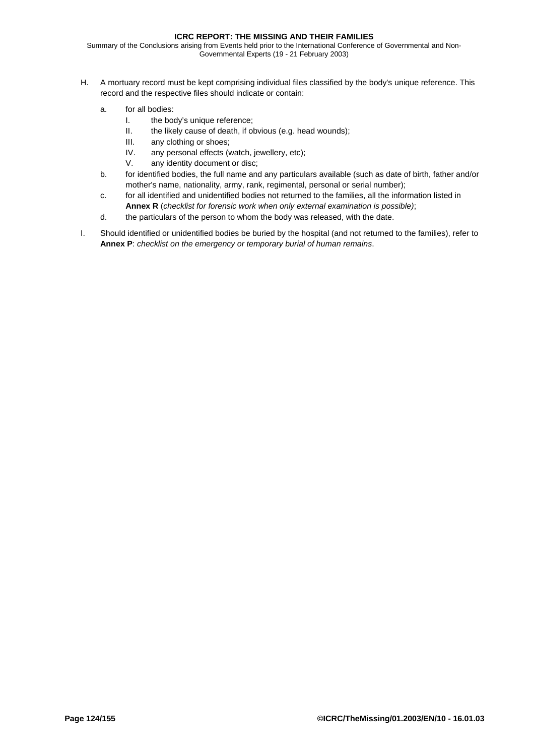H. A mortuary record must be kept comprising individual files classified by the body's unique reference. This record and the respective files should indicate or contain:

   a. for all bodies:
      I. the body's unique reference;
      II. the likely cause of death, if obvious (e.g. head wounds);
      III. any clothing or shoes;
      IV. any personal effects (watch, jewellery, etc);
      V. any identity document or disc;
   b. for identified bodies, the full name and any particulars available (such as date of birth, father and/or mother's name, nationality, army, rank, regimental, personal or serial number);
   c. for all identified and unidentified bodies not returned to the families, all the information listed in **Annex R** (*checklist for forensic work when only external examination is possible)*;
   d. the particulars of the person to whom the body was released, with the date.

I. Should identified or unidentified bodies be buried by the hospital (and not returned to the families), refer to **Annex P**: *checklist on the emergency or temporary burial of human remains*.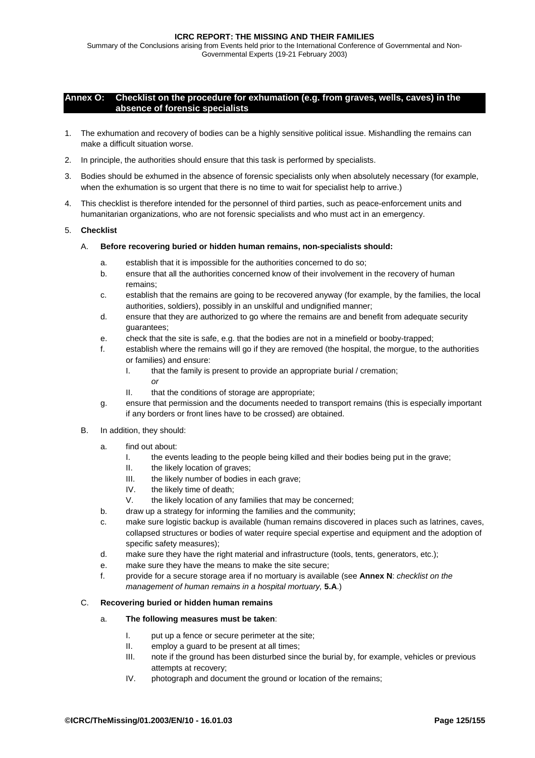## Annex O: Checklist on the procedure for exhumation (e.g. from graves, wells, caves) in the absence of forensic specialists

1. The exhumation and recovery of bodies can be a highly sensitive political issue. Mishandling the remains can make a difficult situation worse.
2. In principle, the authorities should ensure that this task is performed by specialists.
3. Bodies should be exhumed in the absence of forensic specialists only when absolutely necessary (for example, when the exhumation is so urgent that there is no time to wait for specialist help to arrive.)
4. This checklist is therefore intended for the personnel of third parties, such as peace-enforcement units and humanitarian organizations, who are not forensic specialists and who must act in an emergency.
5. **Checklist**

   A. **Before recovering buried or hidden human remains, non-specialists should:**

      a. establish that it is impossible for the authorities concerned to do so;
      b. ensure that all the authorities concerned know of their involvement in the recovery of human remains;
      c. establish that the remains are going to be recovered anyway (for example, by the families, the local authorities, soldiers), possibly in an unskilful and undignified manner;
      d. ensure that they are authorized to go where the remains are and benefit from adequate security guarantees;
      e. check that the site is safe, e.g. that the bodies are not in a minefield or booby-trapped;
      f. establish where the remains will go if they are removed (the hospital, the morgue, to the authorities or families) and ensure:
         I. that the family is present to provide an appropriate burial / cremation;
         *or*
         II. that the conditions of storage are appropriate;
      g. ensure that permission and the documents needed to transport remains (this is especially important if any borders or front lines have to be crossed) are obtained.

   B. In addition, they should:

      a. find out about:
         I. the events leading to the people being killed and their bodies being put in the grave;
         II. the likely location of graves;
         III. the likely number of bodies in each grave;
         IV. the likely time of death;
         V. the likely location of any families that may be concerned;
      b. draw up a strategy for informing the families and the community;
      c. make sure logistic backup is available (human remains discovered in places such as latrines, caves, collapsed structures or bodies of water require special expertise and equipment and the adoption of specific safety measures);
      d. make sure they have the right material and infrastructure (tools, tents, generators, etc.);
      e. make sure they have the means to make the site secure;
      f. provide for a secure storage area if no mortuary is available (see **Annex N**: *checklist on the management of human remains in a hospital mortuary,* **5.A**.)

   C. **Recovering buried or hidden human remains**

      a. **The following measures must be taken**:

         I. put up a fence or secure perimeter at the site;
         II. employ a guard to be present at all times;
         III. note if the ground has been disturbed since the burial by, for example, vehicles or previous attempts at recovery;
         IV. photograph and document the ground or location of the remains;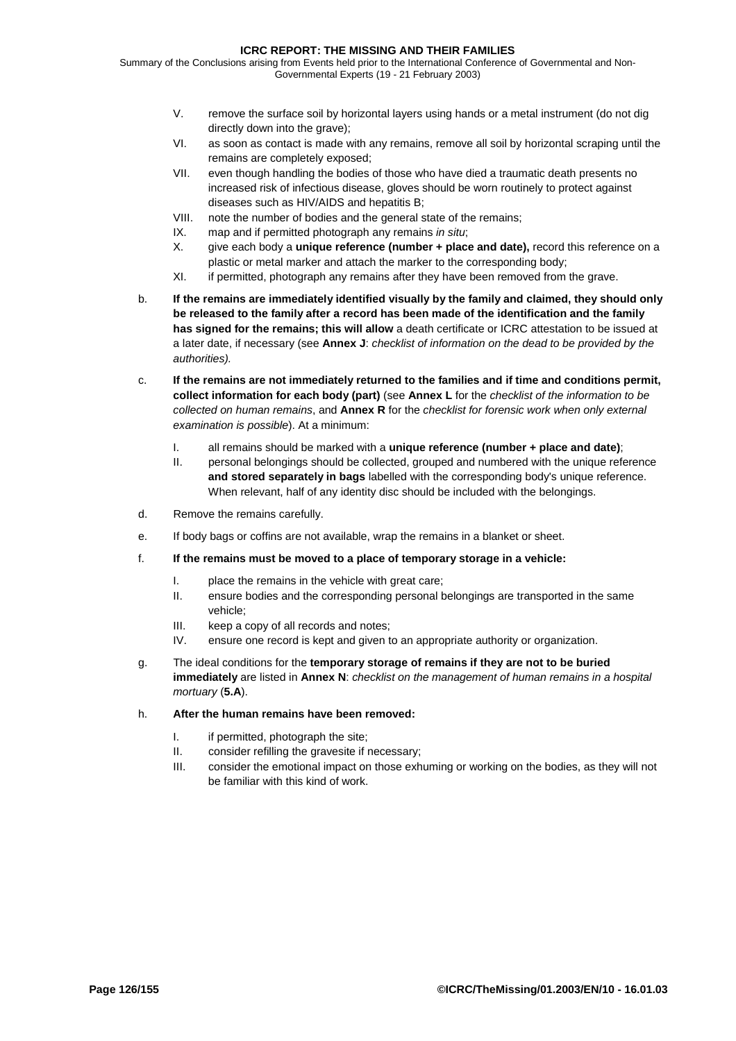V. remove the surface soil by horizontal layers using hands or a metal instrument (do not dig directly down into the grave);
VI. as soon as contact is made with any remains, remove all soil by horizontal scraping until the remains are completely exposed;
VII. even though handling the bodies of those who have died a traumatic death presents no increased risk of infectious disease, gloves should be worn routinely to protect against diseases such as HIV/AIDS and hepatitis B;
VIII. note the number of bodies and the general state of the remains;
IX. map and if permitted photograph any remains *in situ*;
X. give each body a **unique reference (number + place and date),** record this reference on a plastic or metal marker and attach the marker to the corresponding body;
XI. if permitted, photograph any remains after they have been removed from the grave.

b. **If the remains are immediately identified visually by the family and claimed, they should only be released to the family after a record has been made of the identification and the family has signed for the remains; this will allow** a death certificate or ICRC attestation to be issued at a later date, if necessary (see **Annex J**: *checklist of information on the dead to be provided by the authorities).*

c. **If the remains are not immediately returned to the families and if time and conditions permit, collect information for each body (part)** (see **Annex L** for the *checklist of the information to be collected on human remains*, and **Annex R** for the *checklist for forensic work when only external examination is possible*). At a minimum:

I. all remains should be marked with a **unique reference (number + place and date)**;
II. personal belongings should be collected, grouped and numbered with the unique reference **and stored separately in bags** labelled with the corresponding body's unique reference. When relevant, half of any identity disc should be included with the belongings.

d. Remove the remains carefully.

e. If body bags or coffins are not available, wrap the remains in a blanket or sheet.

f. **If the remains must be moved to a place of temporary storage in a vehicle:**

I. place the remains in the vehicle with great care;
II. ensure bodies and the corresponding personal belongings are transported in the same vehicle;
III. keep a copy of all records and notes;
IV. ensure one record is kept and given to an appropriate authority or organization.

g. The ideal conditions for the **temporary storage of remains if they are not to be buried immediately** are listed in **Annex N**: *checklist on the management of human remains in a hospital mortuary* (**5.A**).

h. **After the human remains have been removed:**

I. if permitted, photograph the site;
II. consider refilling the gravesite if necessary;
III. consider the emotional impact on those exhuming or working on the bodies, as they will not be familiar with this kind of work.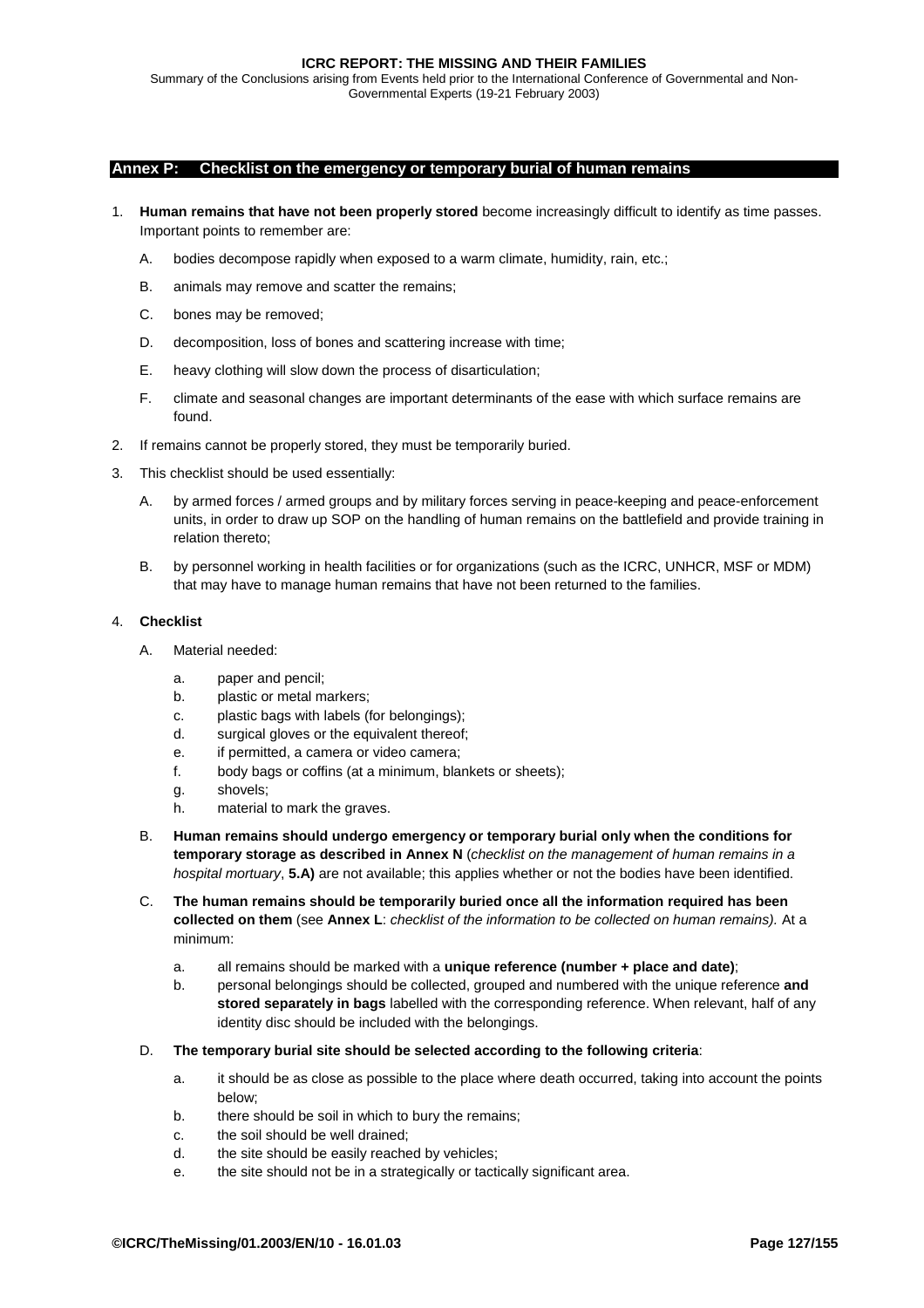## Annex P: Checklist on the emergency or temporary burial of human remains

1. **Human remains that have not been properly stored** become increasingly difficult to identify as time passes. Important points to remember are:

   A. bodies decompose rapidly when exposed to a warm climate, humidity, rain, etc.;

   B. animals may remove and scatter the remains;

   C. bones may be removed;

   D. decomposition, loss of bones and scattering increase with time;

   E. heavy clothing will slow down the process of disarticulation;

   F. climate and seasonal changes are important determinants of the ease with which surface remains are found.

2. If remains cannot be properly stored, they must be temporarily buried.

3. This checklist should be used essentially:

   A. by armed forces / armed groups and by military forces serving in peace-keeping and peace-enforcement units, in order to draw up SOP on the handling of human remains on the battlefield and provide training in relation thereto;

   B. by personnel working in health facilities or for organizations (such as the ICRC, UNHCR, MSF or MDM) that may have to manage human remains that have not been returned to the families.

4. **Checklist**

   A. Material needed:

      a. paper and pencil;
      b. plastic or metal markers;
      c. plastic bags with labels (for belongings);
      d. surgical gloves or the equivalent thereof;
      e. if permitted, a camera or video camera;
      f. body bags or coffins (at a minimum, blankets or sheets);
      g. shovels;
      h. material to mark the graves.

   B. **Human remains should undergo emergency or temporary burial only when the conditions for temporary storage as described in Annex N** (*checklist on the management of human remains in a hospital mortuary*, **5.A)** are not available; this applies whether or not the bodies have been identified.

   C. **The human remains should be temporarily buried once all the information required has been collected on them** (see **Annex L**: *checklist of the information to be collected on human remains).* At a minimum:

      a. all remains should be marked with a **unique reference (number + place and date)**;
      b. personal belongings should be collected, grouped and numbered with the unique reference **and stored separately in bags** labelled with the corresponding reference. When relevant, half of any identity disc should be included with the belongings.

   D. **The temporary burial site should be selected according to the following criteria**:

      a. it should be as close as possible to the place where death occurred, taking into account the points below;
      b. there should be soil in which to bury the remains;
      c. the soil should be well drained;
      d. the site should be easily reached by vehicles;
      e. the site should not be in a strategically or tactically significant area.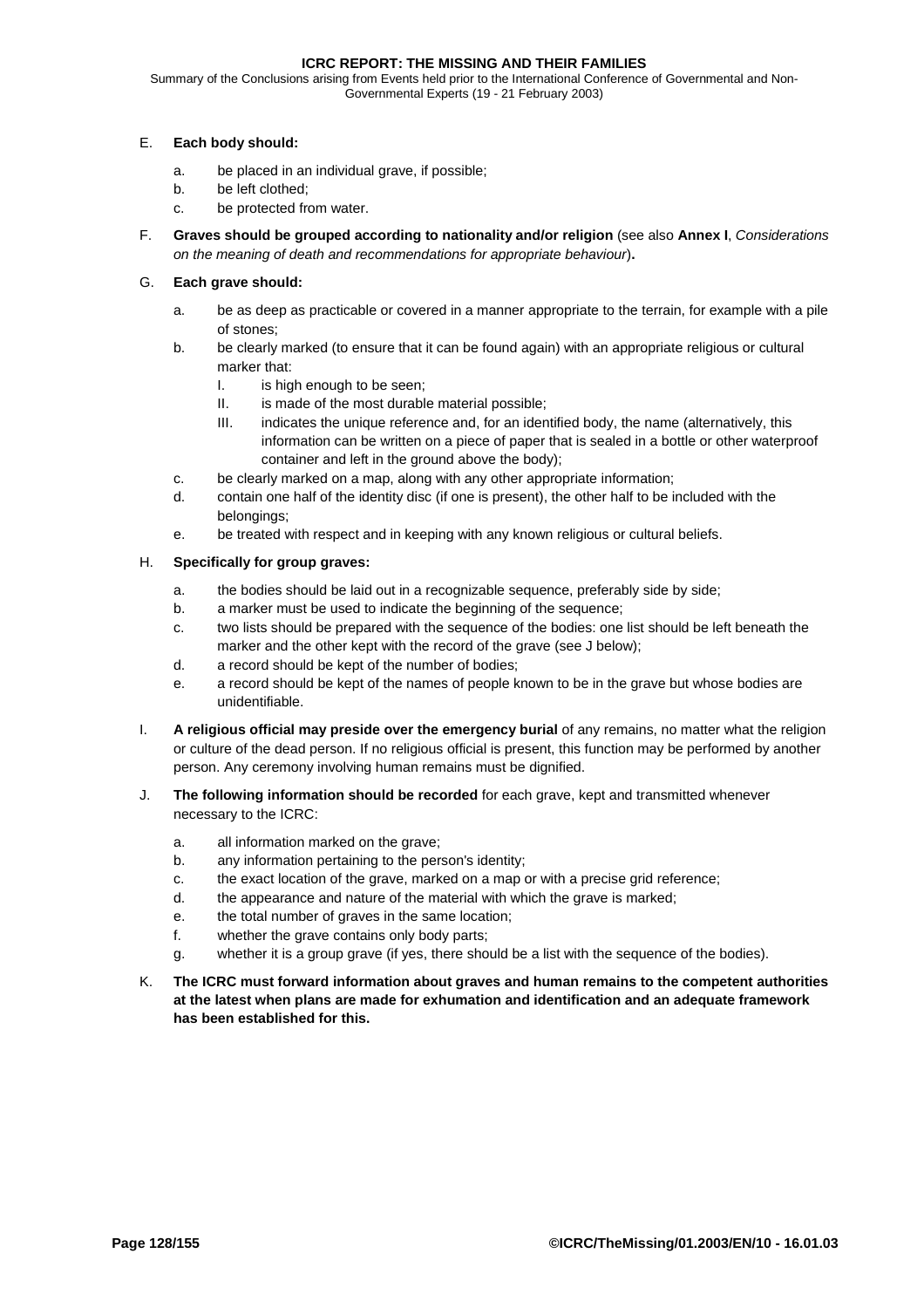E. **Each body should:**

   a. be placed in an individual grave, if possible;
   b. be left clothed;
   c. be protected from water.

F. **Graves should be grouped according to nationality and/or religion** (see also **Annex I**, *Considerations on the meaning of death and recommendations for appropriate behaviour*)**.**

G. **Each grave should:**

   a. be as deep as practicable or covered in a manner appropriate to the terrain, for example with a pile of stones;
   b. be clearly marked (to ensure that it can be found again) with an appropriate religious or cultural marker that:
      I. is high enough to be seen;
      II. is made of the most durable material possible;
      III. indicates the unique reference and, for an identified body, the name (alternatively, this information can be written on a piece of paper that is sealed in a bottle or other waterproof container and left in the ground above the body);
   c. be clearly marked on a map, along with any other appropriate information;
   d. contain one half of the identity disc (if one is present), the other half to be included with the belongings;
   e. be treated with respect and in keeping with any known religious or cultural beliefs.

H. **Specifically for group graves:**

   a. the bodies should be laid out in a recognizable sequence, preferably side by side;
   b. a marker must be used to indicate the beginning of the sequence;
   c. two lists should be prepared with the sequence of the bodies: one list should be left beneath the marker and the other kept with the record of the grave (see J below);
   d. a record should be kept of the number of bodies;
   e. a record should be kept of the names of people known to be in the grave but whose bodies are unidentifiable.

I. **A religious official may preside over the emergency burial** of any remains, no matter what the religion or culture of the dead person. If no religious official is present, this function may be performed by another person. Any ceremony involving human remains must be dignified.

J. **The following information should be recorded** for each grave, kept and transmitted whenever necessary to the ICRC:

   a. all information marked on the grave;
   b. any information pertaining to the person's identity;
   c. the exact location of the grave, marked on a map or with a precise grid reference;
   d. the appearance and nature of the material with which the grave is marked;
   e. the total number of graves in the same location;
   f. whether the grave contains only body parts;
   g. whether it is a group grave (if yes, there should be a list with the sequence of the bodies).

K. **The ICRC must forward information about graves and human remains to the competent authorities at the latest when plans are made for exhumation and identification and an adequate framework has been established for this.**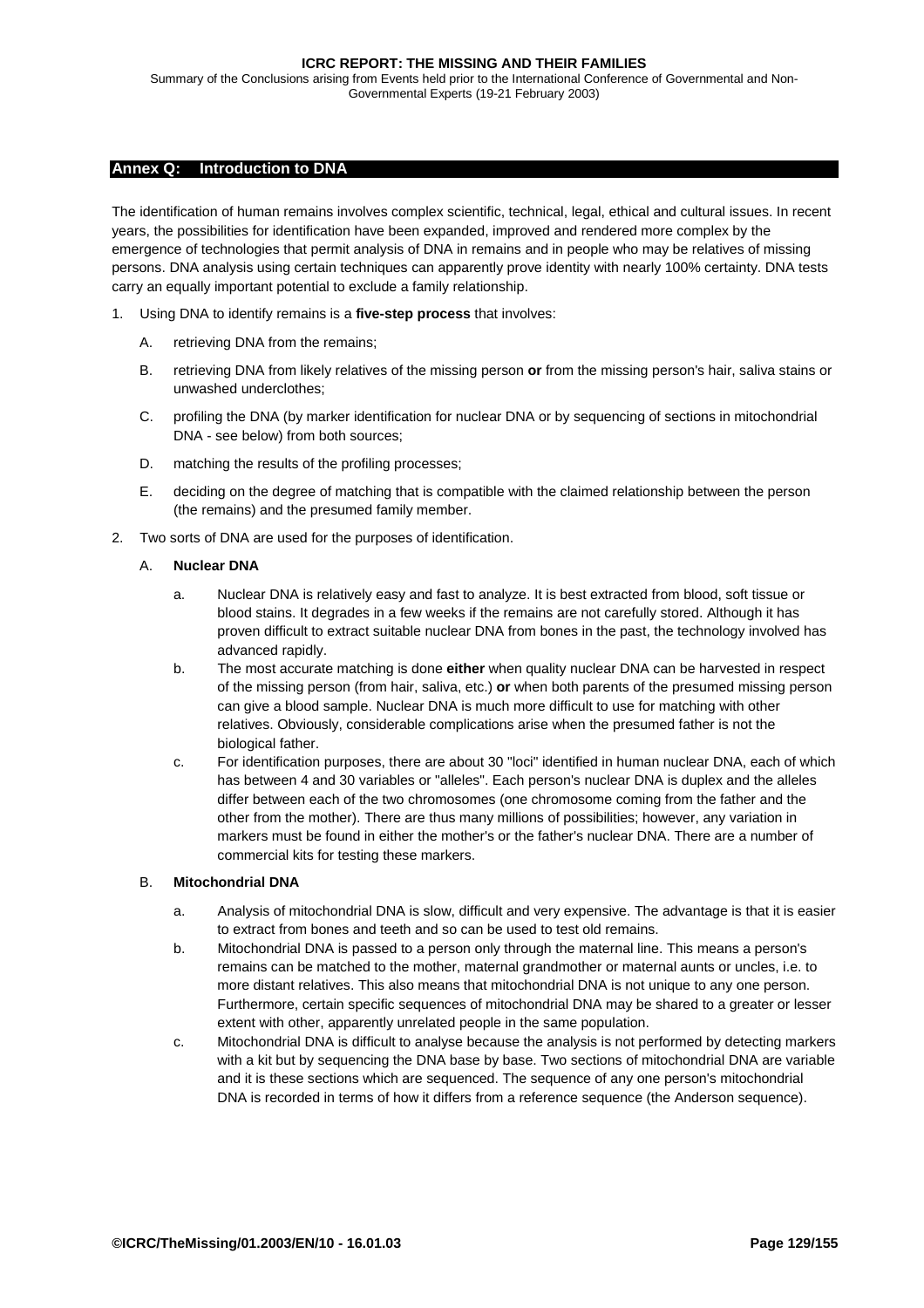## Annex Q: Introduction to DNA

The identification of human remains involves complex scientific, technical, legal, ethical and cultural issues. In recent years, the possibilities for identification have been expanded, improved and rendered more complex by the emergence of technologies that permit analysis of DNA in remains and in people who may be relatives of missing persons. DNA analysis using certain techniques can apparently prove identity with nearly 100% certainty. DNA tests carry an equally important potential to exclude a family relationship.

1. Using DNA to identify remains is a **five-step process** that involves:

   A. retrieving DNA from the remains;

   B. retrieving DNA from likely relatives of the missing person **or** from the missing person's hair, saliva stains or unwashed underclothes;

   C. profiling the DNA (by marker identification for nuclear DNA or by sequencing of sections in mitochondrial DNA - see below) from both sources;

   D. matching the results of the profiling processes;

   E. deciding on the degree of matching that is compatible with the claimed relationship between the person (the remains) and the presumed family member.

2. Two sorts of DNA are used for the purposes of identification.

   A. **Nuclear DNA**

   a. Nuclear DNA is relatively easy and fast to analyze. It is best extracted from blood, soft tissue or blood stains. It degrades in a few weeks if the remains are not carefully stored. Although it has proven difficult to extract suitable nuclear DNA from bones in the past, the technology involved has advanced rapidly.

   b. The most accurate matching is done **either** when quality nuclear DNA can be harvested in respect of the missing person (from hair, saliva, etc.) **or** when both parents of the presumed missing person can give a blood sample. Nuclear DNA is much more difficult to use for matching with other relatives. Obviously, considerable complications arise when the presumed father is not the biological father.

   c. For identification purposes, there are about 30 "loci" identified in human nuclear DNA, each of which has between 4 and 30 variables or "alleles". Each person's nuclear DNA is duplex and the alleles differ between each of the two chromosomes (one chromosome coming from the father and the other from the mother). There are thus many millions of possibilities; however, any variation in markers must be found in either the mother's or the father's nuclear DNA. There are a number of commercial kits for testing these markers.

   B. **Mitochondrial DNA**

   a. Analysis of mitochondrial DNA is slow, difficult and very expensive. The advantage is that it is easier to extract from bones and teeth and so can be used to test old remains.

   b. Mitochondrial DNA is passed to a person only through the maternal line. This means a person's remains can be matched to the mother, maternal grandmother or maternal aunts or uncles, i.e. to more distant relatives. This also means that mitochondrial DNA is not unique to any one person. Furthermore, certain specific sequences of mitochondrial DNA may be shared to a greater or lesser extent with other, apparently unrelated people in the same population.

   c. Mitochondrial DNA is difficult to analyse because the analysis is not performed by detecting markers with a kit but by sequencing the DNA base by base. Two sections of mitochondrial DNA are variable and it is these sections which are sequenced. The sequence of any one person's mitochondrial DNA is recorded in terms of how it differs from a reference sequence (the Anderson sequence).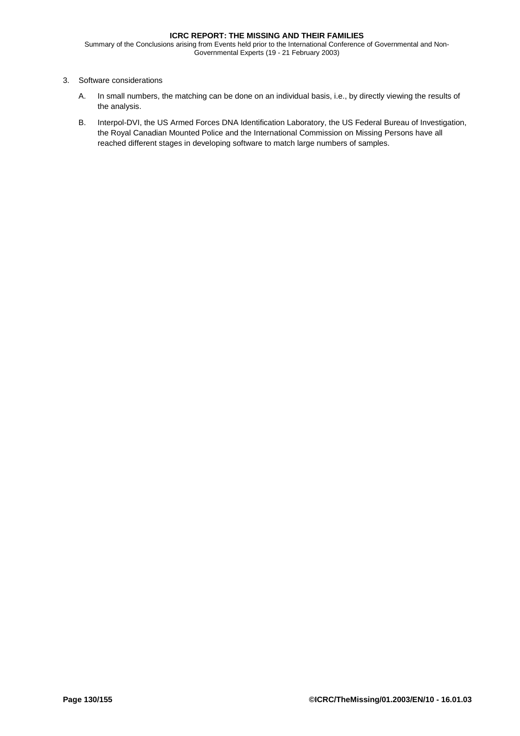3. Software considerations

   A. In small numbers, the matching can be done on an individual basis, i.e., by directly viewing the results of the analysis.

   B. Interpol-DVI, the US Armed Forces DNA Identification Laboratory, the US Federal Bureau of Investigation, the Royal Canadian Mounted Police and the International Commission on Missing Persons have all reached different stages in developing software to match large numbers of samples.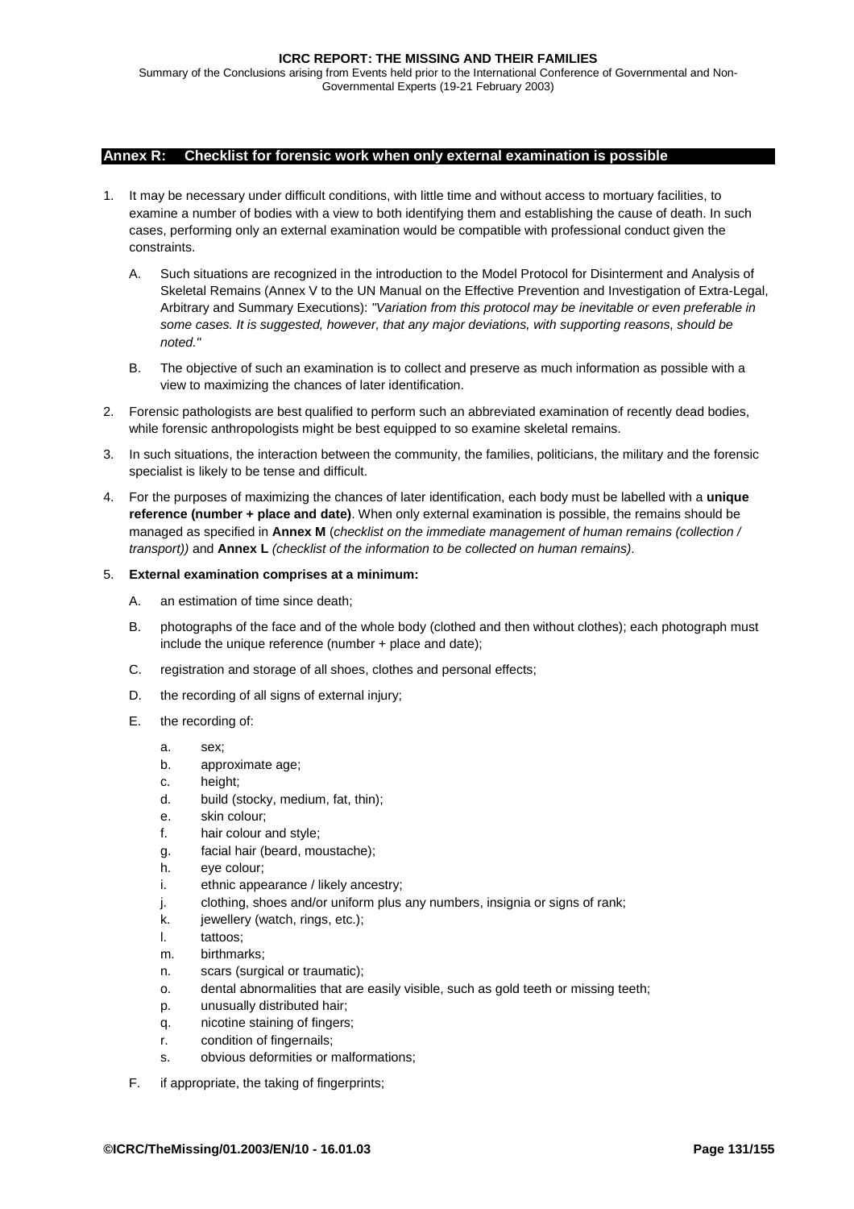## Annex R: Checklist for forensic work when only external examination is possible

1. It may be necessary under difficult conditions, with little time and without access to mortuary facilities, to examine a number of bodies with a view to both identifying them and establishing the cause of death. In such cases, performing only an external examination would be compatible with professional conduct given the constraints.

   A. Such situations are recognized in the introduction to the Model Protocol for Disinterment and Analysis of Skeletal Remains (Annex V to the UN Manual on the Effective Prevention and Investigation of Extra-Legal, Arbitrary and Summary Executions): *"Variation from this protocol may be inevitable or even preferable in some cases. It is suggested, however, that any major deviations, with supporting reasons, should be noted."*

   B. The objective of such an examination is to collect and preserve as much information as possible with a view to maximizing the chances of later identification.

2. Forensic pathologists are best qualified to perform such an abbreviated examination of recently dead bodies, while forensic anthropologists might be best equipped to so examine skeletal remains.

3. In such situations, the interaction between the community, the families, politicians, the military and the forensic specialist is likely to be tense and difficult.

4. For the purposes of maximizing the chances of later identification, each body must be labelled with a **unique reference (number + place and date)**. When only external examination is possible, the remains should be managed as specified in **Annex M** (*checklist on the immediate management of human remains (collection / transport))* and **Annex L** *(checklist of the information to be collected on human remains)*.

5. **External examination comprises at a minimum:**

   A. an estimation of time since death;

   B. photographs of the face and of the whole body (clothed and then without clothes); each photograph must include the unique reference (number + place and date);

   C. registration and storage of all shoes, clothes and personal effects;

   D. the recording of all signs of external injury;

   E. the recording of:

      a. sex;
      b. approximate age;
      c. height;
      d. build (stocky, medium, fat, thin);
      e. skin colour;
      f. hair colour and style;
      g. facial hair (beard, moustache);
      h. eye colour;
      i. ethnic appearance / likely ancestry;
      j. clothing, shoes and/or uniform plus any numbers, insignia or signs of rank;
      k. jewellery (watch, rings, etc.);
      l. tattoos;
      m. birthmarks;
      n. scars (surgical or traumatic);
      o. dental abnormalities that are easily visible, such as gold teeth or missing teeth;
      p. unusually distributed hair;
      q. nicotine staining of fingers;
      r. condition of fingernails;
      s. obvious deformities or malformations;

   F. if appropriate, the taking of fingerprints;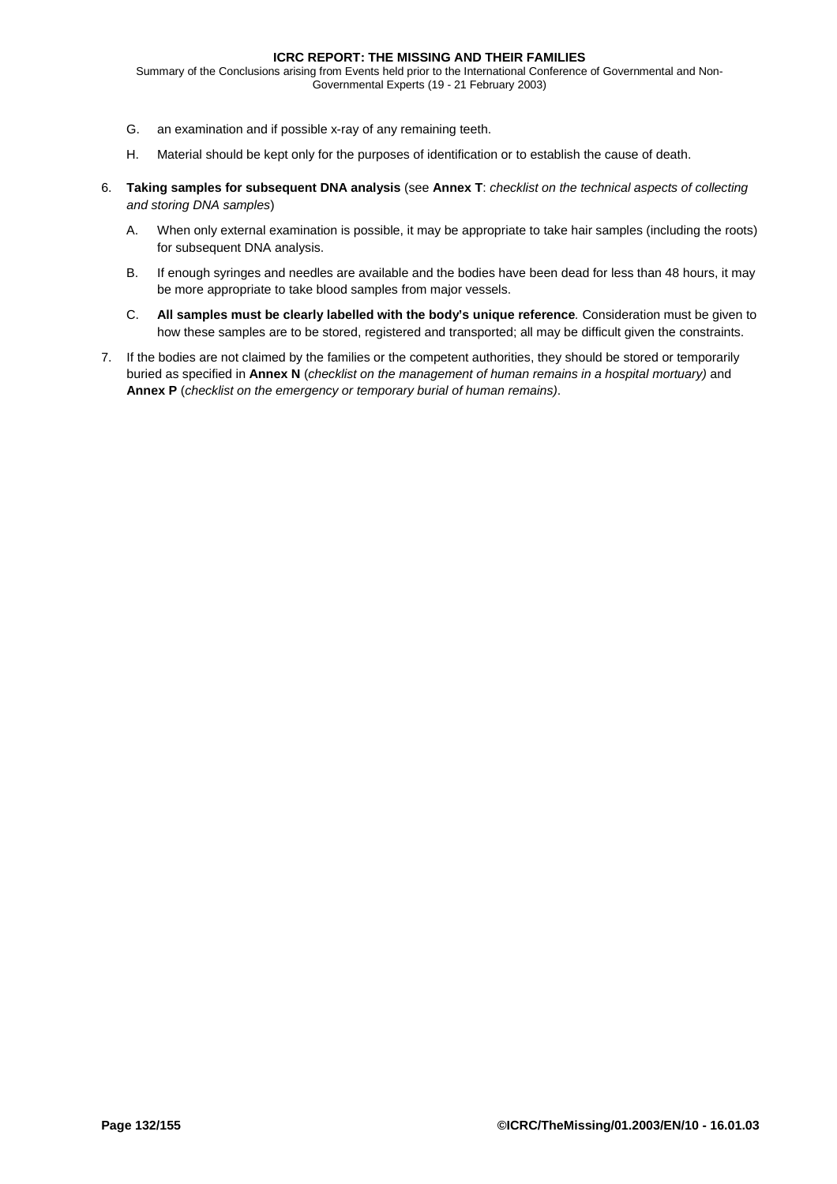G. an examination and if possible x-ray of any remaining teeth.

H. Material should be kept only for the purposes of identification or to establish the cause of death.

6. **Taking samples for subsequent DNA analysis** (see **Annex T**: *checklist on the technical aspects of collecting and storing DNA samples*)

   A. When only external examination is possible, it may be appropriate to take hair samples (including the roots) for subsequent DNA analysis.

   B. If enough syringes and needles are available and the bodies have been dead for less than 48 hours, it may be more appropriate to take blood samples from major vessels.

   C. **All samples must be clearly labelled with the body's unique reference**. Consideration must be given to how these samples are to be stored, registered and transported; all may be difficult given the constraints.

7. If the bodies are not claimed by the families or the competent authorities, they should be stored or temporarily buried as specified in **Annex N** (*checklist on the management of human remains in a hospital mortuary)* and **Annex P** (*checklist on the emergency or temporary burial of human remains)*.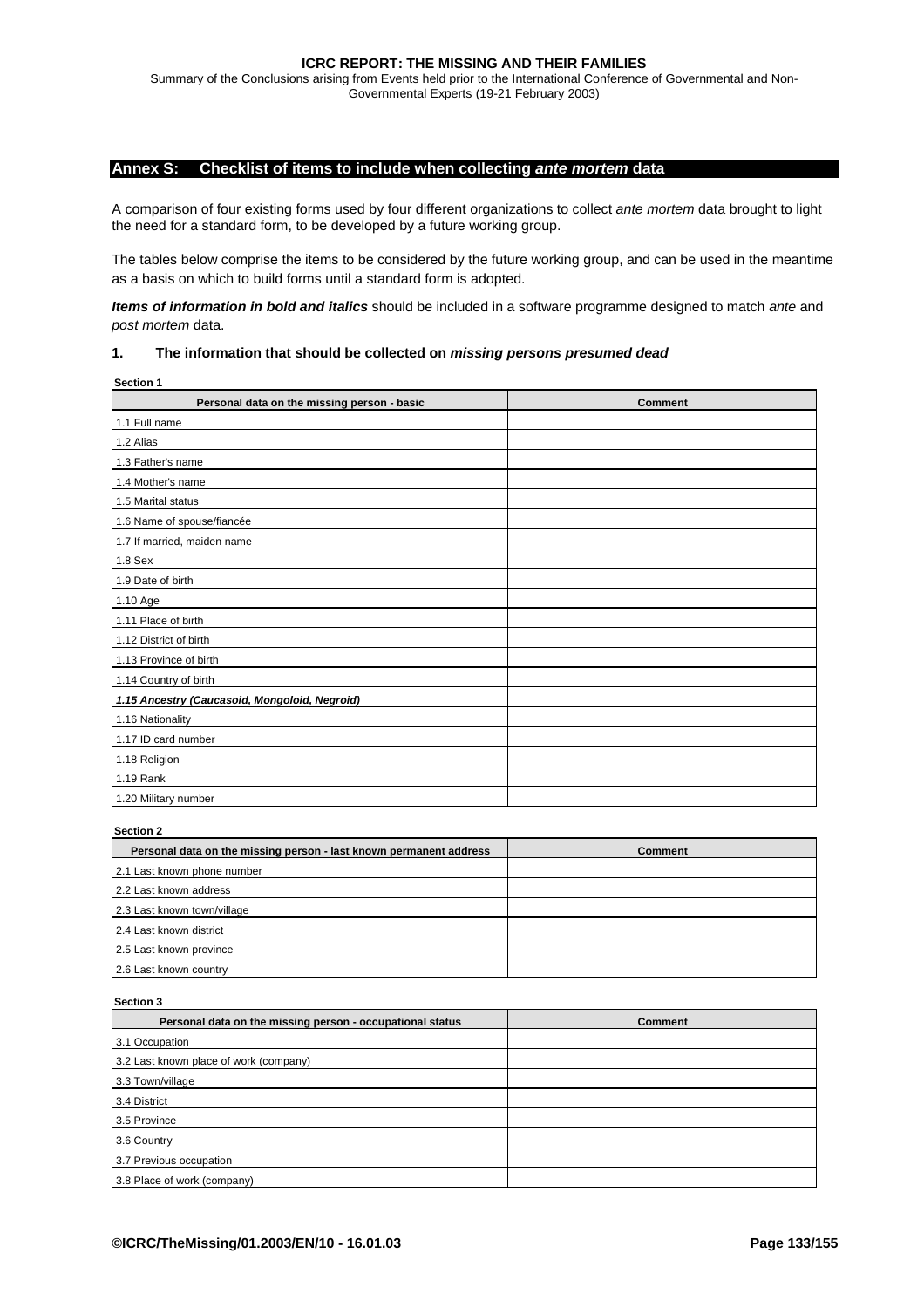## Annex S: Checklist of items to include when collecting *ante mortem* data

A comparison of four existing forms used by four different organizations to collect *ante mortem* data brought to light the need for a standard form, to be developed by a future working group.

The tables below comprise the items to be considered by the future working group, and can be used in the meantime as a basis on which to build forms until a standard form is adopted.

***Items of information in bold and italics*** should be included in a software programme designed to match *ante* and *post mortem* data.

### 1. The information that should be collected on *missing persons presumed dead*

**Section 1**

| Personal data on the missing person - basic | Comment |
|---|---|
| 1.1 Full name | |
| 1.2 Alias | |
| 1.3 Father's name | |
| 1.4 Mother's name | |
| 1.5 Marital status | |
| 1.6 Name of spouse/fiancée | |
| 1.7 If married, maiden name | |
| 1.8 Sex | |
| 1.9 Date of birth | |
| 1.10 Age | |
| 1.11 Place of birth | |
| 1.12 District of birth | |
| 1.13 Province of birth | |
| 1.14 Country of birth | |
| ***1.15 Ancestry (Caucasoid, Mongoloid, Negroid)*** | |
| 1.16 Nationality | |
| 1.17 ID card number | |
| 1.18 Religion | |
| 1.19 Rank | |
| 1.20 Military number | |

**Section 2**

| Personal data on the missing person - last known permanent address | Comment |
|---|---|
| 2.1 Last known phone number | |
| 2.2 Last known address | |
| 2.3 Last known town/village | |
| 2.4 Last known district | |
| 2.5 Last known province | |
| 2.6 Last known country | |

**Section 3**

| Personal data on the missing person - occupational status | Comment |
|---|---|
| 3.1 Occupation | |
| 3.2 Last known place of work (company) | |
| 3.3 Town/village | |
| 3.4 District | |
| 3.5 Province | |
| 3.6 Country | |
| 3.7 Previous occupation | |
| 3.8 Place of work (company) | |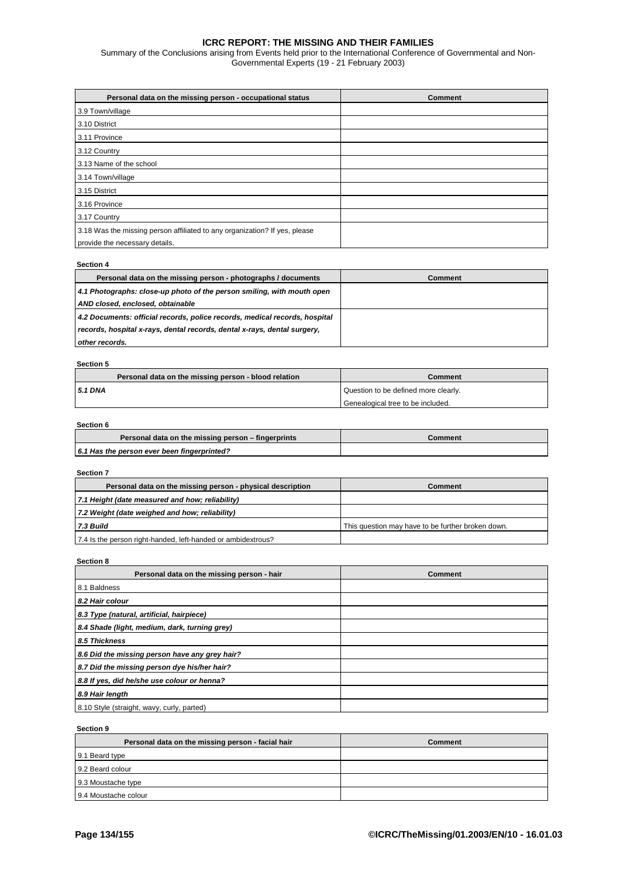| Personal data on the missing person - occupational status | Comment |
|---|---|
| 3.9 Town/village | |
| 3.10 District | |
| 3.11 Province | |
| 3.12 Country | |
| 3.13 Name of the school | |
| 3.14 Town/village | |
| 3.15 District | |
| 3.16 Province | |
| 3.17 Country | |
| 3.18 Was the missing person affiliated to any organization? If yes, please provide the necessary details. | |

**Section 4**

| Personal data on the missing person - photographs / documents | Comment |
|---|---|
| ***4.1 Photographs: close-up photo of the person smiling, with mouth open AND closed, enclosed, obtainable*** | |
| ***4.2 Documents: official records, police records, medical records, hospital records, hospital x-rays, dental records, dental x-rays, dental surgery, other records.*** | |

**Section 5**

| Personal data on the missing person - blood relation | Comment |
|---|---|
| ***5.1 DNA*** | Question to be defined more clearly.<br>Genealogical tree to be included. |

**Section 6**

| Personal data on the missing person – fingerprints | Comment |
|---|---|
| ***6.1 Has the person ever been fingerprinted?*** | |

**Section 7**

| Personal data on the missing person - physical description | Comment |
|---|---|
| ***7.1 Height (date measured and how; reliability)*** | |
| ***7.2 Weight (date weighed and how; reliability)*** | |
| ***7.3 Build*** | This question may have to be further broken down. |
| 7.4 Is the person right-handed, left-handed or ambidextrous? | |

**Section 8**

| Personal data on the missing person - hair | Comment |
|---|---|
| 8.1 Baldness | |
| ***8.2 Hair colour*** | |
| ***8.3 Type (natural, artificial, hairpiece)*** | |
| ***8.4 Shade (light, medium, dark, turning grey)*** | |
| ***8.5 Thickness*** | |
| ***8.6 Did the missing person have any grey hair?*** | |
| ***8.7 Did the missing person dye his/her hair?*** | |
| ***8.8 If yes, did he/she use colour or henna?*** | |
| ***8.9 Hair length*** | |
| 8.10 Style (straight, wavy, curly, parted) | |

**Section 9**

| Personal data on the missing person - facial hair | Comment |
|---|---|
| 9.1 Beard type | |
| 9.2 Beard colour | |
| 9.3 Moustache type | |
| 9.4 Moustache colour | |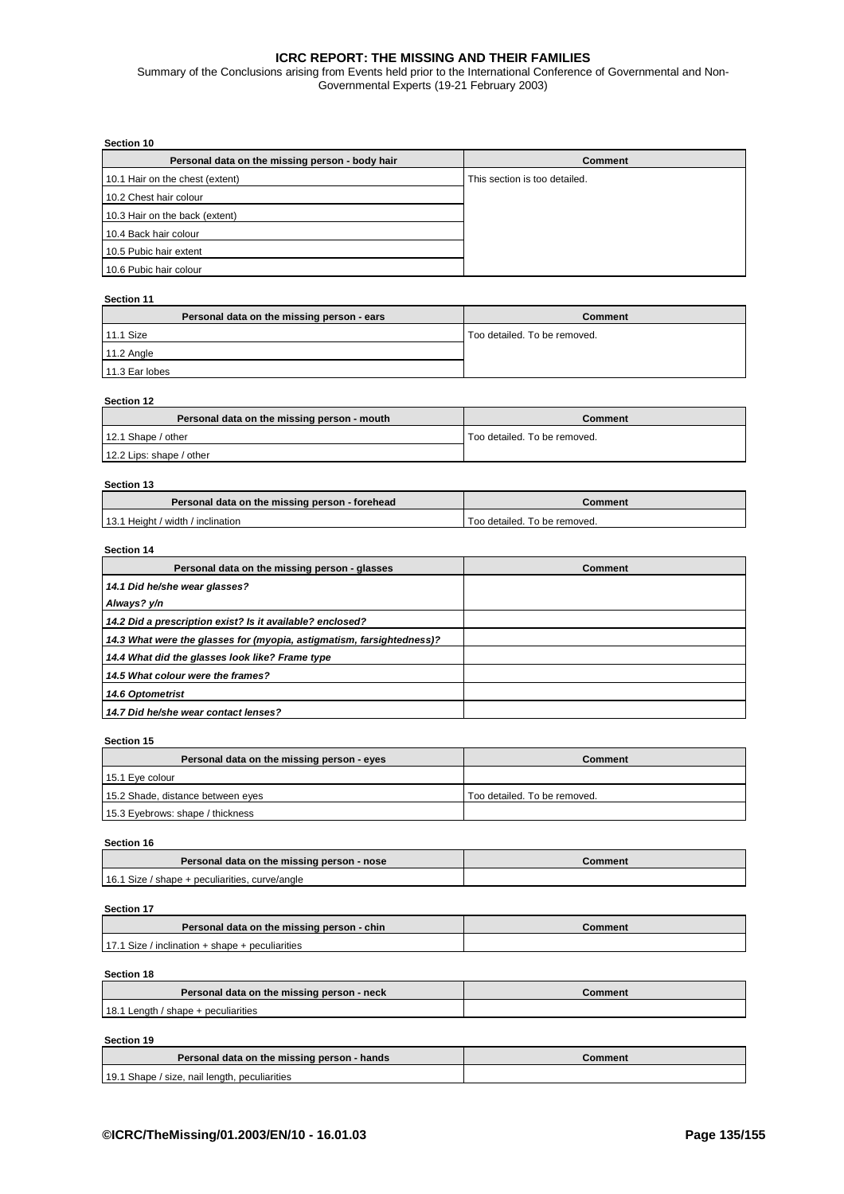**Section 10**

| Personal data on the missing person - body hair | Comment |
|---|---|
| 10.1 Hair on the chest (extent) | This section is too detailed. |
| 10.2 Chest hair colour | |
| 10.3 Hair on the back (extent) | |
| 10.4 Back hair colour | |
| 10.5 Pubic hair extent | |
| 10.6 Pubic hair colour | |

**Section 11**

| Personal data on the missing person - ears | Comment |
|---|---|
| 11.1 Size | Too detailed. To be removed. |
| 11.2 Angle | |
| 11.3 Ear lobes | |

**Section 12**

| Personal data on the missing person - mouth | Comment |
|---|---|
| 12.1 Shape / other | Too detailed. To be removed. |
| 12.2 Lips: shape / other | |

**Section 13**

| Personal data on the missing person - forehead | Comment |
|---|---|
| 13.1 Height / width / inclination | Too detailed. To be removed. |

**Section 14**

| Personal data on the missing person - glasses | Comment |
|---|---|
| ***14.1 Did he/she wear glasses?*** | |
| ***Always? y/n*** | |
| ***14.2 Did a prescription exist? Is it available? enclosed?*** | |
| ***14.3 What were the glasses for (myopia, astigmatism, farsightedness)?*** | |
| ***14.4 What did the glasses look like? Frame type*** | |
| ***14.5 What colour were the frames?*** | |
| ***14.6 Optometrist*** | |
| ***14.7 Did he/she wear contact lenses?*** | |

**Section 15**

| Personal data on the missing person - eyes | Comment |
|---|---|
| 15.1 Eye colour | |
| 15.2 Shade, distance between eyes | Too detailed. To be removed. |
| 15.3 Eyebrows: shape / thickness | |

**Section 16**

| Personal data on the missing person - nose | Comment |
|---|---|
| 16.1 Size / shape + peculiarities, curve/angle | |

**Section 17**

| Personal data on the missing person - chin | Comment |
|---|---|
| 17.1 Size / inclination + shape + peculiarities | |

**Section 18**

| Personal data on the missing person - neck | Comment |
|---|---|
| 18.1 Length / shape + peculiarities | |

**Section 19**

| Personal data on the missing person - hands | Comment |
|---|---|
| 19.1 Shape / size, nail length, peculiarities | |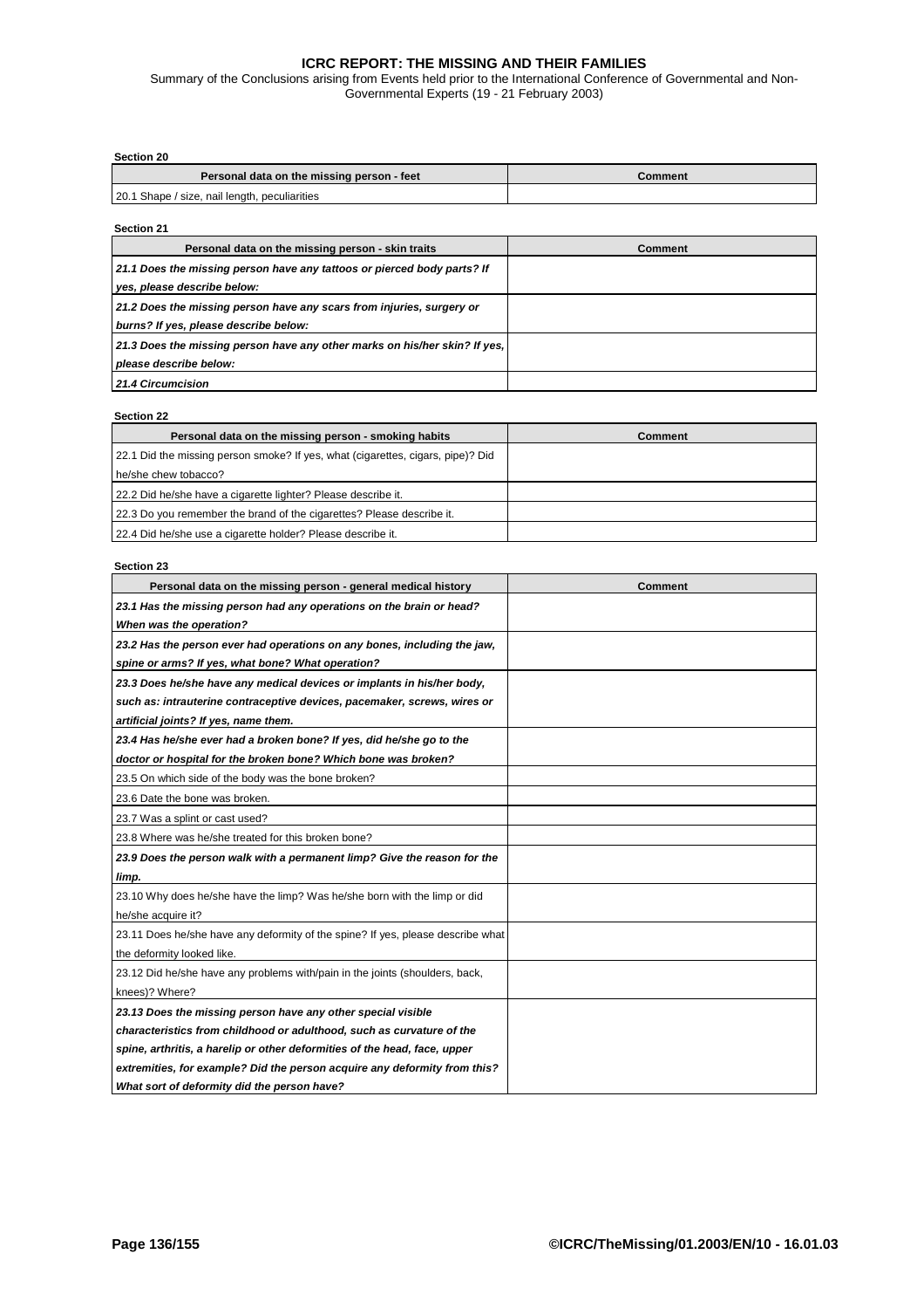**Section 20**

| Personal data on the missing person - feet | Comment |
|---|---|
| 20.1 Shape / size, nail length, peculiarities | |

**Section 21**

| Personal data on the missing person - skin traits | Comment |
|---|---|
| ***21.1 Does the missing person have any tattoos or pierced body parts? If yes, please describe below:*** | |
| ***21.2 Does the missing person have any scars from injuries, surgery or burns? If yes, please describe below:*** | |
| ***21.3 Does the missing person have any other marks on his/her skin? If yes, please describe below:*** | |
| ***21.4 Circumcision*** | |

**Section 22**

| Personal data on the missing person - smoking habits | Comment |
|---|---|
| 22.1 Did the missing person smoke? If yes, what (cigarettes, cigars, pipe)? Did he/she chew tobacco? | |
| 22.2 Did he/she have a cigarette lighter? Please describe it. | |
| 22.3 Do you remember the brand of the cigarettes? Please describe it. | |
| 22.4 Did he/she use a cigarette holder? Please describe it. | |

**Section 23**

| Personal data on the missing person - general medical history | Comment |
|---|---|
| ***23.1 Has the missing person had any operations on the brain or head? When was the operation?*** | |
| ***23.2 Has the person ever had operations on any bones, including the jaw, spine or arms? If yes, what bone? What operation?*** | |
| ***23.3 Does he/she have any medical devices or implants in his/her body, such as: intrauterine contraceptive devices, pacemaker, screws, wires or artificial joints? If yes, name them.*** | |
| ***23.4 Has he/she ever had a broken bone? If yes, did he/she go to the doctor or hospital for the broken bone? Which bone was broken?*** | |
| 23.5 On which side of the body was the bone broken? | |
| 23.6 Date the bone was broken. | |
| 23.7 Was a splint or cast used? | |
| 23.8 Where was he/she treated for this broken bone? | |
| ***23.9 Does the person walk with a permanent limp? Give the reason for the limp.*** | |
| 23.10 Why does he/she have the limp? Was he/she born with the limp or did he/she acquire it? | |
| 23.11 Does he/she have any deformity of the spine? If yes, please describe what the deformity looked like. | |
| 23.12 Did he/she have any problems with/pain in the joints (shoulders, back, knees)? Where? | |
| ***23.13 Does the missing person have any other special visible characteristics from childhood or adulthood, such as curvature of the spine, arthritis, a harelip or other deformities of the head, face, upper extremities, for example? Did the person acquire any deformity from this? What sort of deformity did the person have?*** | |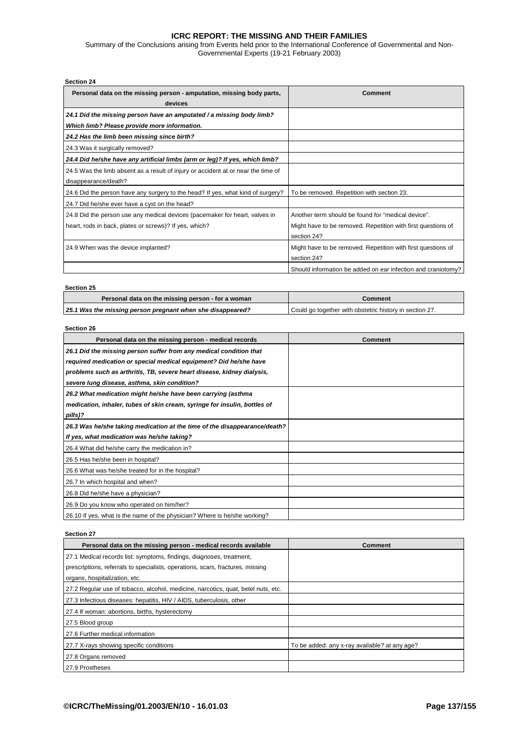**Section 24**

| Personal data on the missing person - amputation, missing body parts, devices | Comment |
|---|---|
| ***24.1 Did the missing person have an amputated / a missing body limb? Which limb? Please provide more information.*** | |
| ***24.2 Has the limb been missing since birth?*** | |
| 24.3 Was it surgically removed? | |
| ***24.4 Did he/she have any artificial limbs (arm or leg)? If yes, which limb?*** | |
| 24.5 Was the limb absent as a result of injury or accident at or near the time of disappearance/death? | |
| 24.6 Did the person have any surgery to the head? If yes, what kind of surgery? | To be removed. Repetition with section 23. |
| 24.7 Did he/she ever have a cyst on the head? | |
| 24.8 Did the person use any medical devices (pacemaker for heart, valves in heart, rods in back, plates or screws)? If yes, which? | Another term should be found for "medical device". Might have to be removed. Repetition with first questions of section 24? |
| 24.9 When was the device implanted? | Might have to be removed. Repetition with first questions of section 24? |
| | Should information be added on ear infection and craniotomy? |

**Section 25**

| Personal data on the missing person - for a woman | Comment |
|---|---|
| ***25.1 Was the missing person pregnant when she disappeared?*** | Could go together with obstetric history in section 27. |

**Section 26**

| Personal data on the missing person - medical records | Comment |
|---|---|
| ***26.1 Did the missing person suffer from any medical condition that required medication or special medical equipment? Did he/she have problems such as arthritis, TB, severe heart disease, kidney dialysis, severe lung disease, asthma, skin condition?*** | |
| ***26.2 What medication might he/she have been carrying (asthma medication, inhaler, tubes of skin cream, syringe for insulin, bottles of pills)?*** | |
| ***26.3 Was he/she taking medication at the time of the disappearance/death? If yes, what medication was he/she taking?*** | |
| 26.4 What did he/she carry the medication in? | |
| 26.5 Has he/she been in hospital? | |
| 26.6 What was he/she treated for in the hospital? | |
| 26.7 In which hospital and when? | |
| 26.8 Did he/she have a physician? | |
| 26.9 Do you know who operated on him/her? | |
| 26.10 If yes, what is the name of the physician? Where is he/she working? | |

**Section 27**

| Personal data on the missing person - medical records available | Comment |
|---|---|
| 27.1 Medical records list: symptoms, findings, diagnoses, treatment, prescriptions, referrals to specialists, operations, scars, fractures, missing organs, hospitalization, etc. | |
| 27.2 Regular use of tobacco, alcohol, medicine, narcotics, quat, betel nuts, etc. | |
| 27.3 Infectious diseases: hepatitis, HIV / AIDS, tuberculosis, other | |
| 27.4 If woman: abortions, births, hysterectomy | |
| 27.5 Blood group | |
| 27.6 Further medical information | |
| 27.7 X-rays showing specific conditions | To be added: any x-ray available? at any age? |
| 27.8 Organs removed | |
| 27.9 Prostheses | |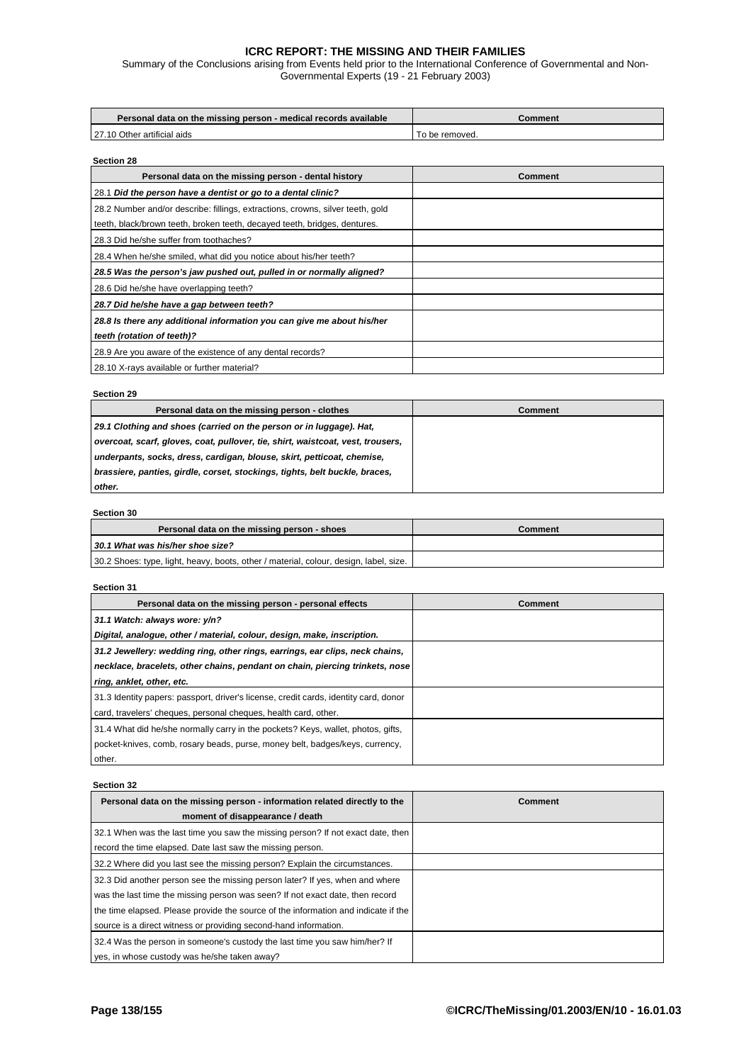| Personal data on the missing person - medical records available | Comment |
|---|---|
| 27.10 Other artificial aids | To be removed. |

**Section 28**

| Personal data on the missing person - dental history | Comment |
|---|---|
| 28.1 ***Did the person have a dentist or go to a dental clinic?*** | |
| 28.2 Number and/or describe: fillings, extractions, crowns, silver teeth, gold teeth, black/brown teeth, broken teeth, decayed teeth, bridges, dentures. | |
| 28.3 Did he/she suffer from toothaches? | |
| 28.4 When he/she smiled, what did you notice about his/her teeth? | |
| ***28.5 Was the person's jaw pushed out, pulled in or normally aligned?*** | |
| 28.6 Did he/she have overlapping teeth? | |
| ***28.7 Did he/she have a gap between teeth?*** | |
| ***28.8 Is there any additional information you can give me about his/her teeth (rotation of teeth)?*** | |
| 28.9 Are you aware of the existence of any dental records? | |
| 28.10 X-rays available or further material? | |

**Section 29**

| Personal data on the missing person - clothes | Comment |
|---|---|
| ***29.1 Clothing and shoes (carried on the person or in luggage). Hat, overcoat, scarf, gloves, coat, pullover, tie, shirt, waistcoat, vest, trousers, underpants, socks, dress, cardigan, blouse, skirt, petticoat, chemise, brassiere, panties, girdle, corset, stockings, tights, belt buckle, braces, other.*** | |

**Section 30**

| Personal data on the missing person - shoes | Comment |
|---|---|
| ***30.1 What was his/her shoe size?*** | |
| 30.2 Shoes: type, light, heavy, boots, other / material, colour, design, label, size. | |

**Section 31**

| Personal data on the missing person - personal effects | Comment |
|---|---|
| ***31.1 Watch: always wore: y/n?*** ***Digital, analogue, other / material, colour, design, make, inscription.*** | |
| ***31.2 Jewellery: wedding ring, other rings, earrings, ear clips, neck chains, necklace, bracelets, other chains, pendant on chain, piercing trinkets, nose ring, anklet, other, etc.*** | |
| 31.3 Identity papers: passport, driver's license, credit cards, identity card, donor card, travelers' cheques, personal cheques, health card, other. | |
| 31.4 What did he/she normally carry in the pockets? Keys, wallet, photos, gifts, pocket-knives, comb, rosary beads, purse, money belt, badges/keys, currency, other. | |

**Section 32**

| Personal data on the missing person - information related directly to the moment of disappearance / death | Comment |
|---|---|
| 32.1 When was the last time you saw the missing person? If not exact date, then record the time elapsed. Date last saw the missing person. | |
| 32.2 Where did you last see the missing person? Explain the circumstances. | |
| 32.3 Did another person see the missing person later? If yes, when and where was the last time the missing person was seen? If not exact date, then record the time elapsed. Please provide the source of the information and indicate if the source is a direct witness or providing second-hand information. | |
| 32.4 Was the person in someone's custody the last time you saw him/her? If yes, in whose custody was he/she taken away? | |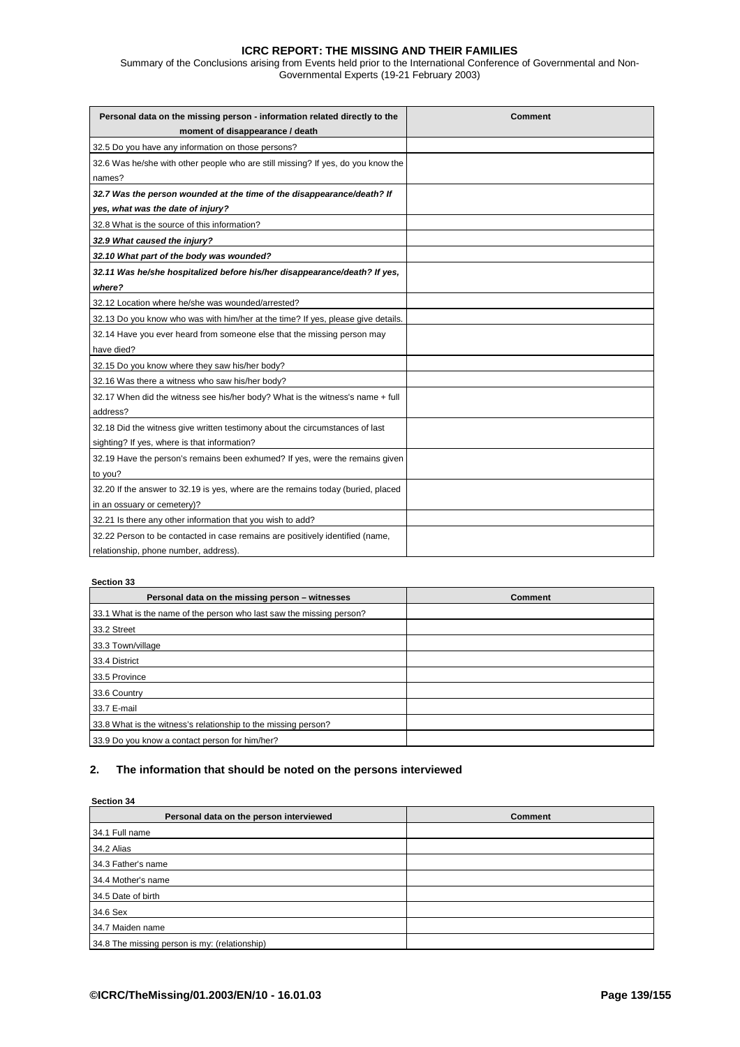| Personal data on the missing person - information related directly to the moment of disappearance / death | Comment |
|---|---|
| 32.5 Do you have any information on those persons? | |
| 32.6 Was he/she with other people who are still missing? If yes, do you know the names? | |
| ***32.7 Was the person wounded at the time of the disappearance/death? If yes, what was the date of injury?*** | |
| 32.8 What is the source of this information? | |
| ***32.9 What caused the injury?*** | |
| ***32.10 What part of the body was wounded?*** | |
| ***32.11 Was he/she hospitalized before his/her disappearance/death? If yes, where?*** | |
| 32.12 Location where he/she was wounded/arrested? | |
| 32.13 Do you know who was with him/her at the time? If yes, please give details. | |
| 32.14 Have you ever heard from someone else that the missing person may have died? | |
| 32.15 Do you know where they saw his/her body? | |
| 32.16 Was there a witness who saw his/her body? | |
| 32.17 When did the witness see his/her body? What is the witness's name + full address? | |
| 32.18 Did the witness give written testimony about the circumstances of last sighting? If yes, where is that information? | |
| 32.19 Have the person's remains been exhumed? If yes, were the remains given to you? | |
| 32.20 If the answer to 32.19 is yes, where are the remains today (buried, placed in an ossuary or cemetery)? | |
| 32.21 Is there any other information that you wish to add? | |
| 32.22 Person to be contacted in case remains are positively identified (name, relationship, phone number, address). | |

**Section 33**

| Personal data on the missing person – witnesses | Comment |
|---|---|
| 33.1 What is the name of the person who last saw the missing person? | |
| 33.2 Street | |
| 33.3 Town/village | |
| 33.4 District | |
| 33.5 Province | |
| 33.6 Country | |
| 33.7 E-mail | |
| 33.8 What is the witness's relationship to the missing person? | |
| 33.9 Do you know a contact person for him/her? | |

## 2. The information that should be noted on the persons interviewed

**Section 34**

| Personal data on the person interviewed | Comment |
|---|---|
| 34.1 Full name | |
| 34.2 Alias | |
| 34.3 Father's name | |
| 34.4 Mother's name | |
| 34.5 Date of birth | |
| 34.6 Sex | |
| 34.7 Maiden name | |
| 34.8 The missing person is my: (relationship) | |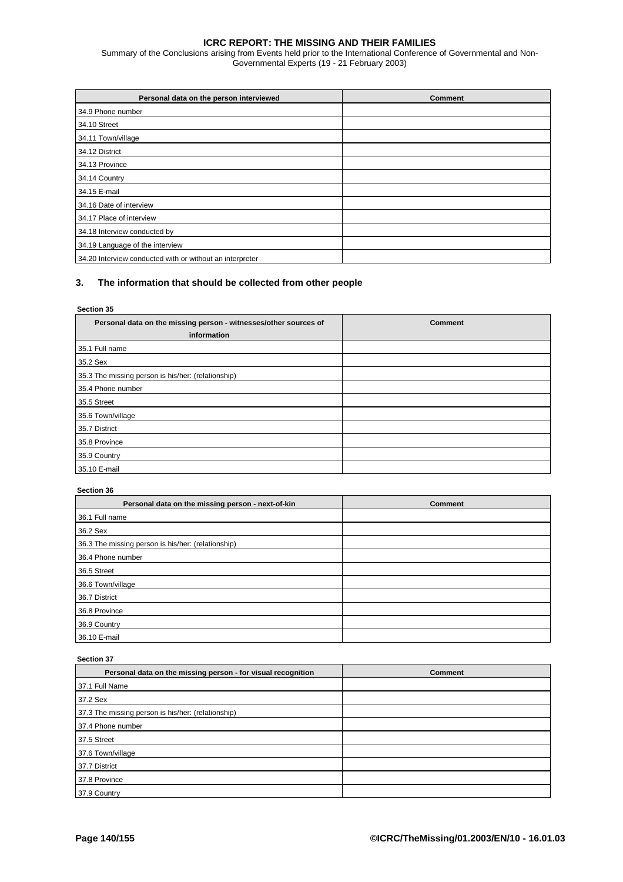| Personal data on the person interviewed | Comment |
|---|---|
| 34.9 Phone number | |
| 34.10 Street | |
| 34.11 Town/village | |
| 34.12 District | |
| 34.13 Province | |
| 34.14 Country | |
| 34.15 E-mail | |
| 34.16 Date of interview | |
| 34.17 Place of interview | |
| 34.18 Interview conducted by | |
| 34.19 Language of the interview | |
| 34.20 Interview conducted with or without an interpreter | |

## 3. The information that should be collected from other people

**Section 35**

| Personal data on the missing person - witnesses/other sources of information | Comment |
|---|---|
| 35.1 Full name | |
| 35.2 Sex | |
| 35.3 The missing person is his/her: (relationship) | |
| 35.4 Phone number | |
| 35.5 Street | |
| 35.6 Town/village | |
| 35.7 District | |
| 35.8 Province | |
| 35.9 Country | |
| 35.10 E-mail | |

**Section 36**

| Personal data on the missing person - next-of-kin | Comment |
|---|---|
| 36.1 Full name | |
| 36.2 Sex | |
| 36.3 The missing person is his/her: (relationship) | |
| 36.4 Phone number | |
| 36.5 Street | |
| 36.6 Town/village | |
| 36.7 District | |
| 36.8 Province | |
| 36.9 Country | |
| 36.10 E-mail | |

**Section 37**

| Personal data on the missing person - for visual recognition | Comment |
|---|---|
| 37.1 Full Name | |
| 37.2 Sex | |
| 37.3 The missing person is his/her: (relationship) | |
| 37.4 Phone number | |
| 37.5 Street | |
| 37.6 Town/village | |
| 37.7 District | |
| 37.8 Province | |
| 37.9 Country | |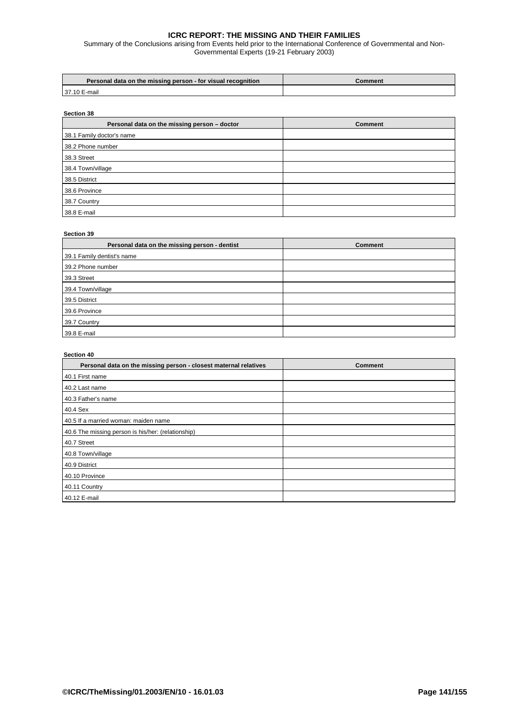| Personal data on the missing person - for visual recognition | Comment |
|---|---|
| 37.10 E-mail | |

**Section 38**

| Personal data on the missing person – doctor | Comment |
|---|---|
| 38.1 Family doctor's name | |
| 38.2 Phone number | |
| 38.3 Street | |
| 38.4 Town/village | |
| 38.5 District | |
| 38.6 Province | |
| 38.7 Country | |
| 38.8 E-mail | |

**Section 39**

| Personal data on the missing person - dentist | Comment |
|---|---|
| 39.1 Family dentist's name | |
| 39.2 Phone number | |
| 39.3 Street | |
| 39.4 Town/village | |
| 39.5 District | |
| 39.6 Province | |
| 39.7 Country | |
| 39.8 E-mail | |

**Section 40**

| Personal data on the missing person - closest maternal relatives | Comment |
|---|---|
| 40.1 First name | |
| 40.2 Last name | |
| 40.3 Father's name | |
| 40.4 Sex | |
| 40.5 If a married woman: maiden name | |
| 40.6 The missing person is his/her: (relationship) | |
| 40.7 Street | |
| 40.8 Town/village | |
| 40.9 District | |
| 40.10 Province | |
| 40.11 Country | |
| 40.12 E-mail | |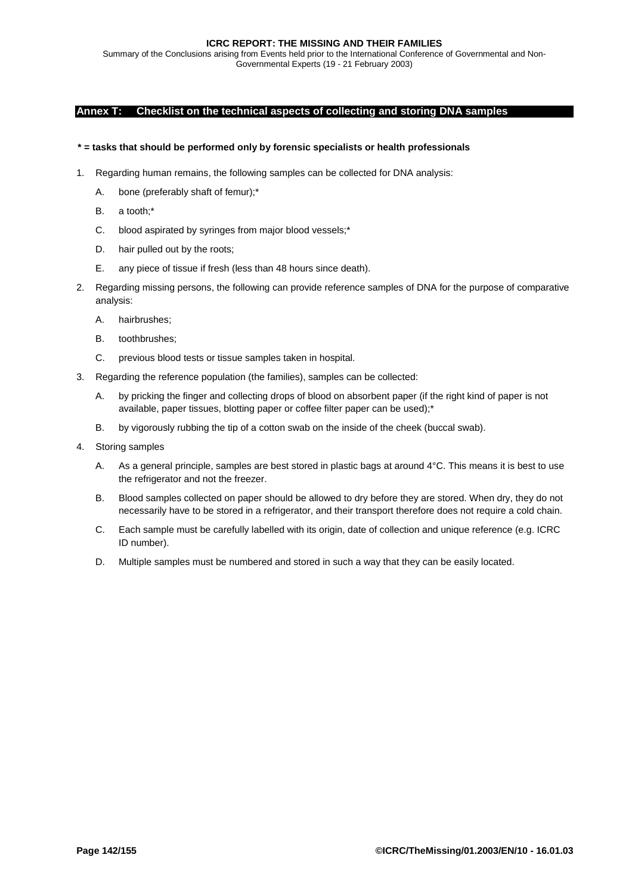## Annex T: Checklist on the technical aspects of collecting and storing DNA samples

**\* = tasks that should be performed only by forensic specialists or health professionals**

1. Regarding human remains, the following samples can be collected for DNA analysis:
   - A. bone (preferably shaft of femur);*
   - B. a tooth;*
   - C. blood aspirated by syringes from major blood vessels;*
   - D. hair pulled out by the roots;
   - E. any piece of tissue if fresh (less than 48 hours since death).
2. Regarding missing persons, the following can provide reference samples of DNA for the purpose of comparative analysis:
   - A. hairbrushes;
   - B. toothbrushes;
   - C. previous blood tests or tissue samples taken in hospital.
3. Regarding the reference population (the families), samples can be collected:
   - A. by pricking the finger and collecting drops of blood on absorbent paper (if the right kind of paper is not available, paper tissues, blotting paper or coffee filter paper can be used);*
   - B. by vigorously rubbing the tip of a cotton swab on the inside of the cheek (buccal swab).
4. Storing samples
   - A. As a general principle, samples are best stored in plastic bags at around 4°C. This means it is best to use the refrigerator and not the freezer.
   - B. Blood samples collected on paper should be allowed to dry before they are stored. When dry, they do not necessarily have to be stored in a refrigerator, and their transport therefore does not require a cold chain.
   - C. Each sample must be carefully labelled with its origin, date of collection and unique reference (e.g. ICRC ID number).
   - D. Multiple samples must be numbered and stored in such a way that they can be easily located.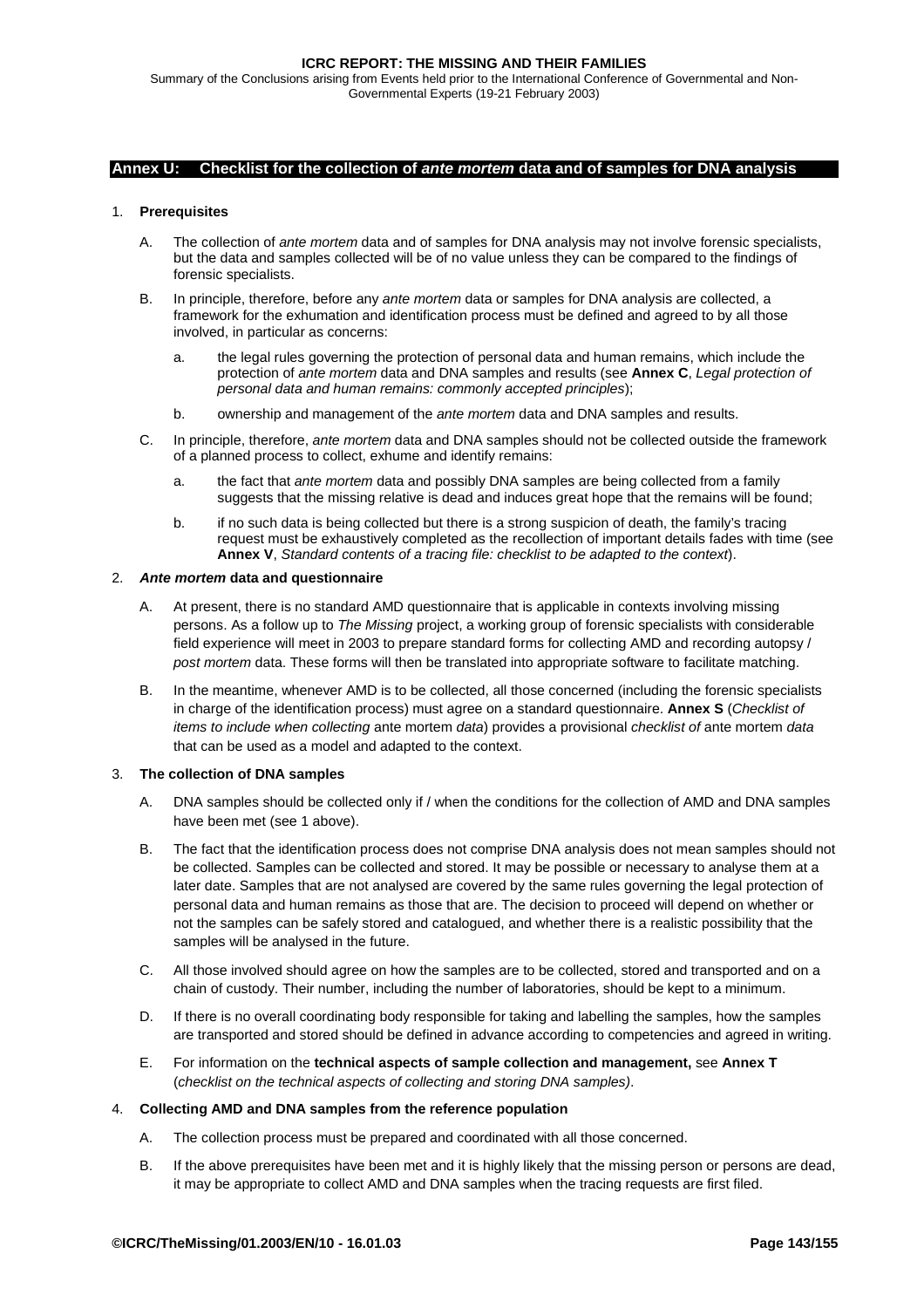## Annex U: Checklist for the collection of *ante mortem* data and of samples for DNA analysis

1. **Prerequisites**

   A. The collection of *ante mortem* data and of samples for DNA analysis may not involve forensic specialists, but the data and samples collected will be of no value unless they can be compared to the findings of forensic specialists.

   B. In principle, therefore, before any *ante mortem* data or samples for DNA analysis are collected, a framework for the exhumation and identification process must be defined and agreed to by all those involved, in particular as concerns:

      a. the legal rules governing the protection of personal data and human remains, which include the protection of *ante mortem* data and DNA samples and results (see **Annex C**, *Legal protection of personal data and human remains: commonly accepted principles*);

      b. ownership and management of the *ante mortem* data and DNA samples and results.

   C. In principle, therefore, *ante mortem* data and DNA samples should not be collected outside the framework of a planned process to collect, exhume and identify remains:

      a. the fact that *ante mortem* data and possibly DNA samples are being collected from a family suggests that the missing relative is dead and induces great hope that the remains will be found;

      b. if no such data is being collected but there is a strong suspicion of death, the family's tracing request must be exhaustively completed as the recollection of important details fades with time (see **Annex V**, *Standard contents of a tracing file: checklist to be adapted to the context*).

2. ***Ante mortem* data and questionnaire**

   A. At present, there is no standard AMD questionnaire that is applicable in contexts involving missing persons. As a follow up to *The Missing* project, a working group of forensic specialists with considerable field experience will meet in 2003 to prepare standard forms for collecting AMD and recording autopsy / *post mortem* data. These forms will then be translated into appropriate software to facilitate matching.

   B. In the meantime, whenever AMD is to be collected, all those concerned (including the forensic specialists in charge of the identification process) must agree on a standard questionnaire. **Annex S** (*Checklist of items to include when collecting* ante mortem *data*) provides a provisional *checklist of* ante mortem *data* that can be used as a model and adapted to the context.

3. **The collection of DNA samples**

   A. DNA samples should be collected only if / when the conditions for the collection of AMD and DNA samples have been met (see 1 above).

   B. The fact that the identification process does not comprise DNA analysis does not mean samples should not be collected. Samples can be collected and stored. It may be possible or necessary to analyse them at a later date. Samples that are not analysed are covered by the same rules governing the legal protection of personal data and human remains as those that are. The decision to proceed will depend on whether or not the samples can be safely stored and catalogued, and whether there is a realistic possibility that the samples will be analysed in the future.

   C. All those involved should agree on how the samples are to be collected, stored and transported and on a chain of custody. Their number, including the number of laboratories, should be kept to a minimum.

   D. If there is no overall coordinating body responsible for taking and labelling the samples, how the samples are transported and stored should be defined in advance according to competencies and agreed in writing.

   E. For information on the **technical aspects of sample collection and management,** see **Annex T** (*checklist on the technical aspects of collecting and storing DNA samples)*.

4. **Collecting AMD and DNA samples from the reference population**

   A. The collection process must be prepared and coordinated with all those concerned.

   B. If the above prerequisites have been met and it is highly likely that the missing person or persons are dead, it may be appropriate to collect AMD and DNA samples when the tracing requests are first filed.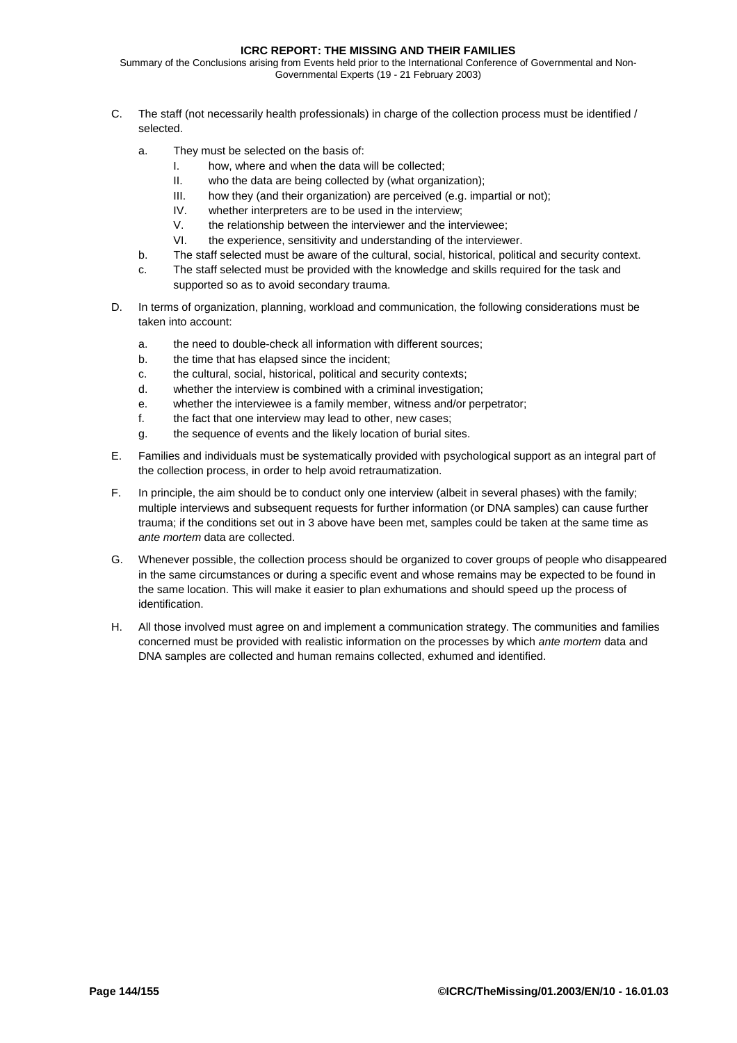C. The staff (not necessarily health professionals) in charge of the collection process must be identified / selected.

   a. They must be selected on the basis of:
      I. how, where and when the data will be collected;
      II. who the data are being collected by (what organization);
      III. how they (and their organization) are perceived (e.g. impartial or not);
      IV. whether interpreters are to be used in the interview;
      V. the relationship between the interviewer and the interviewee;
      VI. the experience, sensitivity and understanding of the interviewer.
   b. The staff selected must be aware of the cultural, social, historical, political and security context.
   c. The staff selected must be provided with the knowledge and skills required for the task and supported so as to avoid secondary trauma.

D. In terms of organization, planning, workload and communication, the following considerations must be taken into account:

   a. the need to double-check all information with different sources;
   b. the time that has elapsed since the incident;
   c. the cultural, social, historical, political and security contexts;
   d. whether the interview is combined with a criminal investigation;
   e. whether the interviewee is a family member, witness and/or perpetrator;
   f. the fact that one interview may lead to other, new cases;
   g. the sequence of events and the likely location of burial sites.

E. Families and individuals must be systematically provided with psychological support as an integral part of the collection process, in order to help avoid retraumatization.

F. In principle, the aim should be to conduct only one interview (albeit in several phases) with the family; multiple interviews and subsequent requests for further information (or DNA samples) can cause further trauma; if the conditions set out in 3 above have been met, samples could be taken at the same time as *ante mortem* data are collected.

G. Whenever possible, the collection process should be organized to cover groups of people who disappeared in the same circumstances or during a specific event and whose remains may be expected to be found in the same location. This will make it easier to plan exhumations and should speed up the process of identification.

H. All those involved must agree on and implement a communication strategy. The communities and families concerned must be provided with realistic information on the processes by which *ante mortem* data and DNA samples are collected and human remains collected, exhumed and identified.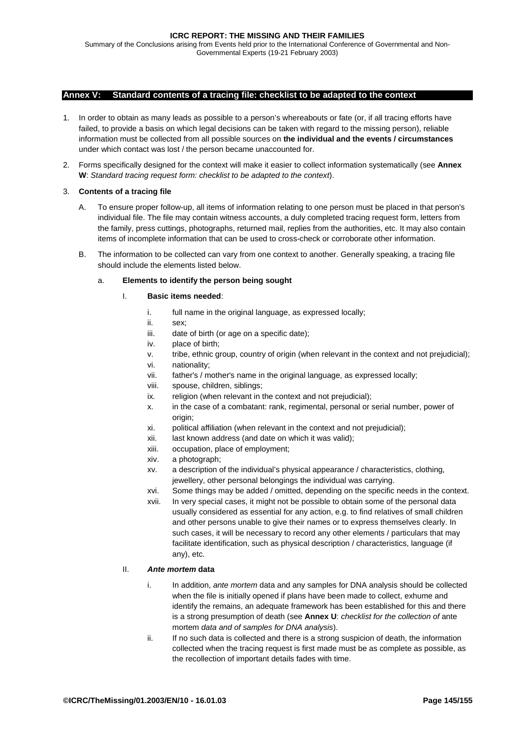## Annex V: Standard contents of a tracing file: checklist to be adapted to the context

1. In order to obtain as many leads as possible to a person's whereabouts or fate (or, if all tracing efforts have failed, to provide a basis on which legal decisions can be taken with regard to the missing person), reliable information must be collected from all possible sources on **the individual and the events / circumstances** under which contact was lost / the person became unaccounted for.

2. Forms specifically designed for the context will make it easier to collect information systematically (see **Annex W**: *Standard tracing request form: checklist to be adapted to the context*).

3. **Contents of a tracing file**

   A. To ensure proper follow-up, all items of information relating to one person must be placed in that person's individual file. The file may contain witness accounts, a duly completed tracing request form, letters from the family, press cuttings, photographs, returned mail, replies from the authorities, etc. It may also contain items of incomplete information that can be used to cross-check or corroborate other information.

   B. The information to be collected can vary from one context to another. Generally speaking, a tracing file should include the elements listed below.

      a. **Elements to identify the person being sought**

         I. **Basic items needed**:

            i. full name in the original language, as expressed locally;
            ii. sex;
            iii. date of birth (or age on a specific date);
            iv. place of birth;
            v. tribe, ethnic group, country of origin (when relevant in the context and not prejudicial);
            vi. nationality;
            vii. father's / mother's name in the original language, as expressed locally;
            viii. spouse, children, siblings;
            ix. religion (when relevant in the context and not prejudicial);
            x. in the case of a combatant: rank, regimental, personal or serial number, power of origin;
            xi. political affiliation (when relevant in the context and not prejudicial);
            xii. last known address (and date on which it was valid);
            xiii. occupation, place of employment;
            xiv. a photograph;
            xv. a description of the individual's physical appearance / characteristics, clothing, jewellery, other personal belongings the individual was carrying.
            xvi. Some things may be added / omitted, depending on the specific needs in the context.
            xvii. In very special cases, it might not be possible to obtain some of the personal data usually considered as essential for any action, e.g. to find relatives of small children and other persons unable to give their names or to express themselves clearly. In such cases, it will be necessary to record any other elements / particulars that may facilitate identification, such as physical description / characteristics, language (if any), etc.

         II. ***Ante mortem* data**

            i. In addition, *ante mortem* data and any samples for DNA analysis should be collected when the file is initially opened if plans have been made to collect, exhume and identify the remains, an adequate framework has been established for this and there is a strong presumption of death (see **Annex U**: *checklist for the collection of* ante mortem *data and of samples for DNA analysis*).
            ii. If no such data is collected and there is a strong suspicion of death, the information collected when the tracing request is first made must be as complete as possible, as the recollection of important details fades with time.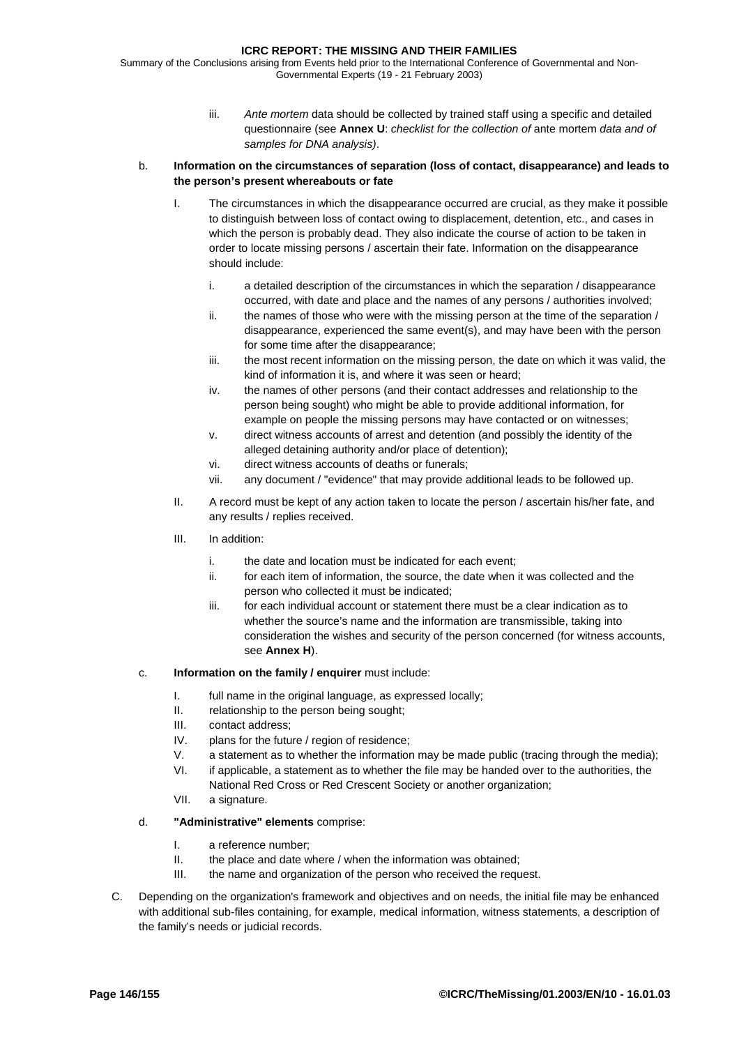iii. *Ante mortem* data should be collected by trained staff using a specific and detailed questionnaire (see **Annex U**: *checklist for the collection of* ante mortem *data and of samples for DNA analysis)*.

b. **Information on the circumstances of separation (loss of contact, disappearance) and leads to the person's present whereabouts or fate**

I. The circumstances in which the disappearance occurred are crucial, as they make it possible to distinguish between loss of contact owing to displacement, detention, etc., and cases in which the person is probably dead. They also indicate the course of action to be taken in order to locate missing persons / ascertain their fate. Information on the disappearance should include:

i. a detailed description of the circumstances in which the separation / disappearance occurred, with date and place and the names of any persons / authorities involved;
ii. the names of those who were with the missing person at the time of the separation / disappearance, experienced the same event(s), and may have been with the person for some time after the disappearance;
iii. the most recent information on the missing person, the date on which it was valid, the kind of information it is, and where it was seen or heard;
iv. the names of other persons (and their contact addresses and relationship to the person being sought) who might be able to provide additional information, for example on people the missing persons may have contacted or on witnesses;
v. direct witness accounts of arrest and detention (and possibly the identity of the alleged detaining authority and/or place of detention);
vi. direct witness accounts of deaths or funerals;
vii. any document / "evidence" that may provide additional leads to be followed up.

II. A record must be kept of any action taken to locate the person / ascertain his/her fate, and any results / replies received.

III. In addition:

i. the date and location must be indicated for each event;
ii. for each item of information, the source, the date when it was collected and the person who collected it must be indicated;
iii. for each individual account or statement there must be a clear indication as to whether the source's name and the information are transmissible, taking into consideration the wishes and security of the person concerned (for witness accounts, see **Annex H**).

c. **Information on the family / enquirer** must include:

I. full name in the original language, as expressed locally;
II. relationship to the person being sought;
III. contact address;
IV. plans for the future / region of residence;
V. a statement as to whether the information may be made public (tracing through the media);
VI. if applicable, a statement as to whether the file may be handed over to the authorities, the National Red Cross or Red Crescent Society or another organization;
VII. a signature.

d. **"Administrative" elements** comprise:

I. a reference number;
II. the place and date where / when the information was obtained;
III. the name and organization of the person who received the request.

C. Depending on the organization's framework and objectives and on needs, the initial file may be enhanced with additional sub-files containing, for example, medical information, witness statements, a description of the family's needs or judicial records.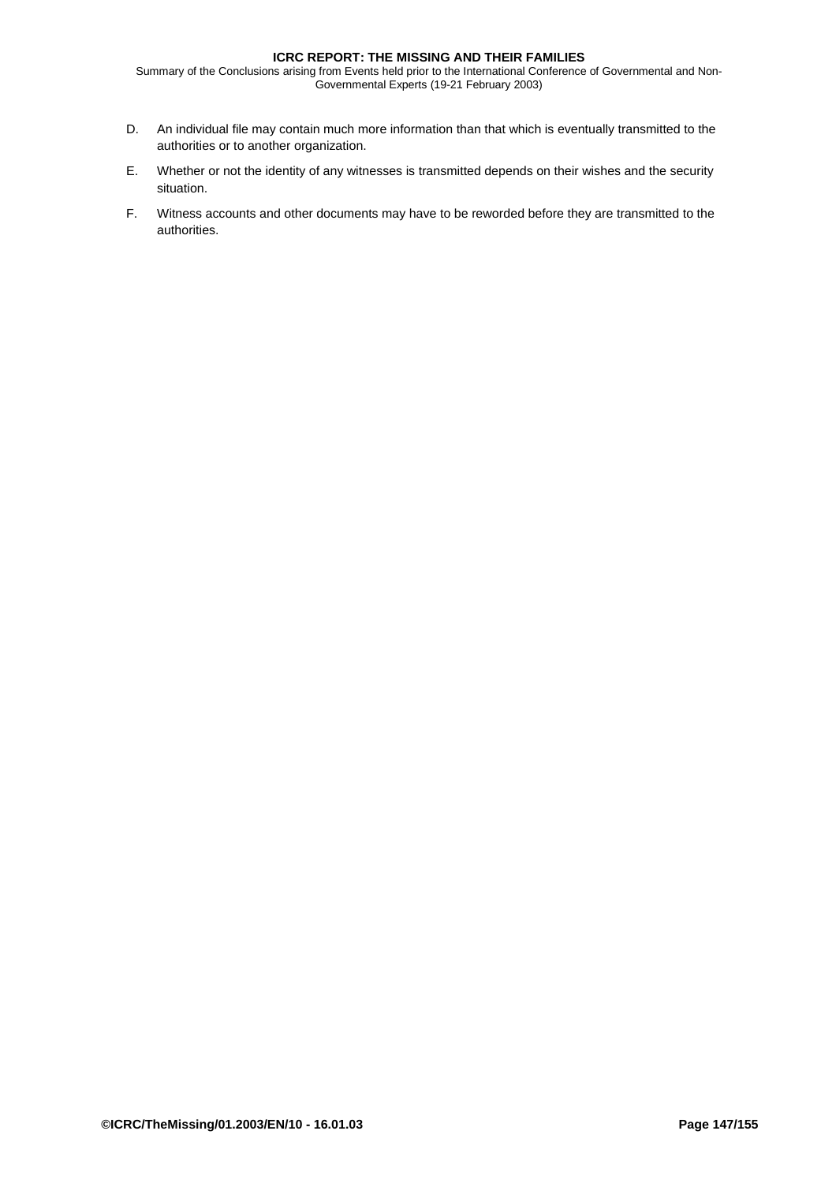D. An individual file may contain much more information than that which is eventually transmitted to the authorities or to another organization.

E. Whether or not the identity of any witnesses is transmitted depends on their wishes and the security situation.

F. Witness accounts and other documents may have to be reworded before they are transmitted to the authorities.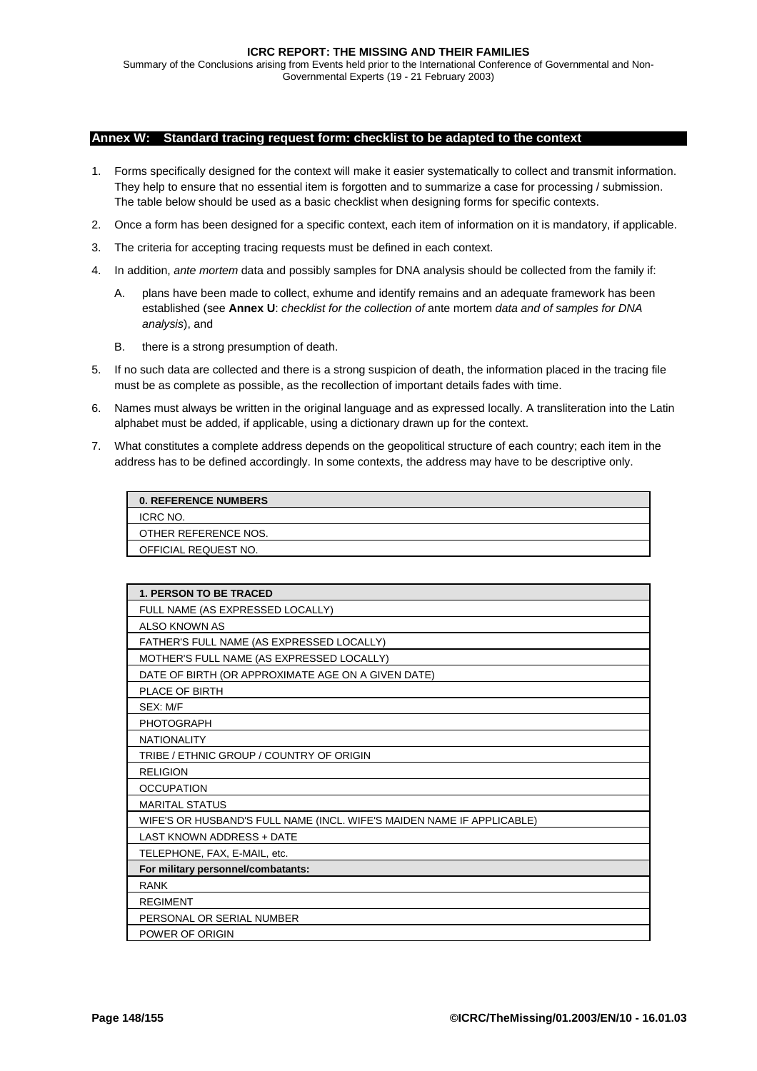## Annex W: Standard tracing request form: checklist to be adapted to the context

1. Forms specifically designed for the context will make it easier systematically to collect and transmit information. They help to ensure that no essential item is forgotten and to summarize a case for processing / submission. The table below should be used as a basic checklist when designing forms for specific contexts.
2. Once a form has been designed for a specific context, each item of information on it is mandatory, if applicable.
3. The criteria for accepting tracing requests must be defined in each context.
4. In addition, *ante mortem* data and possibly samples for DNA analysis should be collected from the family if:
   A. plans have been made to collect, exhume and identify remains and an adequate framework has been established (see **Annex U**: *checklist for the collection of* ante mortem *data and of samples for DNA analysis*), and
   B. there is a strong presumption of death.
5. If no such data are collected and there is a strong suspicion of death, the information placed in the tracing file must be as complete as possible, as the recollection of important details fades with time.
6. Names must always be written in the original language and as expressed locally. A transliteration into the Latin alphabet must be added, if applicable, using a dictionary drawn up for the context.
7. What constitutes a complete address depends on the geopolitical structure of each country; each item in the address has to be defined accordingly. In some contexts, the address may have to be descriptive only.

| 0. REFERENCE NUMBERS |
|---|
| ICRC NO. |
| OTHER REFERENCE NOS. |
| OFFICIAL REQUEST NO. |

| 1. PERSON TO BE TRACED |
|---|
| FULL NAME (AS EXPRESSED LOCALLY) |
| ALSO KNOWN AS |
| FATHER'S FULL NAME (AS EXPRESSED LOCALLY) |
| MOTHER'S FULL NAME (AS EXPRESSED LOCALLY) |
| DATE OF BIRTH (OR APPROXIMATE AGE ON A GIVEN DATE) |
| PLACE OF BIRTH |
| SEX: M/F |
| PHOTOGRAPH |
| NATIONALITY |
| TRIBE / ETHNIC GROUP / COUNTRY OF ORIGIN |
| RELIGION |
| OCCUPATION |
| MARITAL STATUS |
| WIFE'S OR HUSBAND'S FULL NAME (INCL. WIFE'S MAIDEN NAME IF APPLICABLE) |
| LAST KNOWN ADDRESS + DATE |
| TELEPHONE, FAX, E-MAIL, etc. |
| **For military personnel/combatants:** |
| RANK |
| REGIMENT |
| PERSONAL OR SERIAL NUMBER |
| POWER OF ORIGIN |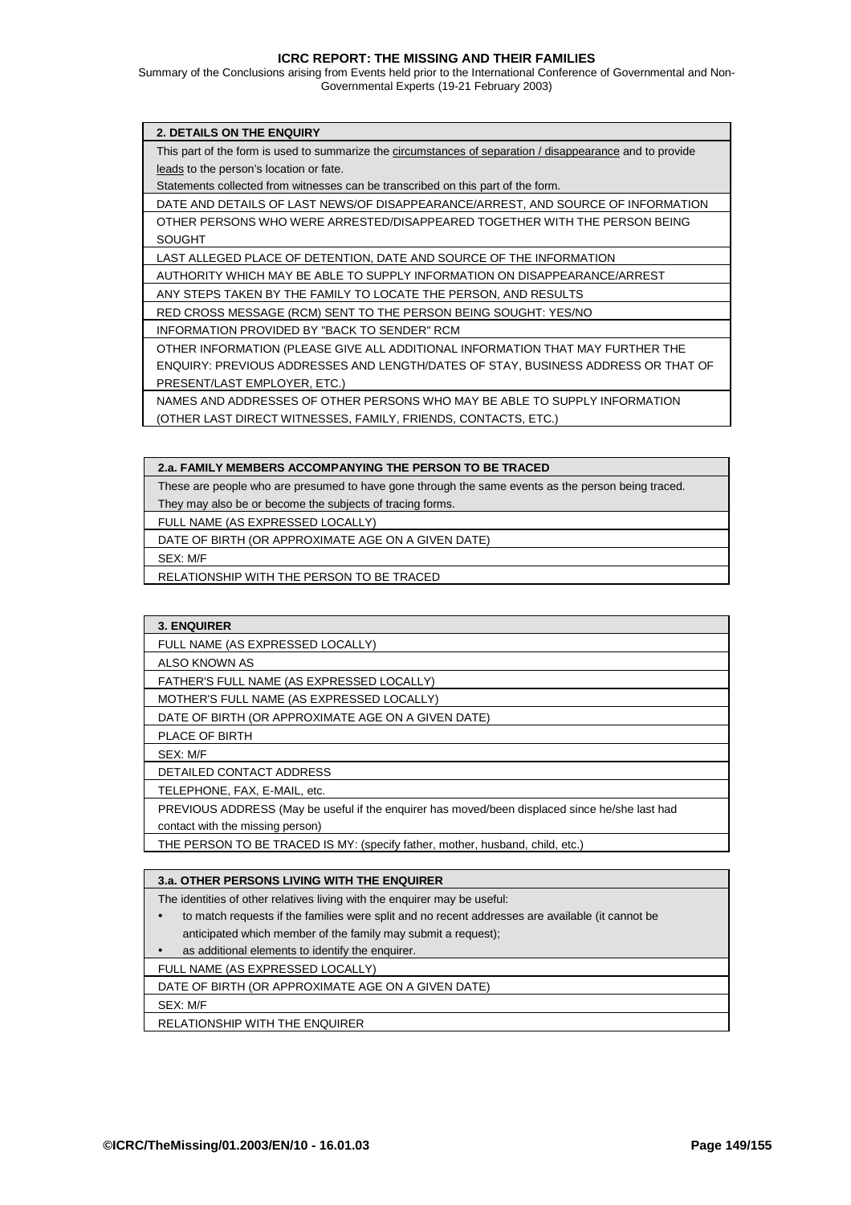| 2. DETAILS ON THE ENQUIRY |
|---|
| This part of the form is used to summarize the circumstances of separation / disappearance and to provide leads to the person's location or fate. Statements collected from witnesses can be transcribed on this part of the form. |
| DATE AND DETAILS OF LAST NEWS/OF DISAPPEARANCE/ARREST, AND SOURCE OF INFORMATION |
| OTHER PERSONS WHO WERE ARRESTED/DISAPPEARED TOGETHER WITH THE PERSON BEING SOUGHT |
| LAST ALLEGED PLACE OF DETENTION, DATE AND SOURCE OF THE INFORMATION |
| AUTHORITY WHICH MAY BE ABLE TO SUPPLY INFORMATION ON DISAPPEARANCE/ARREST |
| ANY STEPS TAKEN BY THE FAMILY TO LOCATE THE PERSON, AND RESULTS |
| RED CROSS MESSAGE (RCM) SENT TO THE PERSON BEING SOUGHT: YES/NO |
| INFORMATION PROVIDED BY "BACK TO SENDER" RCM |
| OTHER INFORMATION (PLEASE GIVE ALL ADDITIONAL INFORMATION THAT MAY FURTHER THE ENQUIRY: PREVIOUS ADDRESSES AND LENGTH/DATES OF STAY, BUSINESS ADDRESS OR THAT OF PRESENT/LAST EMPLOYER, ETC.) |
| NAMES AND ADDRESSES OF OTHER PERSONS WHO MAY BE ABLE TO SUPPLY INFORMATION (OTHER LAST DIRECT WITNESSES, FAMILY, FRIENDS, CONTACTS, ETC.) |

| 2.a. FAMILY MEMBERS ACCOMPANYING THE PERSON TO BE TRACED |
|---|
| These are people who are presumed to have gone through the same events as the person being traced. They may also be or become the subjects of tracing forms. |
| FULL NAME (AS EXPRESSED LOCALLY) |
| DATE OF BIRTH (OR APPROXIMATE AGE ON A GIVEN DATE) |
| SEX: M/F |
| RELATIONSHIP WITH THE PERSON TO BE TRACED |

| 3. ENQUIRER |
|---|
| FULL NAME (AS EXPRESSED LOCALLY) |
| ALSO KNOWN AS |
| FATHER'S FULL NAME (AS EXPRESSED LOCALLY) |
| MOTHER'S FULL NAME (AS EXPRESSED LOCALLY) |
| DATE OF BIRTH (OR APPROXIMATE AGE ON A GIVEN DATE) |
| PLACE OF BIRTH |
| SEX: M/F |
| DETAILED CONTACT ADDRESS |
| TELEPHONE, FAX, E-MAIL, etc. |
| PREVIOUS ADDRESS (May be useful if the enquirer has moved/been displaced since he/she last had contact with the missing person) |
| THE PERSON TO BE TRACED IS MY: (specify father, mother, husband, child, etc.) |

| 3.a. OTHER PERSONS LIVING WITH THE ENQUIRER |
|---|
| The identities of other relatives living with the enquirer may be useful: • to match requests if the families were split and no recent addresses are available (it cannot be anticipated which member of the family may submit a request); • as additional elements to identify the enquirer. |
| FULL NAME (AS EXPRESSED LOCALLY) |
| DATE OF BIRTH (OR APPROXIMATE AGE ON A GIVEN DATE) |
| SEX: M/F |
| RELATIONSHIP WITH THE ENQUIRER |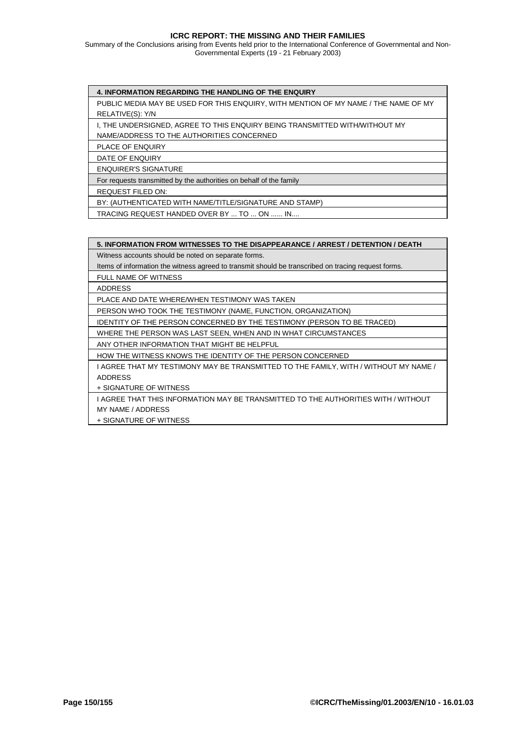| **4. INFORMATION REGARDING THE HANDLING OF THE ENQUIRY** |
|---|
| PUBLIC MEDIA MAY BE USED FOR THIS ENQUIRY, WITH MENTION OF MY NAME / THE NAME OF MY RELATIVE(S): Y/N |
| I, THE UNDERSIGNED, AGREE TO THIS ENQUIRY BEING TRANSMITTED WITH/WITHOUT MY NAME/ADDRESS TO THE AUTHORITIES CONCERNED |
| PLACE OF ENQUIRY |
| DATE OF ENQUIRY |
| ENQUIRER'S SIGNATURE |
| For requests transmitted by the authorities on behalf of the family |
| REQUEST FILED ON: |
| BY: (AUTHENTICATED WITH NAME/TITLE/SIGNATURE AND STAMP) |
| TRACING REQUEST HANDED OVER BY ... TO ... ON ...... IN.... |

| **5. INFORMATION FROM WITNESSES TO THE DISAPPEARANCE / ARREST / DETENTION / DEATH** |
|---|
| Witness accounts should be noted on separate forms. |
| Items of information the witness agreed to transmit should be transcribed on tracing request forms. |
| FULL NAME OF WITNESS |
| ADDRESS |
| PLACE AND DATE WHERE/WHEN TESTIMONY WAS TAKEN |
| PERSON WHO TOOK THE TESTIMONY (NAME, FUNCTION, ORGANIZATION) |
| IDENTITY OF THE PERSON CONCERNED BY THE TESTIMONY (PERSON TO BE TRACED) |
| WHERE THE PERSON WAS LAST SEEN, WHEN AND IN WHAT CIRCUMSTANCES |
| ANY OTHER INFORMATION THAT MIGHT BE HELPFUL |
| HOW THE WITNESS KNOWS THE IDENTITY OF THE PERSON CONCERNED |
| I AGREE THAT MY TESTIMONY MAY BE TRANSMITTED TO THE FAMILY, WITH / WITHOUT MY NAME / ADDRESS<br>+ SIGNATURE OF WITNESS |
| I AGREE THAT THIS INFORMATION MAY BE TRANSMITTED TO THE AUTHORITIES WITH / WITHOUT MY NAME / ADDRESS<br>+ SIGNATURE OF WITNESS |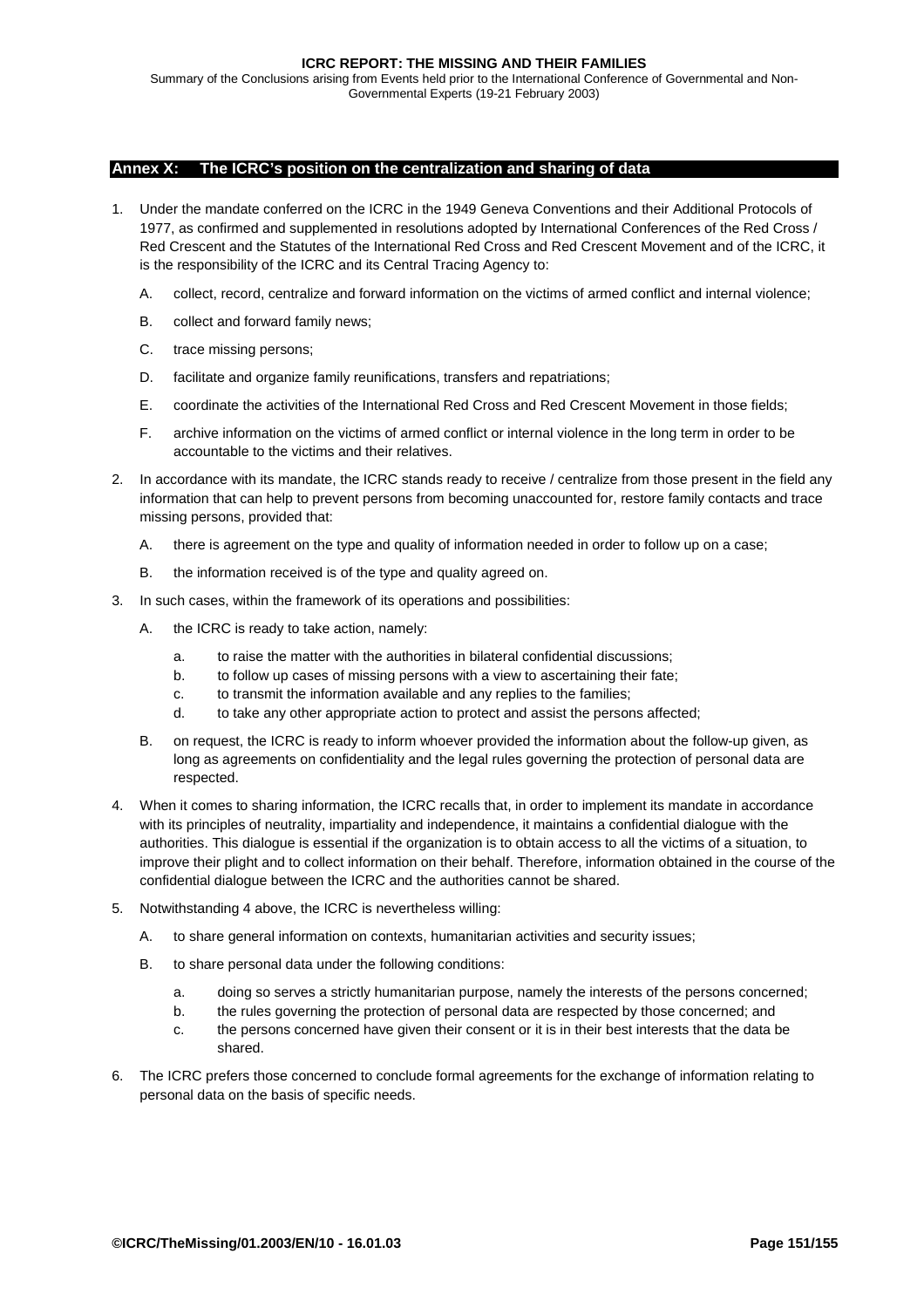## Annex X: The ICRC's position on the centralization and sharing of data

1. Under the mandate conferred on the ICRC in the 1949 Geneva Conventions and their Additional Protocols of 1977, as confirmed and supplemented in resolutions adopted by International Conferences of the Red Cross / Red Crescent and the Statutes of the International Red Cross and Red Crescent Movement and of the ICRC, it is the responsibility of the ICRC and its Central Tracing Agency to:

   A. collect, record, centralize and forward information on the victims of armed conflict and internal violence;

   B. collect and forward family news;

   C. trace missing persons;

   D. facilitate and organize family reunifications, transfers and repatriations;

   E. coordinate the activities of the International Red Cross and Red Crescent Movement in those fields;

   F. archive information on the victims of armed conflict or internal violence in the long term in order to be accountable to the victims and their relatives.

2. In accordance with its mandate, the ICRC stands ready to receive / centralize from those present in the field any information that can help to prevent persons from becoming unaccounted for, restore family contacts and trace missing persons, provided that:

   A. there is agreement on the type and quality of information needed in order to follow up on a case;

   B. the information received is of the type and quality agreed on.

3. In such cases, within the framework of its operations and possibilities:

   A. the ICRC is ready to take action, namely:

      a. to raise the matter with the authorities in bilateral confidential discussions;
      b. to follow up cases of missing persons with a view to ascertaining their fate;
      c. to transmit the information available and any replies to the families;
      d. to take any other appropriate action to protect and assist the persons affected;

   B. on request, the ICRC is ready to inform whoever provided the information about the follow-up given, as long as agreements on confidentiality and the legal rules governing the protection of personal data are respected.

4. When it comes to sharing information, the ICRC recalls that, in order to implement its mandate in accordance with its principles of neutrality, impartiality and independence, it maintains a confidential dialogue with the authorities. This dialogue is essential if the organization is to obtain access to all the victims of a situation, to improve their plight and to collect information on their behalf. Therefore, information obtained in the course of the confidential dialogue between the ICRC and the authorities cannot be shared.

5. Notwithstanding 4 above, the ICRC is nevertheless willing:

   A. to share general information on contexts, humanitarian activities and security issues;

   B. to share personal data under the following conditions:

      a. doing so serves a strictly humanitarian purpose, namely the interests of the persons concerned;
      b. the rules governing the protection of personal data are respected by those concerned; and
      c. the persons concerned have given their consent or it is in their best interests that the data be shared.

6. The ICRC prefers those concerned to conclude formal agreements for the exchange of information relating to personal data on the basis of specific needs.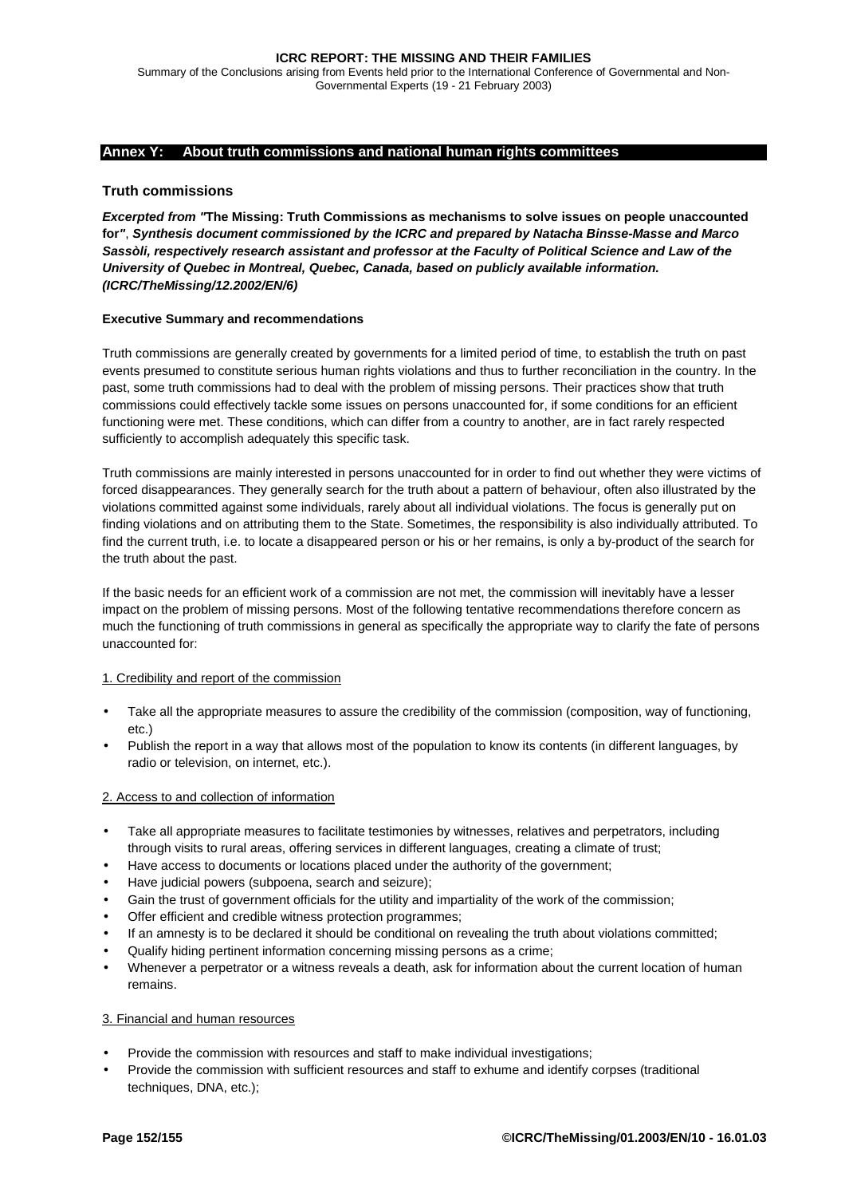## Annex Y: About truth commissions and national human rights committees

### Truth commissions

***Excerpted from "The Missing: Truth Commissions as mechanisms to solve issues on people unaccounted for", Synthesis document commissioned by the ICRC and prepared by Natacha Binsse-Masse and Marco Sassòli, respectively research assistant and professor at the Faculty of Political Science and Law of the University of Quebec in Montreal, Quebec, Canada, based on publicly available information. (ICRC/TheMissing/12.2002/EN/6)***

**Executive Summary and recommendations**

Truth commissions are generally created by governments for a limited period of time, to establish the truth on past events presumed to constitute serious human rights violations and thus to further reconciliation in the country. In the past, some truth commissions had to deal with the problem of missing persons. Their practices show that truth commissions could effectively tackle some issues on persons unaccounted for, if some conditions for an efficient functioning were met. These conditions, which can differ from a country to another, are in fact rarely respected sufficiently to accomplish adequately this specific task.

Truth commissions are mainly interested in persons unaccounted for in order to find out whether they were victims of forced disappearances. They generally search for the truth about a pattern of behaviour, often also illustrated by the violations committed against some individuals, rarely about all individual violations. The focus is generally put on finding violations and on attributing them to the State. Sometimes, the responsibility is also individually attributed. To find the current truth, i.e. to locate a disappeared person or his or her remains, is only a by-product of the search for the truth about the past.

If the basic needs for an efficient work of a commission are not met, the commission will inevitably have a lesser impact on the problem of missing persons. Most of the following tentative recommendations therefore concern as much the functioning of truth commissions in general as specifically the appropriate way to clarify the fate of persons unaccounted for:

1. Credibility and report of the commission

- Take all the appropriate measures to assure the credibility of the commission (composition, way of functioning, etc.)
- Publish the report in a way that allows most of the population to know its contents (in different languages, by radio or television, on internet, etc.).

2. Access to and collection of information

- Take all appropriate measures to facilitate testimonies by witnesses, relatives and perpetrators, including through visits to rural areas, offering services in different languages, creating a climate of trust;
- Have access to documents or locations placed under the authority of the government;
- Have judicial powers (subpoena, search and seizure);
- Gain the trust of government officials for the utility and impartiality of the work of the commission;
- Offer efficient and credible witness protection programmes;
- If an amnesty is to be declared it should be conditional on revealing the truth about violations committed;
- Qualify hiding pertinent information concerning missing persons as a crime;
- Whenever a perpetrator or a witness reveals a death, ask for information about the current location of human remains.

3. Financial and human resources

- Provide the commission with resources and staff to make individual investigations;
- Provide the commission with sufficient resources and staff to exhume and identify corpses (traditional techniques, DNA, etc.);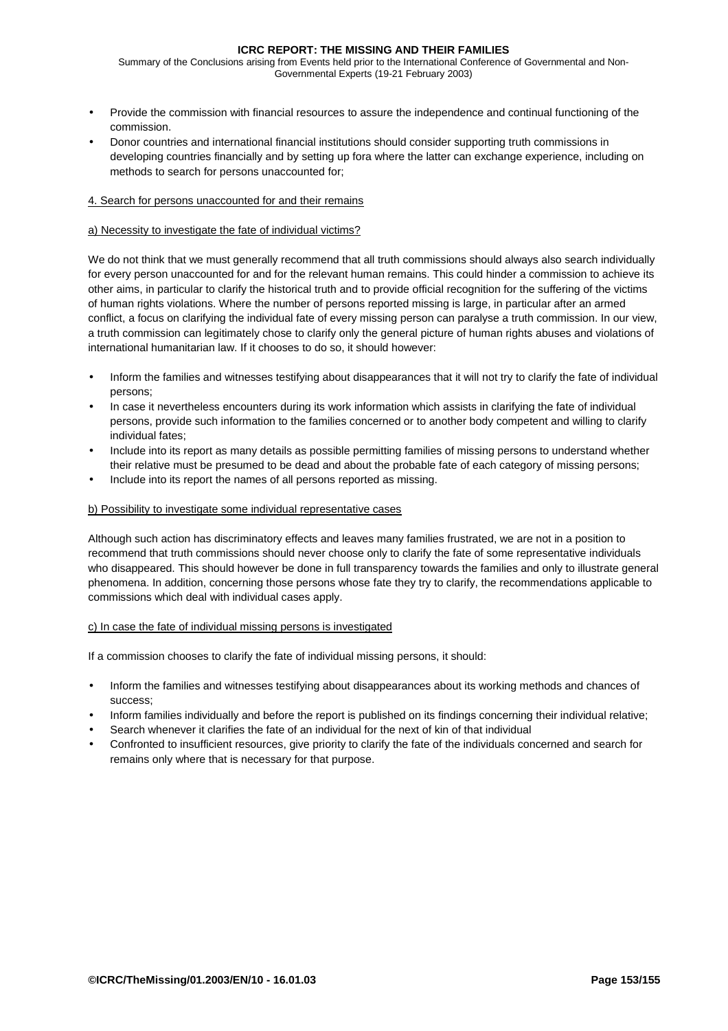- Provide the commission with financial resources to assure the independence and continual functioning of the commission.
- Donor countries and international financial institutions should consider supporting truth commissions in developing countries financially and by setting up fora where the latter can exchange experience, including on methods to search for persons unaccounted for;

4. Search for persons unaccounted for and their remains

a) Necessity to investigate the fate of individual victims?

We do not think that we must generally recommend that all truth commissions should always also search individually for every person unaccounted for and for the relevant human remains. This could hinder a commission to achieve its other aims, in particular to clarify the historical truth and to provide official recognition for the suffering of the victims of human rights violations. Where the number of persons reported missing is large, in particular after an armed conflict, a focus on clarifying the individual fate of every missing person can paralyse a truth commission. In our view, a truth commission can legitimately chose to clarify only the general picture of human rights abuses and violations of international humanitarian law. If it chooses to do so, it should however:

- Inform the families and witnesses testifying about disappearances that it will not try to clarify the fate of individual persons;
- In case it nevertheless encounters during its work information which assists in clarifying the fate of individual persons, provide such information to the families concerned or to another body competent and willing to clarify individual fates;
- Include into its report as many details as possible permitting families of missing persons to understand whether their relative must be presumed to be dead and about the probable fate of each category of missing persons;
- Include into its report the names of all persons reported as missing.

b) Possibility to investigate some individual representative cases

Although such action has discriminatory effects and leaves many families frustrated, we are not in a position to recommend that truth commissions should never choose only to clarify the fate of some representative individuals who disappeared. This should however be done in full transparency towards the families and only to illustrate general phenomena. In addition, concerning those persons whose fate they try to clarify, the recommendations applicable to commissions which deal with individual cases apply.

c) In case the fate of individual missing persons is investigated

If a commission chooses to clarify the fate of individual missing persons, it should:

- Inform the families and witnesses testifying about disappearances about its working methods and chances of success;
- Inform families individually and before the report is published on its findings concerning their individual relative;
- Search whenever it clarifies the fate of an individual for the next of kin of that individual
- Confronted to insufficient resources, give priority to clarify the fate of the individuals concerned and search for remains only where that is necessary for that purpose.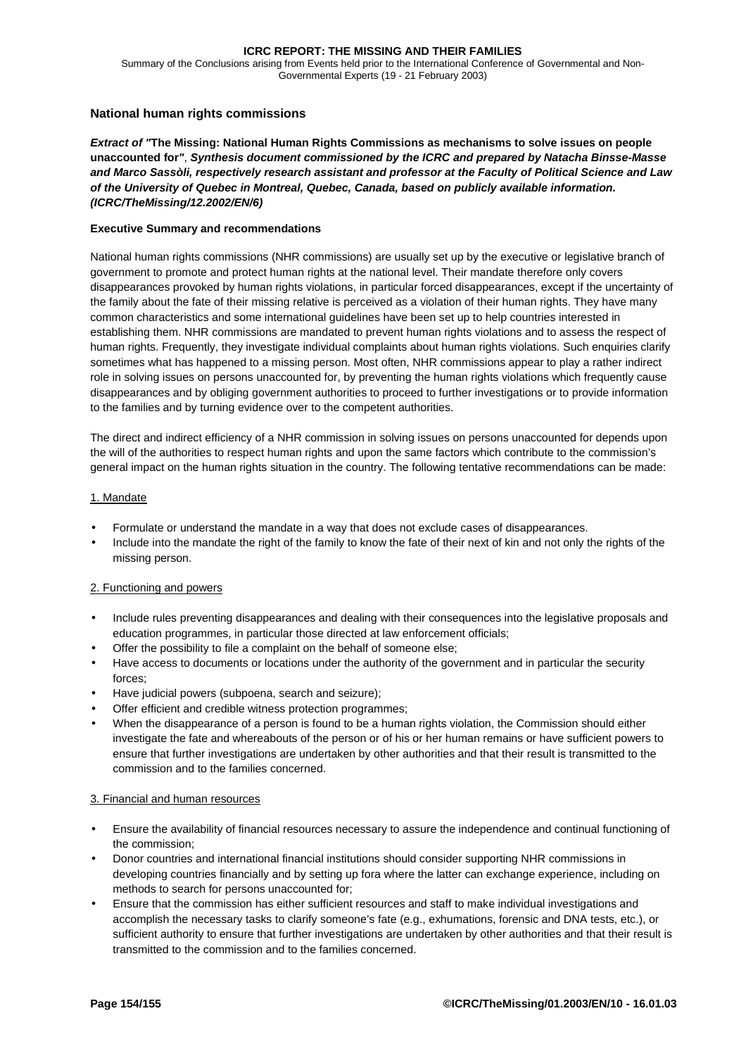### National human rights commissions

***Extract of "*****The Missing: National Human Rights Commissions as mechanisms to solve issues on people unaccounted for*****"*****, *****Synthesis document commissioned by the ICRC and prepared by Natacha Binsse-Masse and Marco Sassòli, respectively research assistant and professor at the Faculty of Political Science and Law of the University of Quebec in Montreal, Quebec, Canada, based on publicly available information. (ICRC/TheMissing/12.2002/EN/6)***

**Executive Summary and recommendations**

National human rights commissions (NHR commissions) are usually set up by the executive or legislative branch of government to promote and protect human rights at the national level. Their mandate therefore only covers disappearances provoked by human rights violations, in particular forced disappearances, except if the uncertainty of the family about the fate of their missing relative is perceived as a violation of their human rights. They have many common characteristics and some international guidelines have been set up to help countries interested in establishing them. NHR commissions are mandated to prevent human rights violations and to assess the respect of human rights. Frequently, they investigate individual complaints about human rights violations. Such enquiries clarify sometimes what has happened to a missing person. Most often, NHR commissions appear to play a rather indirect role in solving issues on persons unaccounted for, by preventing the human rights violations which frequently cause disappearances and by obliging government authorities to proceed to further investigations or to provide information to the families and by turning evidence over to the competent authorities.

The direct and indirect efficiency of a NHR commission in solving issues on persons unaccounted for depends upon the will of the authorities to respect human rights and upon the same factors which contribute to the commission's general impact on the human rights situation in the country. The following tentative recommendations can be made:

1. Mandate

- Formulate or understand the mandate in a way that does not exclude cases of disappearances.
- Include into the mandate the right of the family to know the fate of their next of kin and not only the rights of the missing person.

2. Functioning and powers

- Include rules preventing disappearances and dealing with their consequences into the legislative proposals and education programmes, in particular those directed at law enforcement officials;
- Offer the possibility to file a complaint on the behalf of someone else;
- Have access to documents or locations under the authority of the government and in particular the security forces;
- Have judicial powers (subpoena, search and seizure);
- Offer efficient and credible witness protection programmes;
- When the disappearance of a person is found to be a human rights violation, the Commission should either investigate the fate and whereabouts of the person or of his or her human remains or have sufficient powers to ensure that further investigations are undertaken by other authorities and that their result is transmitted to the commission and to the families concerned.

3. Financial and human resources

- Ensure the availability of financial resources necessary to assure the independence and continual functioning of the commission;
- Donor countries and international financial institutions should consider supporting NHR commissions in developing countries financially and by setting up fora where the latter can exchange experience, including on methods to search for persons unaccounted for;
- Ensure that the commission has either sufficient resources and staff to make individual investigations and accomplish the necessary tasks to clarify someone's fate (e.g., exhumations, forensic and DNA tests, etc.), or sufficient authority to ensure that further investigations are undertaken by other authorities and that their result is transmitted to the commission and to the families concerned.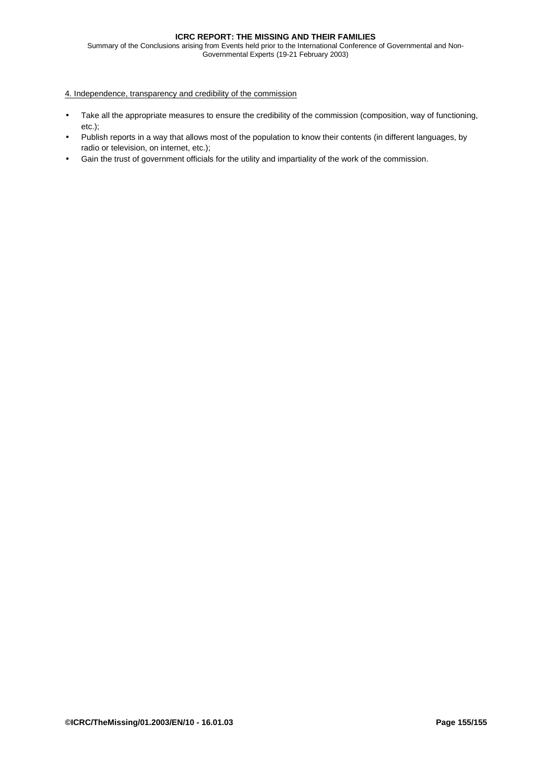4. Independence, transparency and credibility of the commission

- Take all the appropriate measures to ensure the credibility of the commission (composition, way of functioning, etc.);
- Publish reports in a way that allows most of the population to know their contents (in different languages, by radio or television, on internet, etc.);
- Gain the trust of government officials for the utility and impartiality of the work of the commission.